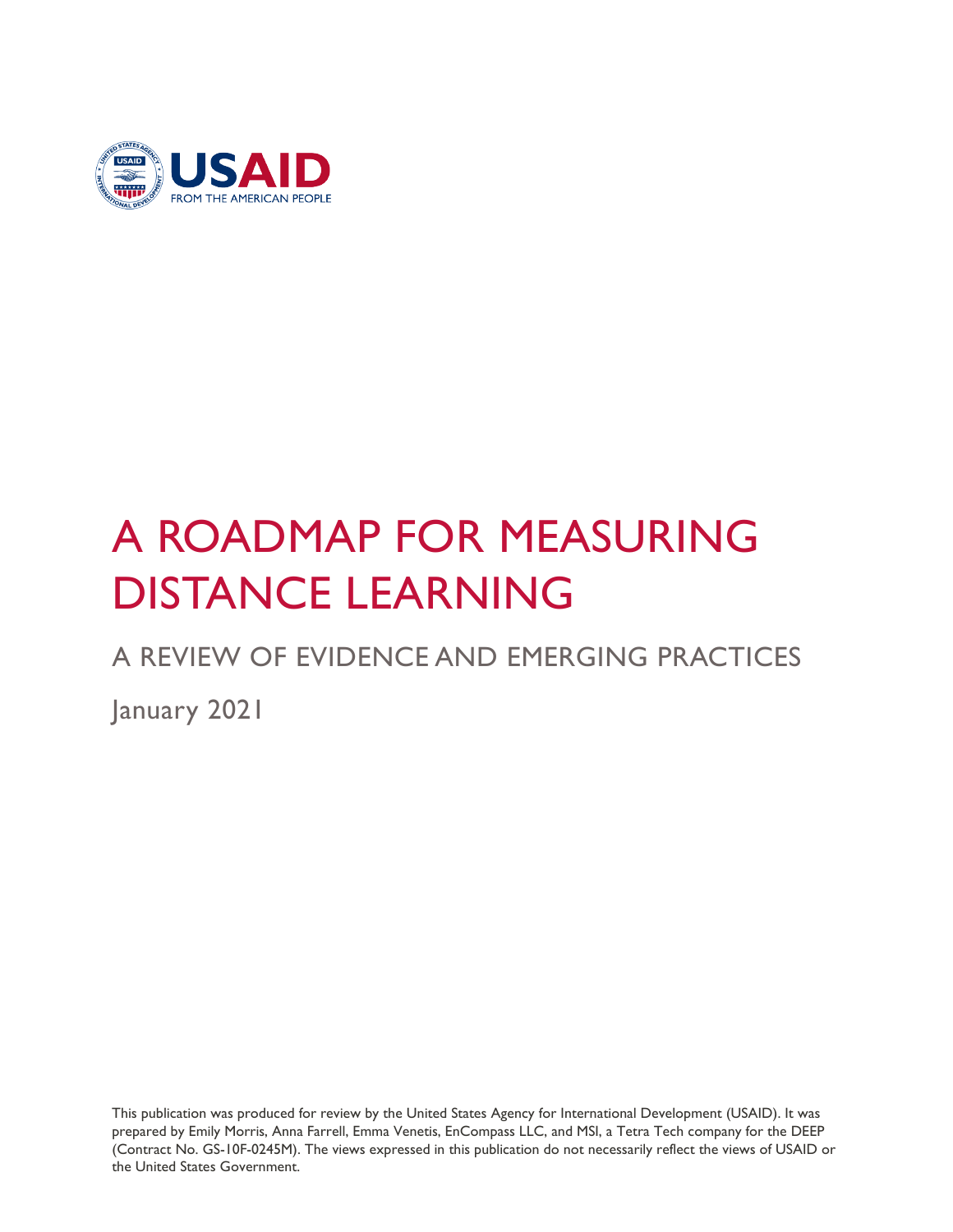USAID
FROM THE AMERICAN PEOPLE

# A ROADMAP FOR MEASURING DISTANCE LEARNING

## A REVIEW OF EVIDENCE AND EMERGING PRACTICES

January 2021

This publication was produced for review by the United States Agency for International Development (USAID). It was prepared by Emily Morris, Anna Farrell, Emma Venetis, EnCompass LLC, and MSI, a Tetra Tech company for the DEEP (Contract No. GS-10F-0245M). The views expressed in this publication do not necessarily reflect the views of USAID or the United States Government.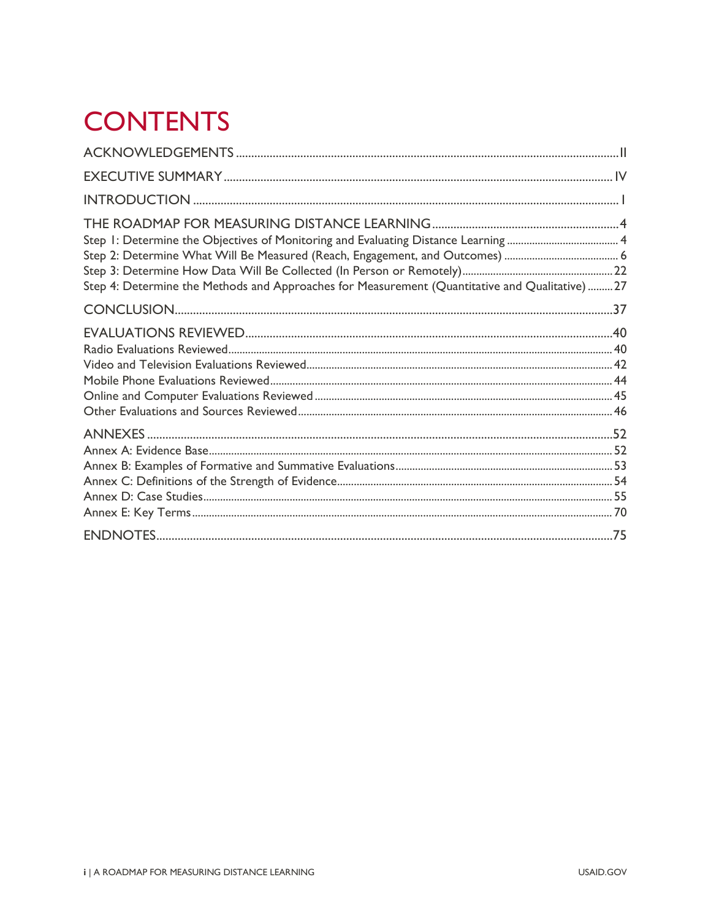# CONTENTS

ACKNOWLEDGEMENTS ............ II

EXECUTIVE SUMMARY ............ IV

INTRODUCTION ............ I

THE ROADMAP FOR MEASURING DISTANCE LEARNING ............ 4

Step 1: Determine the Objectives of Monitoring and Evaluating Distance Learning ............ 4

Step 2: Determine What Will Be Measured (Reach, Engagement, and Outcomes) ............ 6

Step 3: Determine How Data Will Be Collected (In Person or Remotely) ............ 22

Step 4: Determine the Methods and Approaches for Measurement (Quantitative and Qualitative) ............ 27

CONCLUSION ............ 37

EVALUATIONS REVIEWED ............ 40

Radio Evaluations Reviewed ............ 40

Video and Television Evaluations Reviewed ............ 42

Mobile Phone Evaluations Reviewed ............ 44

Online and Computer Evaluations Reviewed ............ 45

Other Evaluations and Sources Reviewed ............ 46

ANNEXES ............ 52

Annex A: Evidence Base ............ 52

Annex B: Examples of Formative and Summative Evaluations ............ 53

Annex C: Definitions of the Strength of Evidence ............ 54

Annex D: Case Studies ............ 55

Annex E: Key Terms ............ 70

ENDNOTES ............ 75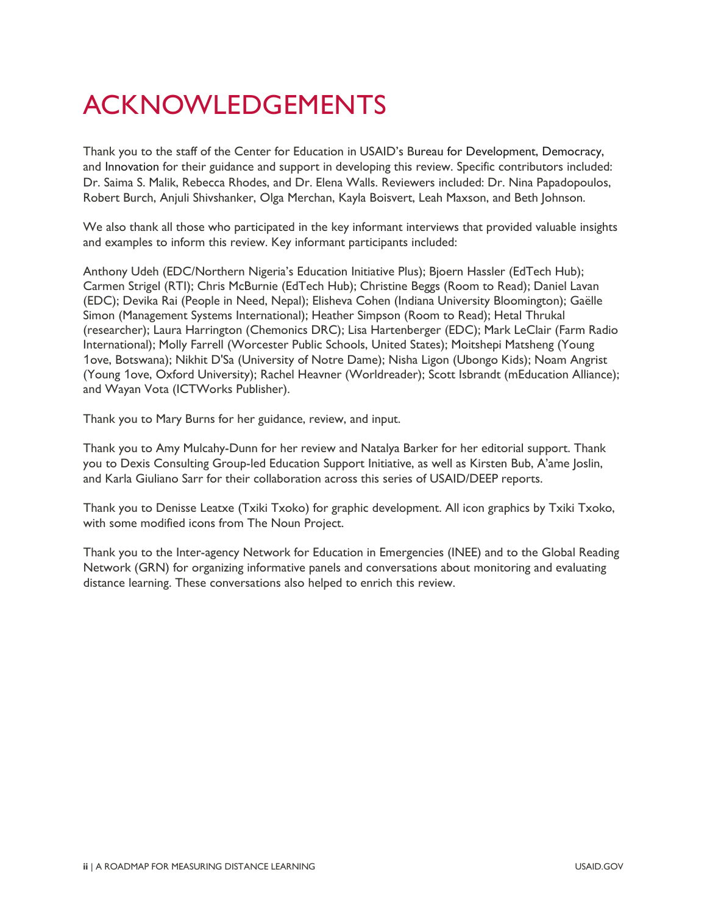# ACKNOWLEDGEMENTS

Thank you to the staff of the Center for Education in USAID's Bureau for Development, Democracy, and Innovation for their guidance and support in developing this review. Specific contributors included: Dr. Saima S. Malik, Rebecca Rhodes, and Dr. Elena Walls. Reviewers included: Dr. Nina Papadopoulos, Robert Burch, Anjuli Shivshanker, Olga Merchan, Kayla Boisvert, Leah Maxson, and Beth Johnson.

We also thank all those who participated in the key informant interviews that provided valuable insights and examples to inform this review. Key informant participants included:

Anthony Udeh (EDC/Northern Nigeria's Education Initiative Plus); Bjoern Hassler (EdTech Hub); Carmen Strigel (RTI); Chris McBurnie (EdTech Hub); Christine Beggs (Room to Read); Daniel Lavan (EDC); Devika Rai (People in Need, Nepal); Elisheva Cohen (Indiana University Bloomington); Gaëlle Simon (Management Systems International); Heather Simpson (Room to Read); Hetal Thrukal (researcher); Laura Harrington (Chemonics DRC); Lisa Hartenberger (EDC); Mark LeClair (Farm Radio International); Molly Farrell (Worcester Public Schools, United States); Moitshepi Matsheng (Young 1ove, Botswana); Nikhit D'Sa (University of Notre Dame); Nisha Ligon (Ubongo Kids); Noam Angrist (Young 1ove, Oxford University); Rachel Heavner (Worldreader); Scott Isbrandt (mEducation Alliance); and Wayan Vota (ICTWorks Publisher).

Thank you to Mary Burns for her guidance, review, and input.

Thank you to Amy Mulcahy-Dunn for her review and Natalya Barker for her editorial support. Thank you to Dexis Consulting Group-led Education Support Initiative, as well as Kirsten Bub, A'ame Joslin, and Karla Giuliano Sarr for their collaboration across this series of USAID/DEEP reports.

Thank you to Denisse Leatxe (Txiki Txoko) for graphic development. All icon graphics by Txiki Txoko, with some modified icons from The Noun Project.

Thank you to the Inter-agency Network for Education in Emergencies (INEE) and to the Global Reading Network (GRN) for organizing informative panels and conversations about monitoring and evaluating distance learning. These conversations also helped to enrich this review.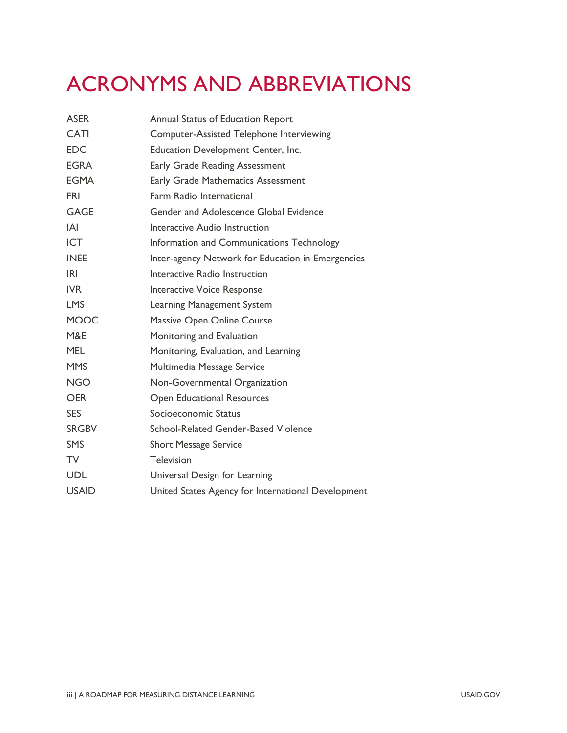# ACRONYMS AND ABBREVIATIONS

| | |
|---|---|
| ASER | Annual Status of Education Report |
| CATI | Computer-Assisted Telephone Interviewing |
| EDC | Education Development Center, Inc. |
| EGRA | Early Grade Reading Assessment |
| EGMA | Early Grade Mathematics Assessment |
| FRI | Farm Radio International |
| GAGE | Gender and Adolescence Global Evidence |
| IAI | Interactive Audio Instruction |
| ICT | Information and Communications Technology |
| INEE | Inter-agency Network for Education in Emergencies |
| IRI | Interactive Radio Instruction |
| IVR | Interactive Voice Response |
| LMS | Learning Management System |
| MOOC | Massive Open Online Course |
| M&E | Monitoring and Evaluation |
| MEL | Monitoring, Evaluation, and Learning |
| MMS | Multimedia Message Service |
| NGO | Non-Governmental Organization |
| OER | Open Educational Resources |
| SES | Socioeconomic Status |
| SRGBV | School-Related Gender-Based Violence |
| SMS | Short Message Service |
| TV | Television |
| UDL | Universal Design for Learning |
| USAID | United States Agency for International Development |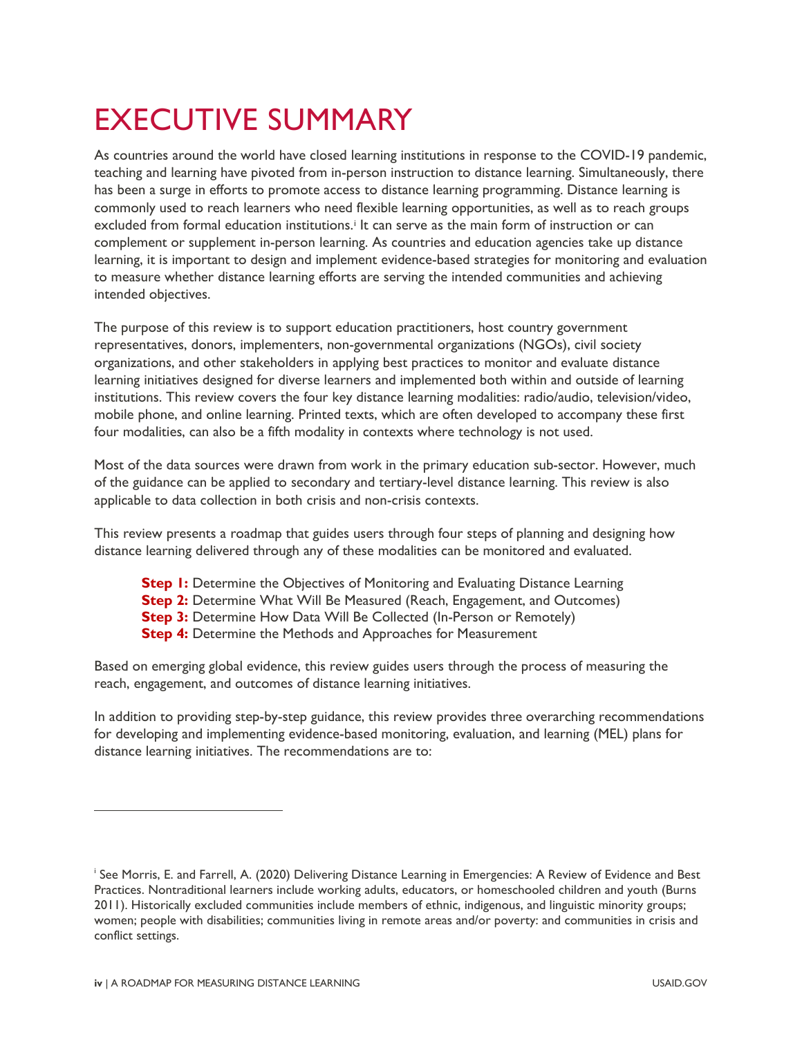# EXECUTIVE SUMMARY

As countries around the world have closed learning institutions in response to the COVID-19 pandemic, teaching and learning have pivoted from in-person instruction to distance learning. Simultaneously, there has been a surge in efforts to promote access to distance learning programming. Distance learning is commonly used to reach learners who need flexible learning opportunities, as well as to reach groups excluded from formal education institutions.[i] It can serve as the main form of instruction or can complement or supplement in-person learning. As countries and education agencies take up distance learning, it is important to design and implement evidence-based strategies for monitoring and evaluation to measure whether distance learning efforts are serving the intended communities and achieving intended objectives.

The purpose of this review is to support education practitioners, host country government representatives, donors, implementers, non-governmental organizations (NGOs), civil society organizations, and other stakeholders in applying best practices to monitor and evaluate distance learning initiatives designed for diverse learners and implemented both within and outside of learning institutions. This review covers the four key distance learning modalities: radio/audio, television/video, mobile phone, and online learning. Printed texts, which are often developed to accompany these first four modalities, can also be a fifth modality in contexts where technology is not used.

Most of the data sources were drawn from work in the primary education sub-sector. However, much of the guidance can be applied to secondary and tertiary-level distance learning. This review is also applicable to data collection in both crisis and non-crisis contexts.

This review presents a roadmap that guides users through four steps of planning and designing how distance learning delivered through any of these modalities can be monitored and evaluated.

**Step 1:** Determine the Objectives of Monitoring and Evaluating Distance Learning
**Step 2:** Determine What Will Be Measured (Reach, Engagement, and Outcomes)
**Step 3:** Determine How Data Will Be Collected (In-Person or Remotely)
**Step 4:** Determine the Methods and Approaches for Measurement

Based on emerging global evidence, this review guides users through the process of measuring the reach, engagement, and outcomes of distance learning initiatives.

In addition to providing step-by-step guidance, this review provides three overarching recommendations for developing and implementing evidence-based monitoring, evaluation, and learning (MEL) plans for distance learning initiatives. The recommendations are to:

---

[i] See Morris, E. and Farrell, A. (2020) Delivering Distance Learning in Emergencies: A Review of Evidence and Best Practices. Nontraditional learners include working adults, educators, or homeschooled children and youth (Burns 2011). Historically excluded communities include members of ethnic, indigenous, and linguistic minority groups; women; people with disabilities; communities living in remote areas and/or poverty: and communities in crisis and conflict settings.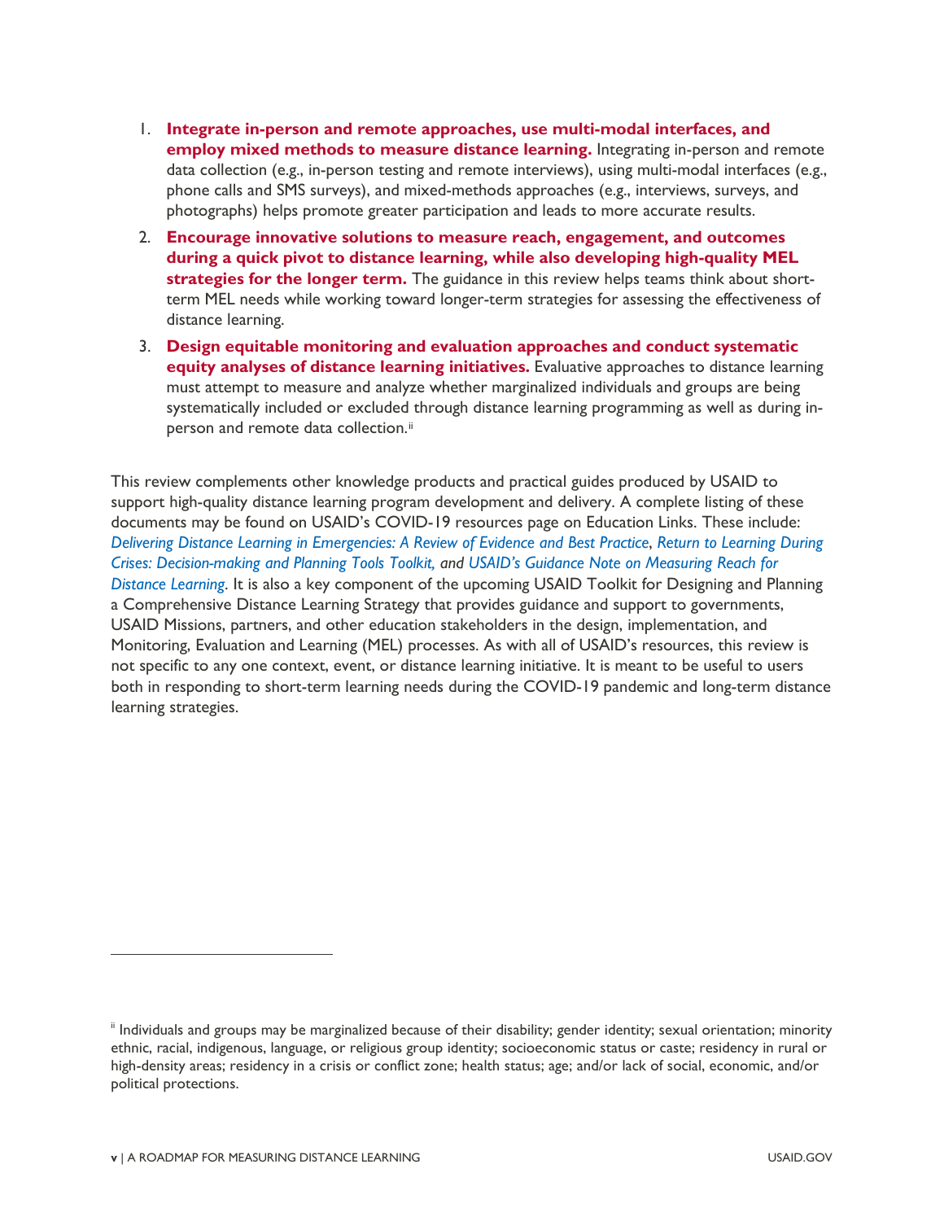1. **Integrate in-person and remote approaches, use multi-modal interfaces, and employ mixed methods to measure distance learning.** Integrating in-person and remote data collection (e.g., in-person testing and remote interviews), using multi-modal interfaces (e.g., phone calls and SMS surveys), and mixed-methods approaches (e.g., interviews, surveys, and photographs) helps promote greater participation and leads to more accurate results.
2. **Encourage innovative solutions to measure reach, engagement, and outcomes during a quick pivot to distance learning, while also developing high-quality MEL strategies for the longer term.** The guidance in this review helps teams think about short-term MEL needs while working toward longer-term strategies for assessing the effectiveness of distance learning.
3. **Design equitable monitoring and evaluation approaches and conduct systematic equity analyses of distance learning initiatives.** Evaluative approaches to distance learning must attempt to measure and analyze whether marginalized individuals and groups are being systematically included or excluded through distance learning programming as well as during in-person and remote data collection.[ii]

This review complements other knowledge products and practical guides produced by USAID to support high-quality distance learning program development and delivery. A complete listing of these documents may be found on USAID's COVID-19 resources page on Education Links. These include: *Delivering Distance Learning in Emergencies: A Review of Evidence and Best Practice*, *Return to Learning During Crises: Decision-making and Planning Tools Toolkit, and USAID's Guidance Note on Measuring Reach for Distance Learning*. It is also a key component of the upcoming USAID Toolkit for Designing and Planning a Comprehensive Distance Learning Strategy that provides guidance and support to governments, USAID Missions, partners, and other education stakeholders in the design, implementation, and Monitoring, Evaluation and Learning (MEL) processes. As with all of USAID's resources, this review is not specific to any one context, event, or distance learning initiative. It is meant to be useful to users both in responding to short-term learning needs during the COVID-19 pandemic and long-term distance learning strategies.

[ii] Individuals and groups may be marginalized because of their disability; gender identity; sexual orientation; minority ethnic, racial, indigenous, language, or religious group identity; socioeconomic status or caste; residency in rural or high-density areas; residency in a crisis or conflict zone; health status; age; and/or lack of social, economic, and/or political protections.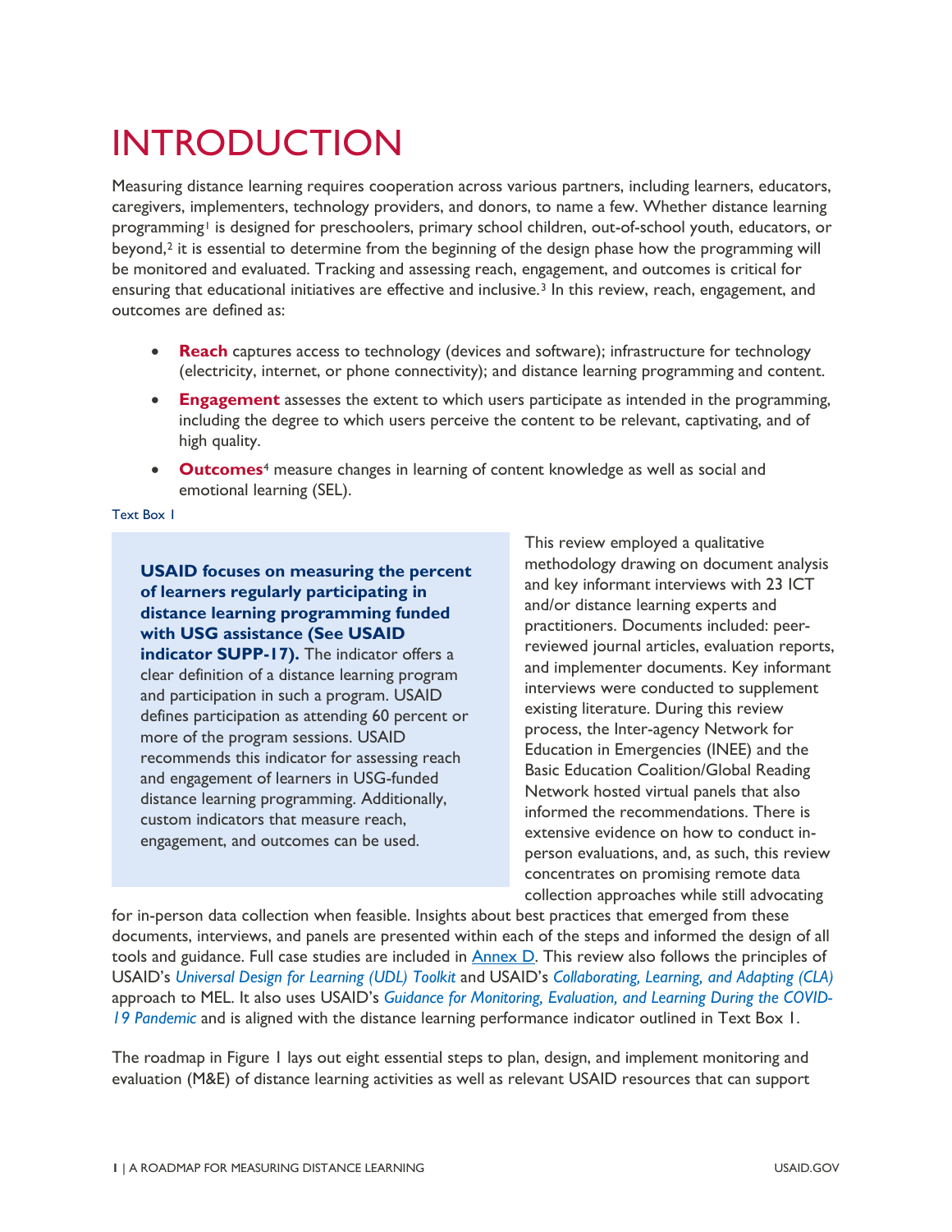# INTRODUCTION

Measuring distance learning requires cooperation across various partners, including learners, educators, caregivers, implementers, technology providers, and donors, to name a few. Whether distance learning programming[1] is designed for preschoolers, primary school children, out-of-school youth, educators, or beyond,[2] it is essential to determine from the beginning of the design phase how the programming will be monitored and evaluated. Tracking and assessing reach, engagement, and outcomes is critical for ensuring that educational initiatives are effective and inclusive.[3] In this review, reach, engagement, and outcomes are defined as:

- **Reach** captures access to technology (devices and software); infrastructure for technology (electricity, internet, or phone connectivity); and distance learning programming and content.
- **Engagement** assesses the extent to which users participate as intended in the programming, including the degree to which users perceive the content to be relevant, captivating, and of high quality.
- **Outcomes**[4] measure changes in learning of content knowledge as well as social and emotional learning (SEL).

Text Box 1

> **USAID focuses on measuring the percent of learners regularly participating in distance learning programming funded with USG assistance (See USAID indicator SUPP-17).** The indicator offers a clear definition of a distance learning program and participation in such a program. USAID defines participation as attending 60 percent or more of the program sessions. USAID recommends this indicator for assessing reach and engagement of learners in USG-funded distance learning programming. Additionally, custom indicators that measure reach, engagement, and outcomes can be used.

This review employed a qualitative methodology drawing on document analysis and key informant interviews with 23 ICT and/or distance learning experts and practitioners. Documents included: peer-reviewed journal articles, evaluation reports, and implementer documents. Key informant interviews were conducted to supplement existing literature. During this review process, the Inter-agency Network for Education in Emergencies (INEE) and the Basic Education Coalition/Global Reading Network hosted virtual panels that also informed the recommendations. There is extensive evidence on how to conduct in-person evaluations, and, as such, this review concentrates on promising remote data collection approaches while still advocating for in-person data collection when feasible. Insights about best practices that emerged from these documents, interviews, and panels are presented within each of the steps and informed the design of all tools and guidance. Full case studies are included in Annex D. This review also follows the principles of USAID's *Universal Design for Learning (UDL) Toolkit* and USAID's *Collaborating, Learning, and Adapting (CLA)* approach to MEL. It also uses USAID's *Guidance for Monitoring, Evaluation, and Learning During the COVID-19 Pandemic* and is aligned with the distance learning performance indicator outlined in Text Box 1.

The roadmap in Figure 1 lays out eight essential steps to plan, design, and implement monitoring and evaluation (M&E) of distance learning activities as well as relevant USAID resources that can support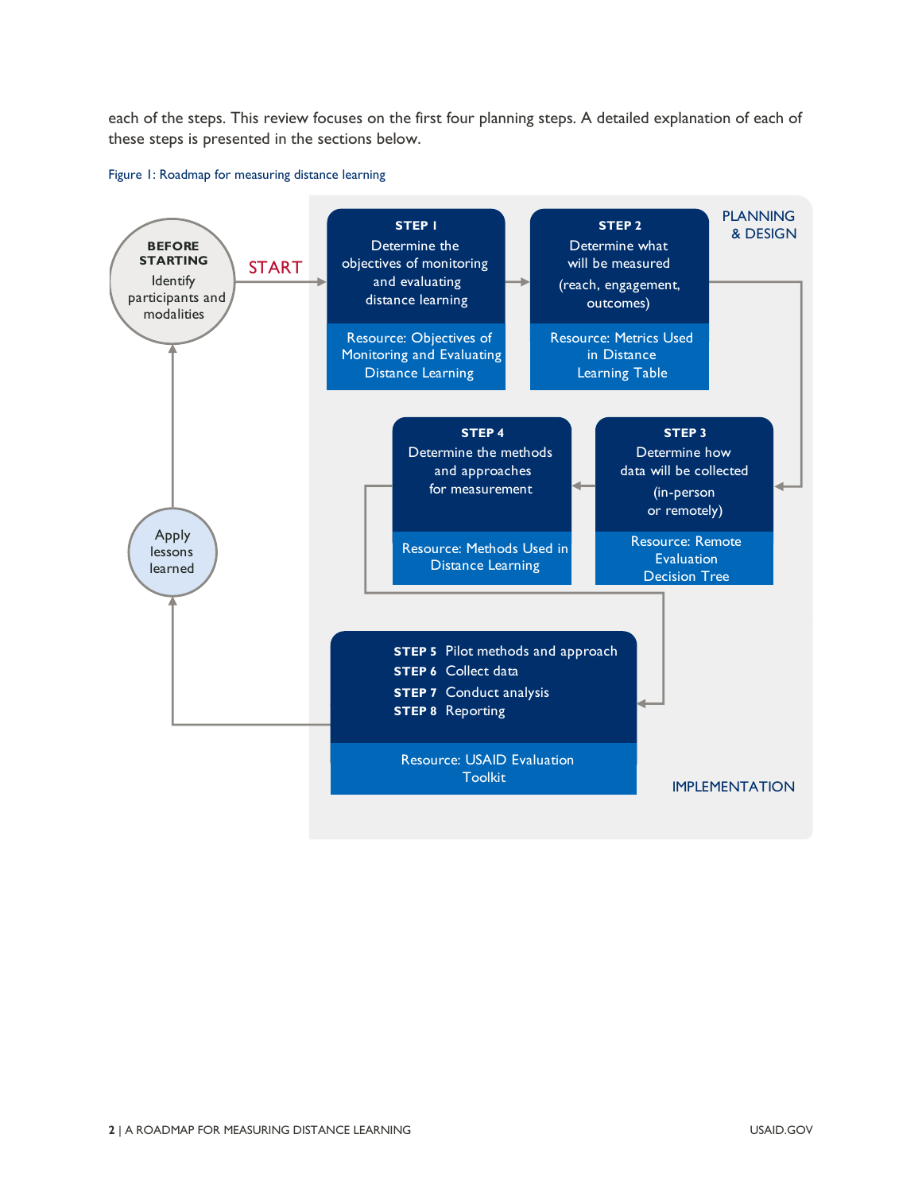each of the steps. This review focuses on the first four planning steps. A detailed explanation of each of these steps is presented in the sections below.

Figure 1: Roadmap for measuring distance learning

**BEFORE STARTING**
Identify participants and modalities

START

**PLANNING & DESIGN**

**STEP 1**
Determine the objectives of monitoring and evaluating distance learning
Resource: Objectives of Monitoring and Evaluating Distance Learning

**STEP 2**
Determine what will be measured (reach, engagement, outcomes)
Resource: Metrics Used in Distance Learning Table

**STEP 3**
Determine how data will be collected (in-person or remotely)
Resource: Remote Evaluation Decision Tree

**STEP 4**
Determine the methods and approaches for measurement
Resource: Methods Used in Distance Learning

**IMPLEMENTATION**

**STEP 5** Pilot methods and approach
**STEP 6** Collect data
**STEP 7** Conduct analysis
**STEP 8** Reporting
Resource: USAID Evaluation Toolkit

Apply lessons learned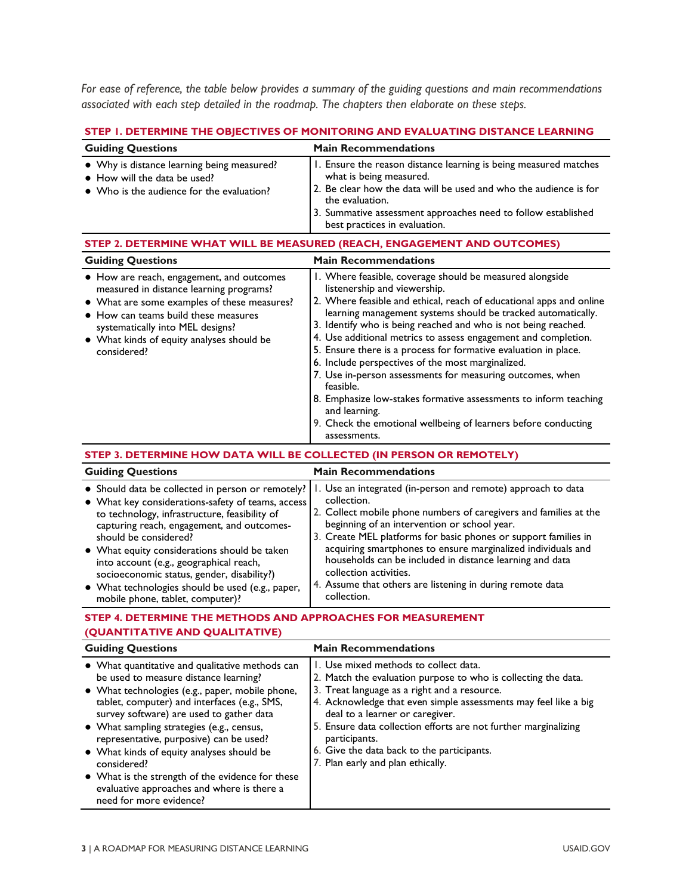*For ease of reference, the table below provides a summary of the guiding questions and main recommendations associated with each step detailed in the roadmap. The chapters then elaborate on these steps.*

**STEP 1. DETERMINE THE OBJECTIVES OF MONITORING AND EVALUATING DISTANCE LEARNING**

| Guiding Questions | Main Recommendations |
| --- | --- |
| • Why is distance learning being measured?<br>• How will the data be used?<br>• Who is the audience for the evaluation? | 1. Ensure the reason distance learning is being measured matches what is being measured.<br>2. Be clear how the data will be used and who the audience is for the evaluation.<br>3. Summative assessment approaches need to follow established best practices in evaluation. |

**STEP 2. DETERMINE WHAT WILL BE MEASURED (REACH, ENGAGEMENT AND OUTCOMES)**

| Guiding Questions | Main Recommendations |
| --- | --- |
| • How are reach, engagement, and outcomes measured in distance learning programs?<br>• What are some examples of these measures?<br>• How can teams build these measures systematically into MEL designs?<br>• What kinds of equity analyses should be considered? | 1. Where feasible, coverage should be measured alongside listenership and viewership.<br>2. Where feasible and ethical, reach of educational apps and online learning management systems should be tracked automatically.<br>3. Identify who is being reached and who is not being reached.<br>4. Use additional metrics to assess engagement and completion.<br>5. Ensure there is a process for formative evaluation in place.<br>6. Include perspectives of the most marginalized.<br>7. Use in-person assessments for measuring outcomes, when feasible.<br>8. Emphasize low-stakes formative assessments to inform teaching and learning.<br>9. Check the emotional wellbeing of learners before conducting assessments. |

**STEP 3. DETERMINE HOW DATA WILL BE COLLECTED (IN PERSON OR REMOTELY)**

| Guiding Questions | Main Recommendations |
| --- | --- |
| • Should data be collected in person or remotely?<br>• What key considerations-safety of teams, access to technology, infrastructure, feasibility of capturing reach, engagement, and outcomes-should be considered?<br>• What equity considerations should be taken into account (e.g., geographical reach, socioeconomic status, gender, disability?)<br>• What technologies should be used (e.g., paper, mobile phone, tablet, computer)? | 1. Use an integrated (in-person and remote) approach to data collection.<br>2. Collect mobile phone numbers of caregivers and families at the beginning of an intervention or school year.<br>3. Create MEL platforms for basic phones or support families in acquiring smartphones to ensure marginalized individuals and households can be included in distance learning and data collection activities.<br>4. Assume that others are listening in during remote data collection. |

**STEP 4. DETERMINE THE METHODS AND APPROACHES FOR MEASUREMENT (QUANTITATIVE AND QUALITATIVE)**

| Guiding Questions | Main Recommendations |
| --- | --- |
| • What quantitative and qualitative methods can be used to measure distance learning?<br>• What technologies (e.g., paper, mobile phone, tablet, computer) and interfaces (e.g., SMS, survey software) are used to gather data<br>• What sampling strategies (e.g., census, representative, purposive) can be used?<br>• What kinds of equity analyses should be considered?<br>• What is the strength of the evidence for these evaluative approaches and where is there a need for more evidence? | 1. Use mixed methods to collect data.<br>2. Match the evaluation purpose to who is collecting the data.<br>3. Treat language as a right and a resource.<br>4. Acknowledge that even simple assessments may feel like a big deal to a learner or caregiver.<br>5. Ensure data collection efforts are not further marginalizing participants.<br>6. Give the data back to the participants.<br>7. Plan early and plan ethically. |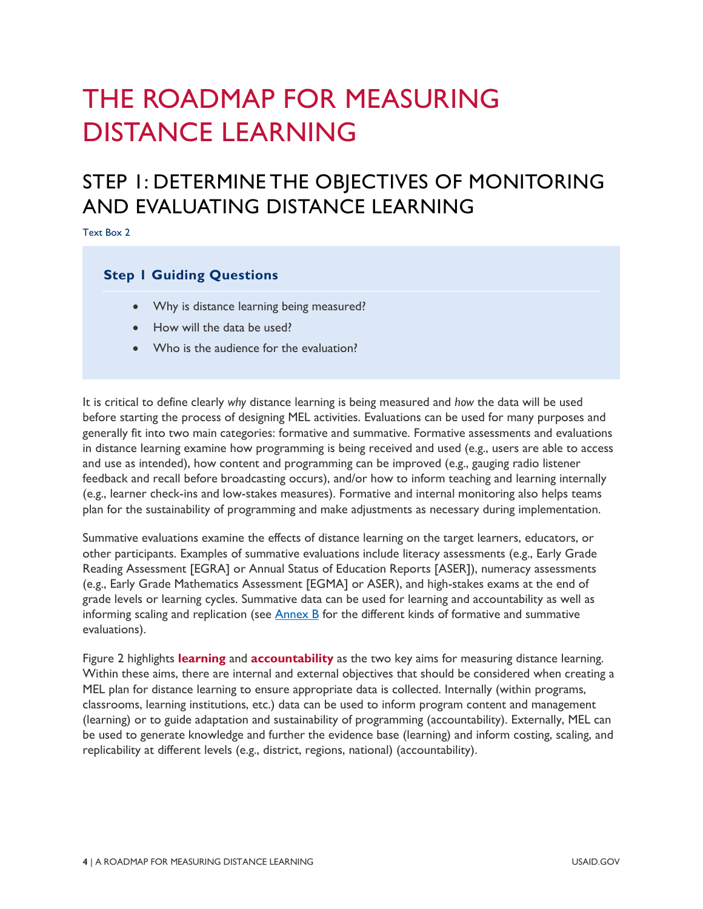# THE ROADMAP FOR MEASURING DISTANCE LEARNING

## STEP 1: DETERMINE THE OBJECTIVES OF MONITORING AND EVALUATING DISTANCE LEARNING

Text Box 2

### Step 1 Guiding Questions

- Why is distance learning being measured?
- How will the data be used?
- Who is the audience for the evaluation?

It is critical to define clearly *why* distance learning is being measured and *how* the data will be used before starting the process of designing MEL activities. Evaluations can be used for many purposes and generally fit into two main categories: formative and summative. Formative assessments and evaluations in distance learning examine how programming is being received and used (e.g., users are able to access and use as intended), how content and programming can be improved (e.g., gauging radio listener feedback and recall before broadcasting occurs), and/or how to inform teaching and learning internally (e.g., learner check-ins and low-stakes measures). Formative and internal monitoring also helps teams plan for the sustainability of programming and make adjustments as necessary during implementation.

Summative evaluations examine the effects of distance learning on the target learners, educators, or other participants. Examples of summative evaluations include literacy assessments (e.g., Early Grade Reading Assessment [EGRA] or Annual Status of Education Reports [ASER]), numeracy assessments (e.g., Early Grade Mathematics Assessment [EGMA] or ASER), and high-stakes exams at the end of grade levels or learning cycles. Summative data can be used for learning and accountability as well as informing scaling and replication (see Annex B for the different kinds of formative and summative evaluations).

Figure 2 highlights **learning** and **accountability** as the two key aims for measuring distance learning. Within these aims, there are internal and external objectives that should be considered when creating a MEL plan for distance learning to ensure appropriate data is collected. Internally (within programs, classrooms, learning institutions, etc.) data can be used to inform program content and management (learning) or to guide adaptation and sustainability of programming (accountability). Externally, MEL can be used to generate knowledge and further the evidence base (learning) and inform costing, scaling, and replicability at different levels (e.g., district, regions, national) (accountability).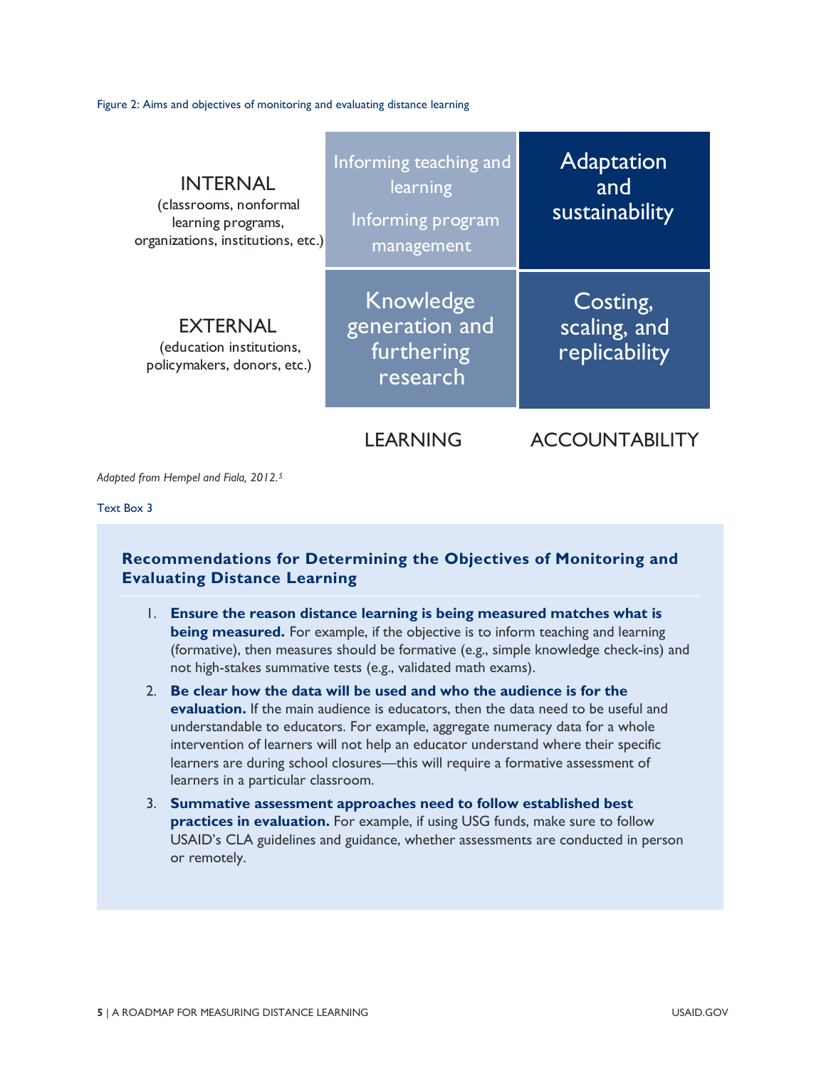Figure 2: Aims and objectives of monitoring and evaluating distance learning

| | LEARNING | ACCOUNTABILITY |
|---|---|---|
| INTERNAL (classrooms, nonformal learning programs, organizations, institutions, etc.) | Informing teaching and learning<br>Informing program management | Adaptation and sustainability |
| EXTERNAL (education institutions, policymakers, donors, etc.) | Knowledge generation and furthering research | Costing, scaling, and replicability |

*Adapted from Hempel and Fiala, 2012.[5]*

Text Box 3

### Recommendations for Determining the Objectives of Monitoring and Evaluating Distance Learning

1. **Ensure the reason distance learning is being measured matches what is being measured.** For example, if the objective is to inform teaching and learning (formative), then measures should be formative (e.g., simple knowledge check-ins) and not high-stakes summative tests (e.g., validated math exams).
2. **Be clear how the data will be used and who the audience is for the evaluation.** If the main audience is educators, then the data need to be useful and understandable to educators. For example, aggregate numeracy data for a whole intervention of learners will not help an educator understand where their specific learners are during school closures—this will require a formative assessment of learners in a particular classroom.
3. **Summative assessment approaches need to follow established best practices in evaluation.** For example, if using USG funds, make sure to follow USAID's CLA guidelines and guidance, whether assessments are conducted in person or remotely.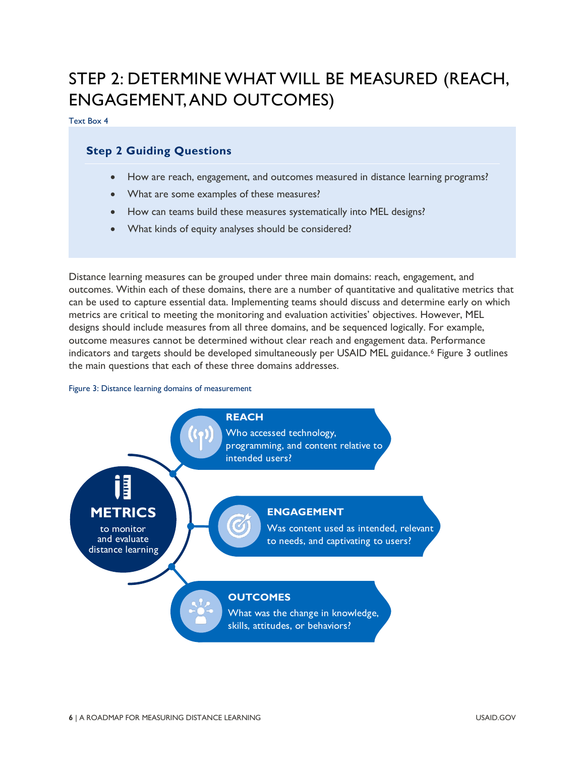# STEP 2: DETERMINE WHAT WILL BE MEASURED (REACH, ENGAGEMENT, AND OUTCOMES)

Text Box 4

### Step 2 Guiding Questions

- How are reach, engagement, and outcomes measured in distance learning programs?
- What are some examples of these measures?
- How can teams build these measures systematically into MEL designs?
- What kinds of equity analyses should be considered?

Distance learning measures can be grouped under three main domains: reach, engagement, and outcomes. Within each of these domains, there are a number of quantitative and qualitative metrics that can be used to capture essential data. Implementing teams should discuss and determine early on which metrics are critical to meeting the monitoring and evaluation activities' objectives. However, MEL designs should include measures from all three domains, and be sequenced logically. For example, outcome measures cannot be determined without clear reach and engagement data. Performance indicators and targets should be developed simultaneously per USAID MEL guidance.[6] Figure 3 outlines the main questions that each of these three domains addresses.

Figure 3: Distance learning domains of measurement

**METRICS** to monitor and evaluate distance learning

**REACH**
Who accessed technology, programming, and content relative to intended users?

**ENGAGEMENT**
Was content used as intended, relevant to needs, and captivating to users?

**OUTCOMES**
What was the change in knowledge, skills, attitudes, or behaviors?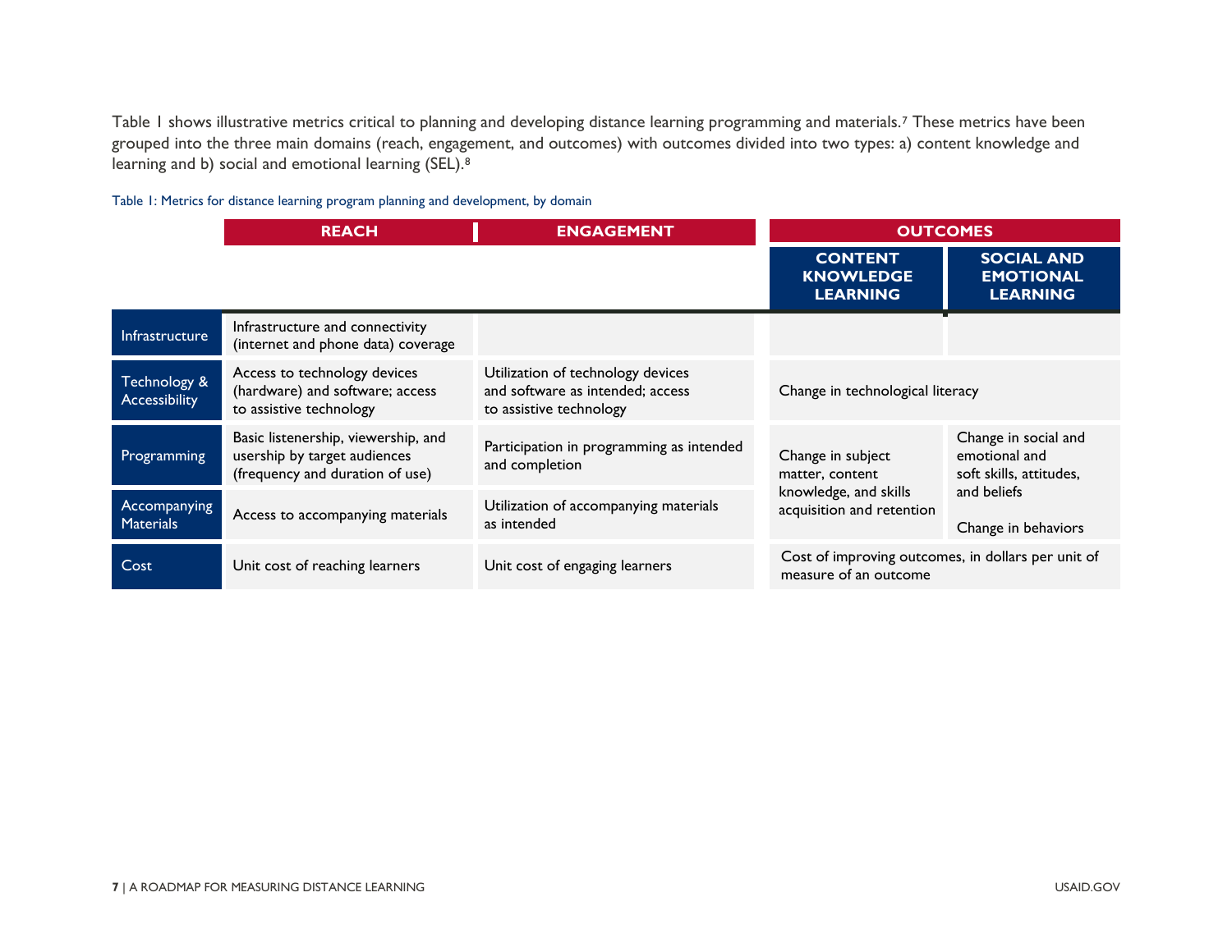Table 1 shows illustrative metrics critical to planning and developing distance learning programming and materials.[7] These metrics have been grouped into the three main domains (reach, engagement, and outcomes) with outcomes divided into two types: a) content knowledge and learning and b) social and emotional learning (SEL).[8]

Table 1: Metrics for distance learning program planning and development, by domain

| | REACH | ENGAGEMENT | OUTCOMES | |
|---|---|---|---|---|
| | | | CONTENT KNOWLEDGE LEARNING | SOCIAL AND EMOTIONAL LEARNING |
| Infrastructure | Infrastructure and connectivity (internet and phone data) coverage | | | |
| Technology & Accessibility | Access to technology devices (hardware) and software; access to assistive technology | Utilization of technology devices and software as intended; access to assistive technology | Change in technological literacy | |
| Programming | Basic listenership, viewership, and usership by target audiences (frequency and duration of use) | Participation in programming as intended and completion | Change in subject matter, content knowledge, and skills acquisition and retention | Change in social and emotional and soft skills, attitudes, and beliefs<br><br>Change in behaviors |
| Accompanying Materials | Access to accompanying materials | Utilization of accompanying materials as intended | | |
| Cost | Unit cost of reaching learners | Unit cost of engaging learners | Cost of improving outcomes, in dollars per unit of measure of an outcome | |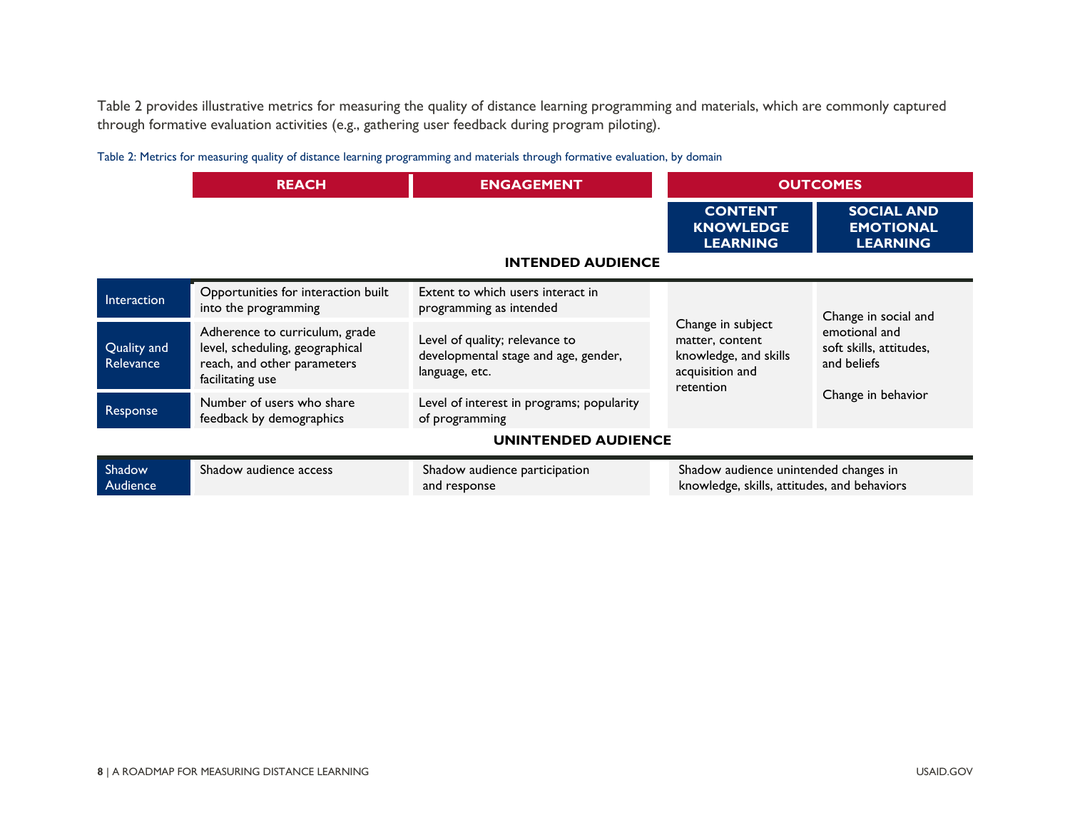Table 2 provides illustrative metrics for measuring the quality of distance learning programming and materials, which are commonly captured through formative evaluation activities (e.g., gathering user feedback during program piloting).

Table 2: Metrics for measuring quality of distance learning programming and materials through formative evaluation, by domain

| | REACH | ENGAGEMENT | OUTCOMES | |
|---|---|---|---|---|
| | | | CONTENT KNOWLEDGE LEARNING | SOCIAL AND EMOTIONAL LEARNING |
| **INTENDED AUDIENCE** | | | | |
| Interaction | Opportunities for interaction built into the programming | Extent to which users interact in programming as intended | Change in subject matter, content knowledge, and skills acquisition and retention | Change in social and emotional and soft skills, attitudes, and beliefs<br><br>Change in behavior |
| Quality and Relevance | Adherence to curriculum, grade level, scheduling, geographical reach, and other parameters facilitating use | Level of quality; relevance to developmental stage and age, gender, language, etc. | | |
| Response | Number of users who share feedback by demographics | Level of interest in programs; popularity of programming | | |
| **UNINTENDED AUDIENCE** | | | | |
| Shadow Audience | Shadow audience access | Shadow audience participation and response | Shadow audience unintended changes in knowledge, skills, attitudes, and behaviors | |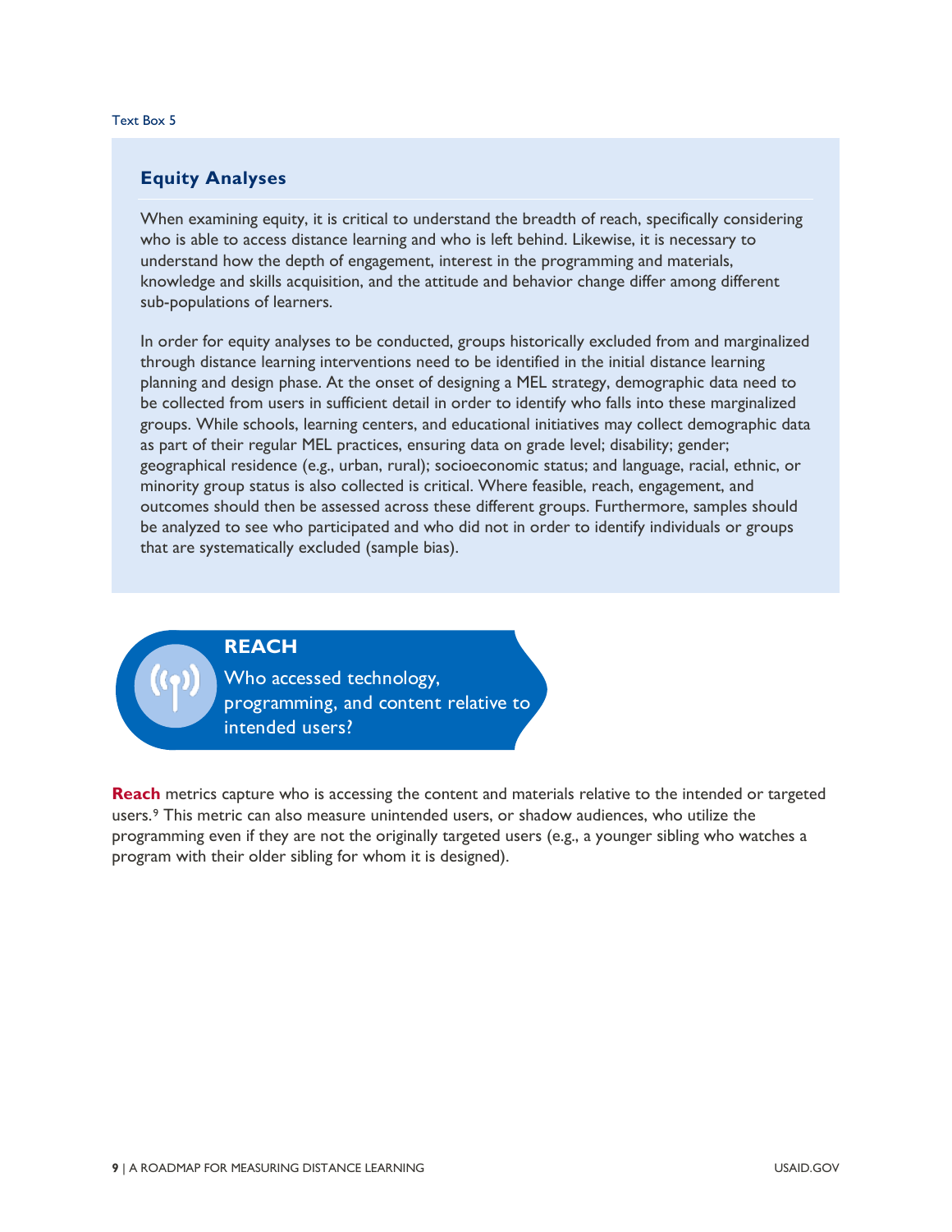Text Box 5

### Equity Analyses

When examining equity, it is critical to understand the breadth of reach, specifically considering who is able to access distance learning and who is left behind. Likewise, it is necessary to understand how the depth of engagement, interest in the programming and materials, knowledge and skills acquisition, and the attitude and behavior change differ among different sub-populations of learners.

In order for equity analyses to be conducted, groups historically excluded from and marginalized through distance learning interventions need to be identified in the initial distance learning planning and design phase. At the onset of designing a MEL strategy, demographic data need to be collected from users in sufficient detail in order to identify who falls into these marginalized groups. While schools, learning centers, and educational initiatives may collect demographic data as part of their regular MEL practices, ensuring data on grade level; disability; gender; geographical residence (e.g., urban, rural); socioeconomic status; and language, racial, ethnic, or minority group status is also collected is critical. Where feasible, reach, engagement, and outcomes should then be assessed across these different groups. Furthermore, samples should be analyzed to see who participated and who did not in order to identify individuals or groups that are systematically excluded (sample bias).

## REACH

Who accessed technology, programming, and content relative to intended users?

**Reach** metrics capture who is accessing the content and materials relative to the intended or targeted users.[9] This metric can also measure unintended users, or shadow audiences, who utilize the programming even if they are not the originally targeted users (e.g., a younger sibling who watches a program with their older sibling for whom it is designed).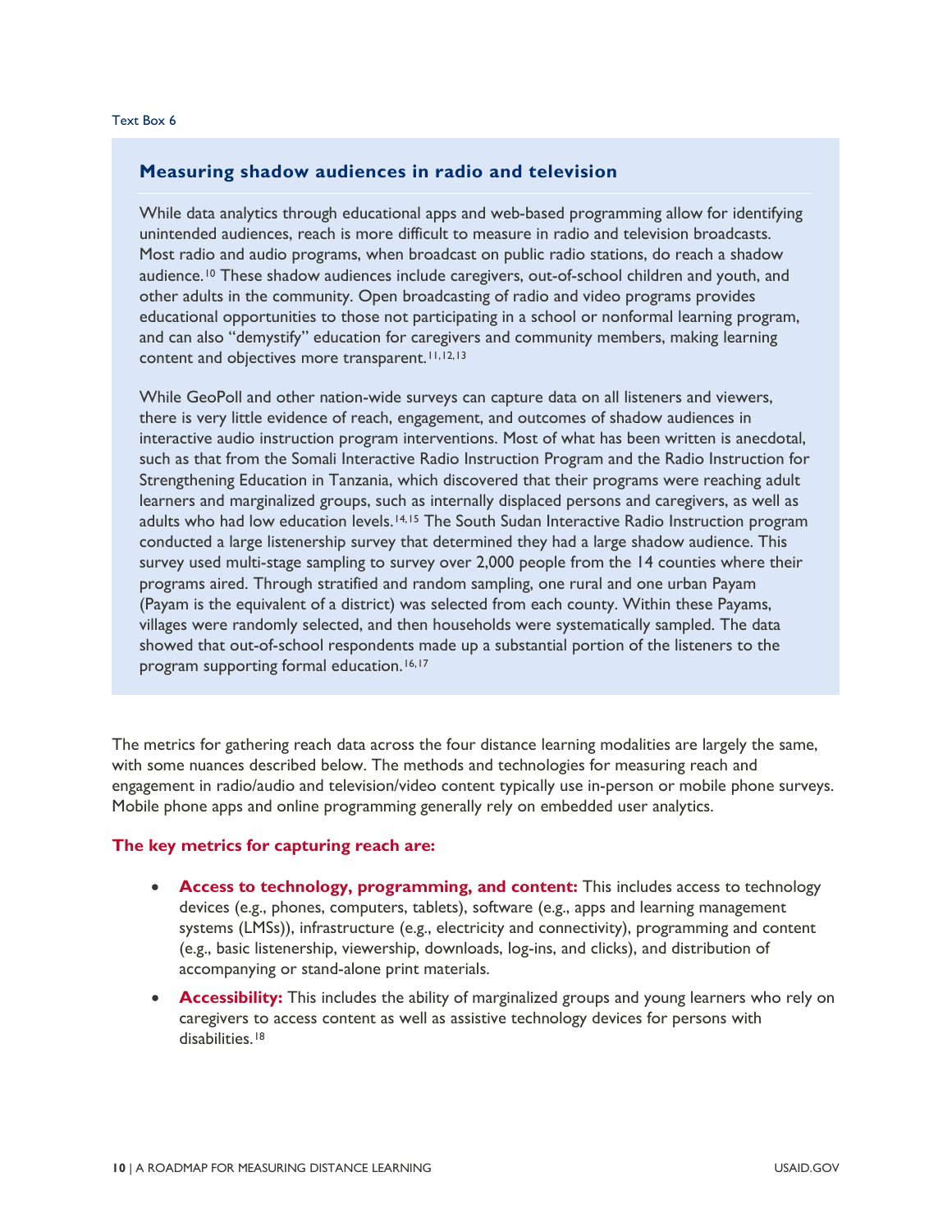Text Box 6

### Measuring shadow audiences in radio and television

While data analytics through educational apps and web-based programming allow for identifying unintended audiences, reach is more difficult to measure in radio and television broadcasts. Most radio and audio programs, when broadcast on public radio stations, do reach a shadow audience.[10] These shadow audiences include caregivers, out-of-school children and youth, and other adults in the community. Open broadcasting of radio and video programs provides educational opportunities to those not participating in a school or nonformal learning program, and can also "demystify" education for caregivers and community members, making learning content and objectives more transparent.[11,12,13]

While GeoPoll and other nation-wide surveys can capture data on all listeners and viewers, there is very little evidence of reach, engagement, and outcomes of shadow audiences in interactive audio instruction program interventions. Most of what has been written is anecdotal, such as that from the Somali Interactive Radio Instruction Program and the Radio Instruction for Strengthening Education in Tanzania, which discovered that their programs were reaching adult learners and marginalized groups, such as internally displaced persons and caregivers, as well as adults who had low education levels.[14,15] The South Sudan Interactive Radio Instruction program conducted a large listenership survey that determined they had a large shadow audience. This survey used multi-stage sampling to survey over 2,000 people from the 14 counties where their programs aired. Through stratified and random sampling, one rural and one urban Payam (Payam is the equivalent of a district) was selected from each county. Within these Payams, villages were randomly selected, and then households were systematically sampled. The data showed that out-of-school respondents made up a substantial portion of the listeners to the program supporting formal education.[16,17]

The metrics for gathering reach data across the four distance learning modalities are largely the same, with some nuances described below. The methods and technologies for measuring reach and engagement in radio/audio and television/video content typically use in-person or mobile phone surveys. Mobile phone apps and online programming generally rely on embedded user analytics.

**The key metrics for capturing reach are:**

- **Access to technology, programming, and content:** This includes access to technology devices (e.g., phones, computers, tablets), software (e.g., apps and learning management systems (LMSs)), infrastructure (e.g., electricity and connectivity), programming and content (e.g., basic listenership, viewership, downloads, log-ins, and clicks), and distribution of accompanying or stand-alone print materials.
- **Accessibility:** This includes the ability of marginalized groups and young learners who rely on caregivers to access content as well as assistive technology devices for persons with disabilities.[18]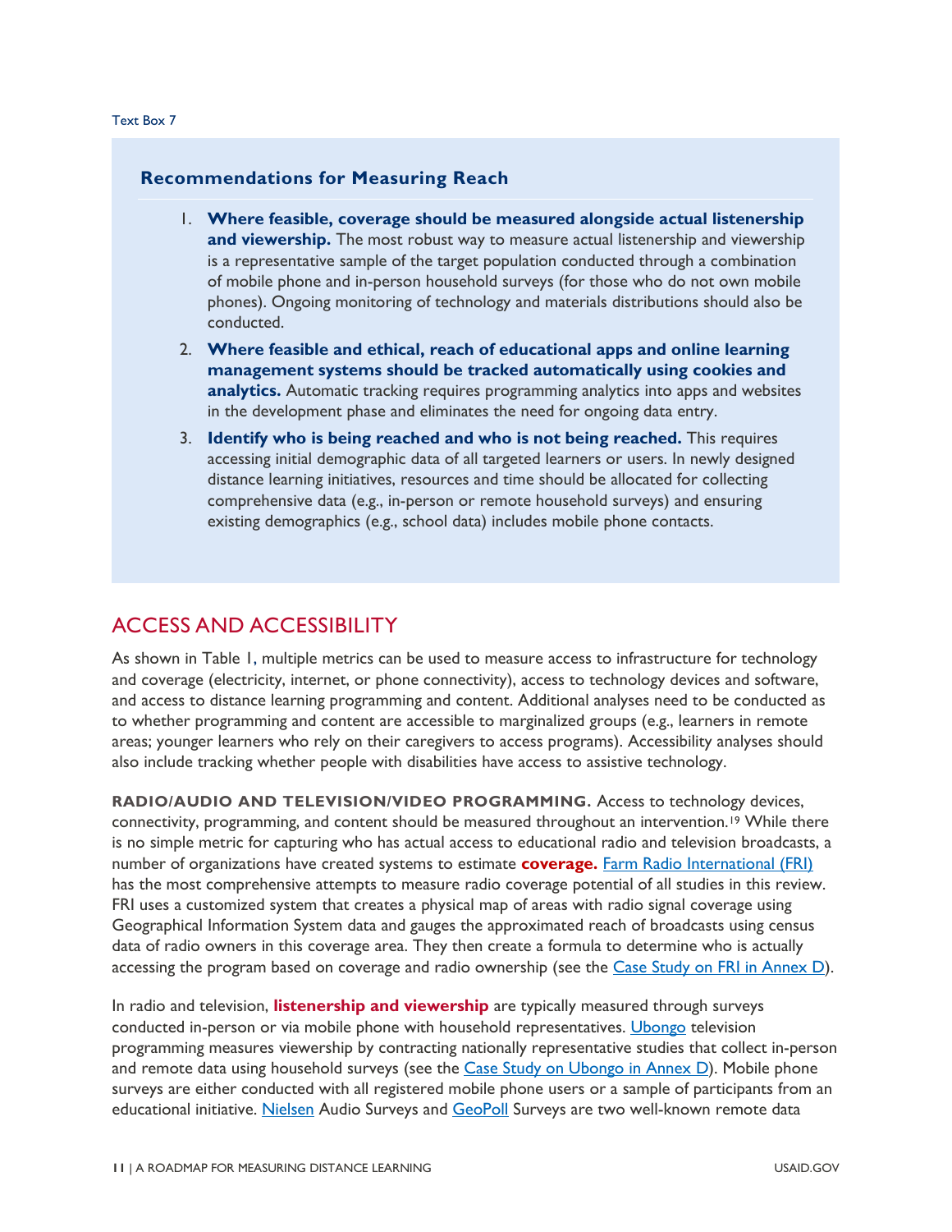Text Box 7

### Recommendations for Measuring Reach

1. **Where feasible, coverage should be measured alongside actual listenership and viewership.** The most robust way to measure actual listenership and viewership is a representative sample of the target population conducted through a combination of mobile phone and in-person household surveys (for those who do not own mobile phones). Ongoing monitoring of technology and materials distributions should also be conducted.
2. **Where feasible and ethical, reach of educational apps and online learning management systems should be tracked automatically using cookies and analytics.** Automatic tracking requires programming analytics into apps and websites in the development phase and eliminates the need for ongoing data entry.
3. **Identify who is being reached and who is not being reached.** This requires accessing initial demographic data of all targeted learners or users. In newly designed distance learning initiatives, resources and time should be allocated for collecting comprehensive data (e.g., in-person or remote household surveys) and ensuring existing demographics (e.g., school data) includes mobile phone contacts.

## ACCESS AND ACCESSIBILITY

As shown in Table 1, multiple metrics can be used to measure access to infrastructure for technology and coverage (electricity, internet, or phone connectivity), access to technology devices and software, and access to distance learning programming and content. Additional analyses need to be conducted as to whether programming and content are accessible to marginalized groups (e.g., learners in remote areas; younger learners who rely on their caregivers to access programs). Accessibility analyses should also include tracking whether people with disabilities have access to assistive technology.

**RADIO/AUDIO AND TELEVISION/VIDEO PROGRAMMING.** Access to technology devices, connectivity, programming, and content should be measured throughout an intervention.[19] While there is no simple metric for capturing who has actual access to educational radio and television broadcasts, a number of organizations have created systems to estimate **coverage.** Farm Radio International (FRI) has the most comprehensive attempts to measure radio coverage potential of all studies in this review. FRI uses a customized system that creates a physical map of areas with radio signal coverage using Geographical Information System data and gauges the approximated reach of broadcasts using census data of radio owners in this coverage area. They then create a formula to determine who is actually accessing the program based on coverage and radio ownership (see the Case Study on FRI in Annex D).

In radio and television, **listenership and viewership** are typically measured through surveys conducted in-person or via mobile phone with household representatives. Ubongo television programming measures viewership by contracting nationally representative studies that collect in-person and remote data using household surveys (see the Case Study on Ubongo in Annex D). Mobile phone surveys are either conducted with all registered mobile phone users or a sample of participants from an educational initiative. Nielsen Audio Surveys and GeoPoll Surveys are two well-known remote data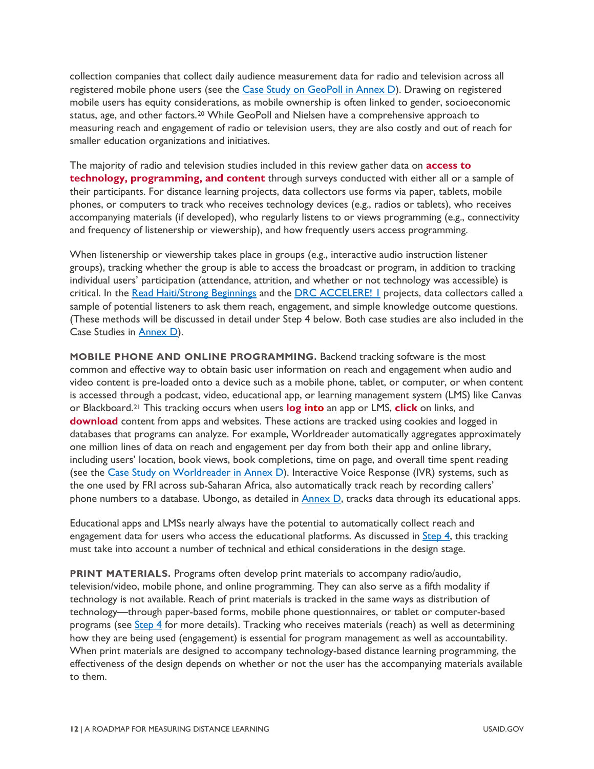collection companies that collect daily audience measurement data for radio and television across all registered mobile phone users (see the [Case Study on GeoPoll in Annex D](#)). Drawing on registered mobile users has equity considerations, as mobile ownership is often linked to gender, socioeconomic status, age, and other factors.[20] While GeoPoll and Nielsen have a comprehensive approach to measuring reach and engagement of radio or television users, they are also costly and out of reach for smaller education organizations and initiatives.

The majority of radio and television studies included in this review gather data on **access to technology, programming, and content** through surveys conducted with either all or a sample of their participants. For distance learning projects, data collectors use forms via paper, tablets, mobile phones, or computers to track who receives technology devices (e.g., radios or tablets), who receives accompanying materials (if developed), who regularly listens to or views programming (e.g., connectivity and frequency of listenership or viewership), and how frequently users access programming.

When listenership or viewership takes place in groups (e.g., interactive audio instruction listener groups), tracking whether the group is able to access the broadcast or program, in addition to tracking individual users' participation (attendance, attrition, and whether or not technology was accessible) is critical. In the [Read Haiti/Strong Beginnings](#) and the [DRC ACCELERE! 1](#) projects, data collectors called a sample of potential listeners to ask them reach, engagement, and simple knowledge outcome questions. (These methods will be discussed in detail under Step 4 below. Both case studies are also included in the Case Studies in [Annex D](#)).

**MOBILE PHONE AND ONLINE PROGRAMMING.** Backend tracking software is the most common and effective way to obtain basic user information on reach and engagement when audio and video content is pre-loaded onto a device such as a mobile phone, tablet, or computer, or when content is accessed through a podcast, video, educational app, or learning management system (LMS) like Canvas or Blackboard.[21] This tracking occurs when users **log into** an app or LMS, **click** on links, and **download** content from apps and websites. These actions are tracked using cookies and logged in databases that programs can analyze. For example, Worldreader automatically aggregates approximately one million lines of data on reach and engagement per day from both their app and online library, including users' location, book views, book completions, time on page, and overall time spent reading (see the [Case Study on Worldreader in Annex D](#)). Interactive Voice Response (IVR) systems, such as the one used by FRI across sub-Saharan Africa, also automatically track reach by recording callers' phone numbers to a database. Ubongo, as detailed in [Annex D](#), tracks data through its educational apps.

Educational apps and LMSs nearly always have the potential to automatically collect reach and engagement data for users who access the educational platforms. As discussed in [Step 4](#), this tracking must take into account a number of technical and ethical considerations in the design stage.

**PRINT MATERIALS.** Programs often develop print materials to accompany radio/audio, television/video, mobile phone, and online programming. They can also serve as a fifth modality if technology is not available. Reach of print materials is tracked in the same ways as distribution of technology—through paper-based forms, mobile phone questionnaires, or tablet or computer-based programs (see [Step 4](#) for more details). Tracking who receives materials (reach) as well as determining how they are being used (engagement) is essential for program management as well as accountability. When print materials are designed to accompany technology-based distance learning programming, the effectiveness of the design depends on whether or not the user has the accompanying materials available to them.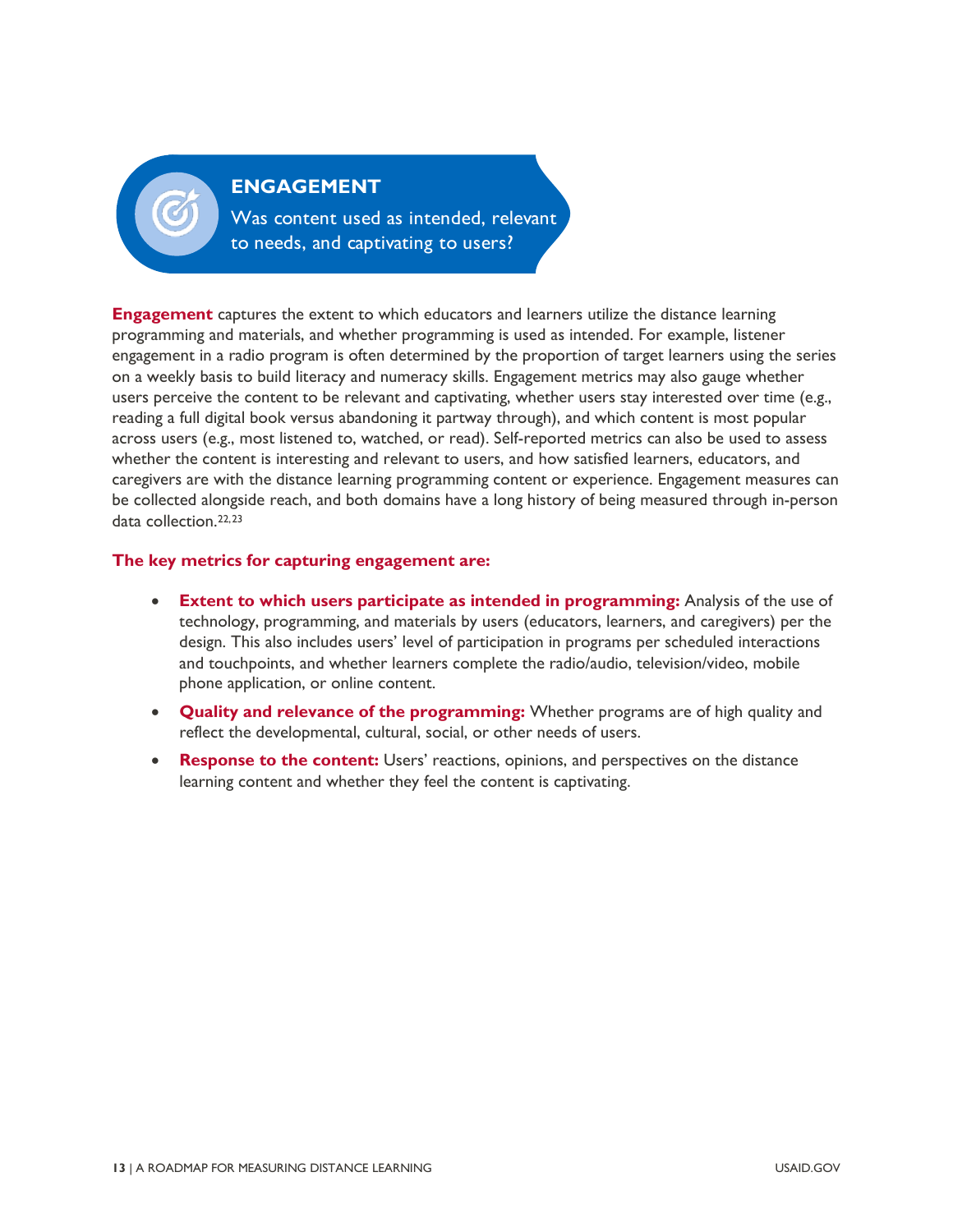## ENGAGEMENT

Was content used as intended, relevant to needs, and captivating to users?

**Engagement** captures the extent to which educators and learners utilize the distance learning programming and materials, and whether programming is used as intended. For example, listener engagement in a radio program is often determined by the proportion of target learners using the series on a weekly basis to build literacy and numeracy skills. Engagement metrics may also gauge whether users perceive the content to be relevant and captivating, whether users stay interested over time (e.g., reading a full digital book versus abandoning it partway through), and which content is most popular across users (e.g., most listened to, watched, or read). Self-reported metrics can also be used to assess whether the content is interesting and relevant to users, and how satisfied learners, educators, and caregivers are with the distance learning programming content or experience. Engagement measures can be collected alongside reach, and both domains have a long history of being measured through in-person data collection.[22,23]

**The key metrics for capturing engagement are:**

- **Extent to which users participate as intended in programming:** Analysis of the use of technology, programming, and materials by users (educators, learners, and caregivers) per the design. This also includes users' level of participation in programs per scheduled interactions and touchpoints, and whether learners complete the radio/audio, television/video, mobile phone application, or online content.
- **Quality and relevance of the programming:** Whether programs are of high quality and reflect the developmental, cultural, social, or other needs of users.
- **Response to the content:** Users' reactions, opinions, and perspectives on the distance learning content and whether they feel the content is captivating.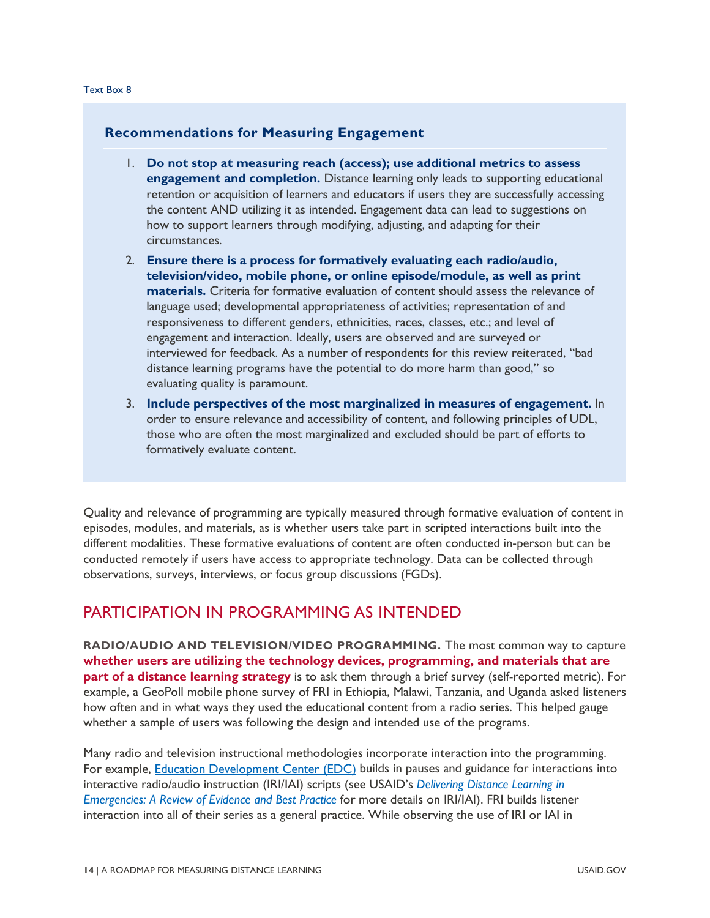Text Box 8

### Recommendations for Measuring Engagement

1. **Do not stop at measuring reach (access); use additional metrics to assess engagement and completion.** Distance learning only leads to supporting educational retention or acquisition of learners and educators if users they are successfully accessing the content AND utilizing it as intended. Engagement data can lead to suggestions on how to support learners through modifying, adjusting, and adapting for their circumstances.
2. **Ensure there is a process for formatively evaluating each radio/audio, television/video, mobile phone, or online episode/module, as well as print materials.** Criteria for formative evaluation of content should assess the relevance of language used; developmental appropriateness of activities; representation of and responsiveness to different genders, ethnicities, races, classes, etc.; and level of engagement and interaction. Ideally, users are observed and are surveyed or interviewed for feedback. As a number of respondents for this review reiterated, "bad distance learning programs have the potential to do more harm than good," so evaluating quality is paramount.
3. **Include perspectives of the most marginalized in measures of engagement.** In order to ensure relevance and accessibility of content, and following principles of UDL, those who are often the most marginalized and excluded should be part of efforts to formatively evaluate content.

Quality and relevance of programming are typically measured through formative evaluation of content in episodes, modules, and materials, as is whether users take part in scripted interactions built into the different modalities. These formative evaluations of content are often conducted in-person but can be conducted remotely if users have access to appropriate technology. Data can be collected through observations, surveys, interviews, or focus group discussions (FGDs).

## PARTICIPATION IN PROGRAMMING AS INTENDED

**RADIO/AUDIO AND TELEVISION/VIDEO PROGRAMMING.** The most common way to capture **whether users are utilizing the technology devices, programming, and materials that are part of a distance learning strategy** is to ask them through a brief survey (self-reported metric). For example, a GeoPoll mobile phone survey of FRI in Ethiopia, Malawi, Tanzania, and Uganda asked listeners how often and in what ways they used the educational content from a radio series. This helped gauge whether a sample of users was following the design and intended use of the programs.

Many radio and television instructional methodologies incorporate interaction into the programming. For example, Education Development Center (EDC) builds in pauses and guidance for interactions into interactive radio/audio instruction (IRI/IAI) scripts (see USAID's *Delivering Distance Learning in Emergencies: A Review of Evidence and Best Practice* for more details on IRI/IAI). FRI builds listener interaction into all of their series as a general practice. While observing the use of IRI or IAI in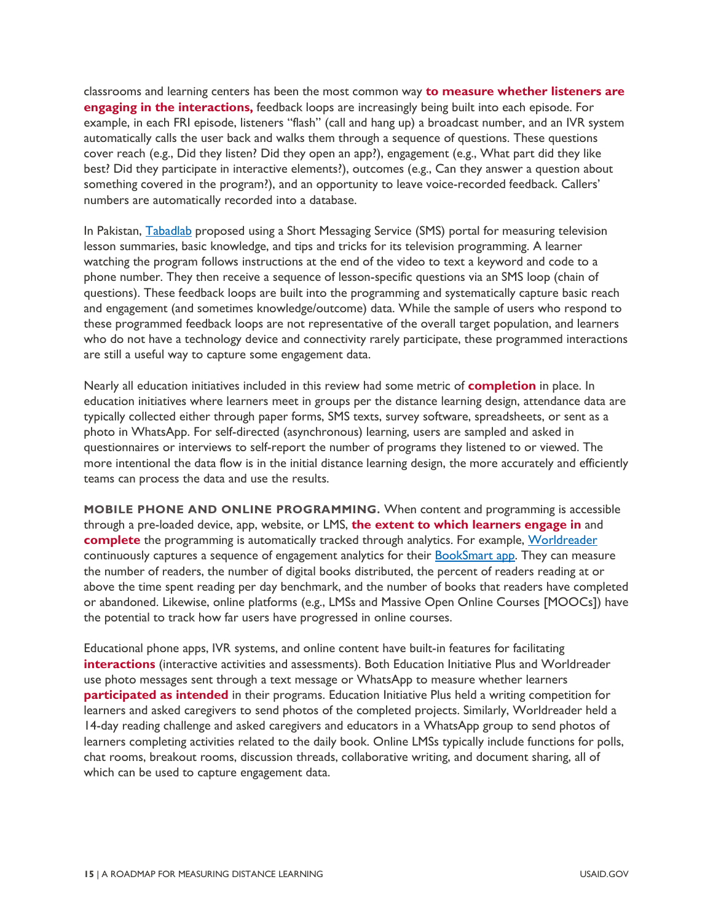classrooms and learning centers has been the most common way **to measure whether listeners are engaging in the interactions,** feedback loops are increasingly being built into each episode. For example, in each FRI episode, listeners "flash" (call and hang up) a broadcast number, and an IVR system automatically calls the user back and walks them through a sequence of questions. These questions cover reach (e.g., Did they listen? Did they open an app?), engagement (e.g., What part did they like best? Did they participate in interactive elements?), outcomes (e.g., Can they answer a question about something covered in the program?), and an opportunity to leave voice-recorded feedback. Callers' numbers are automatically recorded into a database.

In Pakistan, Tabadlab proposed using a Short Messaging Service (SMS) portal for measuring television lesson summaries, basic knowledge, and tips and tricks for its television programming. A learner watching the program follows instructions at the end of the video to text a keyword and code to a phone number. They then receive a sequence of lesson-specific questions via an SMS loop (chain of questions). These feedback loops are built into the programming and systematically capture basic reach and engagement (and sometimes knowledge/outcome) data. While the sample of users who respond to these programmed feedback loops are not representative of the overall target population, and learners who do not have a technology device and connectivity rarely participate, these programmed interactions are still a useful way to capture some engagement data.

Nearly all education initiatives included in this review had some metric of **completion** in place. In education initiatives where learners meet in groups per the distance learning design, attendance data are typically collected either through paper forms, SMS texts, survey software, spreadsheets, or sent as a photo in WhatsApp. For self-directed (asynchronous) learning, users are sampled and asked in questionnaires or interviews to self-report the number of programs they listened to or viewed. The more intentional the data flow is in the initial distance learning design, the more accurately and efficiently teams can process the data and use the results.

**MOBILE PHONE AND ONLINE PROGRAMMING.** When content and programming is accessible through a pre-loaded device, app, website, or LMS, **the extent to which learners engage in** and **complete** the programming is automatically tracked through analytics. For example, Worldreader continuously captures a sequence of engagement analytics for their BookSmart app. They can measure the number of readers, the number of digital books distributed, the percent of readers reading at or above the time spent reading per day benchmark, and the number of books that readers have completed or abandoned. Likewise, online platforms (e.g., LMSs and Massive Open Online Courses [MOOCs]) have the potential to track how far users have progressed in online courses.

Educational phone apps, IVR systems, and online content have built-in features for facilitating **interactions** (interactive activities and assessments). Both Education Initiative Plus and Worldreader use photo messages sent through a text message or WhatsApp to measure whether learners **participated as intended** in their programs. Education Initiative Plus held a writing competition for learners and asked caregivers to send photos of the completed projects. Similarly, Worldreader held a 14-day reading challenge and asked caregivers and educators in a WhatsApp group to send photos of learners completing activities related to the daily book. Online LMSs typically include functions for polls, chat rooms, breakout rooms, discussion threads, collaborative writing, and document sharing, all of which can be used to capture engagement data.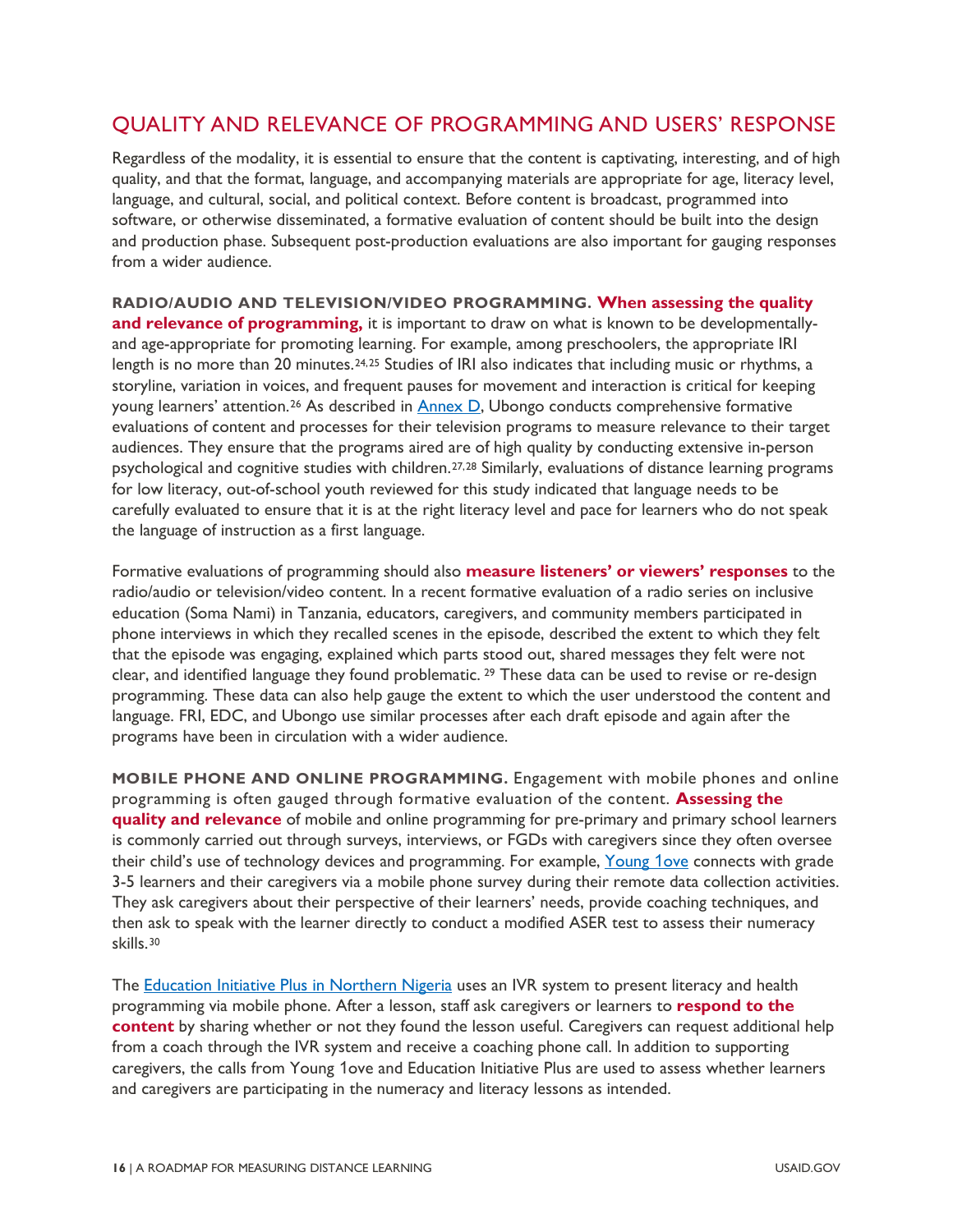## QUALITY AND RELEVANCE OF PROGRAMMING AND USERS' RESPONSE

Regardless of the modality, it is essential to ensure that the content is captivating, interesting, and of high quality, and that the format, language, and accompanying materials are appropriate for age, literacy level, language, and cultural, social, and political context. Before content is broadcast, programmed into software, or otherwise disseminated, a formative evaluation of content should be built into the design and production phase. Subsequent post-production evaluations are also important for gauging responses from a wider audience.

**RADIO/AUDIO AND TELEVISION/VIDEO PROGRAMMING.** **When assessing the quality and relevance of programming,** it is important to draw on what is known to be developmentally- and age-appropriate for promoting learning. For example, among preschoolers, the appropriate IRI length is no more than 20 minutes.[24,25] Studies of IRI also indicates that including music or rhythms, a storyline, variation in voices, and frequent pauses for movement and interaction is critical for keeping young learners' attention.[26] As described in Annex D, Ubongo conducts comprehensive formative evaluations of content and processes for their television programs to measure relevance to their target audiences. They ensure that the programs aired are of high quality by conducting extensive in-person psychological and cognitive studies with children.[27,28] Similarly, evaluations of distance learning programs for low literacy, out-of-school youth reviewed for this study indicated that language needs to be carefully evaluated to ensure that it is at the right literacy level and pace for learners who do not speak the language of instruction as a first language.

Formative evaluations of programming should also **measure listeners' or viewers' responses** to the radio/audio or television/video content. In a recent formative evaluation of a radio series on inclusive education (Soma Nami) in Tanzania, educators, caregivers, and community members participated in phone interviews in which they recalled scenes in the episode, described the extent to which they felt that the episode was engaging, explained which parts stood out, shared messages they felt were not clear, and identified language they found problematic.[29] These data can be used to revise or re-design programming. These data can also help gauge the extent to which the user understood the content and language. FRI, EDC, and Ubongo use similar processes after each draft episode and again after the programs have been in circulation with a wider audience.

**MOBILE PHONE AND ONLINE PROGRAMMING.** Engagement with mobile phones and online programming is often gauged through formative evaluation of the content. **Assessing the quality and relevance** of mobile and online programming for pre-primary and primary school learners is commonly carried out through surveys, interviews, or FGDs with caregivers since they often oversee their child's use of technology devices and programming. For example, Young 1ove connects with grade 3-5 learners and their caregivers via a mobile phone survey during their remote data collection activities. They ask caregivers about their perspective of their learners' needs, provide coaching techniques, and then ask to speak with the learner directly to conduct a modified ASER test to assess their numeracy skills.[30]

The Education Initiative Plus in Northern Nigeria uses an IVR system to present literacy and health programming via mobile phone. After a lesson, staff ask caregivers or learners to **respond to the content** by sharing whether or not they found the lesson useful. Caregivers can request additional help from a coach through the IVR system and receive a coaching phone call. In addition to supporting caregivers, the calls from Young 1ove and Education Initiative Plus are used to assess whether learners and caregivers are participating in the numeracy and literacy lessons as intended.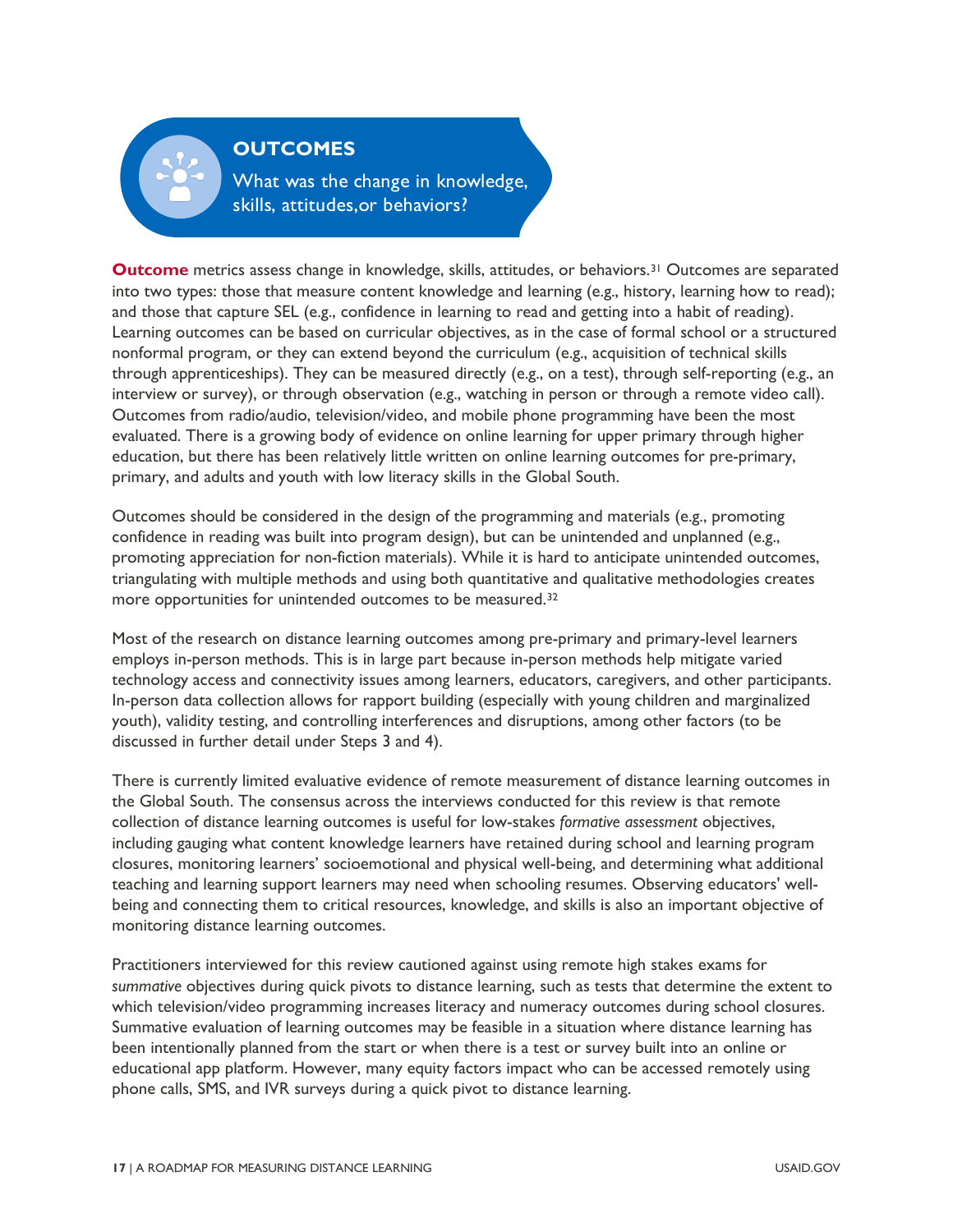## OUTCOMES

What was the change in knowledge, skills, attitudes,or behaviors?

**Outcome** metrics assess change in knowledge, skills, attitudes, or behaviors.[31] Outcomes are separated into two types: those that measure content knowledge and learning (e.g., history, learning how to read); and those that capture SEL (e.g., confidence in learning to read and getting into a habit of reading). Learning outcomes can be based on curricular objectives, as in the case of formal school or a structured nonformal program, or they can extend beyond the curriculum (e.g., acquisition of technical skills through apprenticeships). They can be measured directly (e.g., on a test), through self-reporting (e.g., an interview or survey), or through observation (e.g., watching in person or through a remote video call). Outcomes from radio/audio, television/video, and mobile phone programming have been the most evaluated. There is a growing body of evidence on online learning for upper primary through higher education, but there has been relatively little written on online learning outcomes for pre-primary, primary, and adults and youth with low literacy skills in the Global South.

Outcomes should be considered in the design of the programming and materials (e.g., promoting confidence in reading was built into program design), but can be unintended and unplanned (e.g., promoting appreciation for non-fiction materials). While it is hard to anticipate unintended outcomes, triangulating with multiple methods and using both quantitative and qualitative methodologies creates more opportunities for unintended outcomes to be measured.[32]

Most of the research on distance learning outcomes among pre-primary and primary-level learners employs in-person methods. This is in large part because in-person methods help mitigate varied technology access and connectivity issues among learners, educators, caregivers, and other participants. In-person data collection allows for rapport building (especially with young children and marginalized youth), validity testing, and controlling interferences and disruptions, among other factors (to be discussed in further detail under Steps 3 and 4).

There is currently limited evaluative evidence of remote measurement of distance learning outcomes in the Global South. The consensus across the interviews conducted for this review is that remote collection of distance learning outcomes is useful for low-stakes *formative assessment* objectives, including gauging what content knowledge learners have retained during school and learning program closures, monitoring learners' socioemotional and physical well-being, and determining what additional teaching and learning support learners may need when schooling resumes. Observing educators' well-being and connecting them to critical resources, knowledge, and skills is also an important objective of monitoring distance learning outcomes.

Practitioners interviewed for this review cautioned against using remote high stakes exams for *summative* objectives during quick pivots to distance learning, such as tests that determine the extent to which television/video programming increases literacy and numeracy outcomes during school closures. Summative evaluation of learning outcomes may be feasible in a situation where distance learning has been intentionally planned from the start or when there is a test or survey built into an online or educational app platform. However, many equity factors impact who can be accessed remotely using phone calls, SMS, and IVR surveys during a quick pivot to distance learning.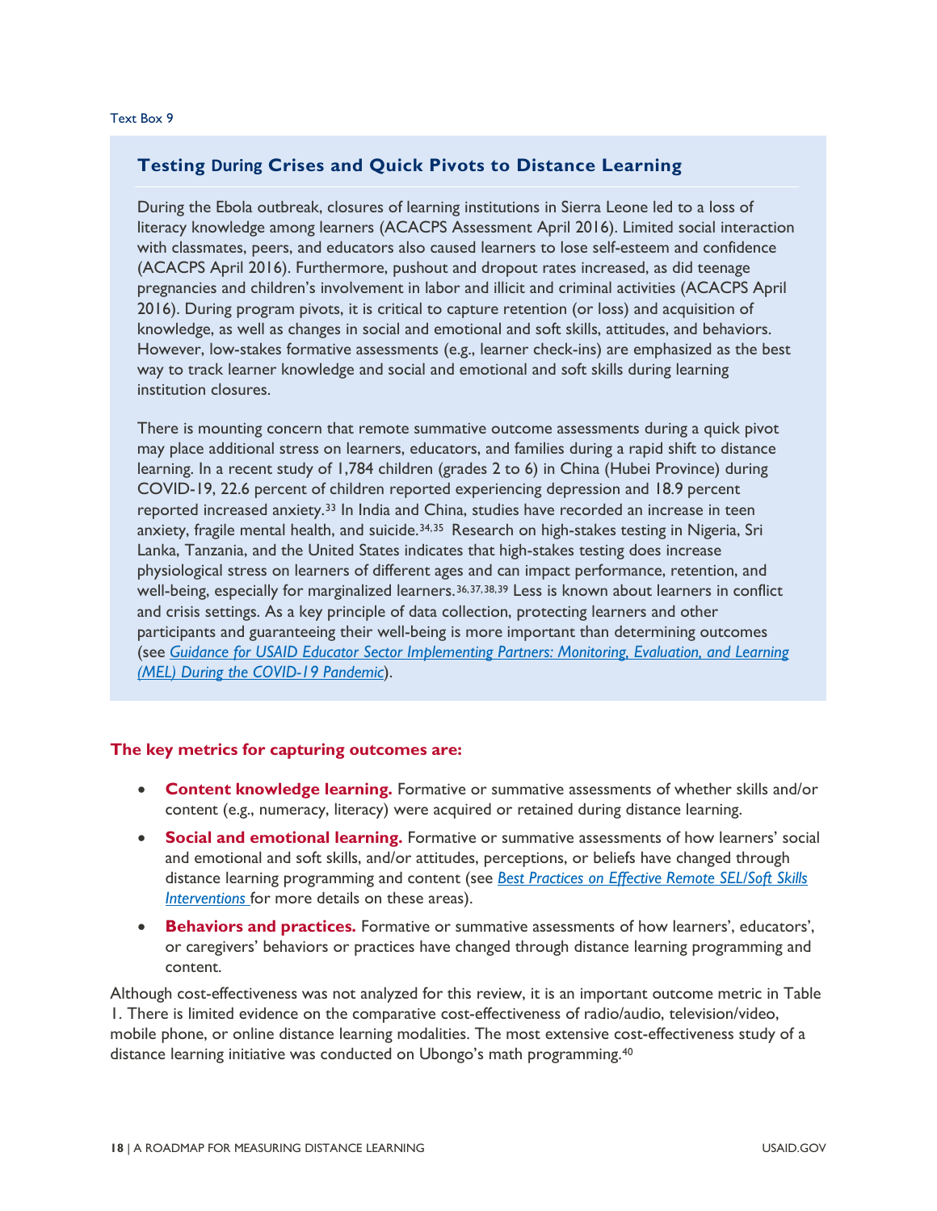Text Box 9

### Testing During Crises and Quick Pivots to Distance Learning

During the Ebola outbreak, closures of learning institutions in Sierra Leone led to a loss of literacy knowledge among learners (ACACPS Assessment April 2016). Limited social interaction with classmates, peers, and educators also caused learners to lose self-esteem and confidence (ACACPS April 2016). Furthermore, pushout and dropout rates increased, as did teenage pregnancies and children's involvement in labor and illicit and criminal activities (ACACPS April 2016). During program pivots, it is critical to capture retention (or loss) and acquisition of knowledge, as well as changes in social and emotional and soft skills, attitudes, and behaviors. However, low-stakes formative assessments (e.g., learner check-ins) are emphasized as the best way to track learner knowledge and social and emotional and soft skills during learning institution closures.

There is mounting concern that remote summative outcome assessments during a quick pivot may place additional stress on learners, educators, and families during a rapid shift to distance learning. In a recent study of 1,784 children (grades 2 to 6) in China (Hubei Province) during COVID-19, 22.6 percent of children reported experiencing depression and 18.9 percent reported increased anxiety.[33] In India and China, studies have recorded an increase in teen anxiety, fragile mental health, and suicide.[34,35] Research on high-stakes testing in Nigeria, Sri Lanka, Tanzania, and the United States indicates that high-stakes testing does increase physiological stress on learners of different ages and can impact performance, retention, and well-being, especially for marginalized learners.[36,37,38,39] Less is known about learners in conflict and crisis settings. As a key principle of data collection, protecting learners and other participants and guaranteeing their well-being is more important than determining outcomes (see *Guidance for USAID Educator Sector Implementing Partners: Monitoring, Evaluation, and Learning (MEL) During the COVID-19 Pandemic*).

**The key metrics for capturing outcomes are:**

- **Content knowledge learning.** Formative or summative assessments of whether skills and/or content (e.g., numeracy, literacy) were acquired or retained during distance learning.
- **Social and emotional learning.** Formative or summative assessments of how learners' social and emotional and soft skills, and/or attitudes, perceptions, or beliefs have changed through distance learning programming and content (see *Best Practices on Effective Remote SEL/Soft Skills Interventions* for more details on these areas).
- **Behaviors and practices.** Formative or summative assessments of how learners', educators', or caregivers' behaviors or practices have changed through distance learning programming and content.

Although cost-effectiveness was not analyzed for this review, it is an important outcome metric in Table 1. There is limited evidence on the comparative cost-effectiveness of radio/audio, television/video, mobile phone, or online distance learning modalities. The most extensive cost-effectiveness study of a distance learning initiative was conducted on Ubongo's math programming.[40]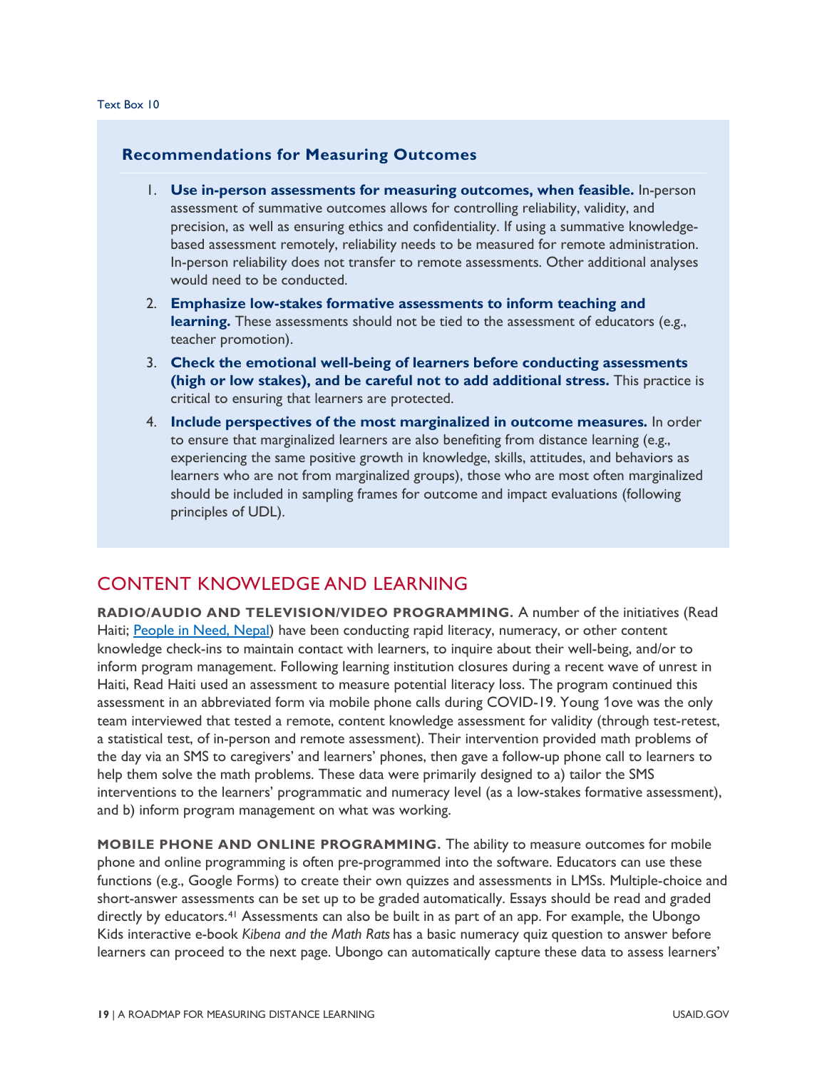Text Box 10

### Recommendations for Measuring Outcomes

1. **Use in-person assessments for measuring outcomes, when feasible.** In-person assessment of summative outcomes allows for controlling reliability, validity, and precision, as well as ensuring ethics and confidentiality. If using a summative knowledge-based assessment remotely, reliability needs to be measured for remote administration. In-person reliability does not transfer to remote assessments. Other additional analyses would need to be conducted.
2. **Emphasize low-stakes formative assessments to inform teaching and learning.** These assessments should not be tied to the assessment of educators (e.g., teacher promotion).
3. **Check the emotional well-being of learners before conducting assessments (high or low stakes), and be careful not to add additional stress.** This practice is critical to ensuring that learners are protected.
4. **Include perspectives of the most marginalized in outcome measures.** In order to ensure that marginalized learners are also benefiting from distance learning (e.g., experiencing the same positive growth in knowledge, skills, attitudes, and behaviors as learners who are not from marginalized groups), those who are most often marginalized should be included in sampling frames for outcome and impact evaluations (following principles of UDL).

## CONTENT KNOWLEDGE AND LEARNING

**RADIO/AUDIO AND TELEVISION/VIDEO PROGRAMMING.** A number of the initiatives (Read Haiti; People in Need, Nepal) have been conducting rapid literacy, numeracy, or other content knowledge check-ins to maintain contact with learners, to inquire about their well-being, and/or to inform program management. Following learning institution closures during a recent wave of unrest in Haiti, Read Haiti used an assessment to measure potential literacy loss. The program continued this assessment in an abbreviated form via mobile phone calls during COVID-19. Young 1ove was the only team interviewed that tested a remote, content knowledge assessment for validity (through test-retest, a statistical test, of in-person and remote assessment). Their intervention provided math problems of the day via an SMS to caregivers' and learners' phones, then gave a follow-up phone call to learners to help them solve the math problems. These data were primarily designed to a) tailor the SMS interventions to the learners' programmatic and numeracy level (as a low-stakes formative assessment), and b) inform program management on what was working.

**MOBILE PHONE AND ONLINE PROGRAMMING.** The ability to measure outcomes for mobile phone and online programming is often pre-programmed into the software. Educators can use these functions (e.g., Google Forms) to create their own quizzes and assessments in LMSs. Multiple-choice and short-answer assessments can be set up to be graded automatically. Essays should be read and graded directly by educators.[41] Assessments can also be built in as part of an app. For example, the Ubongo Kids interactive e-book *Kibena and the Math Rats* has a basic numeracy quiz question to answer before learners can proceed to the next page. Ubongo can automatically capture these data to assess learners'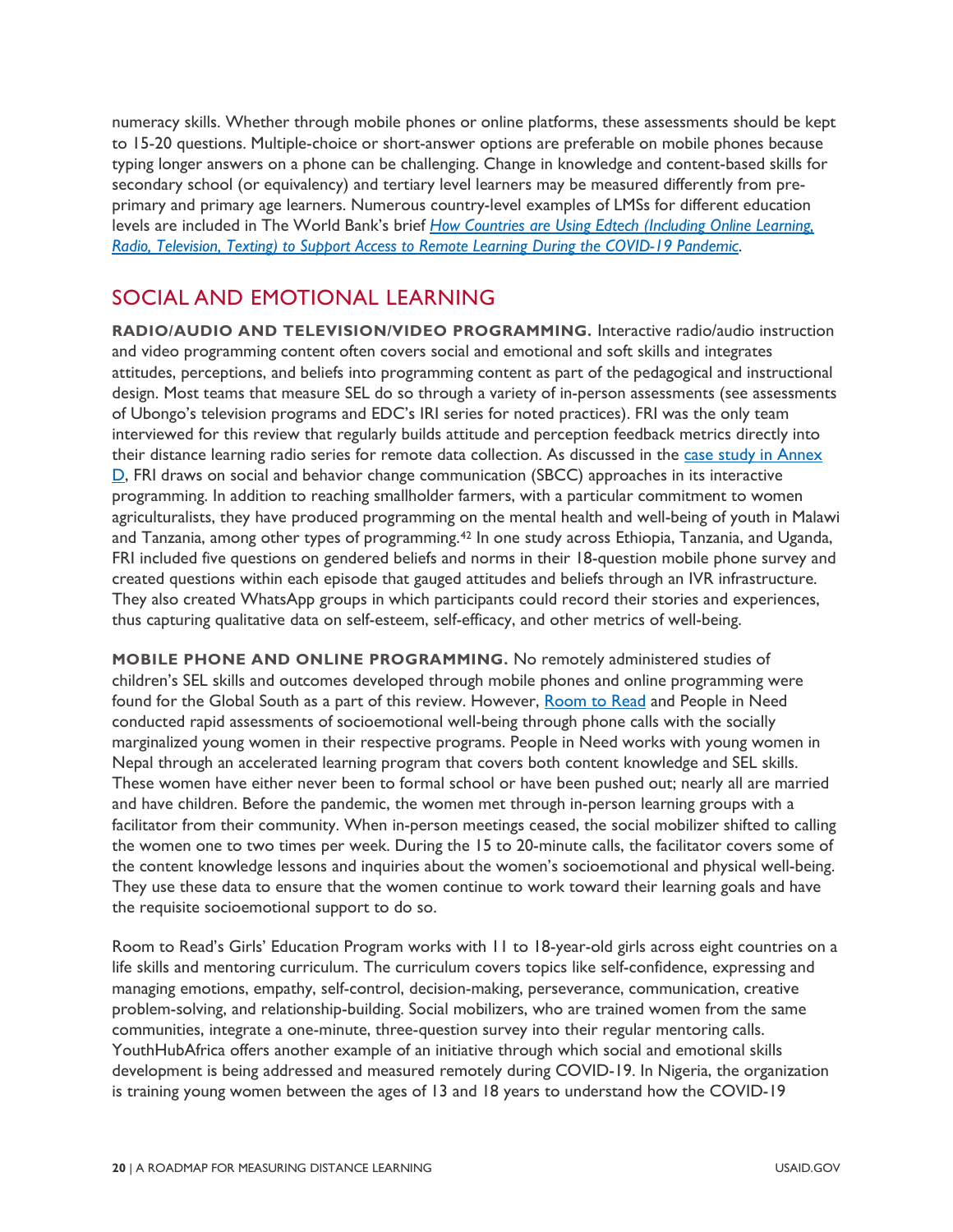numeracy skills. Whether through mobile phones or online platforms, these assessments should be kept to 15-20 questions. Multiple-choice or short-answer options are preferable on mobile phones because typing longer answers on a phone can be challenging. Change in knowledge and content-based skills for secondary school (or equivalency) and tertiary level learners may be measured differently from pre-primary and primary age learners. Numerous country-level examples of LMSs for different education levels are included in The World Bank's brief *How Countries are Using Edtech (Including Online Learning, Radio, Television, Texting) to Support Access to Remote Learning During the COVID-19 Pandemic*.

## SOCIAL AND EMOTIONAL LEARNING

**RADIO/AUDIO AND TELEVISION/VIDEO PROGRAMMING.** Interactive radio/audio instruction and video programming content often covers social and emotional and soft skills and integrates attitudes, perceptions, and beliefs into programming content as part of the pedagogical and instructional design. Most teams that measure SEL do so through a variety of in-person assessments (see assessments of Ubongo's television programs and EDC's IRI series for noted practices). FRI was the only team interviewed for this review that regularly builds attitude and perception feedback metrics directly into their distance learning radio series for remote data collection. As discussed in the case study in Annex D, FRI draws on social and behavior change communication (SBCC) approaches in its interactive programming. In addition to reaching smallholder farmers, with a particular commitment to women agriculturalists, they have produced programming on the mental health and well-being of youth in Malawi and Tanzania, among other types of programming.[42] In one study across Ethiopia, Tanzania, and Uganda, FRI included five questions on gendered beliefs and norms in their 18-question mobile phone survey and created questions within each episode that gauged attitudes and beliefs through an IVR infrastructure. They also created WhatsApp groups in which participants could record their stories and experiences, thus capturing qualitative data on self-esteem, self-efficacy, and other metrics of well-being.

**MOBILE PHONE AND ONLINE PROGRAMMING.** No remotely administered studies of children's SEL skills and outcomes developed through mobile phones and online programming were found for the Global South as a part of this review. However, Room to Read and People in Need conducted rapid assessments of socioemotional well-being through phone calls with the socially marginalized young women in their respective programs. People in Need works with young women in Nepal through an accelerated learning program that covers both content knowledge and SEL skills. These women have either never been to formal school or have been pushed out; nearly all are married and have children. Before the pandemic, the women met through in-person learning groups with a facilitator from their community. When in-person meetings ceased, the social mobilizer shifted to calling the women one to two times per week. During the 15 to 20-minute calls, the facilitator covers some of the content knowledge lessons and inquiries about the women's socioemotional and physical well-being. They use these data to ensure that the women continue to work toward their learning goals and have the requisite socioemotional support to do so.

Room to Read's Girls' Education Program works with 11 to 18-year-old girls across eight countries on a life skills and mentoring curriculum. The curriculum covers topics like self-confidence, expressing and managing emotions, empathy, self-control, decision-making, perseverance, communication, creative problem-solving, and relationship-building. Social mobilizers, who are trained women from the same communities, integrate a one-minute, three-question survey into their regular mentoring calls. YouthHubAfrica offers another example of an initiative through which social and emotional skills development is being addressed and measured remotely during COVID-19. In Nigeria, the organization is training young women between the ages of 13 and 18 years to understand how the COVID-19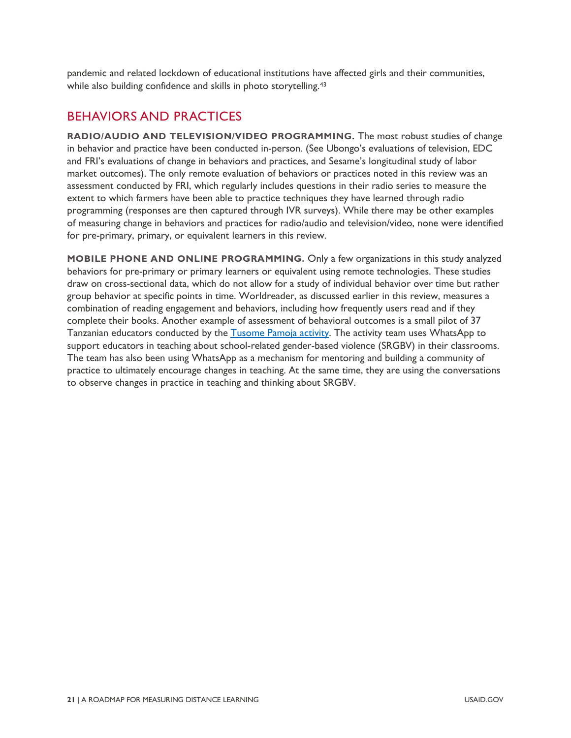pandemic and related lockdown of educational institutions have affected girls and their communities, while also building confidence and skills in photo storytelling.[43]

## BEHAVIORS AND PRACTICES

**RADIO/AUDIO AND TELEVISION/VIDEO PROGRAMMING.** The most robust studies of change in behavior and practice have been conducted in-person. (See Ubongo's evaluations of television, EDC and FRI's evaluations of change in behaviors and practices, and Sesame's longitudinal study of labor market outcomes). The only remote evaluation of behaviors or practices noted in this review was an assessment conducted by FRI, which regularly includes questions in their radio series to measure the extent to which farmers have been able to practice techniques they have learned through radio programming (responses are then captured through IVR surveys). While there may be other examples of measuring change in behaviors and practices for radio/audio and television/video, none were identified for pre-primary, primary, or equivalent learners in this review.

**MOBILE PHONE AND ONLINE PROGRAMMING.** Only a few organizations in this study analyzed behaviors for pre-primary or primary learners or equivalent using remote technologies. These studies draw on cross-sectional data, which do not allow for a study of individual behavior over time but rather group behavior at specific points in time. Worldreader, as discussed earlier in this review, measures a combination of reading engagement and behaviors, including how frequently users read and if they complete their books. Another example of assessment of behavioral outcomes is a small pilot of 37 Tanzanian educators conducted by the Tusome Pamoja activity. The activity team uses WhatsApp to support educators in teaching about school-related gender-based violence (SRGBV) in their classrooms. The team has also been using WhatsApp as a mechanism for mentoring and building a community of practice to ultimately encourage changes in teaching. At the same time, they are using the conversations to observe changes in practice in teaching and thinking about SRGBV.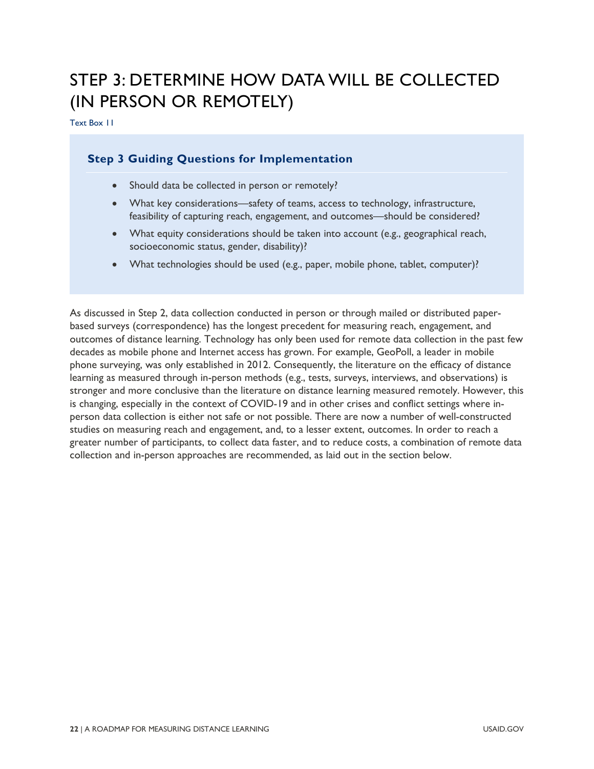# STEP 3: DETERMINE HOW DATA WILL BE COLLECTED (IN PERSON OR REMOTELY)

Text Box 11

### Step 3 Guiding Questions for Implementation

- Should data be collected in person or remotely?
- What key considerations—safety of teams, access to technology, infrastructure, feasibility of capturing reach, engagement, and outcomes—should be considered?
- What equity considerations should be taken into account (e.g., geographical reach, socioeconomic status, gender, disability)?
- What technologies should be used (e.g., paper, mobile phone, tablet, computer)?

As discussed in Step 2, data collection conducted in person or through mailed or distributed paper-based surveys (correspondence) has the longest precedent for measuring reach, engagement, and outcomes of distance learning. Technology has only been used for remote data collection in the past few decades as mobile phone and Internet access has grown. For example, GeoPoll, a leader in mobile phone surveying, was only established in 2012. Consequently, the literature on the efficacy of distance learning as measured through in-person methods (e.g., tests, surveys, interviews, and observations) is stronger and more conclusive than the literature on distance learning measured remotely. However, this is changing, especially in the context of COVID-19 and in other crises and conflict settings where in-person data collection is either not safe or not possible. There are now a number of well-constructed studies on measuring reach and engagement, and, to a lesser extent, outcomes. In order to reach a greater number of participants, to collect data faster, and to reduce costs, a combination of remote data collection and in-person approaches are recommended, as laid out in the section below.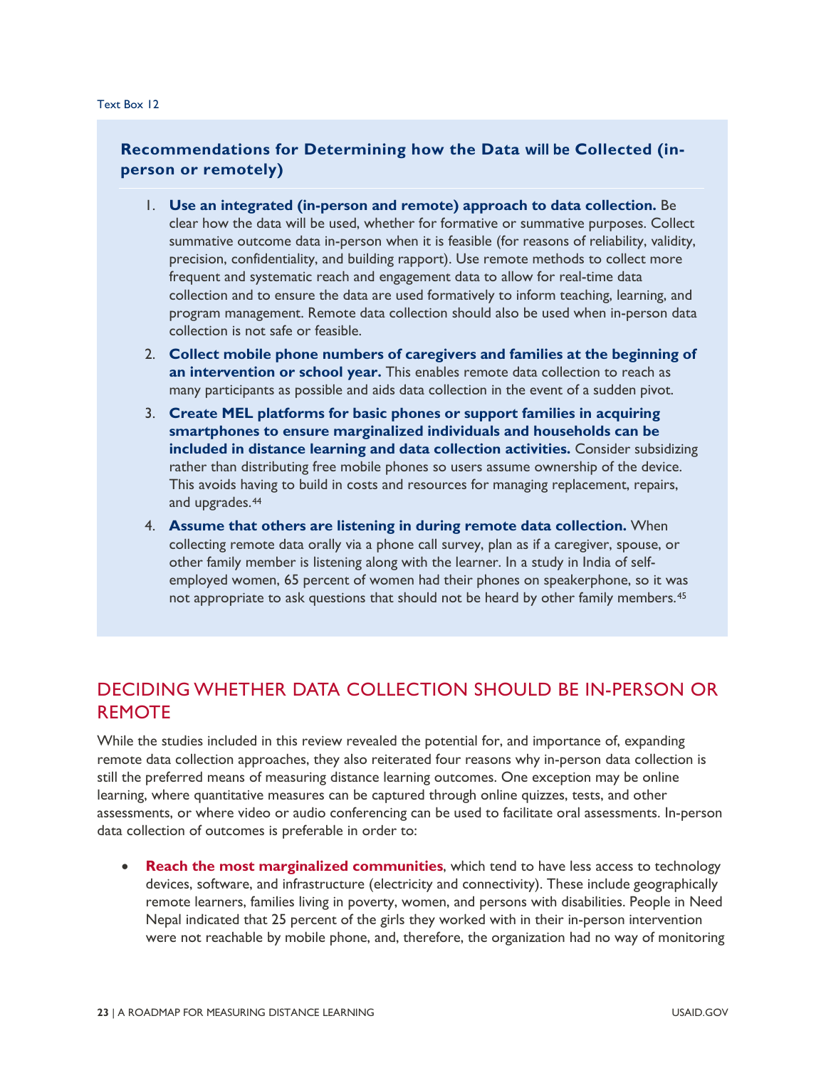Text Box 12

### Recommendations for Determining how the Data will be Collected (in-person or remotely)

1. **Use an integrated (in-person and remote) approach to data collection.** Be clear how the data will be used, whether for formative or summative purposes. Collect summative outcome data in-person when it is feasible (for reasons of reliability, validity, precision, confidentiality, and building rapport). Use remote methods to collect more frequent and systematic reach and engagement data to allow for real-time data collection and to ensure the data are used formatively to inform teaching, learning, and program management. Remote data collection should also be used when in-person data collection is not safe or feasible.
2. **Collect mobile phone numbers of caregivers and families at the beginning of an intervention or school year.** This enables remote data collection to reach as many participants as possible and aids data collection in the event of a sudden pivot.
3. **Create MEL platforms for basic phones or support families in acquiring smartphones to ensure marginalized individuals and households can be included in distance learning and data collection activities.** Consider subsidizing rather than distributing free mobile phones so users assume ownership of the device. This avoids having to build in costs and resources for managing replacement, repairs, and upgrades.[44]
4. **Assume that others are listening in during remote data collection.** When collecting remote data orally via a phone call survey, plan as if a caregiver, spouse, or other family member is listening along with the learner. In a study in India of self-employed women, 65 percent of women had their phones on speakerphone, so it was not appropriate to ask questions that should not be heard by other family members.[45]

## DECIDING WHETHER DATA COLLECTION SHOULD BE IN-PERSON OR REMOTE

While the studies included in this review revealed the potential for, and importance of, expanding remote data collection approaches, they also reiterated four reasons why in-person data collection is still the preferred means of measuring distance learning outcomes. One exception may be online learning, where quantitative measures can be captured through online quizzes, tests, and other assessments, or where video or audio conferencing can be used to facilitate oral assessments. In-person data collection of outcomes is preferable in order to:

- **Reach the most marginalized communities**, which tend to have less access to technology devices, software, and infrastructure (electricity and connectivity). These include geographically remote learners, families living in poverty, women, and persons with disabilities. People in Need Nepal indicated that 25 percent of the girls they worked with in their in-person intervention were not reachable by mobile phone, and, therefore, the organization had no way of monitoring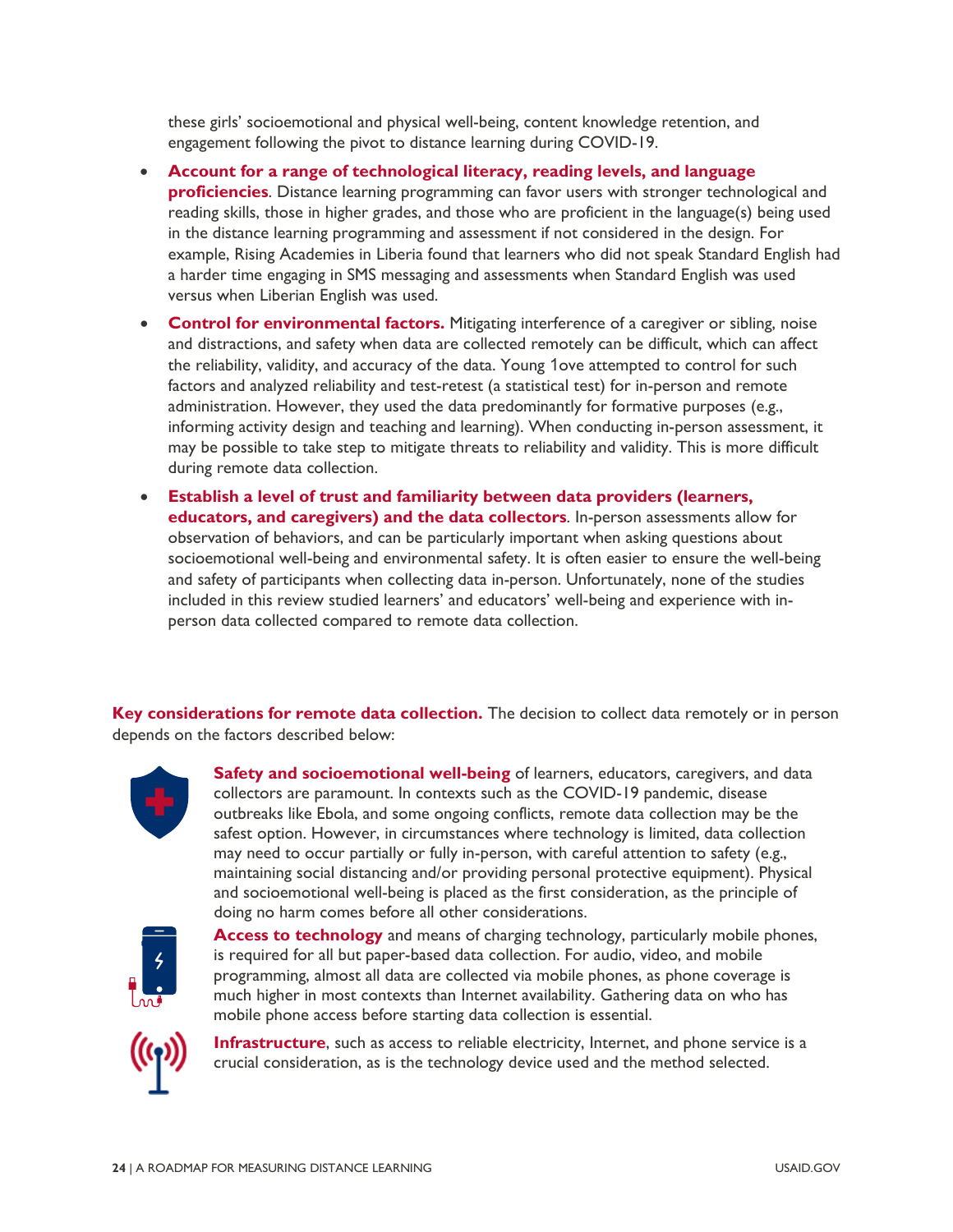these girls' socioemotional and physical well-being, content knowledge retention, and engagement following the pivot to distance learning during COVID-19.

- **Account for a range of technological literacy, reading levels, and language proficiencies**. Distance learning programming can favor users with stronger technological and reading skills, those in higher grades, and those who are proficient in the language(s) being used in the distance learning programming and assessment if not considered in the design. For example, Rising Academies in Liberia found that learners who did not speak Standard English had a harder time engaging in SMS messaging and assessments when Standard English was used versus when Liberian English was used.
- **Control for environmental factors.** Mitigating interference of a caregiver or sibling, noise and distractions, and safety when data are collected remotely can be difficult, which can affect the reliability, validity, and accuracy of the data. Young 1ove attempted to control for such factors and analyzed reliability and test-retest (a statistical test) for in-person and remote administration. However, they used the data predominantly for formative purposes (e.g., informing activity design and teaching and learning). When conducting in-person assessment, it may be possible to take step to mitigate threats to reliability and validity. This is more difficult during remote data collection.
- **Establish a level of trust and familiarity between data providers (learners, educators, and caregivers) and the data collectors**. In-person assessments allow for observation of behaviors, and can be particularly important when asking questions about socioemotional well-being and environmental safety. It is often easier to ensure the well-being and safety of participants when collecting data in-person. Unfortunately, none of the studies included in this review studied learners' and educators' well-being and experience with in-person data collected compared to remote data collection.

**Key considerations for remote data collection.** The decision to collect data remotely or in person depends on the factors described below:

**Safety and socioemotional well-being** of learners, educators, caregivers, and data collectors are paramount. In contexts such as the COVID-19 pandemic, disease outbreaks like Ebola, and some ongoing conflicts, remote data collection may be the safest option. However, in circumstances where technology is limited, data collection may need to occur partially or fully in-person, with careful attention to safety (e.g., maintaining social distancing and/or providing personal protective equipment). Physical and socioemotional well-being is placed as the first consideration, as the principle of doing no harm comes before all other considerations.

**Access to technology** and means of charging technology, particularly mobile phones, is required for all but paper-based data collection. For audio, video, and mobile programming, almost all data are collected via mobile phones, as phone coverage is much higher in most contexts than Internet availability. Gathering data on who has mobile phone access before starting data collection is essential.

**Infrastructure**, such as access to reliable electricity, Internet, and phone service is a crucial consideration, as is the technology device used and the method selected.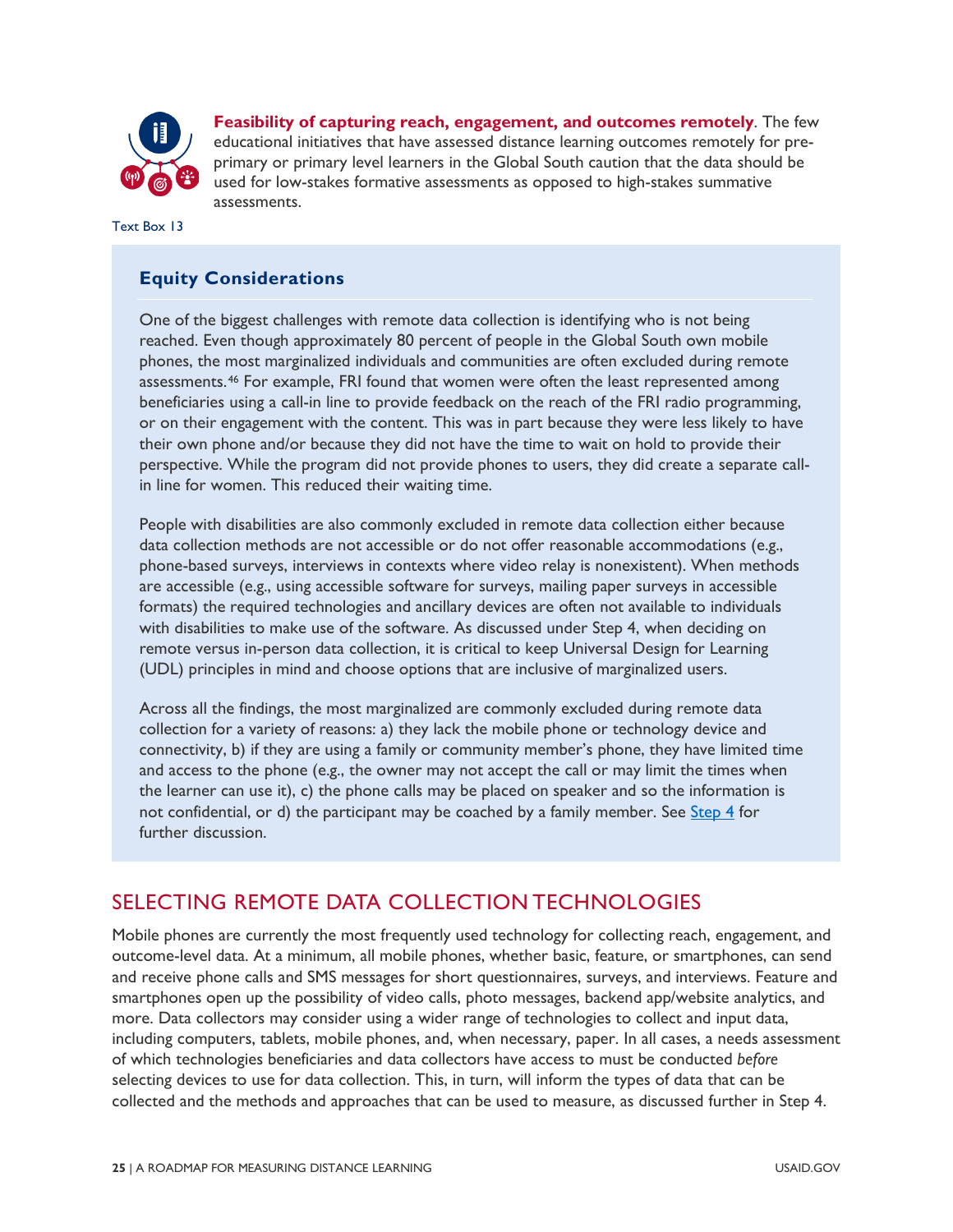**Feasibility of capturing reach, engagement, and outcomes remotely**. The few educational initiatives that have assessed distance learning outcomes remotely for pre-primary or primary level learners in the Global South caution that the data should be used for low-stakes formative assessments as opposed to high-stakes summative assessments.

Text Box 13

### Equity Considerations

One of the biggest challenges with remote data collection is identifying who is not being reached. Even though approximately 80 percent of people in the Global South own mobile phones, the most marginalized individuals and communities are often excluded during remote assessments.[46] For example, FRI found that women were often the least represented among beneficiaries using a call-in line to provide feedback on the reach of the FRI radio programming, or on their engagement with the content. This was in part because they were less likely to have their own phone and/or because they did not have the time to wait on hold to provide their perspective. While the program did not provide phones to users, they did create a separate call-in line for women. This reduced their waiting time.

People with disabilities are also commonly excluded in remote data collection either because data collection methods are not accessible or do not offer reasonable accommodations (e.g., phone-based surveys, interviews in contexts where video relay is nonexistent). When methods are accessible (e.g., using accessible software for surveys, mailing paper surveys in accessible formats) the required technologies and ancillary devices are often not available to individuals with disabilities to make use of the software. As discussed under Step 4, when deciding on remote versus in-person data collection, it is critical to keep Universal Design for Learning (UDL) principles in mind and choose options that are inclusive of marginalized users.

Across all the findings, the most marginalized are commonly excluded during remote data collection for a variety of reasons: a) they lack the mobile phone or technology device and connectivity, b) if they are using a family or community member's phone, they have limited time and access to the phone (e.g., the owner may not accept the call or may limit the times when the learner can use it), c) the phone calls may be placed on speaker and so the information is not confidential, or d) the participant may be coached by a family member. See Step 4 for further discussion.

## SELECTING REMOTE DATA COLLECTION TECHNOLOGIES

Mobile phones are currently the most frequently used technology for collecting reach, engagement, and outcome-level data. At a minimum, all mobile phones, whether basic, feature, or smartphones, can send and receive phone calls and SMS messages for short questionnaires, surveys, and interviews. Feature and smartphones open up the possibility of video calls, photo messages, backend app/website analytics, and more. Data collectors may consider using a wider range of technologies to collect and input data, including computers, tablets, mobile phones, and, when necessary, paper. In all cases, a needs assessment of which technologies beneficiaries and data collectors have access to must be conducted *before* selecting devices to use for data collection. This, in turn, will inform the types of data that can be collected and the methods and approaches that can be used to measure, as discussed further in Step 4.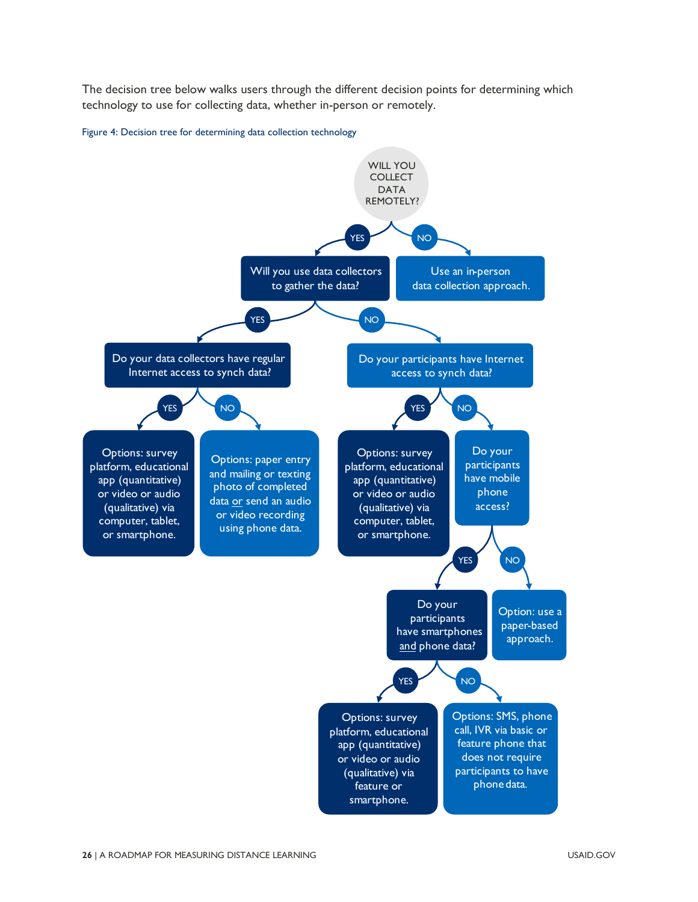The decision tree below walks users through the different decision points for determining which technology to use for collecting data, whether in-person or remotely.

Figure 4: Decision tree for determining data collection technology

- **WILL YOU COLLECT DATA REMOTELY?**
  - **YES** → Will you use data collectors to gather the data?
    - **YES** → Do your data collectors have regular Internet access to synch data?
      - **YES** → Options: survey platform, educational app (quantitative) or video or audio (qualitative) via computer, tablet, or smartphone.
      - **NO** → Options: paper entry and mailing or texting photo of completed data <u>or</u> send an audio or video recording using phone data.
    - **NO** → Do your participants have Internet access to synch data?
      - **YES** → Options: survey platform, educational app (quantitative) or video or audio (qualitative) via computer, tablet, or smartphone.
      - **NO** → Do your participants have mobile phone access?
        - **YES** → Do your participants have smartphones <u>and</u> phone data?
          - **YES** → Options: survey platform, educational app (quantitative) or video or audio (qualitative) via feature or smartphone.
          - **NO** → Options: SMS, phone call, IVR via basic or feature phone that does not require participants to have phone data.
        - **NO** → Option: use a paper-based approach.
  - **NO** → Use an in-person data collection approach.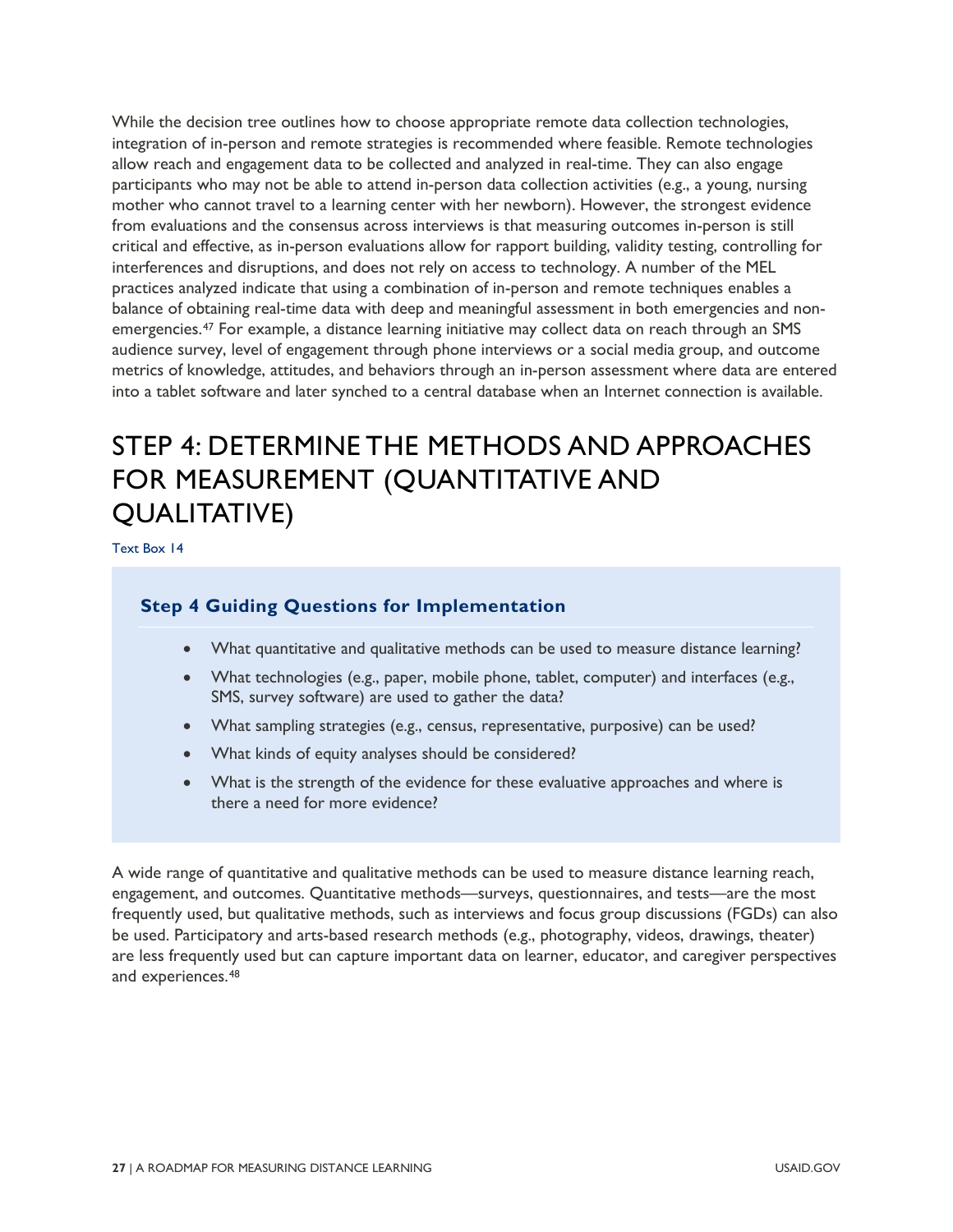While the decision tree outlines how to choose appropriate remote data collection technologies, integration of in-person and remote strategies is recommended where feasible. Remote technologies allow reach and engagement data to be collected and analyzed in real-time. They can also engage participants who may not be able to attend in-person data collection activities (e.g., a young, nursing mother who cannot travel to a learning center with her newborn). However, the strongest evidence from evaluations and the consensus across interviews is that measuring outcomes in-person is still critical and effective, as in-person evaluations allow for rapport building, validity testing, controlling for interferences and disruptions, and does not rely on access to technology. A number of the MEL practices analyzed indicate that using a combination of in-person and remote techniques enables a balance of obtaining real-time data with deep and meaningful assessment in both emergencies and non-emergencies.[47] For example, a distance learning initiative may collect data on reach through an SMS audience survey, level of engagement through phone interviews or a social media group, and outcome metrics of knowledge, attitudes, and behaviors through an in-person assessment where data are entered into a tablet software and later synched to a central database when an Internet connection is available.

# STEP 4: DETERMINE THE METHODS AND APPROACHES FOR MEASUREMENT (QUANTITATIVE AND QUALITATIVE)

Text Box 14

### Step 4 Guiding Questions for Implementation

- What quantitative and qualitative methods can be used to measure distance learning?
- What technologies (e.g., paper, mobile phone, tablet, computer) and interfaces (e.g., SMS, survey software) are used to gather the data?
- What sampling strategies (e.g., census, representative, purposive) can be used?
- What kinds of equity analyses should be considered?
- What is the strength of the evidence for these evaluative approaches and where is there a need for more evidence?

A wide range of quantitative and qualitative methods can be used to measure distance learning reach, engagement, and outcomes. Quantitative methods—surveys, questionnaires, and tests—are the most frequently used, but qualitative methods, such as interviews and focus group discussions (FGDs) can also be used. Participatory and arts-based research methods (e.g., photography, videos, drawings, theater) are less frequently used but can capture important data on learner, educator, and caregiver perspectives and experiences.[48]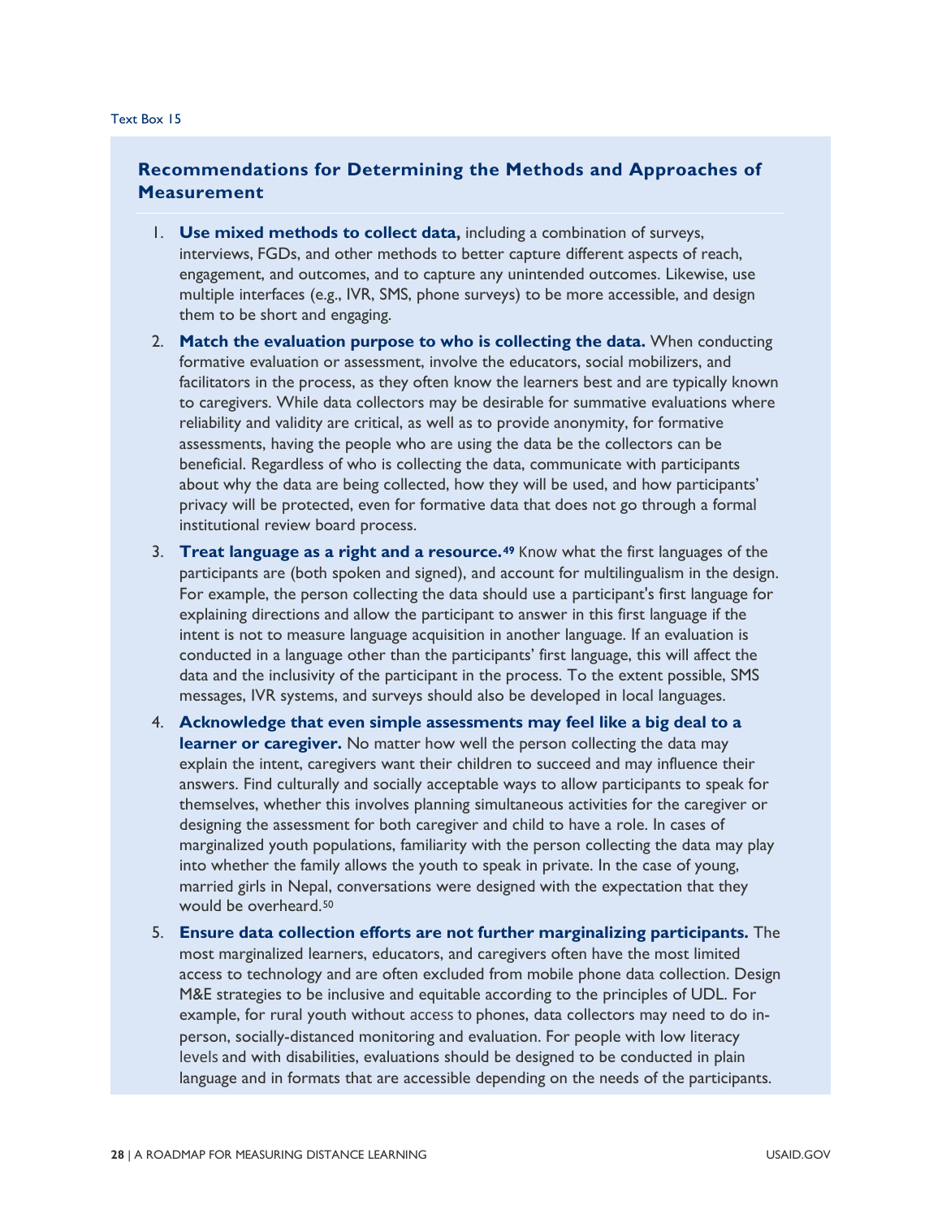Text Box 15

## Recommendations for Determining the Methods and Approaches of Measurement

1. **Use mixed methods to collect data,** including a combination of surveys, interviews, FGDs, and other methods to better capture different aspects of reach, engagement, and outcomes, and to capture any unintended outcomes. Likewise, use multiple interfaces (e.g., IVR, SMS, phone surveys) to be more accessible, and design them to be short and engaging.
2. **Match the evaluation purpose to who is collecting the data.** When conducting formative evaluation or assessment, involve the educators, social mobilizers, and facilitators in the process, as they often know the learners best and are typically known to caregivers. While data collectors may be desirable for summative evaluations where reliability and validity are critical, as well as to provide anonymity, for formative assessments, having the people who are using the data be the collectors can be beneficial. Regardless of who is collecting the data, communicate with participants about why the data are being collected, how they will be used, and how participants' privacy will be protected, even for formative data that does not go through a formal institutional review board process.
3. **Treat language as a right and a resource.**[49] Know what the first languages of the participants are (both spoken and signed), and account for multilingualism in the design. For example, the person collecting the data should use a participant's first language for explaining directions and allow the participant to answer in this first language if the intent is not to measure language acquisition in another language. If an evaluation is conducted in a language other than the participants' first language, this will affect the data and the inclusivity of the participant in the process. To the extent possible, SMS messages, IVR systems, and surveys should also be developed in local languages.
4. **Acknowledge that even simple assessments may feel like a big deal to a learner or caregiver.** No matter how well the person collecting the data may explain the intent, caregivers want their children to succeed and may influence their answers. Find culturally and socially acceptable ways to allow participants to speak for themselves, whether this involves planning simultaneous activities for the caregiver or designing the assessment for both caregiver and child to have a role. In cases of marginalized youth populations, familiarity with the person collecting the data may play into whether the family allows the youth to speak in private. In the case of young, married girls in Nepal, conversations were designed with the expectation that they would be overheard.[50]
5. **Ensure data collection efforts are not further marginalizing participants.** The most marginalized learners, educators, and caregivers often have the most limited access to technology and are often excluded from mobile phone data collection. Design M&E strategies to be inclusive and equitable according to the principles of UDL. For example, for rural youth without access to phones, data collectors may need to do in-person, socially-distanced monitoring and evaluation. For people with low literacy levels and with disabilities, evaluations should be designed to be conducted in plain language and in formats that are accessible depending on the needs of the participants.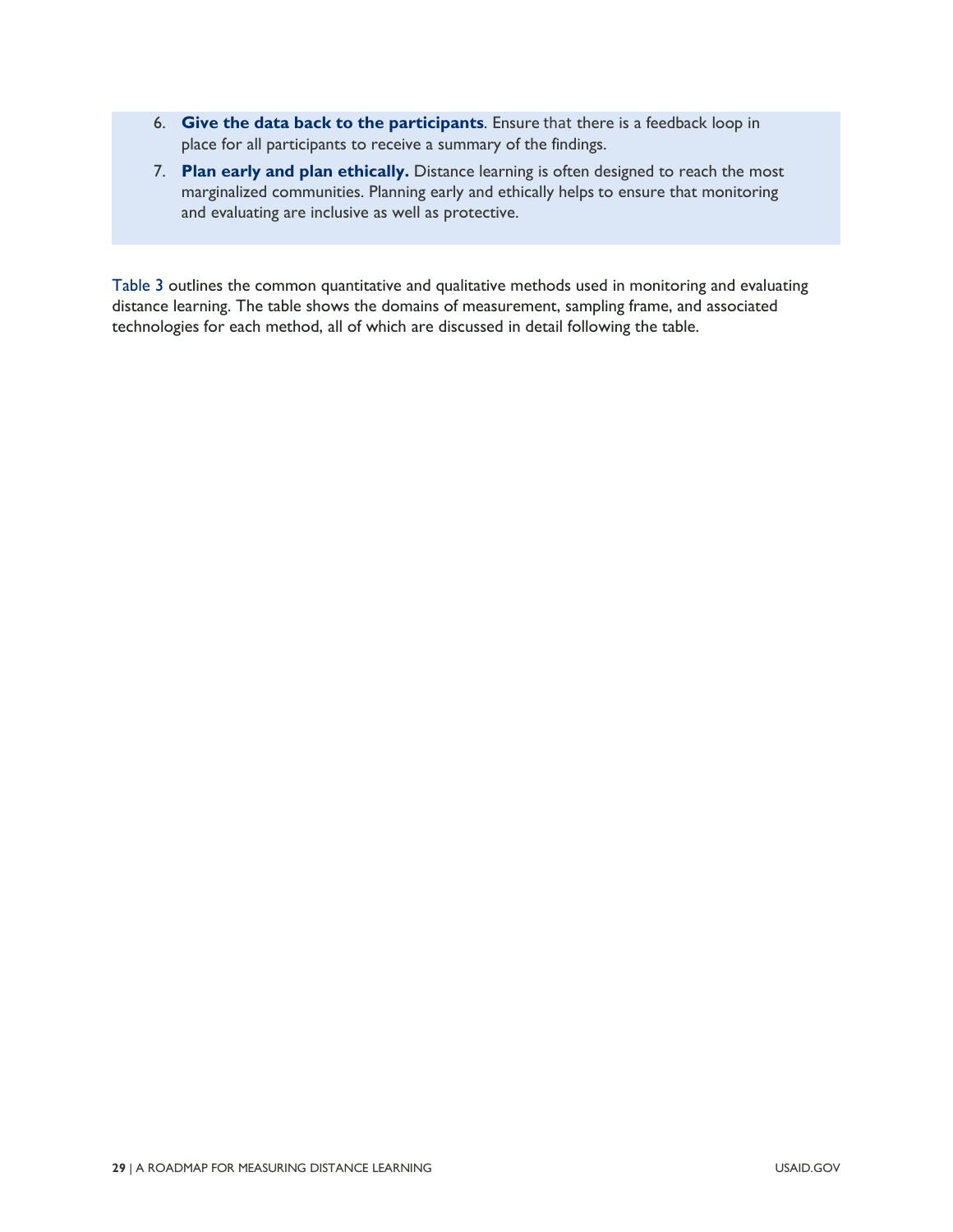6. **Give the data back to the participants**. Ensure that there is a feedback loop in place for all participants to receive a summary of the findings.
7. **Plan early and plan ethically.** Distance learning is often designed to reach the most marginalized communities. Planning early and ethically helps to ensure that monitoring and evaluating are inclusive as well as protective.

Table 3 outlines the common quantitative and qualitative methods used in monitoring and evaluating distance learning. The table shows the domains of measurement, sampling frame, and associated technologies for each method, all of which are discussed in detail following the table.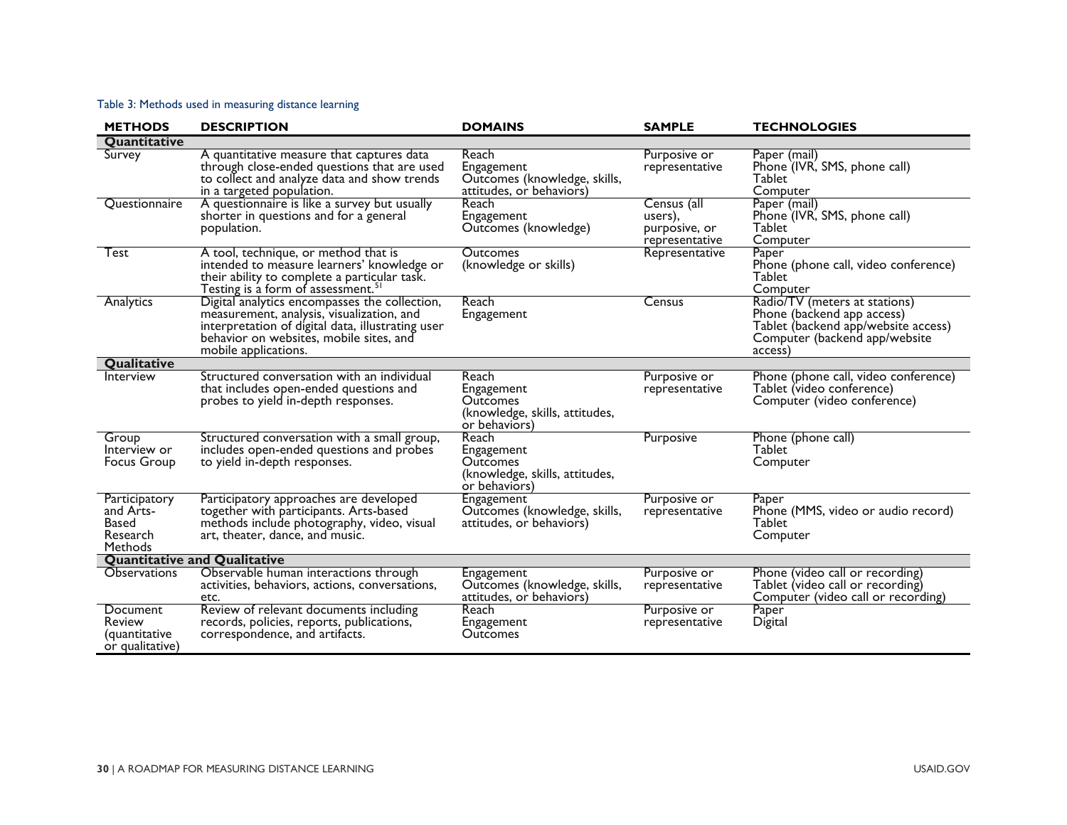Table 3: Methods used in measuring distance learning

| METHODS | DESCRIPTION | DOMAINS | SAMPLE | TECHNOLOGIES |
|---|---|---|---|---|
| **Quantitative** | | | | |
| Survey | A quantitative measure that captures data through close-ended questions that are used to collect and analyze data and show trends in a targeted population. | Reach<br>Engagement<br>Outcomes (knowledge, skills, attitudes, or behaviors) | Purposive or representative | Paper (mail)<br>Phone (IVR, SMS, phone call)<br>Tablet<br>Computer |
| Questionnaire | A questionnaire is like a survey but usually shorter in questions and for a general population. | Reach<br>Engagement<br>Outcomes (knowledge) | Census (all users), purposive, or representative | Paper (mail)<br>Phone (IVR, SMS, phone call)<br>Tablet<br>Computer |
| Test | A tool, technique, or method that is intended to measure learners' knowledge or their ability to complete a particular task. Testing is a form of assessment.[51] | Outcomes (knowledge or skills) | Representative | Paper<br>Phone (phone call, video conference)<br>Tablet<br>Computer |
| Analytics | Digital analytics encompasses the collection, measurement, analysis, visualization, and interpretation of digital data, illustrating user behavior on websites, mobile sites, and mobile applications. | Reach<br>Engagement | Census | Radio/TV (meters at stations)<br>Phone (backend app access)<br>Tablet (backend app/website access)<br>Computer (backend app/website access) |
| **Qualitative** | | | | |
| Interview | Structured conversation with an individual that includes open-ended questions and probes to yield in-depth responses. | Reach<br>Engagement<br>Outcomes (knowledge, skills, attitudes, or behaviors) | Purposive or representative | Phone (phone call, video conference)<br>Tablet (video conference)<br>Computer (video conference) |
| Group Interview or Focus Group | Structured conversation with a small group, includes open-ended questions and probes to yield in-depth responses. | Reach<br>Engagement<br>Outcomes (knowledge, skills, attitudes, or behaviors) | Purposive | Phone (phone call)<br>Tablet<br>Computer |
| Participatory and Arts-Based Research Methods | Participatory approaches are developed together with participants. Arts-based methods include photography, video, visual art, theater, dance, and music. | Engagement<br>Outcomes (knowledge, skills, attitudes, or behaviors) | Purposive or representative | Paper<br>Phone (MMS, video or audio record)<br>Tablet<br>Computer |
| **Quantitative and Qualitative** | | | | |
| Observations | Observable human interactions through activities, behaviors, actions, conversations, etc. | Engagement<br>Outcomes (knowledge, skills, attitudes, or behaviors) | Purposive or representative | Phone (video call or recording)<br>Tablet (video call or recording)<br>Computer (video call or recording) |
| Document Review (quantitative or qualitative) | Review of relevant documents including records, policies, reports, publications, correspondence, and artifacts. | Reach<br>Engagement<br>Outcomes | Purposive or representative | Paper<br>Digital |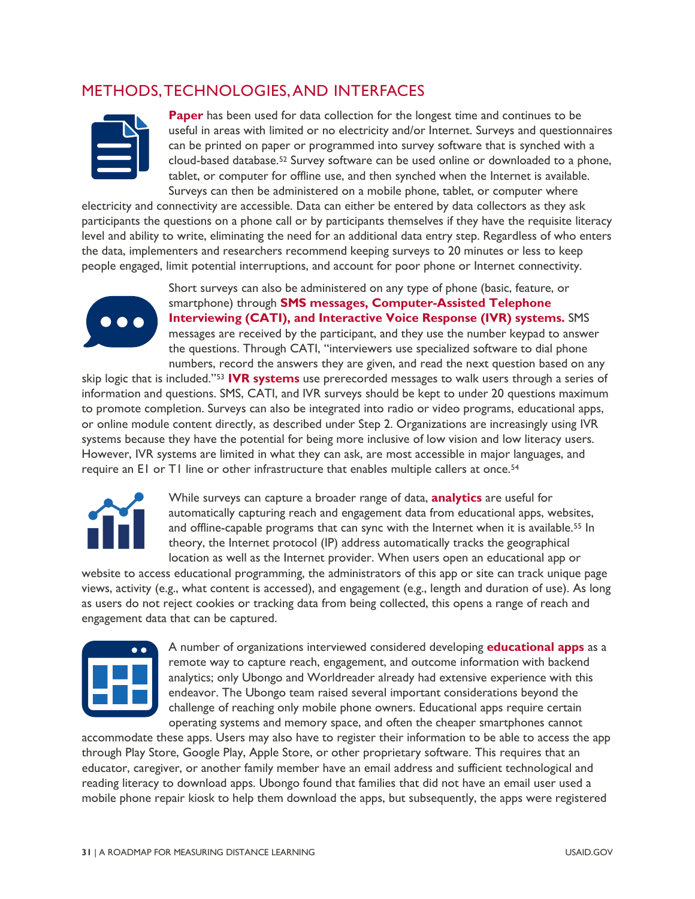## METHODS, TECHNOLOGIES, AND INTERFACES

**Paper** has been used for data collection for the longest time and continues to be useful in areas with limited or no electricity and/or Internet. Surveys and questionnaires can be printed on paper or programmed into survey software that is synched with a cloud-based database.[52] Survey software can be used online or downloaded to a phone, tablet, or computer for offline use, and then synched when the Internet is available. Surveys can then be administered on a mobile phone, tablet, or computer where electricity and connectivity are accessible. Data can either be entered by data collectors as they ask participants the questions on a phone call or by participants themselves if they have the requisite literacy level and ability to write, eliminating the need for an additional data entry step. Regardless of who enters the data, implementers and researchers recommend keeping surveys to 20 minutes or less to keep people engaged, limit potential interruptions, and account for poor phone or Internet connectivity.

Short surveys can also be administered on any type of phone (basic, feature, or smartphone) through **SMS messages, Computer-Assisted Telephone Interviewing (CATI), and Interactive Voice Response (IVR) systems.** SMS messages are received by the participant, and they use the number keypad to answer the questions. Through CATI, "interviewers use specialized software to dial phone numbers, record the answers they are given, and read the next question based on any skip logic that is included."[53] **IVR systems** use prerecorded messages to walk users through a series of information and questions. SMS, CATI, and IVR surveys should be kept to under 20 questions maximum to promote completion. Surveys can also be integrated into radio or video programs, educational apps, or online module content directly, as described under Step 2. Organizations are increasingly using IVR systems because they have the potential for being more inclusive of low vision and low literacy users. However, IVR systems are limited in what they can ask, are most accessible in major languages, and require an E1 or T1 line or other infrastructure that enables multiple callers at once.[54]

While surveys can capture a broader range of data, **analytics** are useful for automatically capturing reach and engagement data from educational apps, websites, and offline-capable programs that can sync with the Internet when it is available.[55] In theory, the Internet protocol (IP) address automatically tracks the geographical location as well as the Internet provider. When users open an educational app or website to access educational programming, the administrators of this app or site can track unique page views, activity (e.g., what content is accessed), and engagement (e.g., length and duration of use). As long as users do not reject cookies or tracking data from being collected, this opens a range of reach and engagement data that can be captured.

A number of organizations interviewed considered developing **educational apps** as a remote way to capture reach, engagement, and outcome information with backend analytics; only Ubongo and Worldreader already had extensive experience with this endeavor. The Ubongo team raised several important considerations beyond the challenge of reaching only mobile phone owners. Educational apps require certain operating systems and memory space, and often the cheaper smartphones cannot accommodate these apps. Users may also have to register their information to be able to access the app through Play Store, Google Play, Apple Store, or other proprietary software. This requires that an educator, caregiver, or another family member have an email address and sufficient technological and reading literacy to download apps. Ubongo found that families that did not have an email user used a mobile phone repair kiosk to help them download the apps, but subsequently, the apps were registered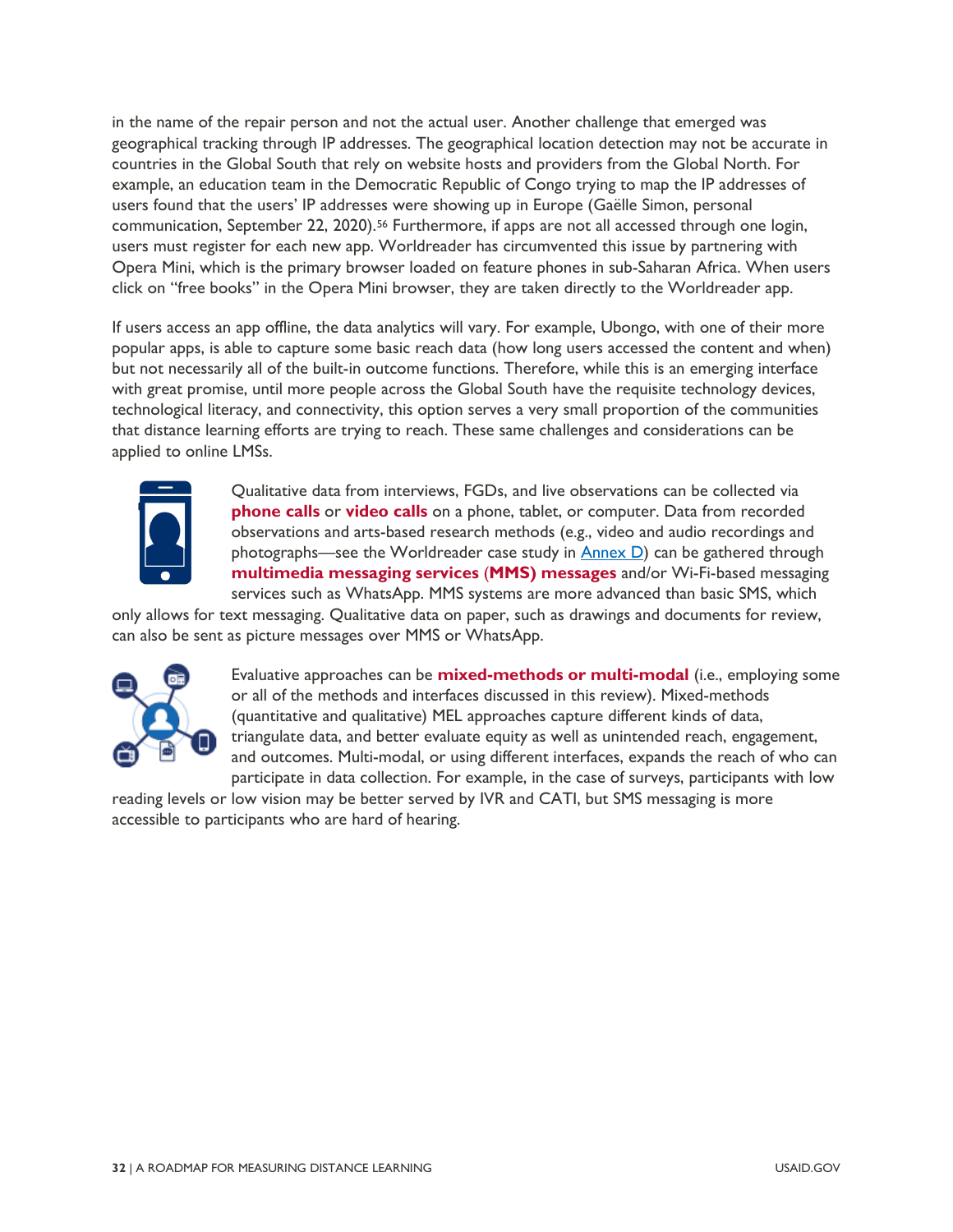in the name of the repair person and not the actual user. Another challenge that emerged was geographical tracking through IP addresses. The geographical location detection may not be accurate in countries in the Global South that rely on website hosts and providers from the Global North. For example, an education team in the Democratic Republic of Congo trying to map the IP addresses of users found that the users' IP addresses were showing up in Europe (Gaëlle Simon, personal communication, September 22, 2020).[56] Furthermore, if apps are not all accessed through one login, users must register for each new app. Worldreader has circumvented this issue by partnering with Opera Mini, which is the primary browser loaded on feature phones in sub-Saharan Africa. When users click on "free books" in the Opera Mini browser, they are taken directly to the Worldreader app.

If users access an app offline, the data analytics will vary. For example, Ubongo, with one of their more popular apps, is able to capture some basic reach data (how long users accessed the content and when) but not necessarily all of the built-in outcome functions. Therefore, while this is an emerging interface with great promise, until more people across the Global South have the requisite technology devices, technological literacy, and connectivity, this option serves a very small proportion of the communities that distance learning efforts are trying to reach. These same challenges and considerations can be applied to online LMSs.

Qualitative data from interviews, FGDs, and live observations can be collected via **phone calls** or **video calls** on a phone, tablet, or computer. Data from recorded observations and arts-based research methods (e.g., video and audio recordings and photographs—see the Worldreader case study in Annex D) can be gathered through **multimedia messaging services (MMS) messages** and/or Wi-Fi-based messaging services such as WhatsApp. MMS systems are more advanced than basic SMS, which only allows for text messaging. Qualitative data on paper, such as drawings and documents for review, can also be sent as picture messages over MMS or WhatsApp.

Evaluative approaches can be **mixed-methods or multi-modal** (i.e., employing some or all of the methods and interfaces discussed in this review). Mixed-methods (quantitative and qualitative) MEL approaches capture different kinds of data, triangulate data, and better evaluate equity as well as unintended reach, engagement, and outcomes. Multi-modal, or using different interfaces, expands the reach of who can participate in data collection. For example, in the case of surveys, participants with low reading levels or low vision may be better served by IVR and CATI, but SMS messaging is more accessible to participants who are hard of hearing.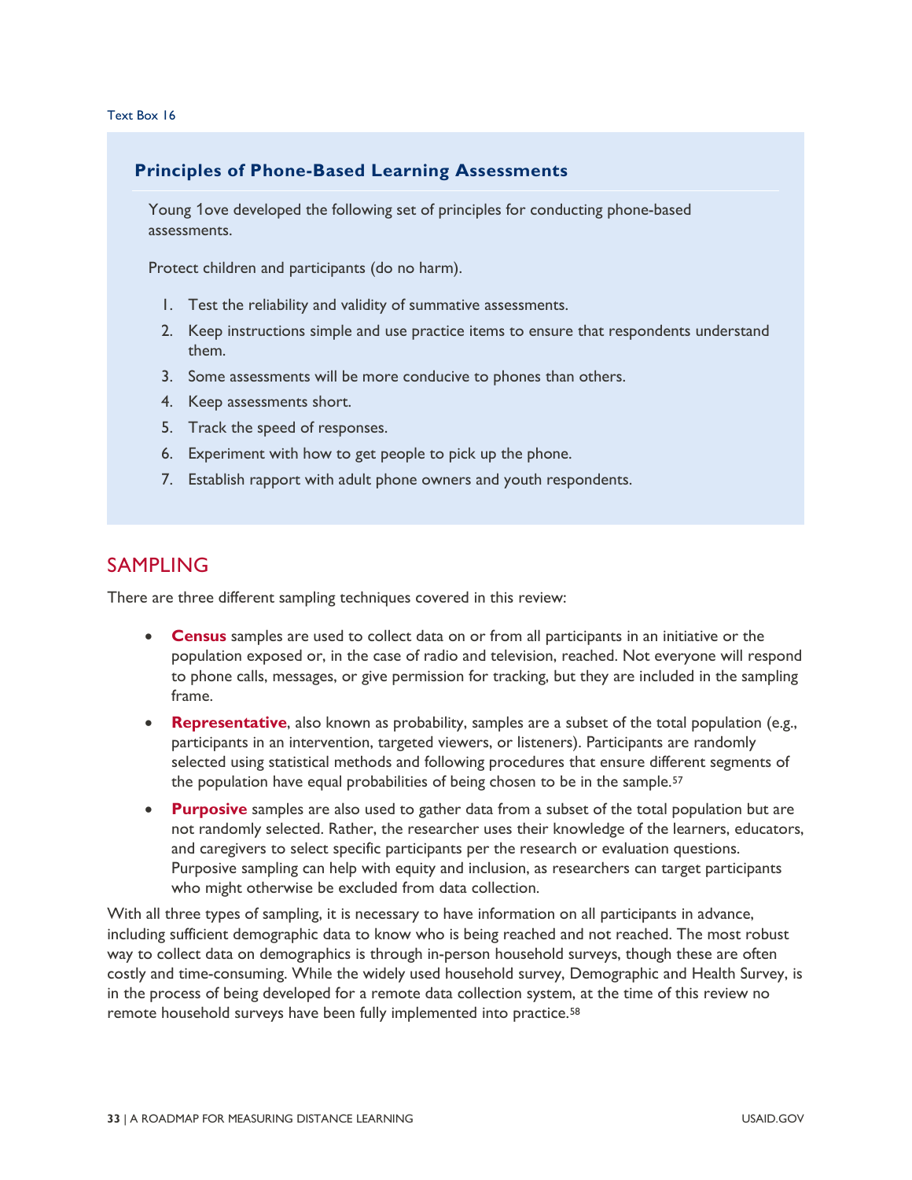Text Box 16

### Principles of Phone-Based Learning Assessments

Young 1ove developed the following set of principles for conducting phone-based assessments.

Protect children and participants (do no harm).

1. Test the reliability and validity of summative assessments.
2. Keep instructions simple and use practice items to ensure that respondents understand them.
3. Some assessments will be more conducive to phones than others.
4. Keep assessments short.
5. Track the speed of responses.
6. Experiment with how to get people to pick up the phone.
7. Establish rapport with adult phone owners and youth respondents.

## SAMPLING

There are three different sampling techniques covered in this review:

- **Census** samples are used to collect data on or from all participants in an initiative or the population exposed or, in the case of radio and television, reached. Not everyone will respond to phone calls, messages, or give permission for tracking, but they are included in the sampling frame.
- **Representative**, also known as probability, samples are a subset of the total population (e.g., participants in an intervention, targeted viewers, or listeners). Participants are randomly selected using statistical methods and following procedures that ensure different segments of the population have equal probabilities of being chosen to be in the sample.[57]
- **Purposive** samples are also used to gather data from a subset of the total population but are not randomly selected. Rather, the researcher uses their knowledge of the learners, educators, and caregivers to select specific participants per the research or evaluation questions. Purposive sampling can help with equity and inclusion, as researchers can target participants who might otherwise be excluded from data collection.

With all three types of sampling, it is necessary to have information on all participants in advance, including sufficient demographic data to know who is being reached and not reached. The most robust way to collect data on demographics is through in-person household surveys, though these are often costly and time-consuming. While the widely used household survey, Demographic and Health Survey, is in the process of being developed for a remote data collection system, at the time of this review no remote household surveys have been fully implemented into practice.[58]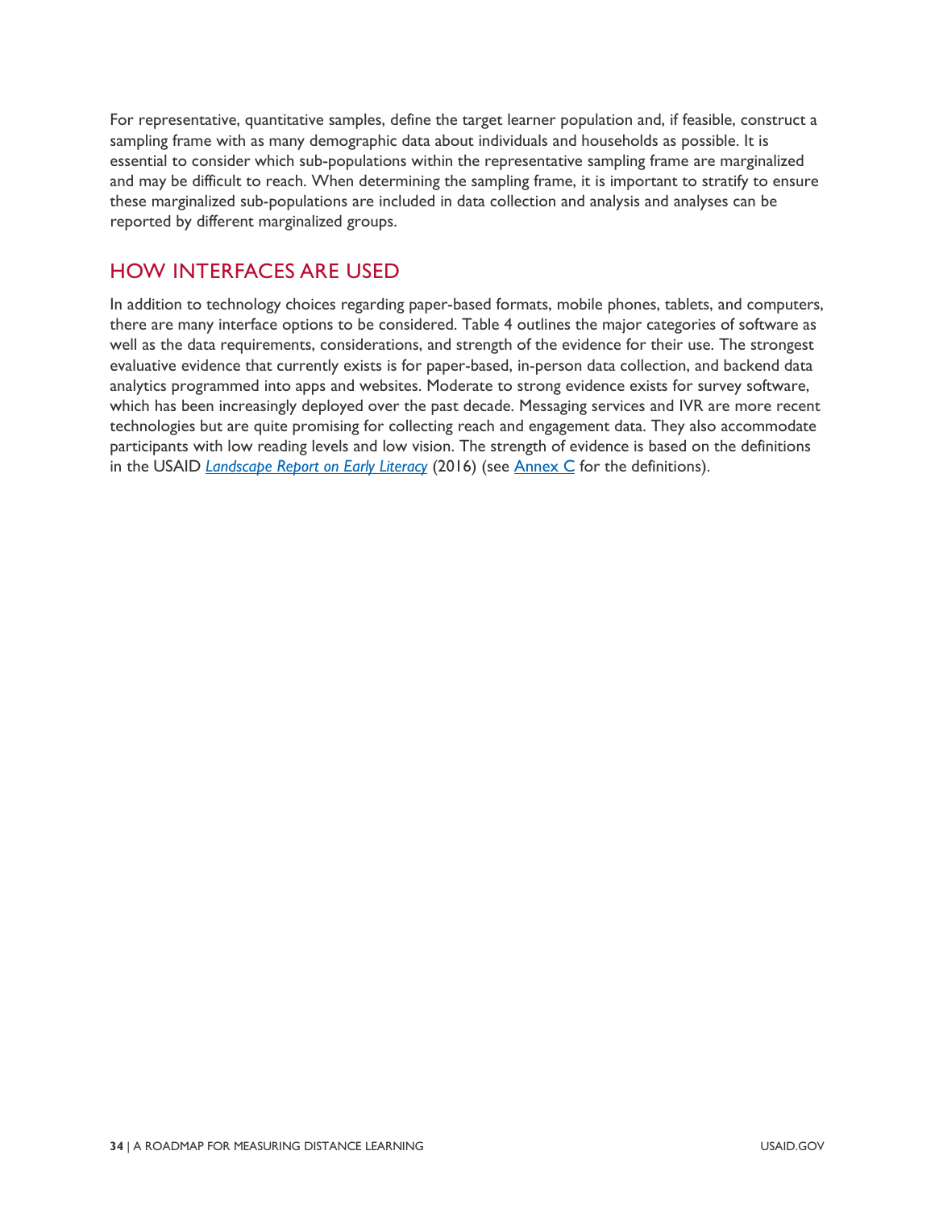For representative, quantitative samples, define the target learner population and, if feasible, construct a sampling frame with as many demographic data about individuals and households as possible. It is essential to consider which sub-populations within the representative sampling frame are marginalized and may be difficult to reach. When determining the sampling frame, it is important to stratify to ensure these marginalized sub-populations are included in data collection and analysis and analyses can be reported by different marginalized groups.

## HOW INTERFACES ARE USED

In addition to technology choices regarding paper-based formats, mobile phones, tablets, and computers, there are many interface options to be considered. Table 4 outlines the major categories of software as well as the data requirements, considerations, and strength of the evidence for their use. The strongest evaluative evidence that currently exists is for paper-based, in-person data collection, and backend data analytics programmed into apps and websites. Moderate to strong evidence exists for survey software, which has been increasingly deployed over the past decade. Messaging services and IVR are more recent technologies but are quite promising for collecting reach and engagement data. They also accommodate participants with low reading levels and low vision. The strength of evidence is based on the definitions in the USAID *Landscape Report on Early Literacy* (2016) (see Annex C for the definitions).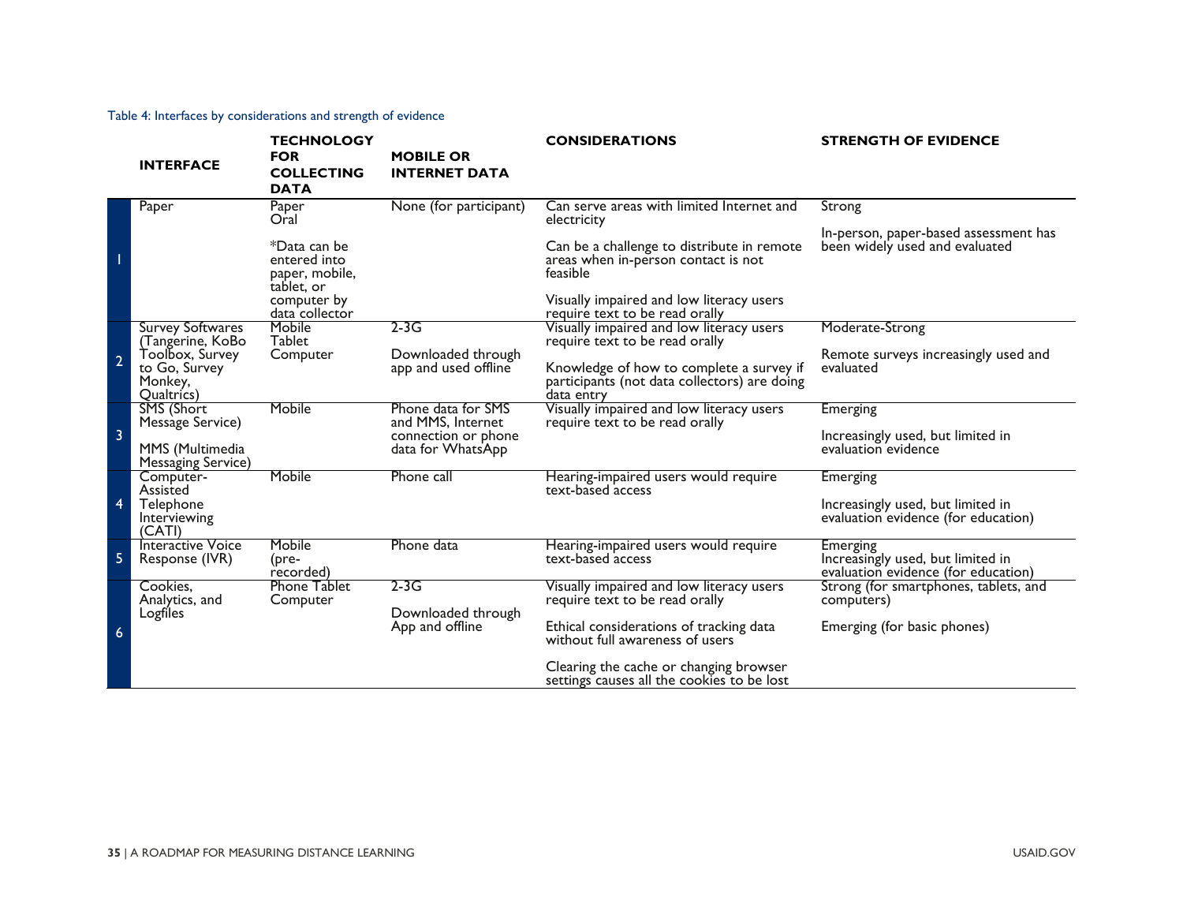Table 4: Interfaces by considerations and strength of evidence

| | INTERFACE | TECHNOLOGY FOR COLLECTING DATA | MOBILE OR INTERNET DATA | CONSIDERATIONS | STRENGTH OF EVIDENCE |
|---|---|---|---|---|---|
| 1 | Paper | Paper<br>Oral<br><br>*Data can be entered into paper, mobile, tablet, or computer by data collector | None (for participant) | Can serve areas with limited Internet and electricity<br><br>Can be a challenge to distribute in remote areas when in-person contact is not feasible<br><br>Visually impaired and low literacy users require text to be read orally | Strong<br><br>In-person, paper-based assessment has been widely used and evaluated |
| 2 | Survey Softwares (Tangerine, KoBo Toolbox, Survey to Go, Survey Monkey, Qualtrics) | Mobile<br>Tablet<br>Computer | 2-3G<br><br>Downloaded through app and used offline | Visually impaired and low literacy users require text to be read orally<br><br>Knowledge of how to complete a survey if participants (not data collectors) are doing data entry | Moderate-Strong<br><br>Remote surveys increasingly used and evaluated |
| 3 | SMS (Short Message Service)<br><br>MMS (Multimedia Messaging Service) | Mobile | Phone data for SMS and MMS, Internet connection or phone data for WhatsApp | Visually impaired and low literacy users require text to be read orally | Emerging<br><br>Increasingly used, but limited in evaluation evidence |
| 4 | Computer-Assisted Telephone Interviewing (CATI) | Mobile | Phone call | Hearing-impaired users would require text-based access | Emerging<br><br>Increasingly used, but limited in evaluation evidence (for education) |
| 5 | Interactive Voice Response (IVR) | Mobile (pre-recorded) | Phone data | Hearing-impaired users would require text-based access | Emerging<br>Increasingly used, but limited in evaluation evidence (for education) |
| 6 | Cookies, Analytics, and Logfiles | Phone Tablet Computer | 2-3G<br><br>Downloaded through App and offline | Visually impaired and low literacy users require text to be read orally<br><br>Ethical considerations of tracking data without full awareness of users<br><br>Clearing the cache or changing browser settings causes all the cookies to be lost | Strong (for smartphones, tablets, and computers)<br><br>Emerging (for basic phones) |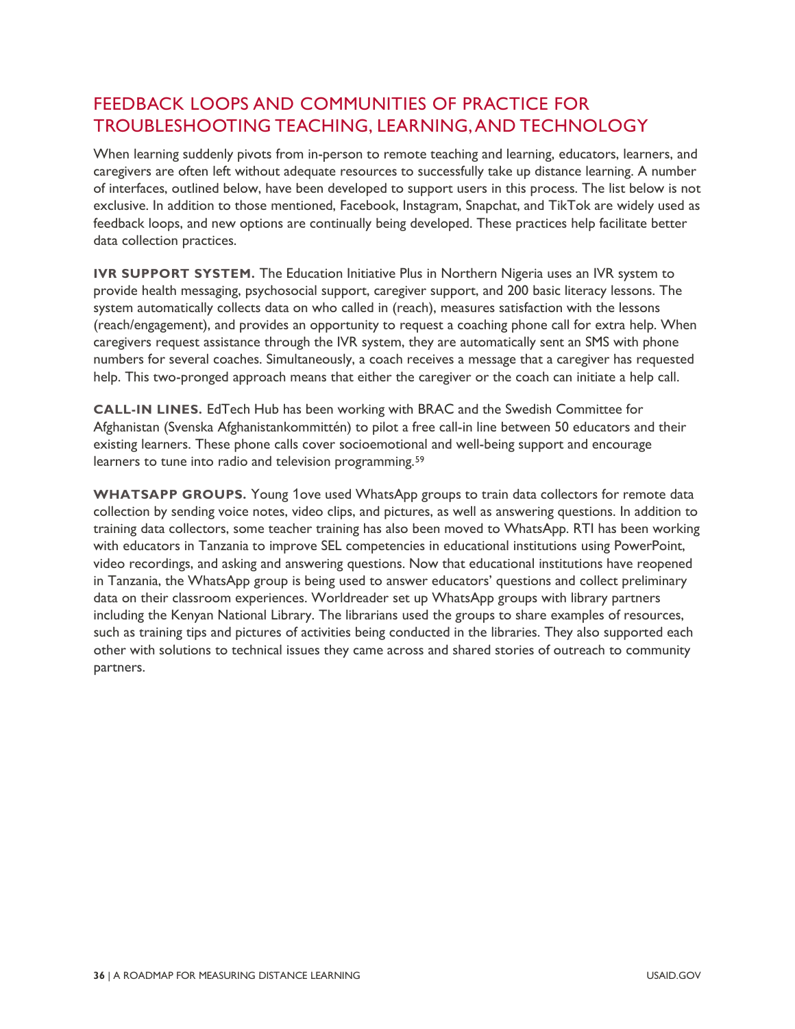## FEEDBACK LOOPS AND COMMUNITIES OF PRACTICE FOR TROUBLESHOOTING TEACHING, LEARNING, AND TECHNOLOGY

When learning suddenly pivots from in-person to remote teaching and learning, educators, learners, and caregivers are often left without adequate resources to successfully take up distance learning. A number of interfaces, outlined below, have been developed to support users in this process. The list below is not exclusive. In addition to those mentioned, Facebook, Instagram, Snapchat, and TikTok are widely used as feedback loops, and new options are continually being developed. These practices help facilitate better data collection practices.

**IVR SUPPORT SYSTEM.** The Education Initiative Plus in Northern Nigeria uses an IVR system to provide health messaging, psychosocial support, caregiver support, and 200 basic literacy lessons. The system automatically collects data on who called in (reach), measures satisfaction with the lessons (reach/engagement), and provides an opportunity to request a coaching phone call for extra help. When caregivers request assistance through the IVR system, they are automatically sent an SMS with phone numbers for several coaches. Simultaneously, a coach receives a message that a caregiver has requested help. This two-pronged approach means that either the caregiver or the coach can initiate a help call.

**CALL-IN LINES.** EdTech Hub has been working with BRAC and the Swedish Committee for Afghanistan (Svenska Afghanistankommittén) to pilot a free call-in line between 50 educators and their existing learners. These phone calls cover socioemotional and well-being support and encourage learners to tune into radio and television programming.[59]

**WHATSAPP GROUPS.** Young 1ove used WhatsApp groups to train data collectors for remote data collection by sending voice notes, video clips, and pictures, as well as answering questions. In addition to training data collectors, some teacher training has also been moved to WhatsApp. RTI has been working with educators in Tanzania to improve SEL competencies in educational institutions using PowerPoint, video recordings, and asking and answering questions. Now that educational institutions have reopened in Tanzania, the WhatsApp group is being used to answer educators' questions and collect preliminary data on their classroom experiences. Worldreader set up WhatsApp groups with library partners including the Kenyan National Library. The librarians used the groups to share examples of resources, such as training tips and pictures of activities being conducted in the libraries. They also supported each other with solutions to technical issues they came across and shared stories of outreach to community partners.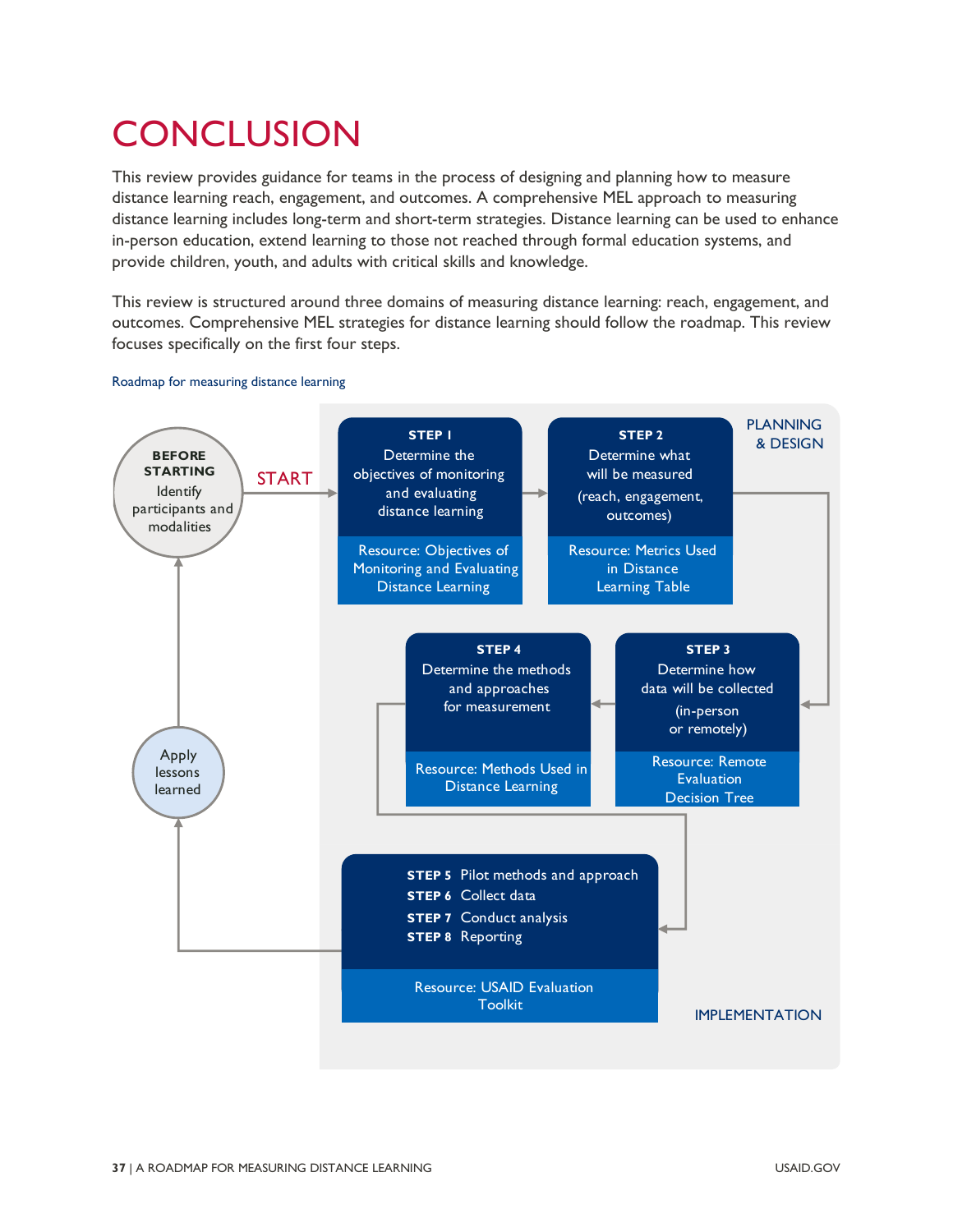# CONCLUSION

This review provides guidance for teams in the process of designing and planning how to measure distance learning reach, engagement, and outcomes. A comprehensive MEL approach to measuring distance learning includes long-term and short-term strategies. Distance learning can be used to enhance in-person education, extend learning to those not reached through formal education systems, and provide children, youth, and adults with critical skills and knowledge.

This review is structured around three domains of measuring distance learning: reach, engagement, and outcomes. Comprehensive MEL strategies for distance learning should follow the roadmap. This review focuses specifically on the first four steps.

Roadmap for measuring distance learning

**BEFORE STARTING**
Identify participants and modalities

START

PLANNING & DESIGN

**STEP 1**
Determine the objectives of monitoring and evaluating distance learning
Resource: Objectives of Monitoring and Evaluating Distance Learning

**STEP 2**
Determine what will be measured (reach, engagement, outcomes)
Resource: Metrics Used in Distance Learning Table

**STEP 3**
Determine how data will be collected (in-person or remotely)
Resource: Remote Evaluation Decision Tree

**STEP 4**
Determine the methods and approaches for measurement
Resource: Methods Used in Distance Learning

IMPLEMENTATION

**STEP 5** Pilot methods and approach
**STEP 6** Collect data
**STEP 7** Conduct analysis
**STEP 8** Reporting
Resource: USAID Evaluation Toolkit

Apply lessons learned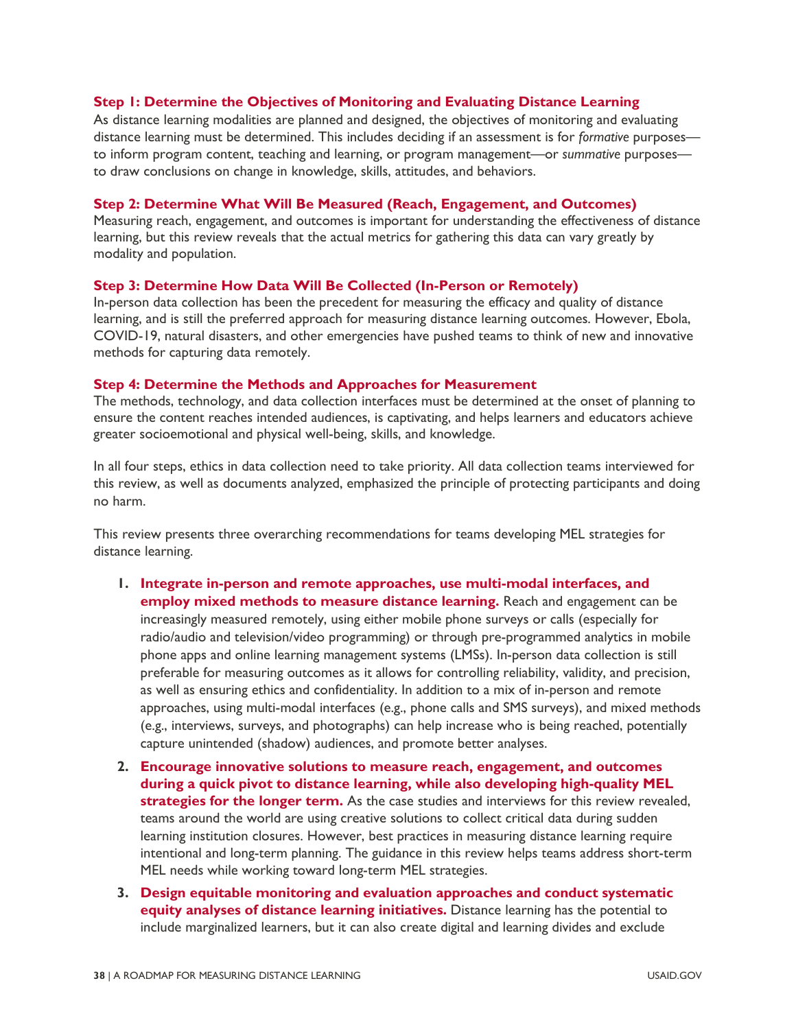### Step 1: Determine the Objectives of Monitoring and Evaluating Distance Learning

As distance learning modalities are planned and designed, the objectives of monitoring and evaluating distance learning must be determined. This includes deciding if an assessment is for *formative* purposes—to inform program content, teaching and learning, or program management—or *summative* purposes—to draw conclusions on change in knowledge, skills, attitudes, and behaviors.

### Step 2: Determine What Will Be Measured (Reach, Engagement, and Outcomes)

Measuring reach, engagement, and outcomes is important for understanding the effectiveness of distance learning, but this review reveals that the actual metrics for gathering this data can vary greatly by modality and population.

### Step 3: Determine How Data Will Be Collected (In-Person or Remotely)

In-person data collection has been the precedent for measuring the efficacy and quality of distance learning, and is still the preferred approach for measuring distance learning outcomes. However, Ebola, COVID-19, natural disasters, and other emergencies have pushed teams to think of new and innovative methods for capturing data remotely.

### Step 4: Determine the Methods and Approaches for Measurement

The methods, technology, and data collection interfaces must be determined at the onset of planning to ensure the content reaches intended audiences, is captivating, and helps learners and educators achieve greater socioemotional and physical well-being, skills, and knowledge.

In all four steps, ethics in data collection need to take priority. All data collection teams interviewed for this review, as well as documents analyzed, emphasized the principle of protecting participants and doing no harm.

This review presents three overarching recommendations for teams developing MEL strategies for distance learning.

1. **Integrate in-person and remote approaches, use multi-modal interfaces, and employ mixed methods to measure distance learning.** Reach and engagement can be increasingly measured remotely, using either mobile phone surveys or calls (especially for radio/audio and television/video programming) or through pre-programmed analytics in mobile phone apps and online learning management systems (LMSs). In-person data collection is still preferable for measuring outcomes as it allows for controlling reliability, validity, and precision, as well as ensuring ethics and confidentiality. In addition to a mix of in-person and remote approaches, using multi-modal interfaces (e.g., phone calls and SMS surveys), and mixed methods (e.g., interviews, surveys, and photographs) can help increase who is being reached, potentially capture unintended (shadow) audiences, and promote better analyses.
2. **Encourage innovative solutions to measure reach, engagement, and outcomes during a quick pivot to distance learning, while also developing high-quality MEL strategies for the longer term.** As the case studies and interviews for this review revealed, teams around the world are using creative solutions to collect critical data during sudden learning institution closures. However, best practices in measuring distance learning require intentional and long-term planning. The guidance in this review helps teams address short-term MEL needs while working toward long-term MEL strategies.
3. **Design equitable monitoring and evaluation approaches and conduct systematic equity analyses of distance learning initiatives.** Distance learning has the potential to include marginalized learners, but it can also create digital and learning divides and exclude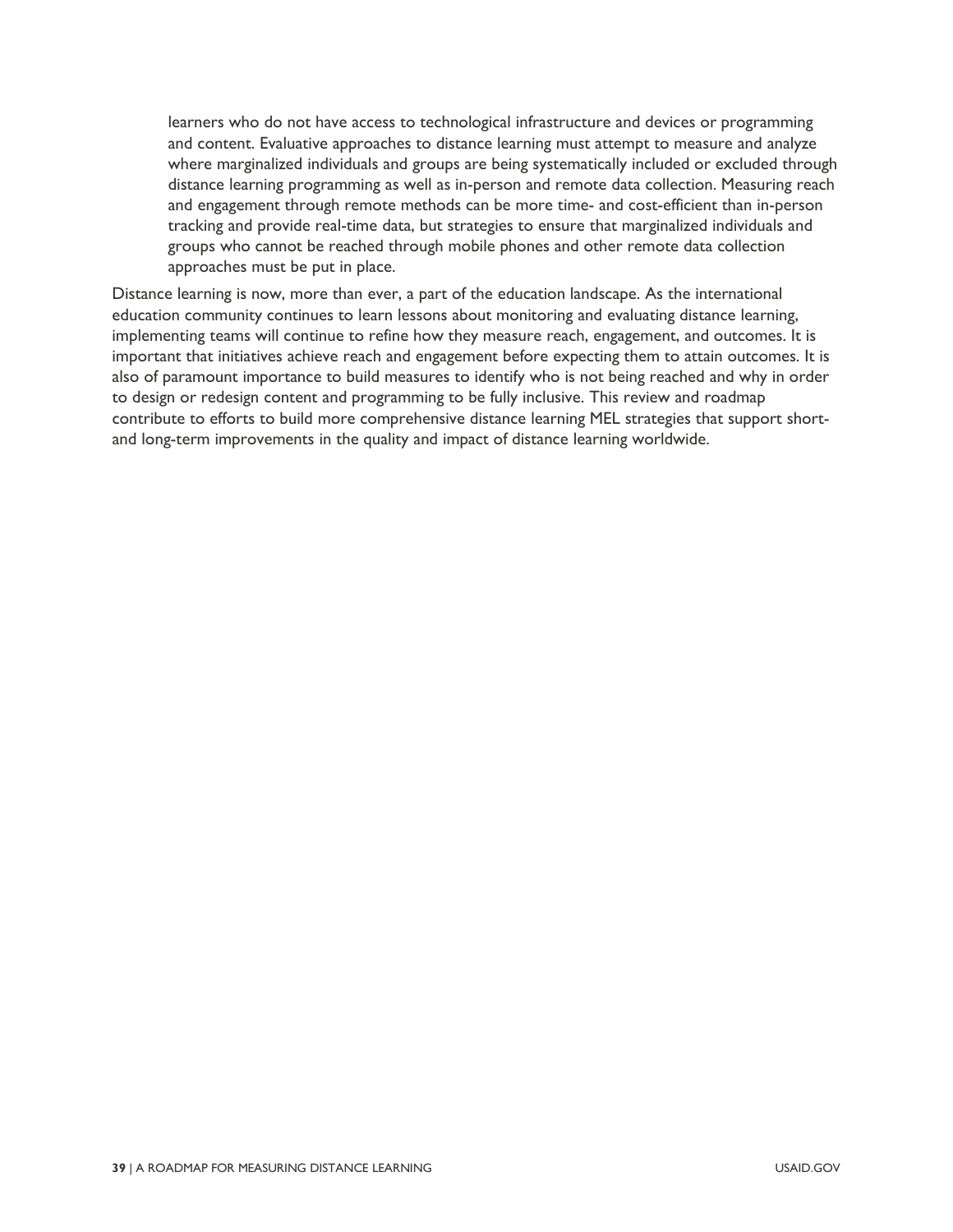learners who do not have access to technological infrastructure and devices or programming and content. Evaluative approaches to distance learning must attempt to measure and analyze where marginalized individuals and groups are being systematically included or excluded through distance learning programming as well as in-person and remote data collection. Measuring reach and engagement through remote methods can be more time- and cost-efficient than in-person tracking and provide real-time data, but strategies to ensure that marginalized individuals and groups who cannot be reached through mobile phones and other remote data collection approaches must be put in place.

Distance learning is now, more than ever, a part of the education landscape. As the international education community continues to learn lessons about monitoring and evaluating distance learning, implementing teams will continue to refine how they measure reach, engagement, and outcomes. It is important that initiatives achieve reach and engagement before expecting them to attain outcomes. It is also of paramount importance to build measures to identify who is not being reached and why in order to design or redesign content and programming to be fully inclusive. This review and roadmap contribute to efforts to build more comprehensive distance learning MEL strategies that support short- and long-term improvements in the quality and impact of distance learning worldwide.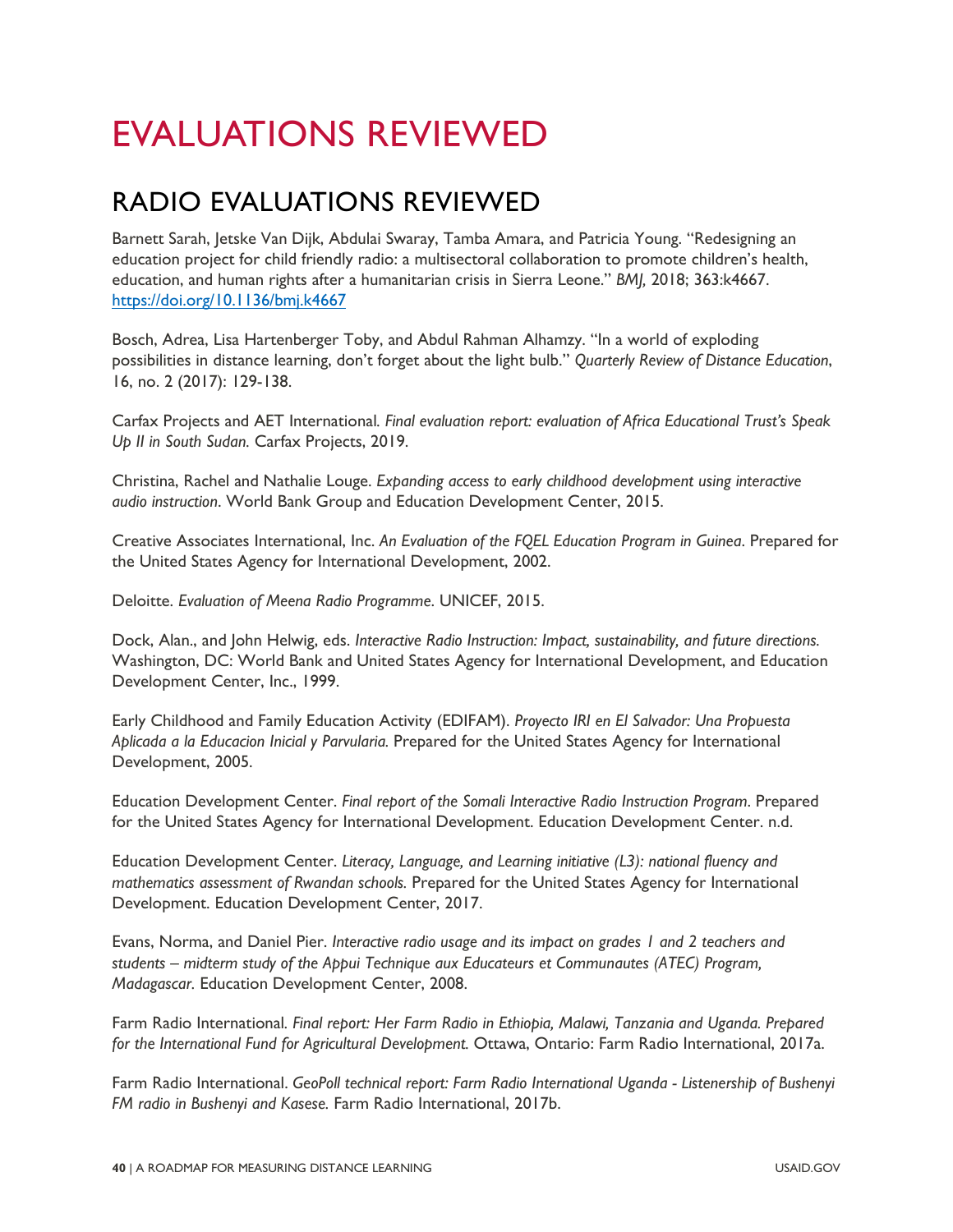# EVALUATIONS REVIEWED

## RADIO EVALUATIONS REVIEWED

Barnett Sarah, Jetske Van Dijk, Abdulai Swaray, Tamba Amara, and Patricia Young. "Redesigning an education project for child friendly radio: a multisectoral collaboration to promote children's health, education, and human rights after a humanitarian crisis in Sierra Leone." *BMJ,* 2018; 363:k4667. https://doi.org/10.1136/bmj.k4667

Bosch, Adrea, Lisa Hartenberger Toby, and Abdul Rahman Alhamzy. "In a world of exploding possibilities in distance learning, don't forget about the light bulb." *Quarterly Review of Distance Education*, 16, no. 2 (2017): 129-138.

Carfax Projects and AET International. *Final evaluation report: evaluation of Africa Educational Trust's Speak Up II in South Sudan.* Carfax Projects, 2019.

Christina, Rachel and Nathalie Louge. *Expanding access to early childhood development using interactive audio instruction*. World Bank Group and Education Development Center, 2015.

Creative Associates International, Inc. *An Evaluation of the FQEL Education Program in Guinea*. Prepared for the United States Agency for International Development, 2002.

Deloitte. *Evaluation of Meena Radio Programme*. UNICEF, 2015.

Dock, Alan., and John Helwig, eds. *Interactive Radio Instruction: Impact, sustainability, and future directions.* Washington, DC: World Bank and United States Agency for International Development, and Education Development Center, Inc., 1999.

Early Childhood and Family Education Activity (EDIFAM). *Proyecto IRI en El Salvador: Una Propuesta Aplicada a la Educacion Inicial y Parvularia.* Prepared for the United States Agency for International Development, 2005.

Education Development Center. *Final report of the Somali Interactive Radio Instruction Program*. Prepared for the United States Agency for International Development. Education Development Center. n.d.

Education Development Center. *Literacy, Language, and Learning initiative (L3): national fluency and mathematics assessment of Rwandan schools.* Prepared for the United States Agency for International Development. Education Development Center, 2017.

Evans, Norma, and Daniel Pier. *Interactive radio usage and its impact on grades 1 and 2 teachers and students – midterm study of the Appui Technique aux Educateurs et Communautes (ATEC) Program, Madagascar.* Education Development Center, 2008.

Farm Radio International. *Final report: Her Farm Radio in Ethiopia, Malawi, Tanzania and Uganda. Prepared for the International Fund for Agricultural Development.* Ottawa, Ontario: Farm Radio International, 2017a.

Farm Radio International. *GeoPoll technical report: Farm Radio International Uganda - Listenership of Bushenyi FM radio in Bushenyi and Kasese.* Farm Radio International, 2017b.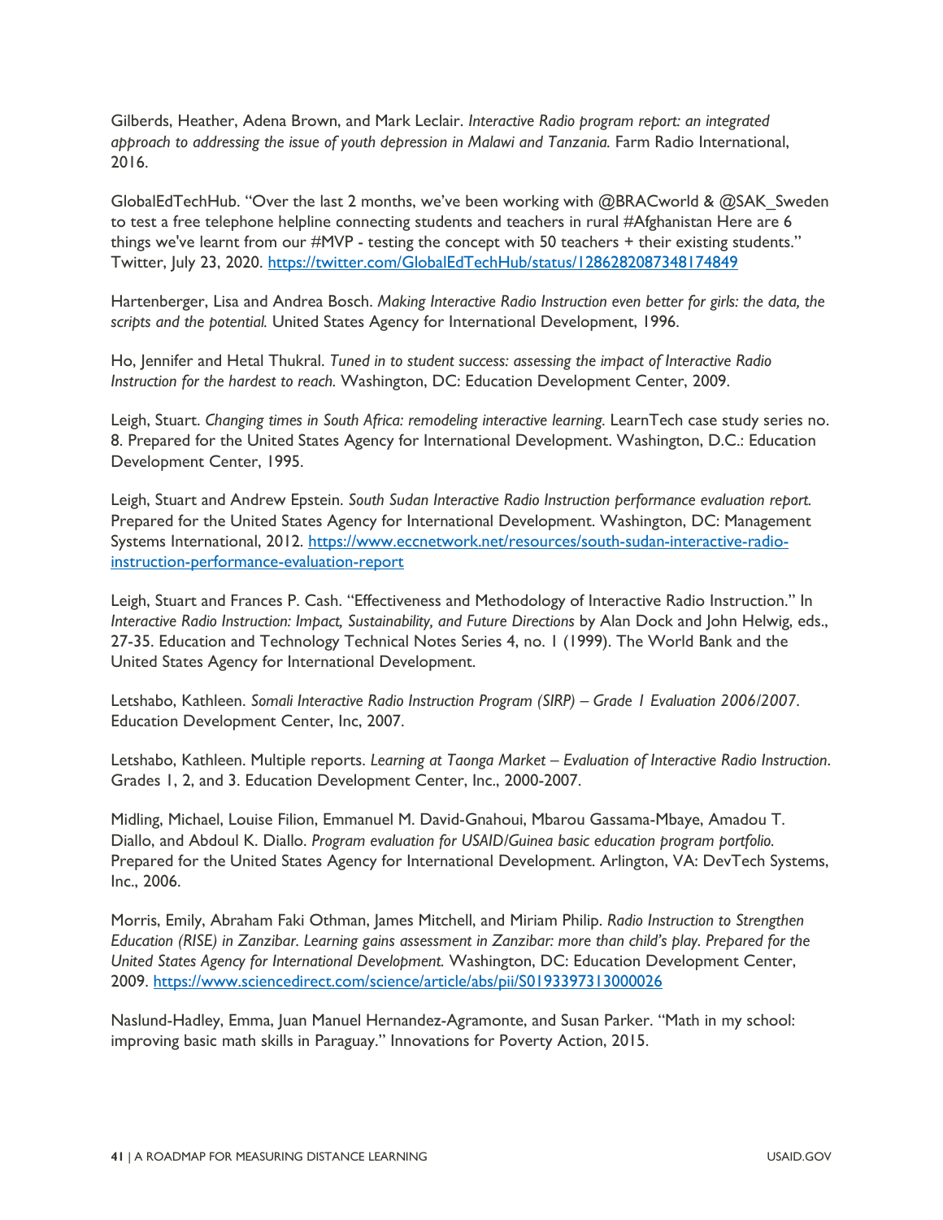Gilberds, Heather, Adena Brown, and Mark Leclair. *Interactive Radio program report: an integrated approach to addressing the issue of youth depression in Malawi and Tanzania.* Farm Radio International, 2016.

GlobalEdTechHub. "Over the last 2 months, we've been working with @BRACworld & @SAK_Sweden to test a free telephone helpline connecting students and teachers in rural #Afghanistan Here are 6 things we've learnt from our #MVP - testing the concept with 50 teachers + their existing students." Twitter, July 23, 2020. https://twitter.com/GlobalEdTechHub/status/1286282087348174849

Hartenberger, Lisa and Andrea Bosch. *Making Interactive Radio Instruction even better for girls: the data, the scripts and the potential.* United States Agency for International Development, 1996.

Ho, Jennifer and Hetal Thukral. *Tuned in to student success: assessing the impact of Interactive Radio Instruction for the hardest to reach.* Washington, DC: Education Development Center, 2009.

Leigh, Stuart. *Changing times in South Africa: remodeling interactive learning.* LearnTech case study series no. 8. Prepared for the United States Agency for International Development. Washington, D.C.: Education Development Center, 1995.

Leigh, Stuart and Andrew Epstein. *South Sudan Interactive Radio Instruction performance evaluation report.* Prepared for the United States Agency for International Development. Washington, DC: Management Systems International, 2012. https://www.eccnetwork.net/resources/south-sudan-interactive-radio-instruction-performance-evaluation-report

Leigh, Stuart and Frances P. Cash. "Effectiveness and Methodology of Interactive Radio Instruction." In *Interactive Radio Instruction: Impact, Sustainability, and Future Directions* by Alan Dock and John Helwig, eds., 27-35. Education and Technology Technical Notes Series 4, no. 1 (1999). The World Bank and the United States Agency for International Development.

Letshabo, Kathleen. *Somali Interactive Radio Instruction Program (SIRP) – Grade 1 Evaluation 2006/2007*. Education Development Center, Inc, 2007.

Letshabo, Kathleen. Multiple reports. *Learning at Taonga Market – Evaluation of Interactive Radio Instruction*. Grades 1, 2, and 3. Education Development Center, Inc., 2000-2007.

Midling, Michael, Louise Filion, Emmanuel M. David-Gnahoui, Mbarou Gassama-Mbaye, Amadou T. Diallo, and Abdoul K. Diallo. *Program evaluation for USAID/Guinea basic education program portfolio.* Prepared for the United States Agency for International Development. Arlington, VA: DevTech Systems, Inc., 2006.

Morris, Emily, Abraham Faki Othman, James Mitchell, and Miriam Philip. *Radio Instruction to Strengthen Education (RISE) in Zanzibar. Learning gains assessment in Zanzibar: more than child's play. Prepared for the United States Agency for International Development.* Washington, DC: Education Development Center, 2009. https://www.sciencedirect.com/science/article/abs/pii/S0193397313000026

Naslund-Hadley, Emma, Juan Manuel Hernandez-Agramonte, and Susan Parker. "Math in my school: improving basic math skills in Paraguay." Innovations for Poverty Action, 2015.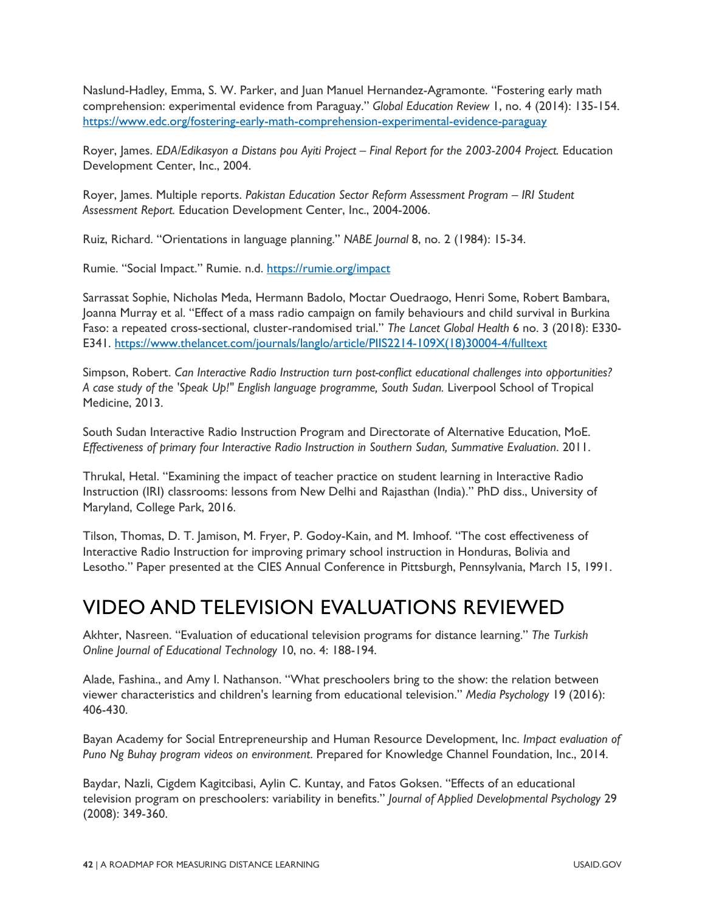Naslund-Hadley, Emma, S. W. Parker, and Juan Manuel Hernandez-Agramonte. "Fostering early math comprehension: experimental evidence from Paraguay." *Global Education Review* 1, no. 4 (2014): 135-154. https://www.edc.org/fostering-early-math-comprehension-experimental-evidence-paraguay

Royer, James. *EDA/Edikasyon a Distans pou Ayiti Project – Final Report for the 2003-2004 Project.* Education Development Center, Inc., 2004.

Royer, James. Multiple reports. *Pakistan Education Sector Reform Assessment Program – IRI Student Assessment Report.* Education Development Center, Inc., 2004-2006.

Ruiz, Richard. "Orientations in language planning." *NABE Journal* 8, no. 2 (1984): 15-34.

Rumie. "Social Impact." Rumie. n.d. https://rumie.org/impact

Sarrassat Sophie, Nicholas Meda, Hermann Badolo, Moctar Ouedraogo, Henri Some, Robert Bambara, Joanna Murray et al. "Effect of a mass radio campaign on family behaviours and child survival in Burkina Faso: a repeated cross-sectional, cluster-randomised trial." *The Lancet Global Health* 6 no. 3 (2018): E330-E341. https://www.thelancet.com/journals/langlo/article/PIIS2214-109X(18)30004-4/fulltext

Simpson, Robert. *Can Interactive Radio Instruction turn post-conflict educational challenges into opportunities? A case study of the 'Speak Up!" English language programme, South Sudan.* Liverpool School of Tropical Medicine, 2013.

South Sudan Interactive Radio Instruction Program and Directorate of Alternative Education, MoE. *Effectiveness of primary four Interactive Radio Instruction in Southern Sudan, Summative Evaluation*. 2011.

Thrukal, Hetal. "Examining the impact of teacher practice on student learning in Interactive Radio Instruction (IRI) classrooms: lessons from New Delhi and Rajasthan (India)." PhD diss., University of Maryland, College Park, 2016.

Tilson, Thomas, D. T. Jamison, M. Fryer, P. Godoy-Kain, and M. Imhoof. "The cost effectiveness of Interactive Radio Instruction for improving primary school instruction in Honduras, Bolivia and Lesotho." Paper presented at the CIES Annual Conference in Pittsburgh, Pennsylvania, March 15, 1991.

# VIDEO AND TELEVISION EVALUATIONS REVIEWED

Akhter, Nasreen. "Evaluation of educational television programs for distance learning." *The Turkish Online Journal of Educational Technology* 10, no. 4: 188-194.

Alade, Fashina., and Amy I. Nathanson. "What preschoolers bring to the show: the relation between viewer characteristics and children's learning from educational television." *Media Psychology* 19 (2016): 406-430.

Bayan Academy for Social Entrepreneurship and Human Resource Development, Inc. *Impact evaluation of Puno Ng Buhay program videos on environment*. Prepared for Knowledge Channel Foundation, Inc., 2014.

Baydar, Nazli, Cigdem Kagitcibasi, Aylin C. Kuntay, and Fatos Goksen. "Effects of an educational television program on preschoolers: variability in benefits." *Journal of Applied Developmental Psychology* 29 (2008): 349-360.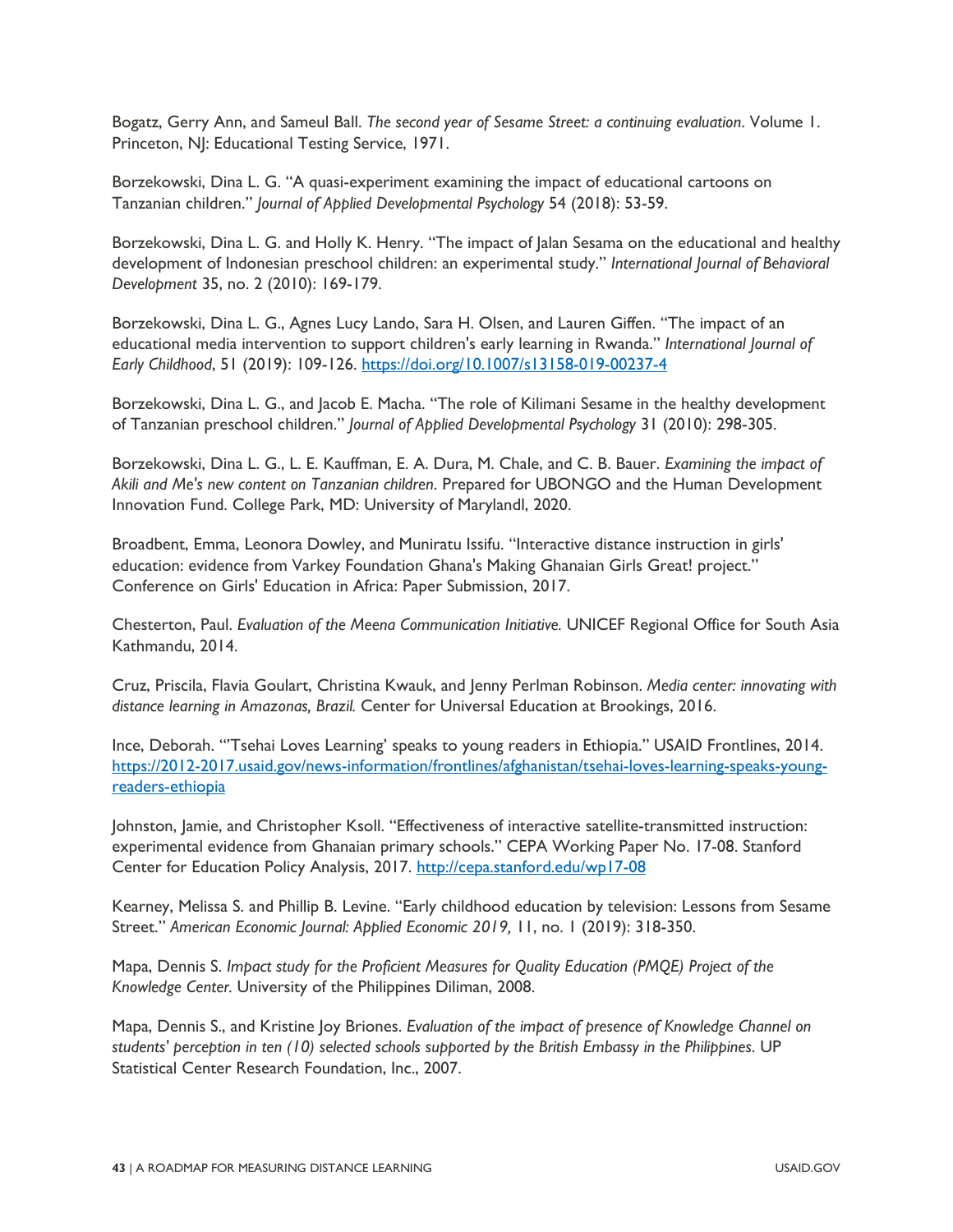Bogatz, Gerry Ann, and Sameul Ball. *The second year of Sesame Street: a continuing evaluation*. Volume 1. Princeton, NJ: Educational Testing Service, 1971.

Borzekowski, Dina L. G. "A quasi-experiment examining the impact of educational cartoons on Tanzanian children." *Journal of Applied Developmental Psychology* 54 (2018): 53-59.

Borzekowski, Dina L. G. and Holly K. Henry. "The impact of Jalan Sesama on the educational and healthy development of Indonesian preschool children: an experimental study." *International Journal of Behavioral Development* 35, no. 2 (2010): 169-179.

Borzekowski, Dina L. G., Agnes Lucy Lando, Sara H. Olsen, and Lauren Giffen. "The impact of an educational media intervention to support children's early learning in Rwanda." *International Journal of Early Childhood*, 51 (2019): 109-126. [https://doi.org/10.1007/s13158-019-00237-4](https://doi.org/10.1007/s13158-019-00237-4)

Borzekowski, Dina L. G., and Jacob E. Macha. "The role of Kilimani Sesame in the healthy development of Tanzanian preschool children." *Journal of Applied Developmental Psychology* 31 (2010): 298-305.

Borzekowski, Dina L. G., L. E. Kauffman, E. A. Dura, M. Chale, and C. B. Bauer. *Examining the impact of Akili and Me's new content on Tanzanian children*. Prepared for UBONGO and the Human Development Innovation Fund. College Park, MD: University of Marylandl, 2020.

Broadbent, Emma, Leonora Dowley, and Muniratu Issifu. "Interactive distance instruction in girls' education: evidence from Varkey Foundation Ghana's Making Ghanaian Girls Great! project." Conference on Girls' Education in Africa: Paper Submission, 2017.

Chesterton, Paul. *Evaluation of the Meena Communication Initiative.* UNICEF Regional Office for South Asia Kathmandu, 2014.

Cruz, Priscila, Flavia Goulart, Christina Kwauk, and Jenny Perlman Robinson. *Media center: innovating with distance learning in Amazonas, Brazil.* Center for Universal Education at Brookings, 2016.

Ince, Deborah. "'Tsehai Loves Learning' speaks to young readers in Ethiopia." USAID Frontlines, 2014. [https://2012-2017.usaid.gov/news-information/frontlines/afghanistan/tsehai-loves-learning-speaks-young-readers-ethiopia](https://2012-2017.usaid.gov/news-information/frontlines/afghanistan/tsehai-loves-learning-speaks-young-readers-ethiopia)

Johnston, Jamie, and Christopher Ksoll. "Effectiveness of interactive satellite-transmitted instruction: experimental evidence from Ghanaian primary schools." CEPA Working Paper No. 17-08. Stanford Center for Education Policy Analysis, 2017. [http://cepa.stanford.edu/wp17-08](http://cepa.stanford.edu/wp17-08)

Kearney, Melissa S. and Phillip B. Levine. "Early childhood education by television: Lessons from Sesame Street." *American Economic Journal: Applied Economic 2019,* 11, no. 1 (2019): 318-350.

Mapa, Dennis S. *Impact study for the Proficient Measures for Quality Education (PMQE) Project of the Knowledge Center.* University of the Philippines Diliman, 2008.

Mapa, Dennis S., and Kristine Joy Briones. *Evaluation of the impact of presence of Knowledge Channel on students' perception in ten (10) selected schools supported by the British Embassy in the Philippines*. UP Statistical Center Research Foundation, Inc., 2007.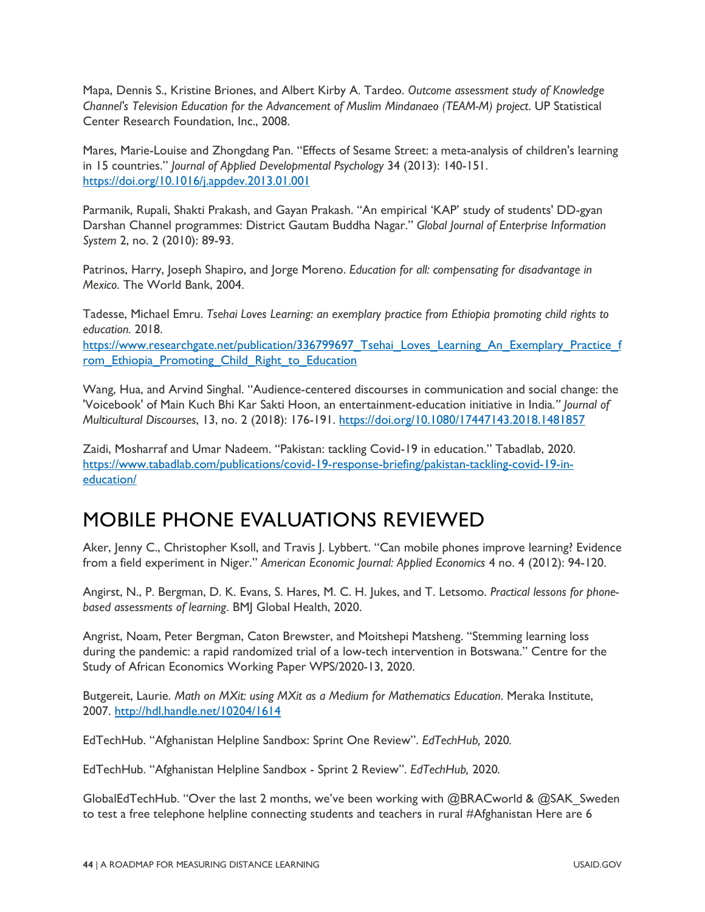Mapa, Dennis S., Kristine Briones, and Albert Kirby A. Tardeo. *Outcome assessment study of Knowledge Channel's Television Education for the Advancement of Muslim Mindanaeo (TEAM-M) project*. UP Statistical Center Research Foundation, Inc., 2008.

Mares, Marie-Louise and Zhongdang Pan. "Effects of Sesame Street: a meta-analysis of children's learning in 15 countries." *Journal of Applied Developmental Psychology* 34 (2013): 140-151. https://doi.org/10.1016/j.appdev.2013.01.001

Parmanik, Rupali, Shakti Prakash, and Gayan Prakash. "An empirical 'KAP' study of students' DD-gyan Darshan Channel programmes: District Gautam Buddha Nagar." *Global Journal of Enterprise Information System* 2, no. 2 (2010): 89-93.

Patrinos, Harry, Joseph Shapiro, and Jorge Moreno. *Education for all: compensating for disadvantage in Mexico*. The World Bank, 2004.

Tadesse, Michael Emru. *Tsehai Loves Learning: an exemplary practice from Ethiopia promoting child rights to education.* 2018. https://www.researchgate.net/publication/336799697_Tsehai_Loves_Learning_An_Exemplary_Practice_from_Ethiopia_Promoting_Child_Right_to_Education

Wang, Hua, and Arvind Singhal. "Audience-centered discourses in communication and social change: the 'Voicebook' of Main Kuch Bhi Kar Sakti Hoon, an entertainment-education initiative in India." *Journal of Multicultural Discourses*, 13, no. 2 (2018): 176-191. https://doi.org/10.1080/17447143.2018.1481857

Zaidi, Mosharraf and Umar Nadeem. "Pakistan: tackling Covid-19 in education." Tabadlab, 2020. https://www.tabadlab.com/publications/covid-19-response-briefing/pakistan-tackling-covid-19-in-education/

# MOBILE PHONE EVALUATIONS REVIEWED

Aker, Jenny C., Christopher Ksoll, and Travis J. Lybbert. "Can mobile phones improve learning? Evidence from a field experiment in Niger." *American Economic Journal: Applied Economics* 4 no. 4 (2012): 94-120.

Angirst, N., P. Bergman, D. K. Evans, S. Hares, M. C. H. Jukes, and T. Letsomo. *Practical lessons for phone-based assessments of learning*. BMJ Global Health, 2020.

Angrist, Noam, Peter Bergman, Caton Brewster, and Moitshepi Matsheng. "Stemming learning loss during the pandemic: a rapid randomized trial of a low-tech intervention in Botswana." Centre for the Study of African Economics Working Paper WPS/2020-13, 2020.

Butgereit, Laurie. *Math on MXit: using MXit as a Medium for Mathematics Education*. Meraka Institute, 2007. http://hdl.handle.net/10204/1614

EdTechHub. "Afghanistan Helpline Sandbox: Sprint One Review". *EdTechHub,* 2020.

EdTechHub. "Afghanistan Helpline Sandbox - Sprint 2 Review". *EdTechHub,* 2020.

GlobalEdTechHub. "Over the last 2 months, we've been working with @BRACworld & @SAK_Sweden to test a free telephone helpline connecting students and teachers in rural #Afghanistan Here are 6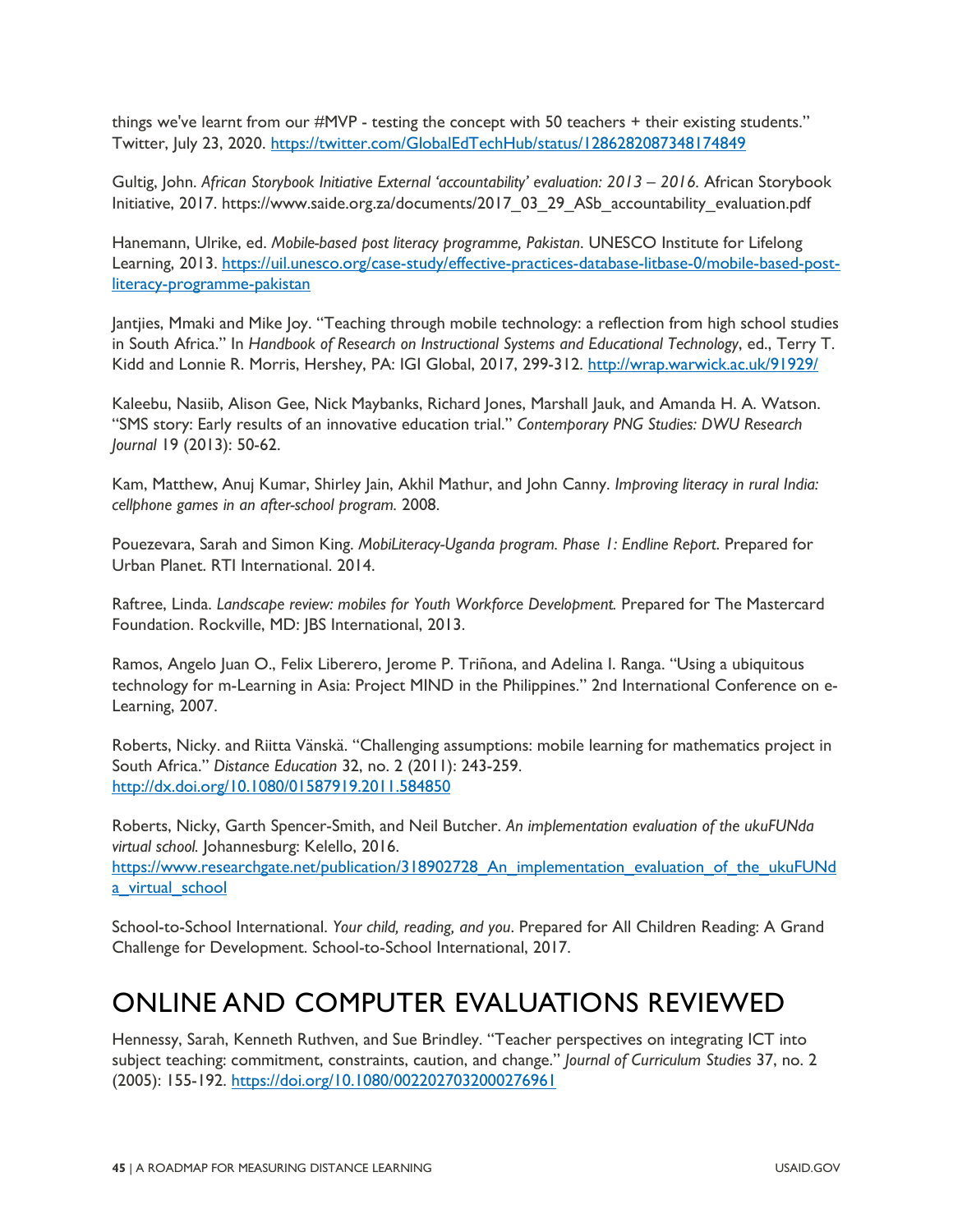things we've learnt from our #MVP - testing the concept with 50 teachers + their existing students." Twitter, July 23, 2020. https://twitter.com/GlobalEdTechHub/status/1286282087348174849

Gultig, John. *African Storybook Initiative External 'accountability' evaluation: 2013 – 2016*. African Storybook Initiative, 2017. https://www.saide.org.za/documents/2017_03_29_ASb_accountability_evaluation.pdf

Hanemann, Ulrike, ed. *Mobile-based post literacy programme, Pakistan*. UNESCO Institute for Lifelong Learning, 2013. https://uil.unesco.org/case-study/effective-practices-database-litbase-0/mobile-based-post-literacy-programme-pakistan

Jantjies, Mmaki and Mike Joy. "Teaching through mobile technology: a reflection from high school studies in South Africa." In *Handbook of Research on Instructional Systems and Educational Technology*, ed., Terry T. Kidd and Lonnie R. Morris, Hershey, PA: IGI Global, 2017, 299-312. http://wrap.warwick.ac.uk/91929/

Kaleebu, Nasiib, Alison Gee, Nick Maybanks, Richard Jones, Marshall Jauk, and Amanda H. A. Watson. "SMS story: Early results of an innovative education trial." *Contemporary PNG Studies: DWU Research Journal* 19 (2013): 50-62.

Kam, Matthew, Anuj Kumar, Shirley Jain, Akhil Mathur, and John Canny. *Improving literacy in rural India: cellphone games in an after-school program.* 2008.

Pouezevara, Sarah and Simon King. *MobiLiteracy-Uganda program. Phase 1: Endline Report*. Prepared for Urban Planet. RTI International. 2014.

Raftree, Linda. *Landscape review: mobiles for Youth Workforce Development.* Prepared for The Mastercard Foundation. Rockville, MD: JBS International, 2013.

Ramos, Angelo Juan O., Felix Liberero, Jerome P. Triñona, and Adelina I. Ranga. "Using a ubiquitous technology for m-Learning in Asia: Project MIND in the Philippines." 2nd International Conference on e-Learning, 2007.

Roberts, Nicky. and Riitta Vänskä. "Challenging assumptions: mobile learning for mathematics project in South Africa." *Distance Education* 32, no. 2 (2011): 243-259. http://dx.doi.org/10.1080/01587919.2011.584850

Roberts, Nicky, Garth Spencer-Smith, and Neil Butcher. *An implementation evaluation of the ukuFUNda virtual school.* Johannesburg: Kelello, 2016. https://www.researchgate.net/publication/318902728_An_implementation_evaluation_of_the_ukuFUNda_virtual_school

School-to-School International. *Your child, reading, and you*. Prepared for All Children Reading: A Grand Challenge for Development. School-to-School International, 2017.

## ONLINE AND COMPUTER EVALUATIONS REVIEWED

Hennessy, Sarah, Kenneth Ruthven, and Sue Brindley. "Teacher perspectives on integrating ICT into subject teaching: commitment, constraints, caution, and change." *Journal of Curriculum Studies* 37, no. 2 (2005): 155-192. https://doi.org/10.1080/0022027032000276961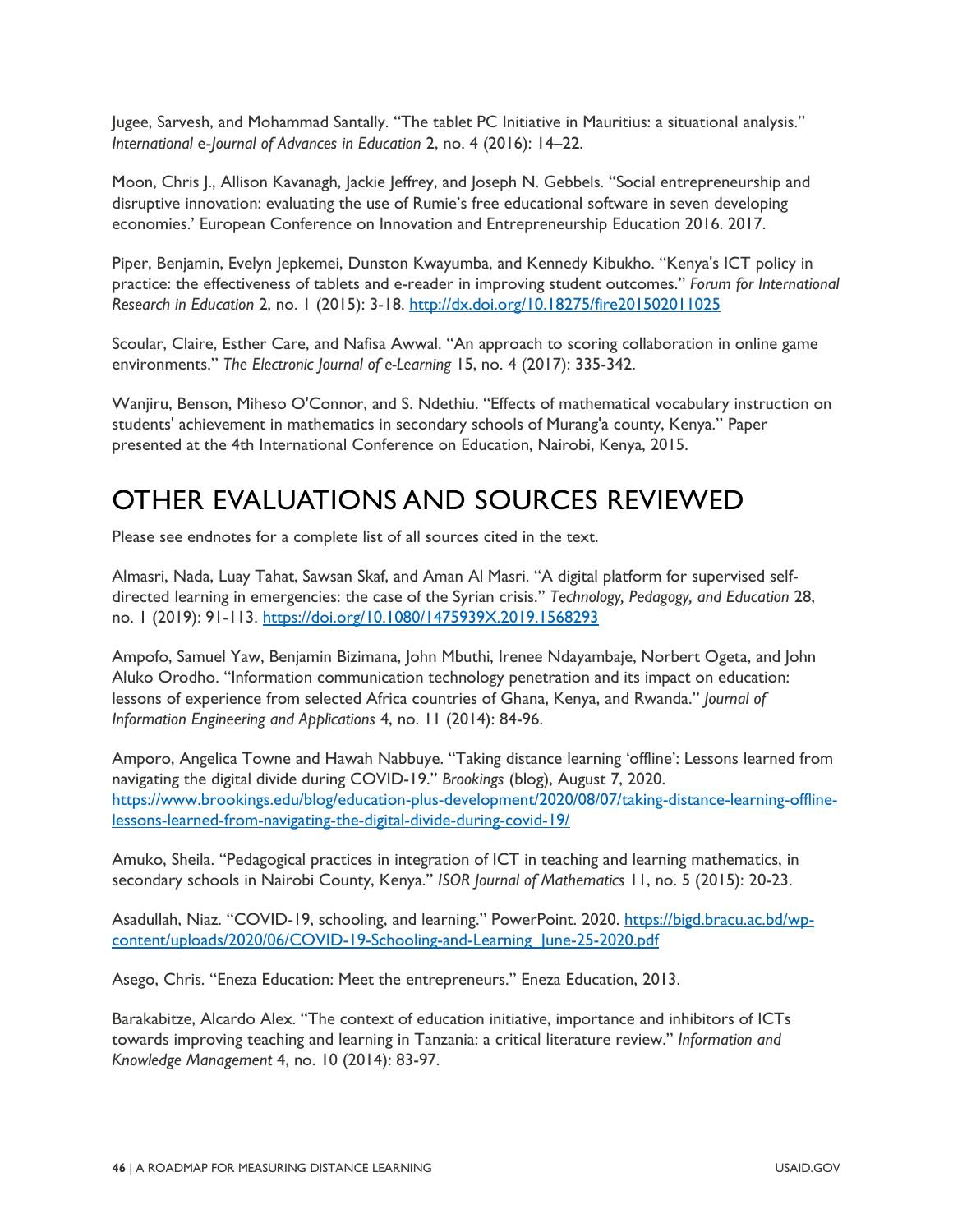Jugee, Sarvesh, and Mohammad Santally. "The tablet PC Initiative in Mauritius: a situational analysis." *International e-Journal of Advances in Education* 2, no. 4 (2016): 14–22.

Moon, Chris J., Allison Kavanagh, Jackie Jeffrey, and Joseph N. Gebbels. "Social entrepreneurship and disruptive innovation: evaluating the use of Rumie's free educational software in seven developing economies.' European Conference on Innovation and Entrepreneurship Education 2016. 2017.

Piper, Benjamin, Evelyn Jepkemei, Dunston Kwayumba, and Kennedy Kibukho. "Kenya's ICT policy in practice: the effectiveness of tablets and e-reader in improving student outcomes." *Forum for International Research in Education* 2, no. 1 (2015): 3-18. http://dx.doi.org/10.18275/fire201502011025

Scoular, Claire, Esther Care, and Nafisa Awwal. "An approach to scoring collaboration in online game environments." *The Electronic Journal of e-Learning* 15, no. 4 (2017): 335-342.

Wanjiru, Benson, Miheso O'Connor, and S. Ndethiu. "Effects of mathematical vocabulary instruction on students' achievement in mathematics in secondary schools of Murang'a county, Kenya." Paper presented at the 4th International Conference on Education, Nairobi, Kenya, 2015.

# OTHER EVALUATIONS AND SOURCES REVIEWED

Please see endnotes for a complete list of all sources cited in the text.

Almasri, Nada, Luay Tahat, Sawsan Skaf, and Aman Al Masri. "A digital platform for supervised self-directed learning in emergencies: the case of the Syrian crisis." *Technology, Pedagogy, and Education* 28, no. 1 (2019): 91-113. https://doi.org/10.1080/1475939X.2019.1568293

Ampofo, Samuel Yaw, Benjamin Bizimana, John Mbuthi, Irenee Ndayambaje, Norbert Ogeta, and John Aluko Orodho. "Information communication technology penetration and its impact on education: lessons of experience from selected Africa countries of Ghana, Kenya, and Rwanda." *Journal of Information Engineering and Applications* 4, no. 11 (2014): 84-96.

Amporo, Angelica Towne and Hawah Nabbuye. "Taking distance learning 'offline': Lessons learned from navigating the digital divide during COVID-19." *Brookings* (blog), August 7, 2020. https://www.brookings.edu/blog/education-plus-development/2020/08/07/taking-distance-learning-offline-lessons-learned-from-navigating-the-digital-divide-during-covid-19/

Amuko, Sheila. "Pedagogical practices in integration of ICT in teaching and learning mathematics, in secondary schools in Nairobi County, Kenya." *ISOR Journal of Mathematics* 11, no. 5 (2015): 20-23.

Asadullah, Niaz. "COVID-19, schooling, and learning." PowerPoint. 2020. https://bigd.bracu.ac.bd/wp-content/uploads/2020/06/COVID-19-Schooling-and-Learning_June-25-2020.pdf

Asego, Chris. "Eneza Education: Meet the entrepreneurs." Eneza Education, 2013.

Barakabitze, Alcardo Alex. "The context of education initiative, importance and inhibitors of ICTs towards improving teaching and learning in Tanzania: a critical literature review." *Information and Knowledge Management* 4, no. 10 (2014): 83-97.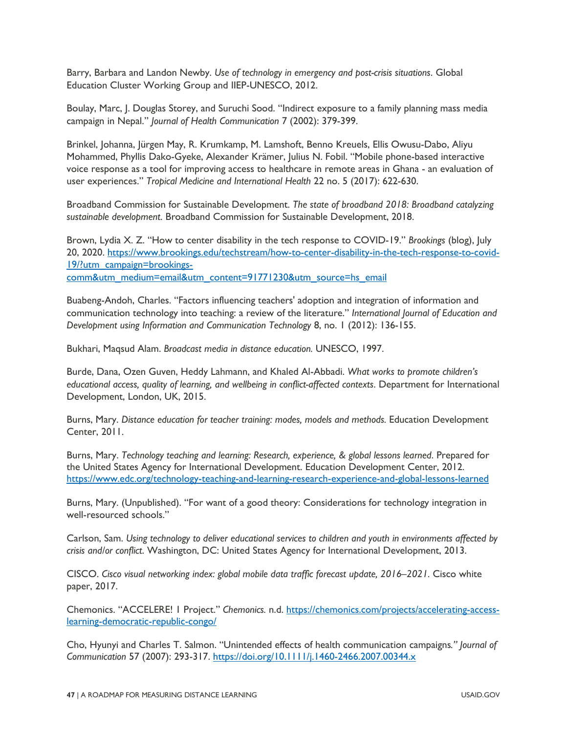Barry, Barbara and Landon Newby. *Use of technology in emergency and post-crisis situations*. Global Education Cluster Working Group and IIEP-UNESCO, 2012.

Boulay, Marc, J. Douglas Storey, and Suruchi Sood. "Indirect exposure to a family planning mass media campaign in Nepal." *Journal of Health Communication* 7 (2002): 379-399.

Brinkel, Johanna, Jürgen May, R. Krumkamp, M. Lamshoft, Benno Kreuels, Ellis Owusu-Dabo, Aliyu Mohammed, Phyllis Dako-Gyeke, Alexander Krämer, Julius N. Fobil. "Mobile phone-based interactive voice response as a tool for improving access to healthcare in remote areas in Ghana - an evaluation of user experiences." *Tropical Medicine and International Health* 22 no. 5 (2017): 622-630.

Broadband Commission for Sustainable Development. *The state of broadband 2018: Broadband catalyzing sustainable development.* Broadband Commission for Sustainable Development, 2018.

Brown, Lydia X. Z. "How to center disability in the tech response to COVID-19." *Brookings* (blog), July 20, 2020. https://www.brookings.edu/techstream/how-to-center-disability-in-the-tech-response-to-covid-19/?utm_campaign=brookings-comm&utm_medium=email&utm_content=91771230&utm_source=hs_email

Buabeng-Andoh, Charles. "Factors influencing teachers' adoption and integration of information and communication technology into teaching: a review of the literature." *International Journal of Education and Development using Information and Communication Technology* 8, no. 1 (2012): 136-155.

Bukhari, Maqsud Alam. *Broadcast media in distance education.* UNESCO, 1997.

Burde, Dana, Ozen Guven, Heddy Lahmann, and Khaled Al-Abbadi. *What works to promote children's educational access, quality of learning, and wellbeing in conflict-affected contexts*. Department for International Development, London, UK, 2015.

Burns, Mary. *Distance education for teacher training: modes, models and methods.* Education Development Center, 2011.

Burns, Mary. *Technology teaching and learning: Research, experience, & global lessons learned*. Prepared for the United States Agency for International Development. Education Development Center, 2012. https://www.edc.org/technology-teaching-and-learning-research-experience-and-global-lessons-learned

Burns, Mary. (Unpublished). "For want of a good theory: Considerations for technology integration in well-resourced schools."

Carlson, Sam. *Using technology to deliver educational services to children and youth in environments affected by crisis and/or conflict*. Washington, DC: United States Agency for International Development, 2013.

CISCO. *Cisco visual networking index: global mobile data traffic forecast update, 2016–2021*. Cisco white paper, 2017.

Chemonics. "ACCELERE! 1 Project." *Chemonics.* n.d. https://chemonics.com/projects/accelerating-access-learning-democratic-republic-congo/

Cho, Hyunyi and Charles T. Salmon. "Unintended effects of health communication campaigns." *Journal of Communication* 57 (2007): 293-317. https://doi.org/10.1111/j.1460-2466.2007.00344.x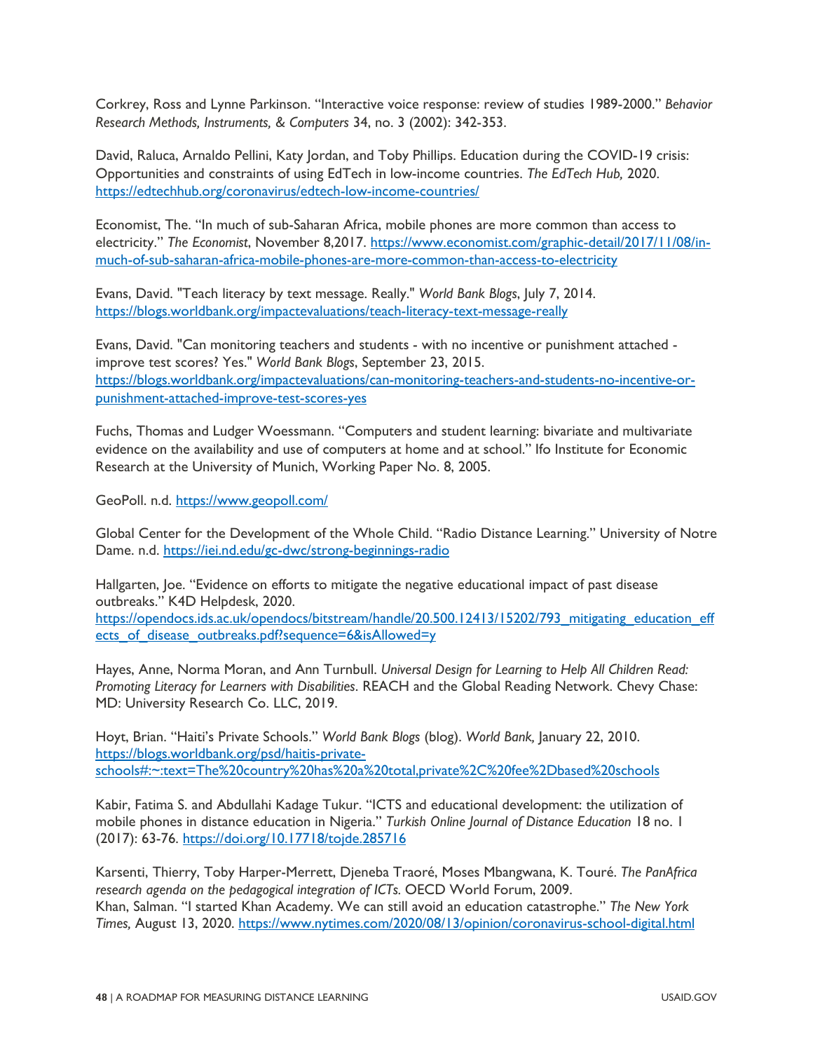Corkrey, Ross and Lynne Parkinson. "Interactive voice response: review of studies 1989-2000." *Behavior Research Methods, Instruments, & Computers* 34, no. 3 (2002): 342-353.

David, Raluca, Arnaldo Pellini, Katy Jordan, and Toby Phillips. Education during the COVID-19 crisis: Opportunities and constraints of using EdTech in low-income countries. *The EdTech Hub,* 2020. https://edtechhub.org/coronavirus/edtech-low-income-countries/

Economist, The. "In much of sub-Saharan Africa, mobile phones are more common than access to electricity." *The Economist*, November 8,2017. https://www.economist.com/graphic-detail/2017/11/08/in-much-of-sub-saharan-africa-mobile-phones-are-more-common-than-access-to-electricity

Evans, David. "Teach literacy by text message. Really." *World Bank Blogs*, July 7, 2014. https://blogs.worldbank.org/impactevaluations/teach-literacy-text-message-really

Evans, David. "Can monitoring teachers and students - with no incentive or punishment attached - improve test scores? Yes." *World Bank Blogs*, September 23, 2015. https://blogs.worldbank.org/impactevaluations/can-monitoring-teachers-and-students-no-incentive-or-punishment-attached-improve-test-scores-yes

Fuchs, Thomas and Ludger Woessmann. "Computers and student learning: bivariate and multivariate evidence on the availability and use of computers at home and at school." Ifo Institute for Economic Research at the University of Munich, Working Paper No. 8, 2005.

GeoPoll. n.d. https://www.geopoll.com/

Global Center for the Development of the Whole Child. "Radio Distance Learning." University of Notre Dame. n.d. https://iei.nd.edu/gc-dwc/strong-beginnings-radio

Hallgarten, Joe. "Evidence on efforts to mitigate the negative educational impact of past disease outbreaks." K4D Helpdesk, 2020. https://opendocs.ids.ac.uk/opendocs/bitstream/handle/20.500.12413/15202/793_mitigating_education_effects_of_disease_outbreaks.pdf?sequence=6&isAllowed=y

Hayes, Anne, Norma Moran, and Ann Turnbull. *Universal Design for Learning to Help All Children Read: Promoting Literacy for Learners with Disabilities*. REACH and the Global Reading Network. Chevy Chase: MD: University Research Co. LLC, 2019.

Hoyt, Brian. "Haiti's Private Schools." *World Bank Blogs* (blog). *World Bank,* January 22, 2010. https://blogs.worldbank.org/psd/haitis-private-schools#:~:text=The%20country%20has%20a%20total,private%2C%20fee%2Dbased%20schools

Kabir, Fatima S. and Abdullahi Kadage Tukur. "ICTS and educational development: the utilization of mobile phones in distance education in Nigeria." *Turkish Online Journal of Distance Education* 18 no. 1 (2017): 63-76. https://doi.org/10.17718/tojde.285716

Karsenti, Thierry, Toby Harper-Merrett, Djeneba Traoré, Moses Mbangwana, K. Touré. *The PanAfrica research agenda on the pedagogical integration of ICTs.* OECD World Forum, 2009.

Khan, Salman. "I started Khan Academy. We can still avoid an education catastrophe." *The New York Times,* August 13, 2020. https://www.nytimes.com/2020/08/13/opinion/coronavirus-school-digital.html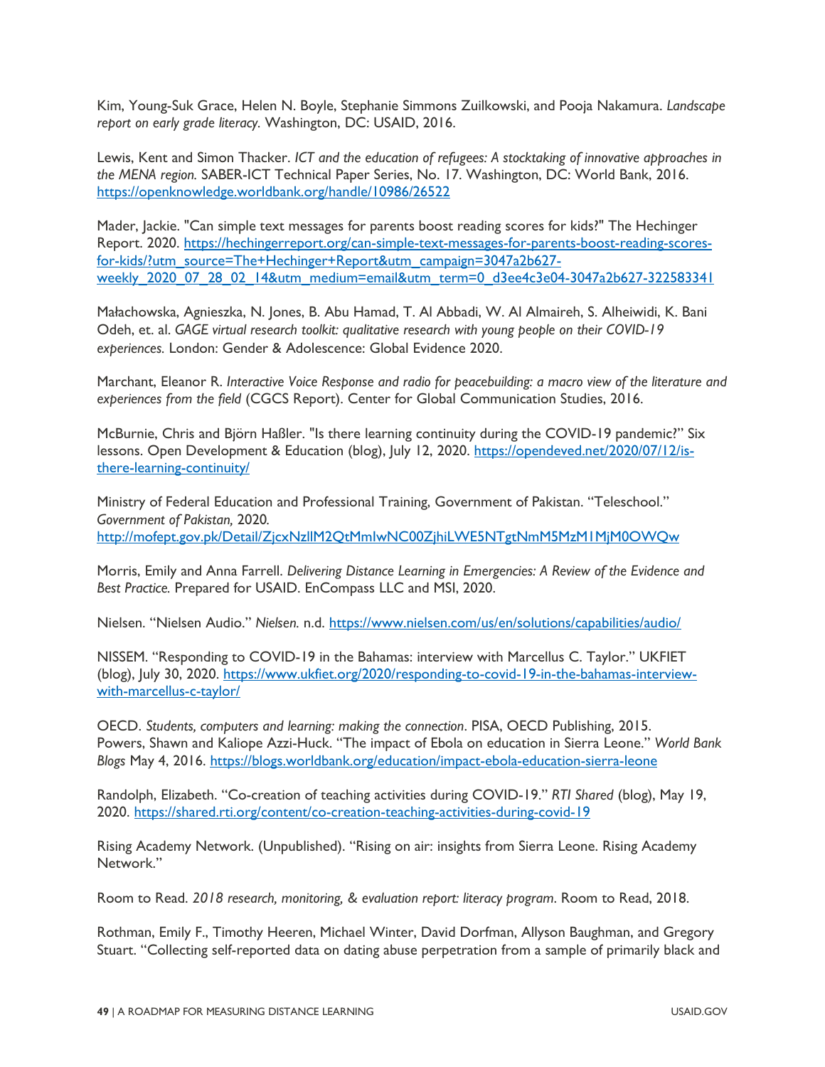Kim, Young-Suk Grace, Helen N. Boyle, Stephanie Simmons Zuilkowski, and Pooja Nakamura. *Landscape report on early grade literacy.* Washington, DC: USAID, 2016.

Lewis, Kent and Simon Thacker. *ICT and the education of refugees: A stocktaking of innovative approaches in the MENA region.* SABER-ICT Technical Paper Series, No. 17. Washington, DC: World Bank, 2016. https://openknowledge.worldbank.org/handle/10986/26522

Mader, Jackie. "Can simple text messages for parents boost reading scores for kids?" The Hechinger Report. 2020. https://hechingerreport.org/can-simple-text-messages-for-parents-boost-reading-scores-for-kids/?utm_source=The+Hechinger+Report&utm_campaign=3047a2b627-weekly_2020_07_28_02_14&utm_medium=email&utm_term=0_d3ee4c3e04-3047a2b627-322583341

Małachowska, Agnieszka, N. Jones, B. Abu Hamad, T. Al Abbadi, W. Al Almaireh, S. Alheiwidi, K. Bani Odeh, et. al. *GAGE virtual research toolkit: qualitative research with young people on their COVID-19 experiences.* London: Gender & Adolescence: Global Evidence 2020.

Marchant, Eleanor R. *Interactive Voice Response and radio for peacebuilding: a macro view of the literature and experiences from the field* (CGCS Report). Center for Global Communication Studies, 2016.

McBurnie, Chris and Björn Haßler. "Is there learning continuity during the COVID-19 pandemic?" Six lessons. Open Development & Education (blog), July 12, 2020. https://opendeved.net/2020/07/12/is-there-learning-continuity/

Ministry of Federal Education and Professional Training, Government of Pakistan. "Teleschool." *Government of Pakistan,* 2020. http://mofept.gov.pk/Detail/ZjcxNzllM2QtMmIwNC00ZjhiLWE5NTgtNmM5MzM1MjM0OWQw

Morris, Emily and Anna Farrell. *Delivering Distance Learning in Emergencies: A Review of the Evidence and Best Practice.* Prepared for USAID. EnCompass LLC and MSI, 2020.

Nielsen. "Nielsen Audio." *Nielsen.* n.d. https://www.nielsen.com/us/en/solutions/capabilities/audio/

NISSEM. "Responding to COVID-19 in the Bahamas: interview with Marcellus C. Taylor." UKFIET (blog), July 30, 2020. https://www.ukfiet.org/2020/responding-to-covid-19-in-the-bahamas-interview-with-marcellus-c-taylor/

OECD. *Students, computers and learning: making the connection*. PISA, OECD Publishing, 2015.
Powers, Shawn and Kaliope Azzi-Huck. "The impact of Ebola on education in Sierra Leone." *World Bank Blogs* May 4, 2016. https://blogs.worldbank.org/education/impact-ebola-education-sierra-leone

Randolph, Elizabeth. "Co-creation of teaching activities during COVID-19." *RTI Shared* (blog), May 19, 2020. https://shared.rti.org/content/co-creation-teaching-activities-during-covid-19

Rising Academy Network. (Unpublished). "Rising on air: insights from Sierra Leone. Rising Academy Network."

Room to Read. *2018 research, monitoring, & evaluation report: literacy program*. Room to Read, 2018.

Rothman, Emily F., Timothy Heeren, Michael Winter, David Dorfman, Allyson Baughman, and Gregory Stuart. "Collecting self-reported data on dating abuse perpetration from a sample of primarily black and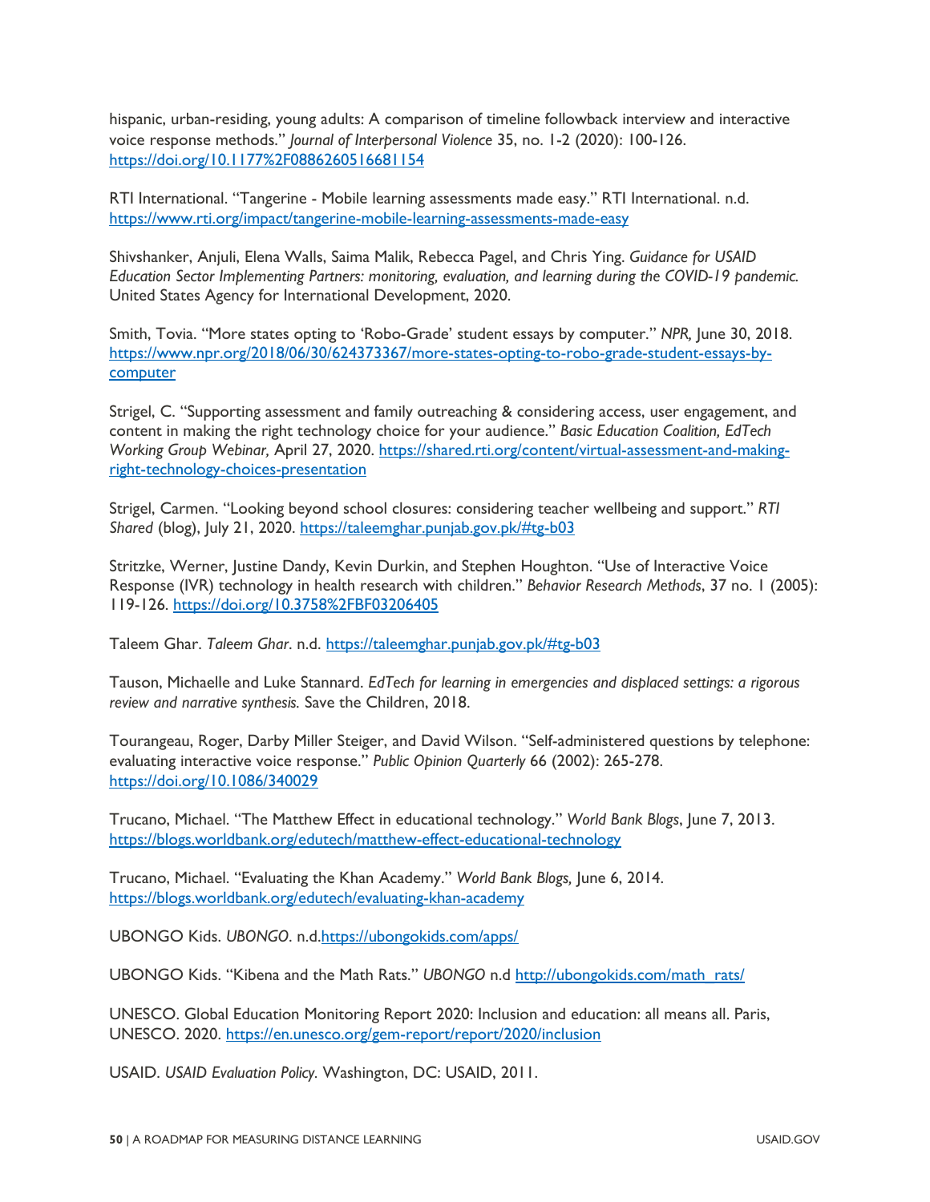hispanic, urban-residing, young adults: A comparison of timeline followback interview and interactive voice response methods." *Journal of Interpersonal Violence* 35, no. 1-2 (2020): 100-126. https://doi.org/10.1177%2F0886260516681154

RTI International. "Tangerine - Mobile learning assessments made easy." RTI International. n.d. https://www.rti.org/impact/tangerine-mobile-learning-assessments-made-easy

Shivshanker, Anjuli, Elena Walls, Saima Malik, Rebecca Pagel, and Chris Ying. *Guidance for USAID Education Sector Implementing Partners: monitoring, evaluation, and learning during the COVID-19 pandemic.* United States Agency for International Development, 2020.

Smith, Tovia. "More states opting to 'Robo-Grade' student essays by computer." *NPR,* June 30, 2018. https://www.npr.org/2018/06/30/624373367/more-states-opting-to-robo-grade-student-essays-by-computer

Strigel, C. "Supporting assessment and family outreaching & considering access, user engagement, and content in making the right technology choice for your audience." *Basic Education Coalition, EdTech Working Group Webinar,* April 27, 2020. https://shared.rti.org/content/virtual-assessment-and-making-right-technology-choices-presentation

Strigel, Carmen. "Looking beyond school closures: considering teacher wellbeing and support." *RTI Shared* (blog), July 21, 2020. https://taleemghar.punjab.gov.pk/#tg-b03

Stritzke, Werner, Justine Dandy, Kevin Durkin, and Stephen Houghton. "Use of Interactive Voice Response (IVR) technology in health research with children." *Behavior Research Methods*, 37 no. 1 (2005): 119-126. https://doi.org/10.3758%2FBF03206405

Taleem Ghar. *Taleem Ghar*. n.d. https://taleemghar.punjab.gov.pk/#tg-b03

Tauson, Michaelle and Luke Stannard. *EdTech for learning in emergencies and displaced settings: a rigorous review and narrative synthesis.* Save the Children, 2018.

Tourangeau, Roger, Darby Miller Steiger, and David Wilson. "Self-administered questions by telephone: evaluating interactive voice response." *Public Opinion Quarterly* 66 (2002): 265-278. https://doi.org/10.1086/340029

Trucano, Michael. "The Matthew Effect in educational technology." *World Bank Blogs*, June 7, 2013. https://blogs.worldbank.org/edutech/matthew-effect-educational-technology

Trucano, Michael. "Evaluating the Khan Academy." *World Bank Blogs,* June 6, 2014. https://blogs.worldbank.org/edutech/evaluating-khan-academy

UBONGO Kids. *UBONGO*. n.d.https://ubongokids.com/apps/

UBONGO Kids. "Kibena and the Math Rats." *UBONGO* n.d http://ubongokids.com/math_rats/

UNESCO. Global Education Monitoring Report 2020: Inclusion and education: all means all. Paris, UNESCO. 2020. https://en.unesco.org/gem-report/report/2020/inclusion

USAID. *USAID Evaluation Policy.* Washington, DC: USAID, 2011.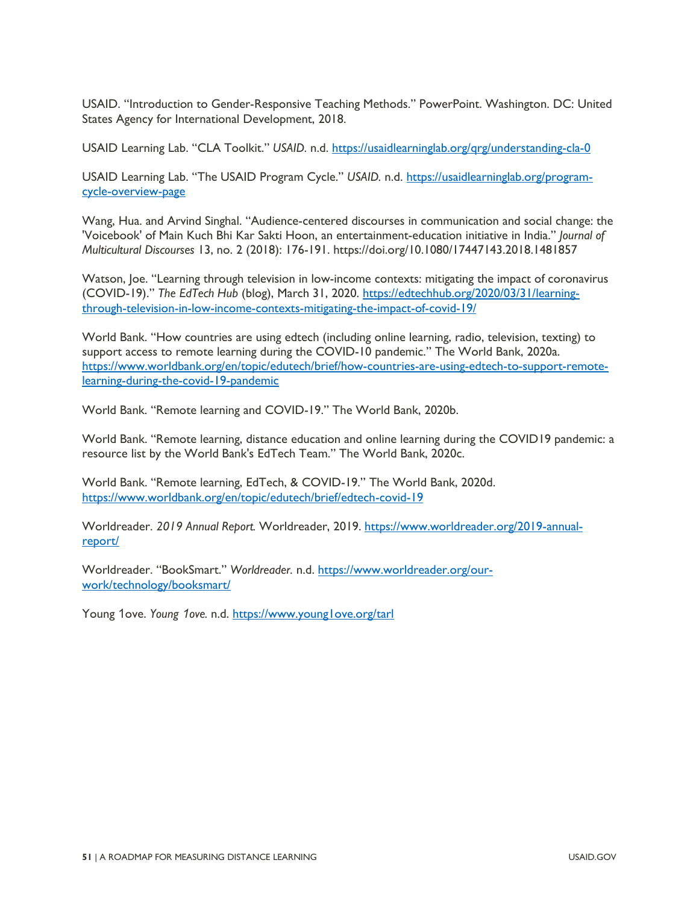USAID. "Introduction to Gender-Responsive Teaching Methods." PowerPoint. Washington. DC: United States Agency for International Development, 2018.

USAID Learning Lab. "CLA Toolkit." *USAID.* n.d. https://usaidlearninglab.org/qrg/understanding-cla-0

USAID Learning Lab. "The USAID Program Cycle." *USAID.* n.d. https://usaidlearninglab.org/program-cycle-overview-page

Wang, Hua. and Arvind Singhal. "Audience-centered discourses in communication and social change: the 'Voicebook' of Main Kuch Bhi Kar Sakti Hoon, an entertainment-education initiative in India." *Journal of Multicultural Discourses* 13, no. 2 (2018): 176-191. https://doi.org/10.1080/17447143.2018.1481857

Watson, Joe. "Learning through television in low-income contexts: mitigating the impact of coronavirus (COVID-19)." *The EdTech Hub* (blog), March 31, 2020. https://edtechhub.org/2020/03/31/learning-through-television-in-low-income-contexts-mitigating-the-impact-of-covid-19/

World Bank. "How countries are using edtech (including online learning, radio, television, texting) to support access to remote learning during the COVID-10 pandemic." The World Bank, 2020a. https://www.worldbank.org/en/topic/edutech/brief/how-countries-are-using-edtech-to-support-remote-learning-during-the-covid-19-pandemic

World Bank. "Remote learning and COVID-19." The World Bank, 2020b.

World Bank. "Remote learning, distance education and online learning during the COVID19 pandemic: a resource list by the World Bank's EdTech Team." The World Bank, 2020c.

World Bank. "Remote learning, EdTech, & COVID-19." The World Bank, 2020d. https://www.worldbank.org/en/topic/edutech/brief/edtech-covid-19

Worldreader. *2019 Annual Report.* Worldreader, 2019. https://www.worldreader.org/2019-annual-report/

Worldreader. "BookSmart." *Worldreader.* n.d. https://www.worldreader.org/our-work/technology/booksmart/

Young 1ove. *Young 1ove.* n.d. https://www.young1ove.org/tarl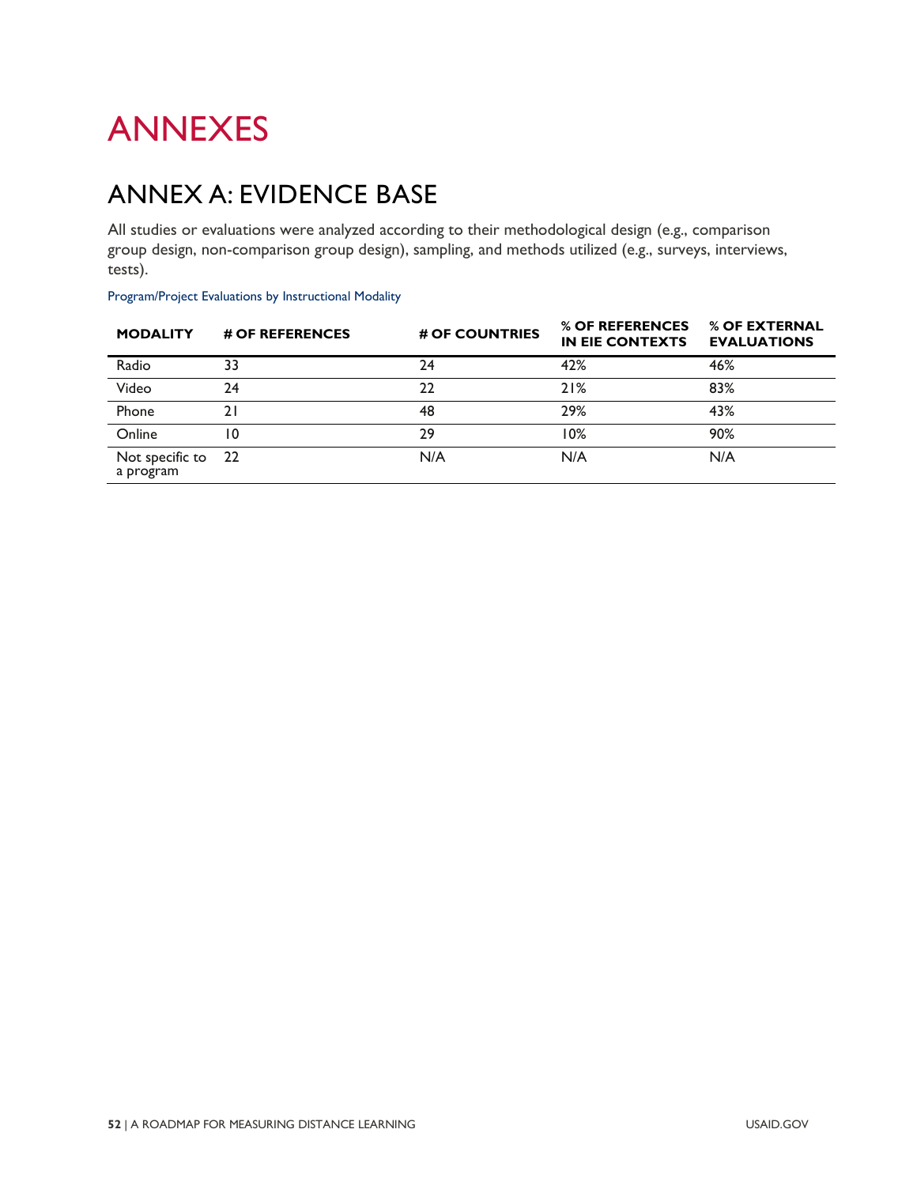# ANNEXES

## ANNEX A: EVIDENCE BASE

All studies or evaluations were analyzed according to their methodological design (e.g., comparison group design, non-comparison group design), sampling, and methods utilized (e.g., surveys, interviews, tests).

Program/Project Evaluations by Instructional Modality

| MODALITY | # OF REFERENCES | # OF COUNTRIES | % OF REFERENCES IN EIE CONTEXTS | % OF EXTERNAL EVALUATIONS |
|---|---|---|---|---|
| Radio | 33 | 24 | 42% | 46% |
| Video | 24 | 22 | 21% | 83% |
| Phone | 21 | 48 | 29% | 43% |
| Online | 10 | 29 | 10% | 90% |
| Not specific to a program | 22 | N/A | N/A | N/A |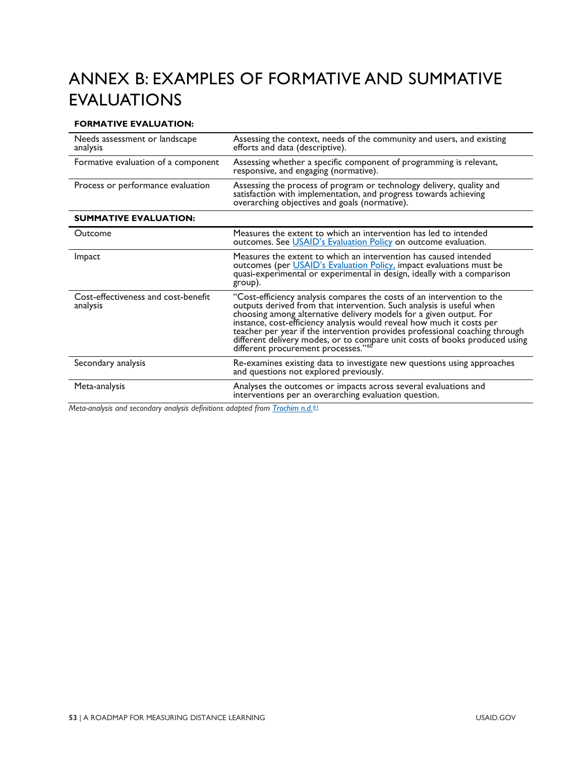# ANNEX B: EXAMPLES OF FORMATIVE AND SUMMATIVE EVALUATIONS

| **FORMATIVE EVALUATION:** | |
|---|---|
| Needs assessment or landscape analysis | Assessing the context, needs of the community and users, and existing efforts and data (descriptive). |
| Formative evaluation of a component | Assessing whether a specific component of programming is relevant, responsive, and engaging (normative). |
| Process or performance evaluation | Assessing the process of program or technology delivery, quality and satisfaction with implementation, and progress towards achieving overarching objectives and goals (normative). |
| **SUMMATIVE EVALUATION:** | |
| Outcome | Measures the extent to which an intervention has led to intended outcomes. See USAID's Evaluation Policy on outcome evaluation. |
| Impact | Measures the extent to which an intervention has caused intended outcomes (per USAID's Evaluation Policy, impact evaluations must be quasi-experimental or experimental in design, ideally with a comparison group). |
| Cost-effectiveness and cost-benefit analysis | "Cost-efficiency analysis compares the costs of an intervention to the outputs derived from that intervention. Such analysis is useful when choosing among alternative delivery models for a given output. For instance, cost-efficiency analysis would reveal how much it costs per teacher per year if the intervention provides professional coaching through different delivery modes, or to compare unit costs of books produced using different procurement processes."[60] |
| Secondary analysis | Re-examines existing data to investigate new questions using approaches and questions not explored previously. |
| Meta-analysis | Analyses the outcomes or impacts across several evaluations and interventions per an overarching evaluation question. |

*Meta-analysis and secondary analysis definitions adapted from Trochim n.d.*[61]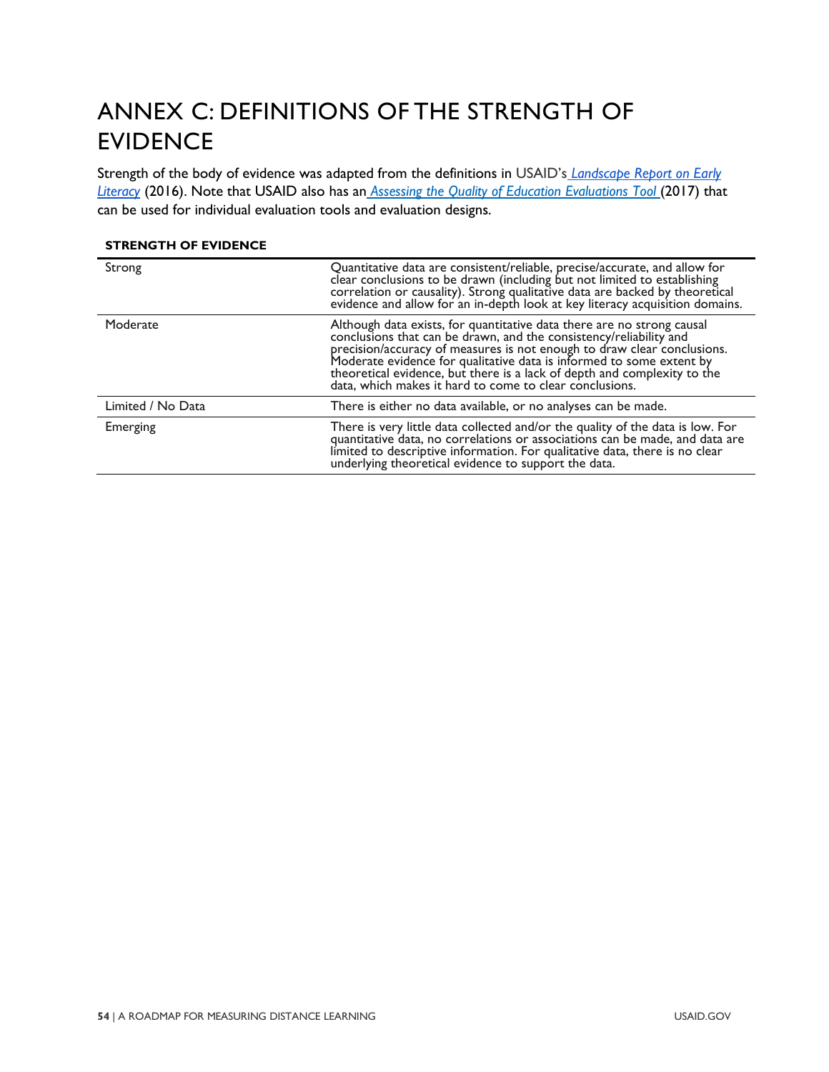# ANNEX C: DEFINITIONS OF THE STRENGTH OF EVIDENCE

Strength of the body of evidence was adapted from the definitions in USAID's *Landscape Report on Early Literacy* (2016). Note that USAID also has an *Assessing the Quality of Education Evaluations Tool* (2017) that can be used for individual evaluation tools and evaluation designs.

**STRENGTH OF EVIDENCE**

| | |
|---|---|
| Strong | Quantitative data are consistent/reliable, precise/accurate, and allow for clear conclusions to be drawn (including but not limited to establishing correlation or causality). Strong qualitative data are backed by theoretical evidence and allow for an in-depth look at key literacy acquisition domains. |
| Moderate | Although data exists, for quantitative data there are no strong causal conclusions that can be drawn, and the consistency/reliability and precision/accuracy of measures is not enough to draw clear conclusions. Moderate evidence for qualitative data is informed to some extent by theoretical evidence, but there is a lack of depth and complexity to the data, which makes it hard to come to clear conclusions. |
| Limited / No Data | There is either no data available, or no analyses can be made. |
| Emerging | There is very little data collected and/or the quality of the data is low. For quantitative data, no correlations or associations can be made, and data are limited to descriptive information. For qualitative data, there is no clear underlying theoretical evidence to support the data. |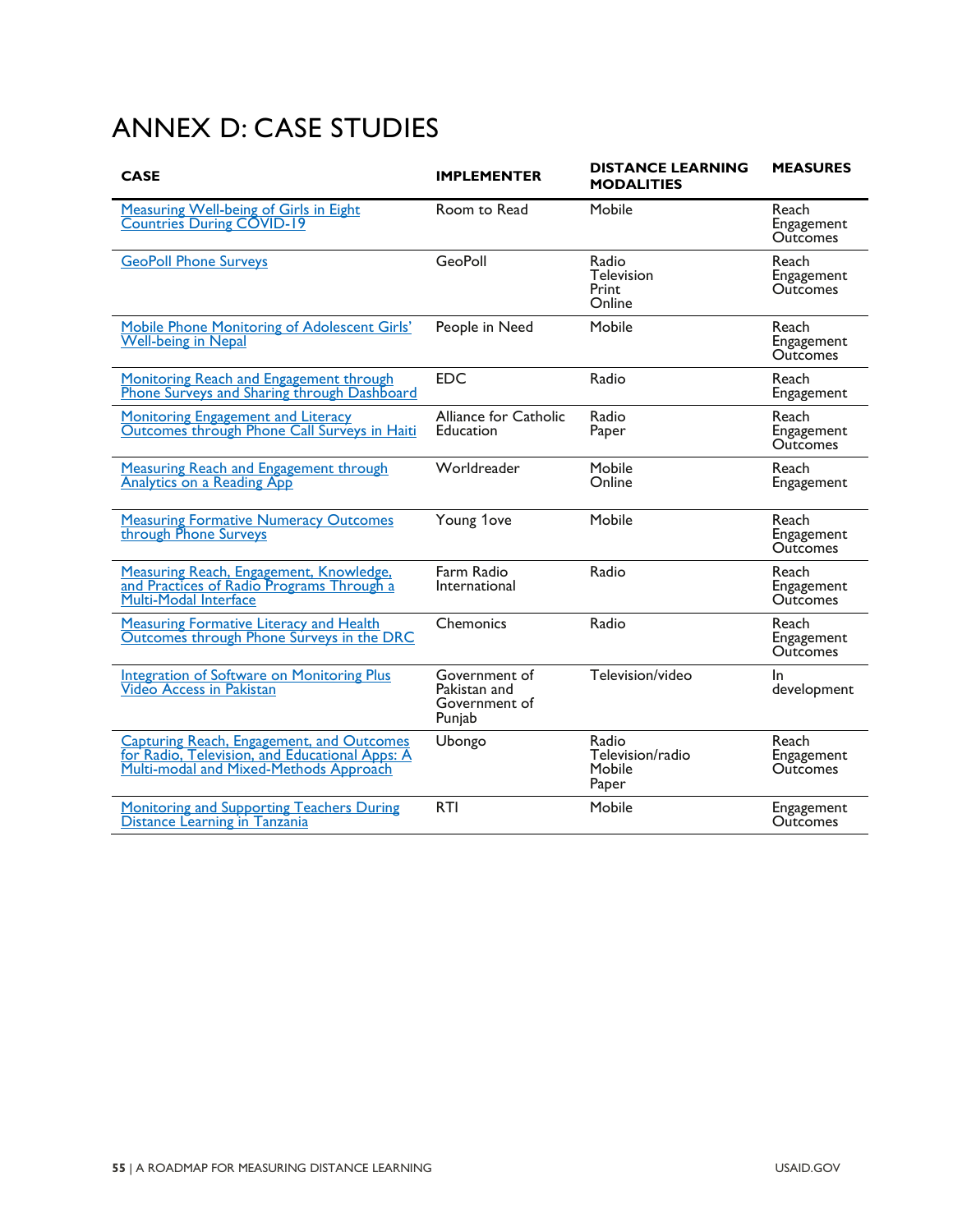# ANNEX D: CASE STUDIES

| CASE | IMPLEMENTER | DISTANCE LEARNING MODALITIES | MEASURES |
|---|---|---|---|
| Measuring Well-being of Girls in Eight Countries During COVID-19 | Room to Read | Mobile | Reach<br>Engagement<br>Outcomes |
| GeoPoll Phone Surveys | GeoPoll | Radio<br>Television<br>Print<br>Online | Reach<br>Engagement<br>Outcomes |
| Mobile Phone Monitoring of Adolescent Girls' Well-being in Nepal | People in Need | Mobile | Reach<br>Engagement<br>Outcomes |
| Monitoring Reach and Engagement through Phone Surveys and Sharing through Dashboard | EDC | Radio | Reach<br>Engagement |
| Monitoring Engagement and Literacy Outcomes through Phone Call Surveys in Haiti | Alliance for Catholic Education | Radio<br>Paper | Reach<br>Engagement<br>Outcomes |
| Measuring Reach and Engagement through Analytics on a Reading App | Worldreader | Mobile<br>Online | Reach<br>Engagement |
| Measuring Formative Numeracy Outcomes through Phone Surveys | Young 1ove | Mobile | Reach<br>Engagement<br>Outcomes |
| Measuring Reach, Engagement, Knowledge, and Practices of Radio Programs Through a Multi-Modal Interface | Farm Radio International | Radio | Reach<br>Engagement<br>Outcomes |
| Measuring Formative Literacy and Health Outcomes through Phone Surveys in the DRC | Chemonics | Radio | Reach<br>Engagement<br>Outcomes |
| Integration of Software on Monitoring Plus Video Access in Pakistan | Government of Pakistan and Government of Punjab | Television/video | In development |
| Capturing Reach, Engagement, and Outcomes for Radio, Television, and Educational Apps: A Multi-modal and Mixed-Methods Approach | Ubongo | Radio<br>Television/radio<br>Mobile<br>Paper | Reach<br>Engagement<br>Outcomes |
| Monitoring and Supporting Teachers During Distance Learning in Tanzania | RTI | Mobile | Engagement<br>Outcomes |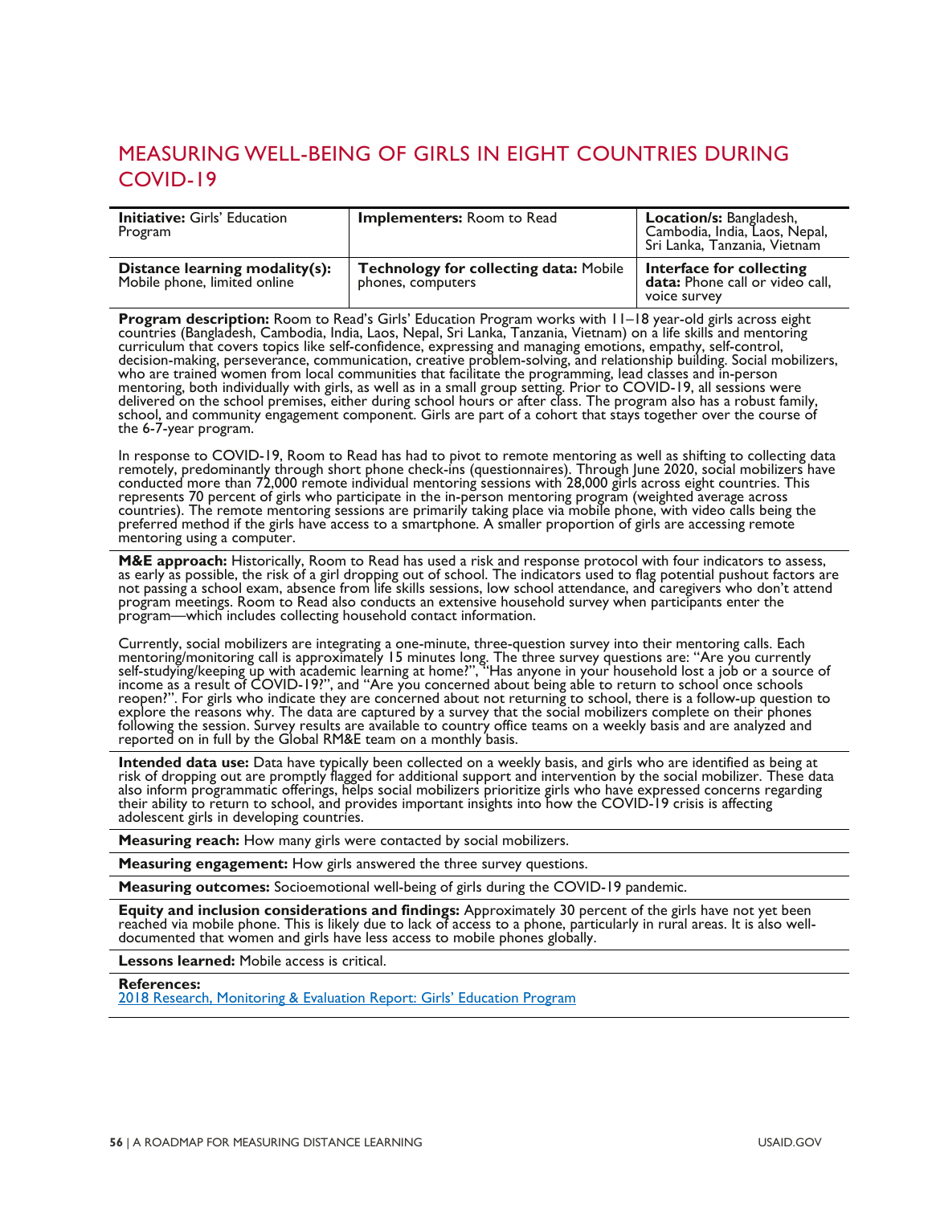# MEASURING WELL-BEING OF GIRLS IN EIGHT COUNTRIES DURING COVID-19

| **Initiative:** Girls' Education Program | **Implementers:** Room to Read | **Location/s:** Bangladesh, Cambodia, India, Laos, Nepal, Sri Lanka, Tanzania, Vietnam |
|---|---|---|
| **Distance learning modality(s):** Mobile phone, limited online | **Technology for collecting data:** Mobile phones, computers | **Interface for collecting data:** Phone call or video call, voice survey |

**Program description:** Room to Read's Girls' Education Program works with 11–18 year-old girls across eight countries (Bangladesh, Cambodia, India, Laos, Nepal, Sri Lanka, Tanzania, Vietnam) on a life skills and mentoring curriculum that covers topics like self-confidence, expressing and managing emotions, empathy, self-control, decision-making, perseverance, communication, creative problem-solving, and relationship building. Social mobilizers, who are trained women from local communities that facilitate the programming, lead classes and in-person mentoring, both individually with girls, as well as in a small group setting. Prior to COVID-19, all sessions were delivered on the school premises, either during school hours or after class. The program also has a robust family, school, and community engagement component. Girls are part of a cohort that stays together over the course of the 6-7-year program.

In response to COVID-19, Room to Read has had to pivot to remote mentoring as well as shifting to collecting data remotely, predominantly through short phone check-ins (questionnaires). Through June 2020, social mobilizers have conducted more than 72,000 remote individual mentoring sessions with 28,000 girls across eight countries. This represents 70 percent of girls who participate in the in-person mentoring program (weighted average across countries). The remote mentoring sessions are primarily taking place via mobile phone, with video calls being the preferred method if the girls have access to a smartphone. A smaller proportion of girls are accessing remote mentoring using a computer.

**M&E approach:** Historically, Room to Read has used a risk and response protocol with four indicators to assess, as early as possible, the risk of a girl dropping out of school. The indicators used to flag potential pushout factors are not passing a school exam, absence from life skills sessions, low school attendance, and caregivers who don't attend program meetings. Room to Read also conducts an extensive household survey when participants enter the program—which includes collecting household contact information.

Currently, social mobilizers are integrating a one-minute, three-question survey into their mentoring calls. Each mentoring/monitoring call is approximately 15 minutes long. The three survey questions are: "Are you currently self-studying/keeping up with academic learning at home?", "Has anyone in your household lost a job or a source of income as a result of COVID-19?", and "Are you concerned about being able to return to school once schools reopen?". For girls who indicate they are concerned about not returning to school, there is a follow-up question to explore the reasons why. The data are captured by a survey that the social mobilizers complete on their phones following the session. Survey results are available to country office teams on a weekly basis and are analyzed and reported on in full by the Global RM&E team on a monthly basis.

**Intended data use:** Data have typically been collected on a weekly basis, and girls who are identified as being at risk of dropping out are promptly flagged for additional support and intervention by the social mobilizer. These data also inform programmatic offerings, helps social mobilizers prioritize girls who have expressed concerns regarding their ability to return to school, and provides important insights into how the COVID-19 crisis is affecting adolescent girls in developing countries.

**Measuring reach:** How many girls were contacted by social mobilizers.

**Measuring engagement:** How girls answered the three survey questions.

**Measuring outcomes:** Socioemotional well-being of girls during the COVID-19 pandemic.

**Equity and inclusion considerations and findings:** Approximately 30 percent of the girls have not yet been reached via mobile phone. This is likely due to lack of access to a phone, particularly in rural areas. It is also well-documented that women and girls have less access to mobile phones globally.

**Lessons learned:** Mobile access is critical.

**References:**
[2018 Research, Monitoring & Evaluation Report: Girls' Education Program](#)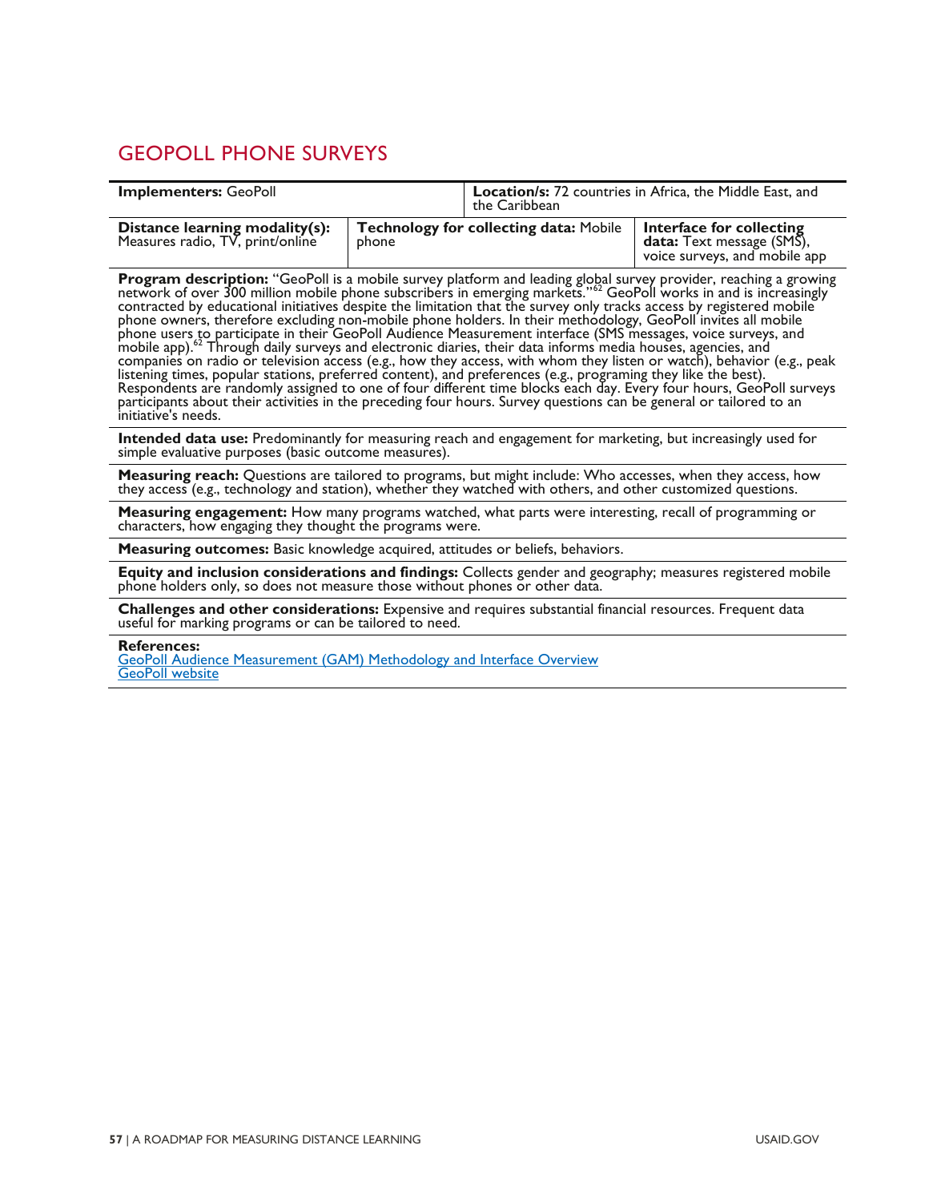## GEOPOLL PHONE SURVEYS

| **Implementers:** GeoPoll | | **Location/s:** 72 countries in Africa, the Middle East, and the Caribbean |
|---|---|---|
| **Distance learning modality(s):** Measures radio, TV, print/online | **Technology for collecting data:** Mobile phone | **Interface for collecting data:** Text message (SMS), voice surveys, and mobile app |

**Program description:** "GeoPoll is a mobile survey platform and leading global survey provider, reaching a growing network of over 300 million mobile phone subscribers in emerging markets."[62] GeoPoll works in and is increasingly contracted by educational initiatives despite the limitation that the survey only tracks access by registered mobile phone owners, therefore excluding non-mobile phone holders. In their methodology, GeoPoll invites all mobile phone users to participate in their GeoPoll Audience Measurement interface (SMS messages, voice surveys, and mobile app).[62] Through daily surveys and electronic diaries, their data informs media houses, agencies, and companies on radio or television access (e.g., how they access, with whom they listen or watch), behavior (e.g., peak listening times, popular stations, preferred content), and preferences (e.g., programing they like the best). Respondents are randomly assigned to one of four different time blocks each day. Every four hours, GeoPoll surveys participants about their activities in the preceding four hours. Survey questions can be general or tailored to an initiative's needs.

**Intended data use:** Predominantly for measuring reach and engagement for marketing, but increasingly used for simple evaluative purposes (basic outcome measures).

**Measuring reach:** Questions are tailored to programs, but might include: Who accesses, when they access, how they access (e.g., technology and station), whether they watched with others, and other customized questions.

**Measuring engagement:** How many programs watched, what parts were interesting, recall of programming or characters, how engaging they thought the programs were.

**Measuring outcomes:** Basic knowledge acquired, attitudes or beliefs, behaviors.

**Equity and inclusion considerations and findings:** Collects gender and geography; measures registered mobile phone holders only, so does not measure those without phones or other data.

**Challenges and other considerations:** Expensive and requires substantial financial resources. Frequent data useful for marking programs or can be tailored to need.

**References:**
GeoPoll Audience Measurement (GAM) Methodology and Interface Overview
GeoPoll website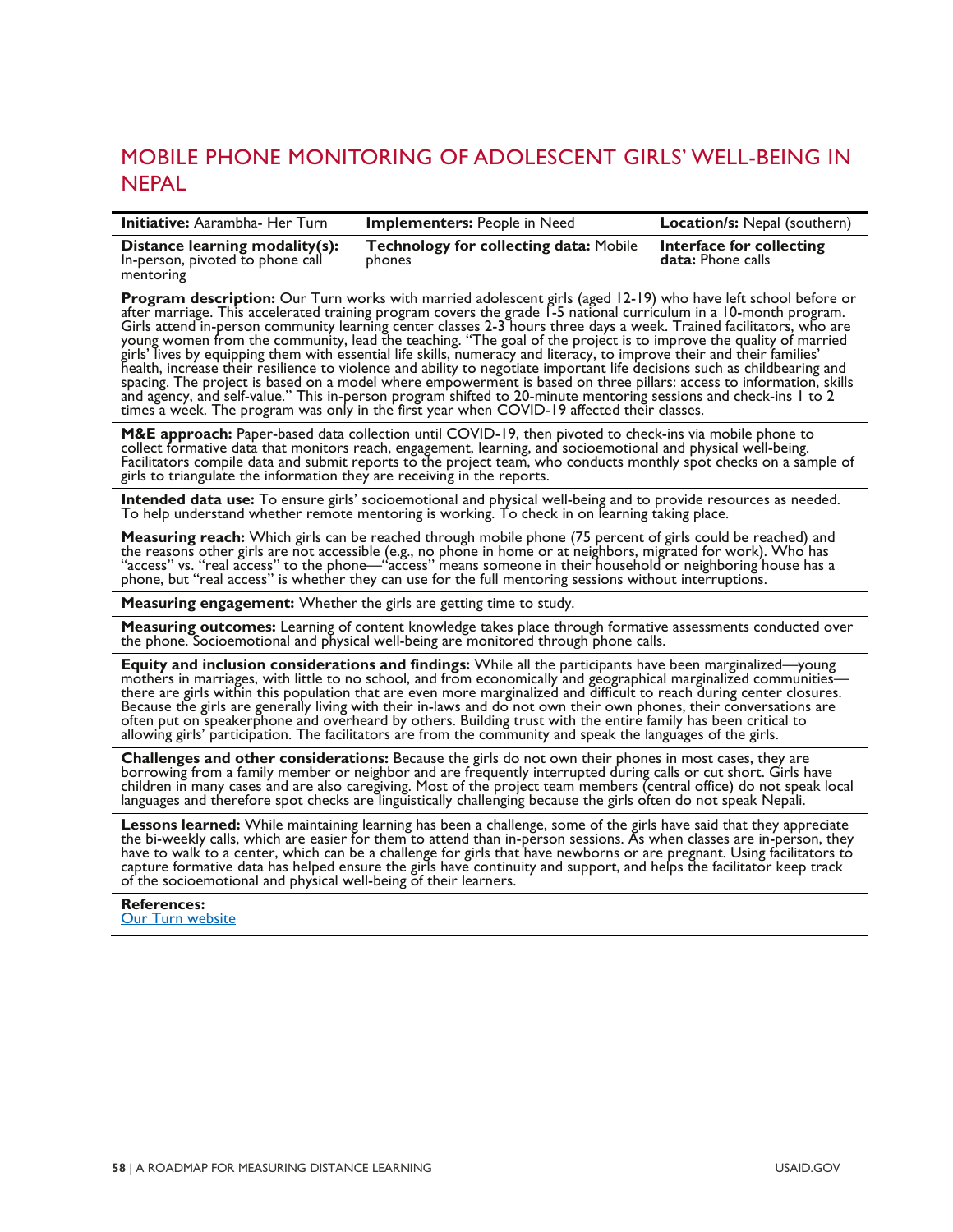## MOBILE PHONE MONITORING OF ADOLESCENT GIRLS' WELL-BEING IN NEPAL

| **Initiative:** Aarambha- Her Turn | **Implementers:** People in Need | **Location/s:** Nepal (southern) |
|---|---|---|
| **Distance learning modality(s):** In-person, pivoted to phone call mentoring | **Technology for collecting data:** Mobile phones | **Interface for collecting data:** Phone calls |

**Program description:** Our Turn works with married adolescent girls (aged 12-19) who have left school before or after marriage. This accelerated training program covers the grade 1-5 national curriculum in a 10-month program. Girls attend in-person community learning center classes 2-3 hours three days a week. Trained facilitators, who are young women from the community, lead the teaching. "The goal of the project is to improve the quality of married girls' lives by equipping them with essential life skills, numeracy and literacy, to improve their and their families' health, increase their resilience to violence and ability to negotiate important life decisions such as childbearing and spacing. The project is based on a model where empowerment is based on three pillars: access to information, skills and agency, and self-value." This in-person program shifted to 20-minute mentoring sessions and check-ins 1 to 2 times a week. The program was only in the first year when COVID-19 affected their classes.

**M&E approach:** Paper-based data collection until COVID-19, then pivoted to check-ins via mobile phone to collect formative data that monitors reach, engagement, learning, and socioemotional and physical well-being. Facilitators compile data and submit reports to the project team, who conducts monthly spot checks on a sample of girls to triangulate the information they are receiving in the reports.

**Intended data use:** To ensure girls' socioemotional and physical well-being and to provide resources as needed. To help understand whether remote mentoring is working. To check in on learning taking place.

**Measuring reach:** Which girls can be reached through mobile phone (75 percent of girls could be reached) and the reasons other girls are not accessible (e.g., no phone in home or at neighbors, migrated for work). Who has "access" vs. "real access" to the phone—"access" means someone in their household or neighboring house has a phone, but "real access" is whether they can use for the full mentoring sessions without interruptions.

**Measuring engagement:** Whether the girls are getting time to study.

**Measuring outcomes:** Learning of content knowledge takes place through formative assessments conducted over the phone. Socioemotional and physical well-being are monitored through phone calls.

**Equity and inclusion considerations and findings:** While all the participants have been marginalized—young mothers in marriages, with little to no school, and from economically and geographical marginalized communities—there are girls within this population that are even more marginalized and difficult to reach during center closures. Because the girls are generally living with their in-laws and do not own their own phones, their conversations are often put on speakerphone and overheard by others. Building trust with the entire family has been critical to allowing girls' participation. The facilitators are from the community and speak the languages of the girls.

**Challenges and other considerations:** Because the girls do not own their phones in most cases, they are borrowing from a family member or neighbor and are frequently interrupted during calls or cut short. Girls have children in many cases and are also caregiving. Most of the project team members (central office) do not speak local languages and therefore spot checks are linguistically challenging because the girls often do not speak Nepali.

**Lessons learned:** While maintaining learning has been a challenge, some of the girls have said that they appreciate the bi-weekly calls, which are easier for them to attend than in-person sessions. As when classes are in-person, they have to walk to a center, which can be a challenge for girls that have newborns or are pregnant. Using facilitators to capture formative data has helped ensure the girls have continuity and support, and helps the facilitator keep track of the socioemotional and physical well-being of their learners.

**References:**
Our Turn website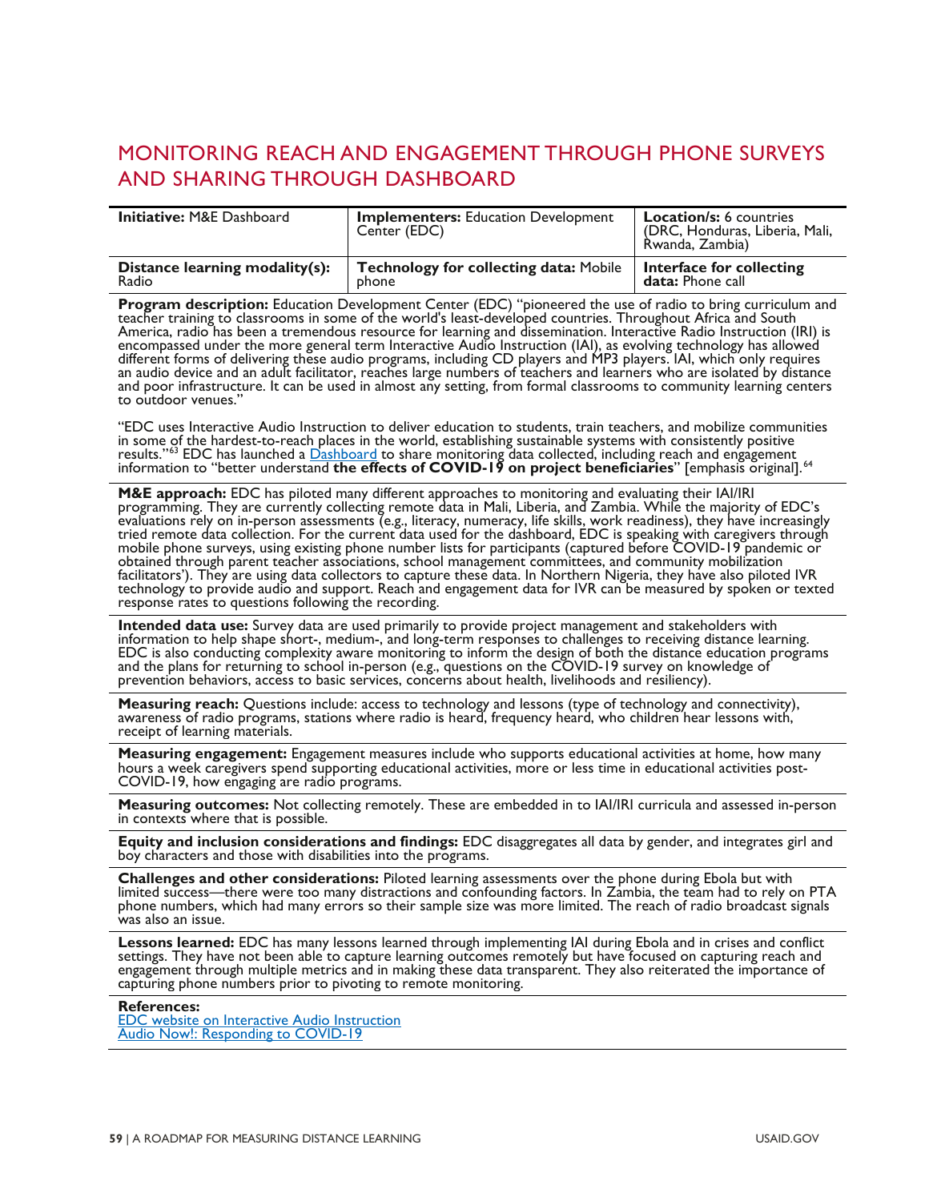## MONITORING REACH AND ENGAGEMENT THROUGH PHONE SURVEYS AND SHARING THROUGH DASHBOARD

| **Initiative:** M&E Dashboard | **Implementers:** Education Development Center (EDC) | **Location/s:** 6 countries (DRC, Honduras, Liberia, Mali, Rwanda, Zambia) |
|---|---|---|
| **Distance learning modality(s):** Radio | **Technology for collecting data:** Mobile phone | **Interface for collecting data:** Phone call |

**Program description:** Education Development Center (EDC) "pioneered the use of radio to bring curriculum and teacher training to classrooms in some of the world's least-developed countries. Throughout Africa and South America, radio has been a tremendous resource for learning and dissemination. Interactive Radio Instruction (IRI) is encompassed under the more general term Interactive Audio Instruction (IAI), as evolving technology has allowed different forms of delivering these audio programs, including CD players and MP3 players. IAI, which only requires an audio device and an adult facilitator, reaches large numbers of teachers and learners who are isolated by distance and poor infrastructure. It can be used in almost any setting, from formal classrooms to community learning centers to outdoor venues."

"EDC uses Interactive Audio Instruction to deliver education to students, train teachers, and mobilize communities in some of the hardest-to-reach places in the world, establishing sustainable systems with consistently positive results."[63] EDC has launched a Dashboard to share monitoring data collected, including reach and engagement information to "better understand **the effects of COVID-19 on project beneficiaries**" [emphasis original].[64]

**M&E approach:** EDC has piloted many different approaches to monitoring and evaluating their IAI/IRI programming. They are currently collecting remote data in Mali, Liberia, and Zambia. While the majority of EDC's evaluations rely on in-person assessments (e.g., literacy, numeracy, life skills, work readiness), they have increasingly tried remote data collection. For the current data used for the dashboard, EDC is speaking with caregivers through mobile phone surveys, using existing phone number lists for participants (captured before COVID-19 pandemic or obtained through parent teacher associations, school management committees, and community mobilization facilitators'). They are using data collectors to capture these data. In Northern Nigeria, they have also piloted IVR technology to provide audio and support. Reach and engagement data for IVR can be measured by spoken or texted response rates to questions following the recording.

**Intended data use:** Survey data are used primarily to provide project management and stakeholders with information to help shape short-, medium-, and long-term responses to challenges to receiving distance learning. EDC is also conducting complexity aware monitoring to inform the design of both the distance education programs and the plans for returning to school in-person (e.g., questions on the COVID-19 survey on knowledge of prevention behaviors, access to basic services, concerns about health, livelihoods and resiliency).

**Measuring reach:** Questions include: access to technology and lessons (type of technology and connectivity), awareness of radio programs, stations where radio is heard, frequency heard, who children hear lessons with, receipt of learning materials.

**Measuring engagement:** Engagement measures include who supports educational activities at home, how many hours a week caregivers spend supporting educational activities, more or less time in educational activities post-COVID-19, how engaging are radio programs.

**Measuring outcomes:** Not collecting remotely. These are embedded in to IAI/IRI curricula and assessed in-person in contexts where that is possible.

**Equity and inclusion considerations and findings:** EDC disaggregates all data by gender, and integrates girl and boy characters and those with disabilities into the programs.

**Challenges and other considerations:** Piloted learning assessments over the phone during Ebola but with limited success—there were too many distractions and confounding factors. In Zambia, the team had to rely on PTA phone numbers, which had many errors so their sample size was more limited. The reach of radio broadcast signals was also an issue.

**Lessons learned:** EDC has many lessons learned through implementing IAI during Ebola and in crises and conflict settings. They have not been able to capture learning outcomes remotely but have focused on capturing reach and engagement through multiple metrics and in making these data transparent. They also reiterated the importance of capturing phone numbers prior to pivoting to remote monitoring.

**References:**
EDC website on Interactive Audio Instruction
Audio Now!: Responding to COVID-19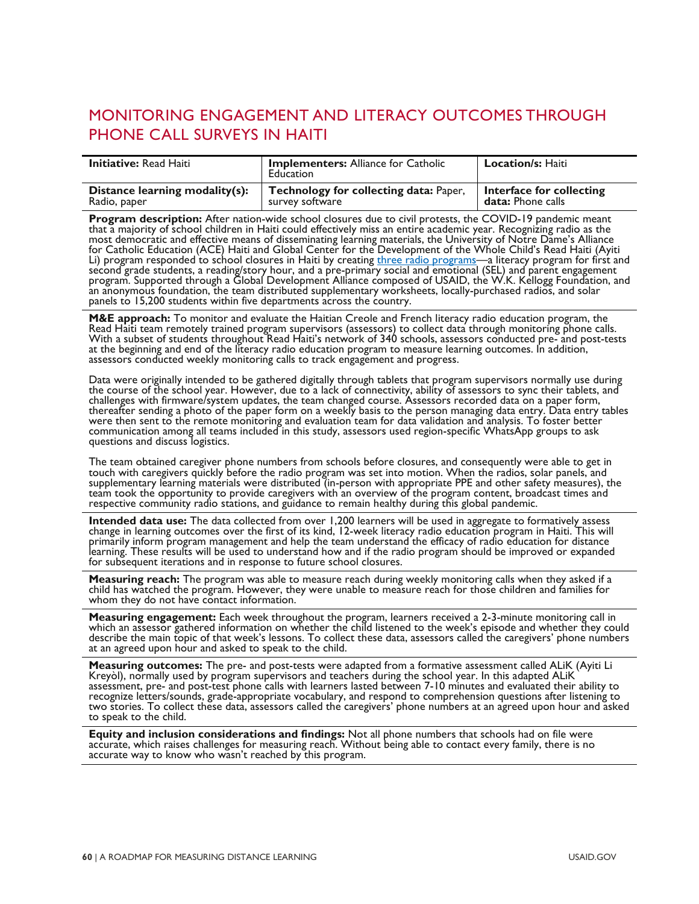## MONITORING ENGAGEMENT AND LITERACY OUTCOMES THROUGH PHONE CALL SURVEYS IN HAITI

| **Initiative:** Read Haiti | **Implementers:** Alliance for Catholic Education | **Location/s:** Haiti |
|---|---|---|
| **Distance learning modality(s):** Radio, paper | **Technology for collecting data:** Paper, survey software | **Interface for collecting data:** Phone calls |

**Program description:** After nation-wide school closures due to civil protests, the COVID-19 pandemic meant that a majority of school children in Haiti could effectively miss an entire academic year. Recognizing radio as the most democratic and effective means of disseminating learning materials, the University of Notre Dame's Alliance for Catholic Education (ACE) Haiti and Global Center for the Development of the Whole Child's Read Haiti (Ayiti Li) program responded to school closures in Haiti by creating three radio programs—a literacy program for first and second grade students, a reading/story hour, and a pre-primary social and emotional (SEL) and parent engagement program. Supported through a Global Development Alliance composed of USAID, the W.K. Kellogg Foundation, and an anonymous foundation, the team distributed supplementary worksheets, locally-purchased radios, and solar panels to 15,200 students within five departments across the country.

**M&E approach:** To monitor and evaluate the Haitian Creole and French literacy radio education program, the Read Haiti team remotely trained program supervisors (assessors) to collect data through monitoring phone calls. With a subset of students throughout Read Haiti's network of 340 schools, assessors conducted pre- and post-tests at the beginning and end of the literacy radio education program to measure learning outcomes. In addition, assessors conducted weekly monitoring calls to track engagement and progress.

Data were originally intended to be gathered digitally through tablets that program supervisors normally use during the course of the school year. However, due to a lack of connectivity, ability of assessors to sync their tablets, and challenges with firmware/system updates, the team changed course. Assessors recorded data on a paper form, thereafter sending a photo of the paper form on a weekly basis to the person managing data entry. Data entry tables were then sent to the remote monitoring and evaluation team for data validation and analysis. To foster better communication among all teams included in this study, assessors used region-specific WhatsApp groups to ask questions and discuss logistics.

The team obtained caregiver phone numbers from schools before closures, and consequently were able to get in touch with caregivers quickly before the radio program was set into motion. When the radios, solar panels, and supplementary learning materials were distributed (in-person with appropriate PPE and other safety measures), the team took the opportunity to provide caregivers with an overview of the program content, broadcast times and respective community radio stations, and guidance to remain healthy during this global pandemic.

**Intended data use:** The data collected from over 1,200 learners will be used in aggregate to formatively assess change in learning outcomes over the first of its kind, 12-week literacy radio education program in Haiti. This will primarily inform program management and help the team understand the efficacy of radio education for distance learning. These results will be used to understand how and if the radio program should be improved or expanded for subsequent iterations and in response to future school closures.

**Measuring reach:** The program was able to measure reach during weekly monitoring calls when they asked if a child has watched the program. However, they were unable to measure reach for those children and families for whom they do not have contact information.

**Measuring engagement:** Each week throughout the program, learners received a 2-3-minute monitoring call in which an assessor gathered information on whether the child listened to the week's episode and whether they could describe the main topic of that week's lessons. To collect these data, assessors called the caregivers' phone numbers at an agreed upon hour and asked to speak to the child.

**Measuring outcomes:** The pre- and post-tests were adapted from a formative assessment called ALiK (Ayiti Li Kreyòl), normally used by program supervisors and teachers during the school year. In this adapted ALiK assessment, pre- and post-test phone calls with learners lasted between 7-10 minutes and evaluated their ability to recognize letters/sounds, grade-appropriate vocabulary, and respond to comprehension questions after listening to two stories. To collect these data, assessors called the caregivers' phone numbers at an agreed upon hour and asked to speak to the child.

**Equity and inclusion considerations and findings:** Not all phone numbers that schools had on file were accurate, which raises challenges for measuring reach. Without being able to contact every family, there is no accurate way to know who wasn't reached by this program.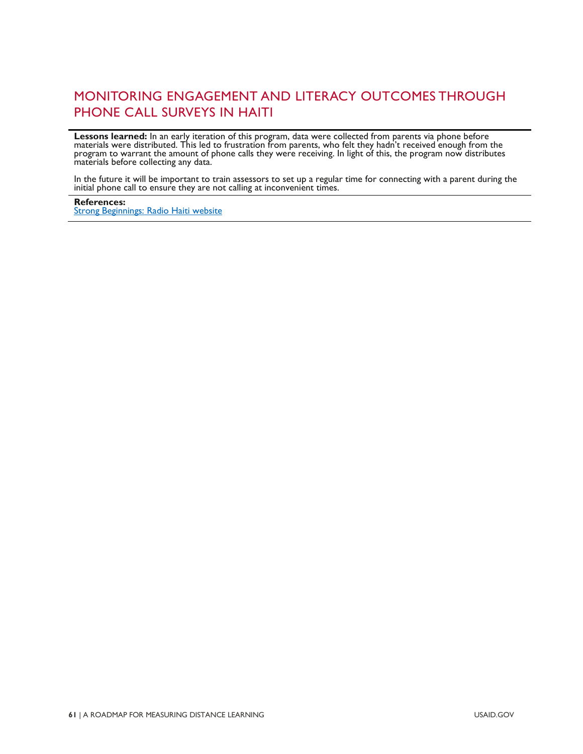## MONITORING ENGAGEMENT AND LITERACY OUTCOMES THROUGH PHONE CALL SURVEYS IN HAITI

**Lessons learned:** In an early iteration of this program, data were collected from parents via phone before materials were distributed. This led to frustration from parents, who felt they hadn't received enough from the program to warrant the amount of phone calls they were receiving. In light of this, the program now distributes materials before collecting any data.

In the future it will be important to train assessors to set up a regular time for connecting with a parent during the initial phone call to ensure they are not calling at inconvenient times.

**References:**
[Strong Beginnings: Radio Haiti website]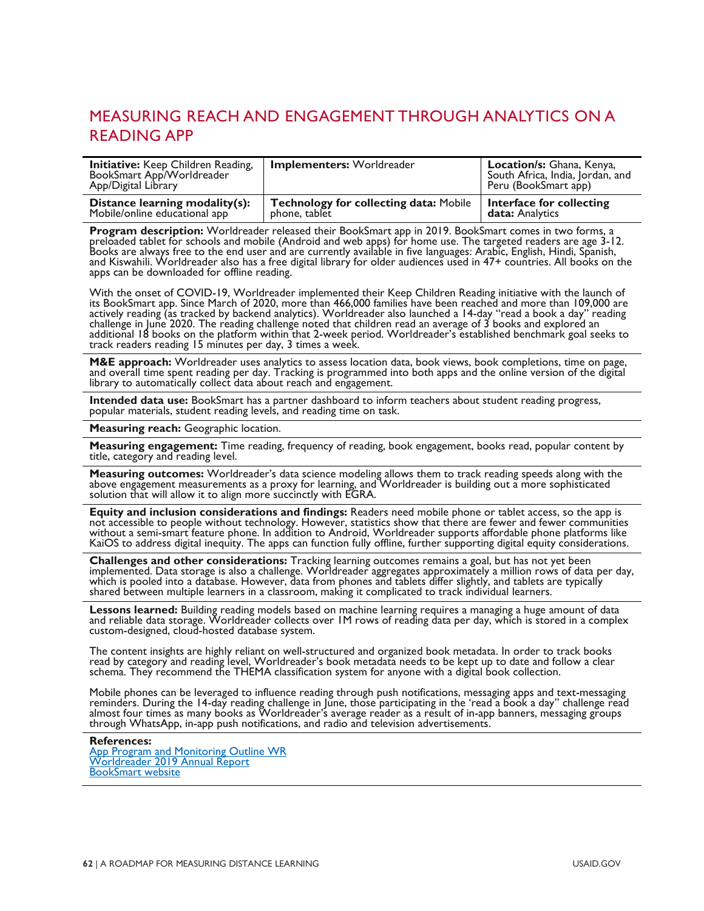# MEASURING REACH AND ENGAGEMENT THROUGH ANALYTICS ON A READING APP

| **Initiative:** Keep Children Reading, BookSmart App/Worldreader App/Digital Library | **Implementers:** Worldreader | **Location/s:** Ghana, Kenya, South Africa, India, Jordan, and Peru (BookSmart app) |
|---|---|---|
| **Distance learning modality(s):** Mobile/online educational app | **Technology for collecting data:** Mobile phone, tablet | **Interface for collecting data:** Analytics |

**Program description:** Worldreader released their BookSmart app in 2019. BookSmart comes in two forms, a preloaded tablet for schools and mobile (Android and web apps) for home use. The targeted readers are age 3-12. Books are always free to the end user and are currently available in five languages: Arabic, English, Hindi, Spanish, and Kiswahili. Worldreader also has a free digital library for older audiences used in 47+ countries. All books on the apps can be downloaded for offline reading.

With the onset of COVID-19, Worldreader implemented their Keep Children Reading initiative with the launch of its BookSmart app. Since March of 2020, more than 466,000 families have been reached and more than 109,000 are actively reading (as tracked by backend analytics). Worldreader also launched a 14-day "read a book a day" reading challenge in June 2020. The reading challenge noted that children read an average of 3 books and explored an additional 18 books on the platform within that 2-week period. Worldreader's established benchmark goal seeks to track readers reading 15 minutes per day, 3 times a week.

**M&E approach:** Worldreader uses analytics to assess location data, book views, book completions, time on page, and overall time spent reading per day. Tracking is programmed into both apps and the online version of the digital library to automatically collect data about reach and engagement.

**Intended data use:** BookSmart has a partner dashboard to inform teachers about student reading progress, popular materials, student reading levels, and reading time on task.

**Measuring reach:** Geographic location.

**Measuring engagement:** Time reading, frequency of reading, book engagement, books read, popular content by title, category and reading level.

**Measuring outcomes:** Worldreader's data science modeling allows them to track reading speeds along with the above engagement measurements as a proxy for learning, and Worldreader is building out a more sophisticated solution that will allow it to align more succinctly with EGRA.

**Equity and inclusion considerations and findings:** Readers need mobile phone or tablet access, so the app is not accessible to people without technology. However, statistics show that there are fewer and fewer communities without a semi-smart feature phone. In addition to Android, Worldreader supports affordable phone platforms like KaiOS to address digital inequity. The apps can function fully offline, further supporting digital equity considerations.

**Challenges and other considerations:** Tracking learning outcomes remains a goal, but has not yet been implemented. Data storage is also a challenge. Worldreader aggregates approximately a million rows of data per day, which is pooled into a database. However, data from phones and tablets differ slightly, and tablets are typically shared between multiple learners in a classroom, making it complicated to track individual learners.

**Lessons learned:** Building reading models based on machine learning requires a managing a huge amount of data and reliable data storage. Worldreader collects over 1M rows of reading data per day, which is stored in a complex custom-designed, cloud-hosted database system.

The content insights are highly reliant on well-structured and organized book metadata. In order to track books read by category and reading level, Worldreader's book metadata needs to be kept up to date and follow a clear schema. They recommend the THEMA classification system for anyone with a digital book collection.

Mobile phones can be leveraged to influence reading through push notifications, messaging apps and text-messaging reminders. During the 14-day reading challenge in June, those participating in the 'read a book a day" challenge read almost four times as many books as Worldreader's average reader as a result of in-app banners, messaging groups through WhatsApp, in-app push notifications, and radio and television advertisements.

**References:**
[App Program and Monitoring Outline WR]
[Worldreader 2019 Annual Report]
[BookSmart website]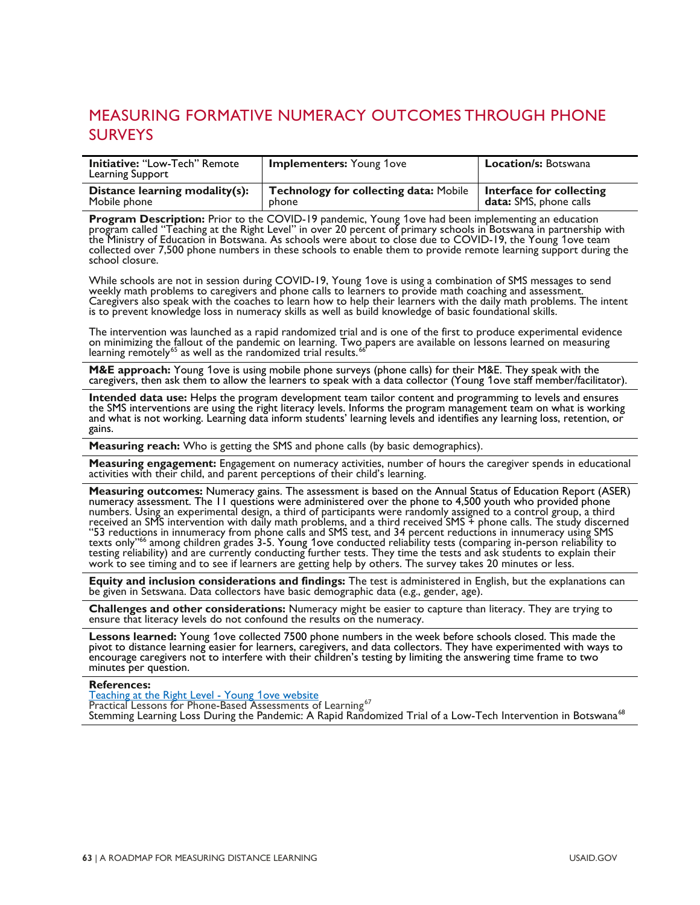## MEASURING FORMATIVE NUMERACY OUTCOMES THROUGH PHONE SURVEYS

| **Initiative:** "Low-Tech" Remote Learning Support | **Implementers:** Young 1ove | **Location/s:** Botswana |
|---|---|---|
| **Distance learning modality(s):** Mobile phone | **Technology for collecting data:** Mobile phone | **Interface for collecting data:** SMS, phone calls |

**Program Description:** Prior to the COVID-19 pandemic, Young 1ove had been implementing an education program called "Teaching at the Right Level" in over 20 percent of primary schools in Botswana in partnership with the Ministry of Education in Botswana. As schools were about to close due to COVID-19, the Young 1ove team collected over 7,500 phone numbers in these schools to enable them to provide remote learning support during the school closure.

While schools are not in session during COVID-19, Young 1ove is using a combination of SMS messages to send weekly math problems to caregivers and phone calls to learners to provide math coaching and assessment. Caregivers also speak with the coaches to learn how to help their learners with the daily math problems. The intent is to prevent knowledge loss in numeracy skills as well as build knowledge of basic foundational skills.

The intervention was launched as a rapid randomized trial and is one of the first to produce experimental evidence on minimizing the fallout of the pandemic on learning. Two papers are available on lessons learned on measuring learning remotely[65] as well as the randomized trial results.[66]

**M&E approach:** Young 1ove is using mobile phone surveys (phone calls) for their M&E. They speak with the caregivers, then ask them to allow the learners to speak with a data collector (Young 1ove staff member/facilitator).

**Intended data use:** Helps the program development team tailor content and programming to levels and ensures the SMS interventions are using the right literacy levels. Informs the program management team on what is working and what is not working. Learning data inform students' learning levels and identifies any learning loss, retention, or gains.

**Measuring reach:** Who is getting the SMS and phone calls (by basic demographics).

**Measuring engagement:** Engagement on numeracy activities, number of hours the caregiver spends in educational activities with their child, and parent perceptions of their child's learning.

**Measuring outcomes:** Numeracy gains. The assessment is based on the Annual Status of Education Report (ASER) numeracy assessment. The 11 questions were administered over the phone to 4,500 youth who provided phone numbers. Using an experimental design, a third of participants were randomly assigned to a control group, a third received an SMS intervention with daily math problems, and a third received SMS + phone calls. The study discerned "53 reductions in innumeracy from phone calls and SMS test, and 34 percent reductions in innumeracy using SMS texts only"[66] among children grades 3-5. Young 1ove conducted reliability tests (comparing in-person reliability to testing reliability) and are currently conducting further tests. They time the tests and ask students to explain their work to see timing and to see if learners are getting help by others. The survey takes 20 minutes or less.

**Equity and inclusion considerations and findings:** The test is administered in English, but the explanations can be given in Setswana. Data collectors have basic demographic data (e.g., gender, age).

**Challenges and other considerations:** Numeracy might be easier to capture than literacy. They are trying to ensure that literacy levels do not confound the results on the numeracy.

**Lessons learned:** Young 1ove collected 7500 phone numbers in the week before schools closed. This made the pivot to distance learning easier for learners, caregivers, and data collectors. They have experimented with ways to encourage caregivers not to interfere with their children's testing by limiting the answering time frame to two minutes per question.

**References:**
[Teaching at the Right Level - Young 1ove website]
Practical Lessons for Phone-Based Assessments of Learning[67]
Stemming Learning Loss During the Pandemic: A Rapid Randomized Trial of a Low-Tech Intervention in Botswana[68]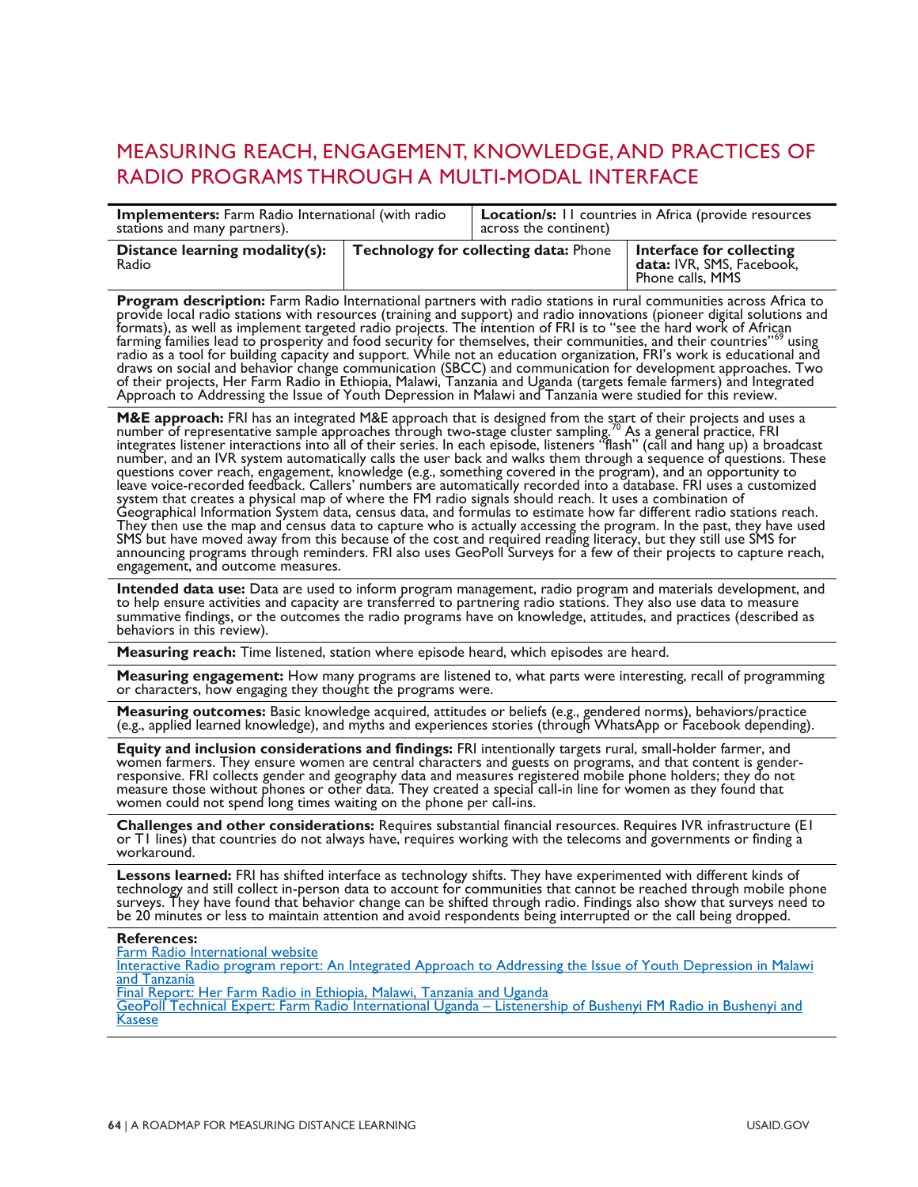# MEASURING REACH, ENGAGEMENT, KNOWLEDGE, AND PRACTICES OF RADIO PROGRAMS THROUGH A MULTI-MODAL INTERFACE

| **Implementers:** Farm Radio International (with radio stations and many partners). | **Location/s:** 11 countries in Africa (provide resources across the continent) | |
|---|---|---|
| **Distance learning modality(s):** Radio | **Technology for collecting data:** Phone | **Interface for collecting data:** IVR, SMS, Facebook, Phone calls, MMS |

**Program description:** Farm Radio International partners with radio stations in rural communities across Africa to provide local radio stations with resources (training and support) and radio innovations (pioneer digital solutions and formats), as well as implement targeted radio projects. The intention of FRI is to "see the hard work of African farming families lead to prosperity and food security for themselves, their communities, and their countries"[69] using radio as a tool for building capacity and support. While not an education organization, FRI's work is educational and draws on social and behavior change communication (SBCC) and communication for development approaches. Two of their projects, Her Farm Radio in Ethiopia, Malawi, Tanzania and Uganda (targets female farmers) and Integrated Approach to Addressing the Issue of Youth Depression in Malawi and Tanzania were studied for this review.

**M&E approach:** FRI has an integrated M&E approach that is designed from the start of their projects and uses a number of representative sample approaches through two-stage cluster sampling.[70] As a general practice, FRI integrates listener interactions into all of their series. In each episode, listeners "flash" (call and hang up) a broadcast number, and an IVR system automatically calls the user back and walks them through a sequence of questions. These questions cover reach, engagement, knowledge (e.g., something covered in the program), and an opportunity to leave voice-recorded feedback. Callers' numbers are automatically recorded into a database. FRI uses a customized system that creates a physical map of where the FM radio signals should reach. It uses a combination of Geographical Information System data, census data, and formulas to estimate how far different radio stations reach. They then use the map and census data to capture who is actually accessing the program. In the past, they have used SMS but have moved away from this because of the cost and required reading literacy, but they still use SMS for announcing programs through reminders. FRI also uses GeoPoll Surveys for a few of their projects to capture reach, engagement, and outcome measures.

**Intended data use:** Data are used to inform program management, radio program and materials development, and to help ensure activities and capacity are transferred to partnering radio stations. They also use data to measure summative findings, or the outcomes the radio programs have on knowledge, attitudes, and practices (described as behaviors in this review).

**Measuring reach:** Time listened, station where episode heard, which episodes are heard.

**Measuring engagement:** How many programs are listened to, what parts were interesting, recall of programming or characters, how engaging they thought the programs were.

**Measuring outcomes:** Basic knowledge acquired, attitudes or beliefs (e.g., gendered norms), behaviors/practice (e.g., applied learned knowledge), and myths and experiences stories (through WhatsApp or Facebook depending).

**Equity and inclusion considerations and findings:** FRI intentionally targets rural, small-holder farmer, and women farmers. They ensure women are central characters and guests on programs, and that content is gender-responsive. FRI collects gender and geography data and measures registered mobile phone holders; they do not measure those without phones or other data. They created a special call-in line for women as they found that women could not spend long times waiting on the phone per call-ins.

**Challenges and other considerations:** Requires substantial financial resources. Requires IVR infrastructure (E1 or T1 lines) that countries do not always have, requires working with the telecoms and governments or finding a workaround.

**Lessons learned:** FRI has shifted interface as technology shifts. They have experimented with different kinds of technology and still collect in-person data to account for communities that cannot be reached through mobile phone surveys. They have found that behavior change can be shifted through radio. Findings also show that surveys need to be 20 minutes or less to maintain attention and avoid respondents being interrupted or the call being dropped.

**References:**
Farm Radio International website
Interactive Radio program report: An Integrated Approach to Addressing the Issue of Youth Depression in Malawi and Tanzania
Final Report: Her Farm Radio in Ethiopia, Malawi, Tanzania and Uganda
GeoPoll Technical Expert: Farm Radio International Uganda – Listenership of Bushenyi FM Radio in Bushenyi and Kasese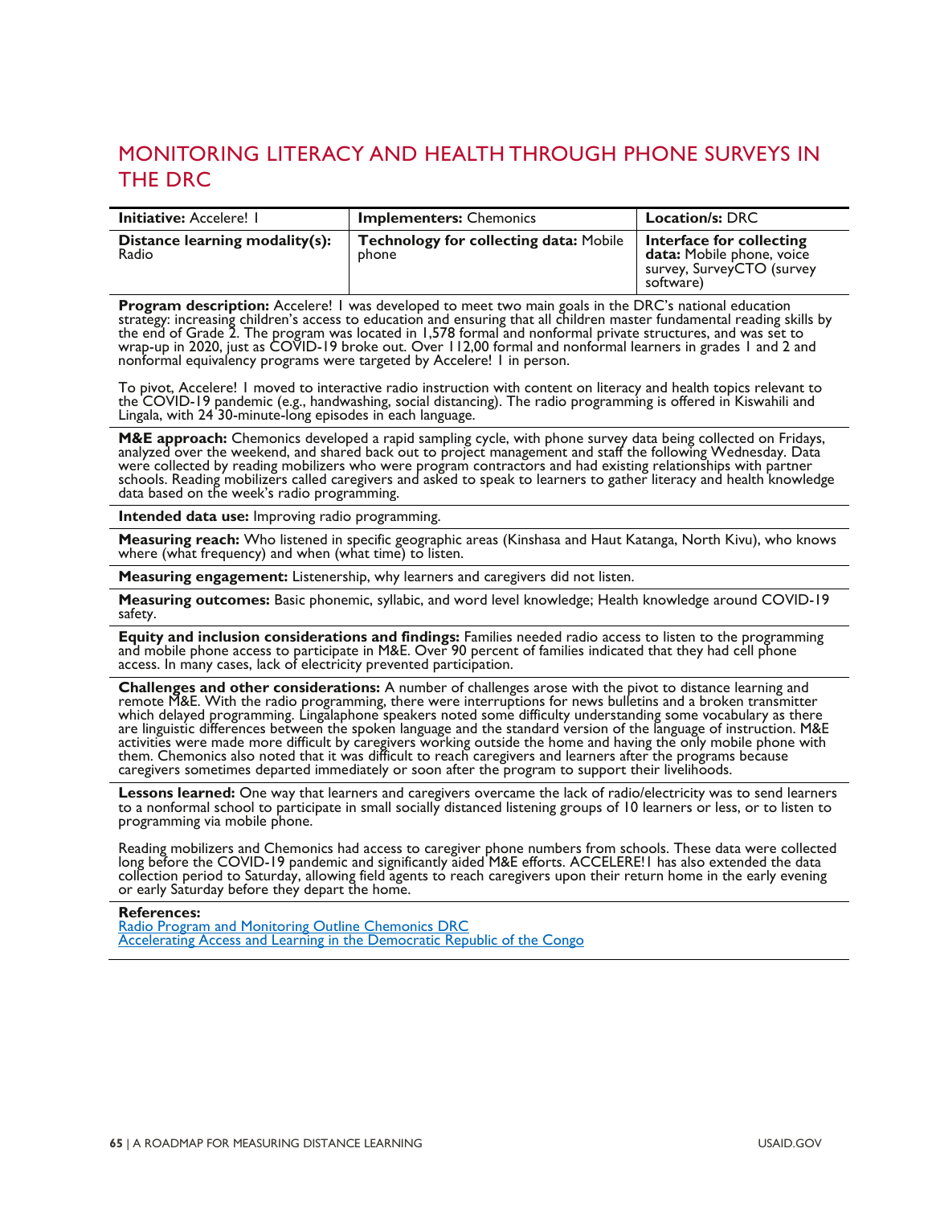## MONITORING LITERACY AND HEALTH THROUGH PHONE SURVEYS IN THE DRC

| **Initiative:** Accelere! 1 | **Implementers:** Chemonics | **Location/s:** DRC |
|---|---|---|
| **Distance learning modality(s):** Radio | **Technology for collecting data:** Mobile phone | **Interface for collecting data:** Mobile phone, voice survey, SurveyCTO (survey software) |

**Program description:** Accelere! 1 was developed to meet two main goals in the DRC's national education strategy: increasing children's access to education and ensuring that all children master fundamental reading skills by the end of Grade 2. The program was located in 1,578 formal and nonformal private structures, and was set to wrap-up in 2020, just as COVID-19 broke out. Over 112,00 formal and nonformal learners in grades 1 and 2 and nonformal equivalency programs were targeted by Accelere! 1 in person.

To pivot, Accelere! 1 moved to interactive radio instruction with content on literacy and health topics relevant to the COVID-19 pandemic (e.g., handwashing, social distancing). The radio programming is offered in Kiswahili and Lingala, with 24 30-minute-long episodes in each language.

**M&E approach:** Chemonics developed a rapid sampling cycle, with phone survey data being collected on Fridays, analyzed over the weekend, and shared back out to project management and staff the following Wednesday. Data were collected by reading mobilizers who were program contractors and had existing relationships with partner schools. Reading mobilizers called caregivers and asked to speak to learners to gather literacy and health knowledge data based on the week's radio programming.

**Intended data use:** Improving radio programming.

**Measuring reach:** Who listened in specific geographic areas (Kinshasa and Haut Katanga, North Kivu), who knows where (what frequency) and when (what time) to listen.

**Measuring engagement:** Listenership, why learners and caregivers did not listen.

**Measuring outcomes:** Basic phonemic, syllabic, and word level knowledge; Health knowledge around COVID-19 safety.

**Equity and inclusion considerations and findings:** Families needed radio access to listen to the programming and mobile phone access to participate in M&E. Over 90 percent of families indicated that they had cell phone access. In many cases, lack of electricity prevented participation.

**Challenges and other considerations:** A number of challenges arose with the pivot to distance learning and remote M&E. With the radio programming, there were interruptions for news bulletins and a broken transmitter which delayed programming. Lingalaphone speakers noted some difficulty understanding some vocabulary as there are linguistic differences between the spoken language and the standard version of the language of instruction. M&E activities were made more difficult by caregivers working outside the home and having the only mobile phone with them. Chemonics also noted that it was difficult to reach caregivers and learners after the programs because caregivers sometimes departed immediately or soon after the program to support their livelihoods.

**Lessons learned:** One way that learners and caregivers overcame the lack of radio/electricity was to send learners to a nonformal school to participate in small socially distanced listening groups of 10 learners or less, or to listen to programming via mobile phone.

Reading mobilizers and Chemonics had access to caregiver phone numbers from schools. These data were collected long before the COVID-19 pandemic and significantly aided M&E efforts. ACCELERE!1 has also extended the data collection period to Saturday, allowing field agents to reach caregivers upon their return home in the early evening or early Saturday before they depart the home.

**References:**
[Radio Program and Monitoring Outline Chemonics DRC](Radio Program and Monitoring Outline Chemonics DRC)
[Accelerating Access and Learning in the Democratic Republic of the Congo](Accelerating Access and Learning in the Democratic Republic of the Congo)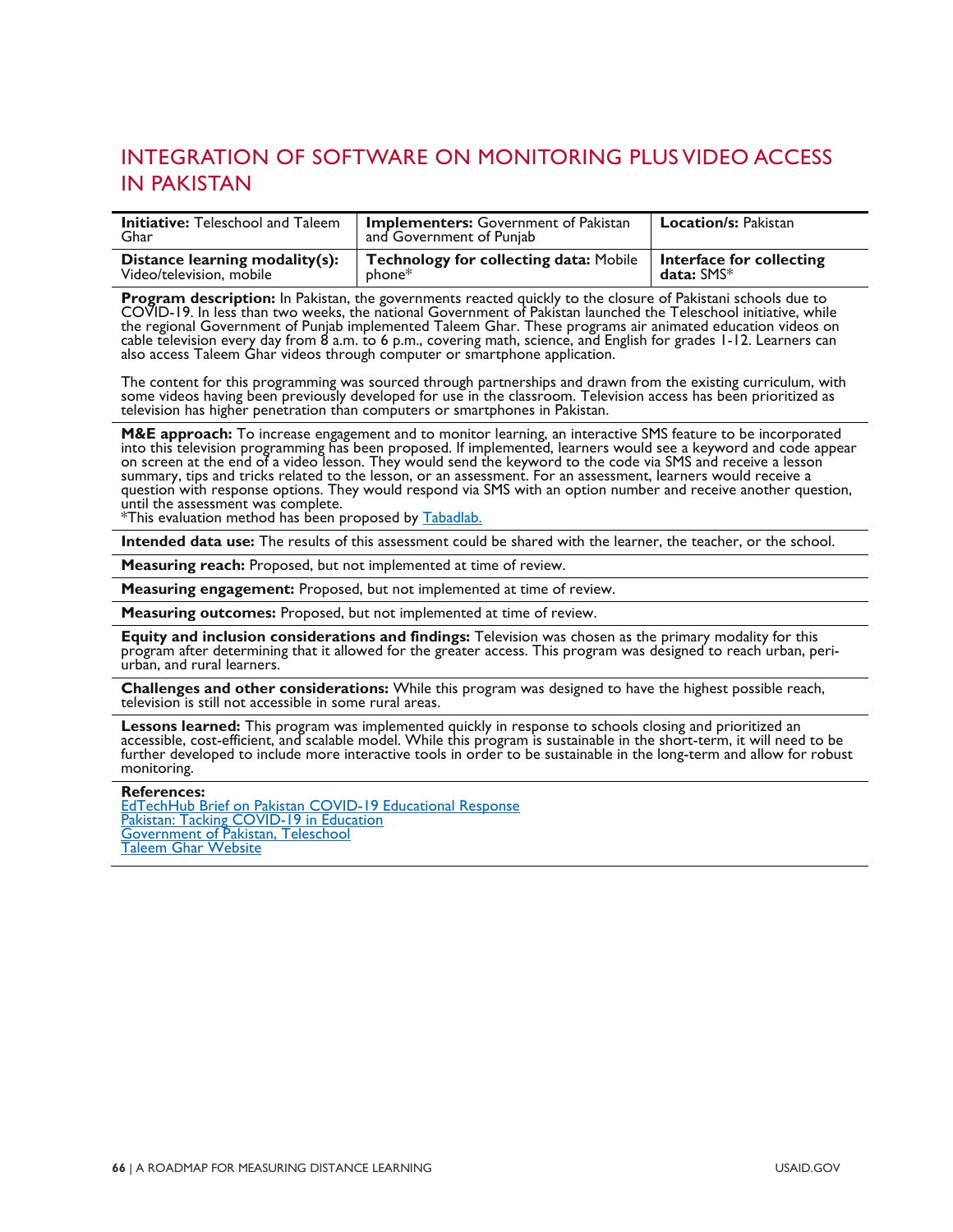## INTEGRATION OF SOFTWARE ON MONITORING PLUS VIDEO ACCESS IN PAKISTAN

| **Initiative:** Teleschool and Taleem Ghar | **Implementers:** Government of Pakistan and Government of Punjab | **Location/s:** Pakistan |
|---|---|---|
| **Distance learning modality(s):** Video/television, mobile | **Technology for collecting data:** Mobile phone* | **Interface for collecting data:** SMS* |

**Program description:** In Pakistan, the governments reacted quickly to the closure of Pakistani schools due to COVID-19. In less than two weeks, the national Government of Pakistan launched the Teleschool initiative, while the regional Government of Punjab implemented Taleem Ghar. These programs air animated education videos on cable television every day from 8 a.m. to 6 p.m., covering math, science, and English for grades 1-12. Learners can also access Taleem Ghar videos through computer or smartphone application.

The content for this programming was sourced through partnerships and drawn from the existing curriculum, with some videos having been previously developed for use in the classroom. Television access has been prioritized as television has higher penetration than computers or smartphones in Pakistan.

**M&E approach:** To increase engagement and to monitor learning, an interactive SMS feature to be incorporated into this television programming has been proposed. If implemented, learners would see a keyword and code appear on screen at the end of a video lesson. They would send the keyword to the code via SMS and receive a lesson summary, tips and tricks related to the lesson, or an assessment. For an assessment, learners would receive a question with response options. They would respond via SMS with an option number and receive another question, until the assessment was complete.
*This evaluation method has been proposed by Tabadlab.

**Intended data use:** The results of this assessment could be shared with the learner, the teacher, or the school.

**Measuring reach:** Proposed, but not implemented at time of review.

**Measuring engagement:** Proposed, but not implemented at time of review.

**Measuring outcomes:** Proposed, but not implemented at time of review.

**Equity and inclusion considerations and findings:** Television was chosen as the primary modality for this program after determining that it allowed for the greater access. This program was designed to reach urban, peri-urban, and rural learners.

**Challenges and other considerations:** While this program was designed to have the highest possible reach, television is still not accessible in some rural areas.

**Lessons learned:** This program was implemented quickly in response to schools closing and prioritized an accessible, cost-efficient, and scalable model. While this program is sustainable in the short-term, it will need to be further developed to include more interactive tools in order to be sustainable in the long-term and allow for robust monitoring.

**References:**
EdTechHub Brief on Pakistan COVID-19 Educational Response
Pakistan: Tacking COVID-19 in Education
Government of Pakistan, Teleschool
Taleem Ghar Website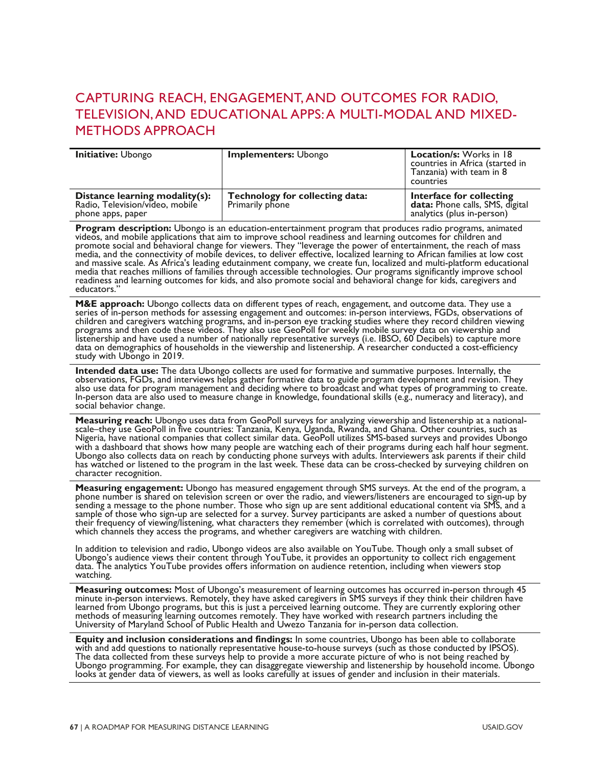## CAPTURING REACH, ENGAGEMENT, AND OUTCOMES FOR RADIO, TELEVISION, AND EDUCATIONAL APPS: A MULTI-MODAL AND MIXED-METHODS APPROACH

| **Initiative:** Ubongo | **Implementers:** Ubongo | **Location/s:** Works in 18 countries in Africa (started in Tanzania) with team in 8 countries |
|---|---|---|
| **Distance learning modality(s):** Radio, Television/video, mobile phone apps, paper | **Technology for collecting data:** Primarily phone | **Interface for collecting data:** Phone calls, SMS, digital analytics (plus in-person) |

**Program description:** Ubongo is an education-entertainment program that produces radio programs, animated videos, and mobile applications that aim to improve school readiness and learning outcomes for children and promote social and behavioral change for viewers. They "leverage the power of entertainment, the reach of mass media, and the connectivity of mobile devices, to deliver effective, localized learning to African families at low cost and massive scale. As Africa's leading edutainment company, we create fun, localized and multi-platform educational media that reaches millions of families through accessible technologies. Our programs significantly improve school readiness and learning outcomes for kids, and also promote social and behavioral change for kids, caregivers and educators."

**M&E approach:** Ubongo collects data on different types of reach, engagement, and outcome data. They use a series of in-person methods for assessing engagement and outcomes: in-person interviews, FGDs, observations of children and caregivers watching programs, and in-person eye tracking studies where they record children viewing programs and then code these videos. They also use GeoPoll for weekly mobile survey data on viewership and listenership and have used a number of nationally representative surveys (i.e. IBSO, 60 Decibels) to capture more data on demographics of households in the viewership and listenership. A researcher conducted a cost-efficiency study with Ubongo in 2019.

**Intended data use:** The data Ubongo collects are used for formative and summative purposes. Internally, the observations, FGDs, and interviews helps gather formative data to guide program development and revision. They also use data for program management and deciding where to broadcast and what types of programming to create. In-person data are also used to measure change in knowledge, foundational skills (e.g., numeracy and literacy), and social behavior change.

**Measuring reach:** Ubongo uses data from GeoPoll surveys for analyzing viewership and listenership at a national-scale–they use GeoPoll in five countries: Tanzania, Kenya, Uganda, Rwanda, and Ghana. Other countries, such as Nigeria, have national companies that collect similar data. GeoPoll utilizes SMS-based surveys and provides Ubongo with a dashboard that shows how many people are watching each of their programs during each half hour segment. Ubongo also collects data on reach by conducting phone surveys with adults. Interviewers ask parents if their child has watched or listened to the program in the last week. These data can be cross-checked by surveying children on character recognition.

**Measuring engagement:** Ubongo has measured engagement through SMS surveys. At the end of the program, a phone number is shared on television screen or over the radio, and viewers/listeners are encouraged to sign-up by sending a message to the phone number. Those who sign up are sent additional educational content via SMS, and a sample of those who sign-up are selected for a survey. Survey participants are asked a number of questions about their frequency of viewing/listening, what characters they remember (which is correlated with outcomes), through which channels they access the programs, and whether caregivers are watching with children.

In addition to television and radio, Ubongo videos are also available on YouTube. Though only a small subset of Ubongo's audience views their content through YouTube, it provides an opportunity to collect rich engagement data. The analytics YouTube provides offers information on audience retention, including when viewers stop watching.

**Measuring outcomes:** Most of Ubongo's measurement of learning outcomes has occurred in-person through 45 minute in-person interviews. Remotely, they have asked caregivers in SMS surveys if they think their children have learned from Ubongo programs, but this is just a perceived learning outcome. They are currently exploring other methods of measuring learning outcomes remotely. They have worked with research partners including the University of Maryland School of Public Health and Uwezo Tanzania for in-person data collection.

**Equity and inclusion considerations and findings:** In some countries, Ubongo has been able to collaborate with and add questions to nationally representative house-to-house surveys (such as those conducted by IPSOS). The data collected from these surveys help to provide a more accurate picture of who is not being reached by Ubongo programming. For example, they can disaggregate viewership and listenership by household income. Ubongo looks at gender data of viewers, as well as looks carefully at issues of gender and inclusion in their materials.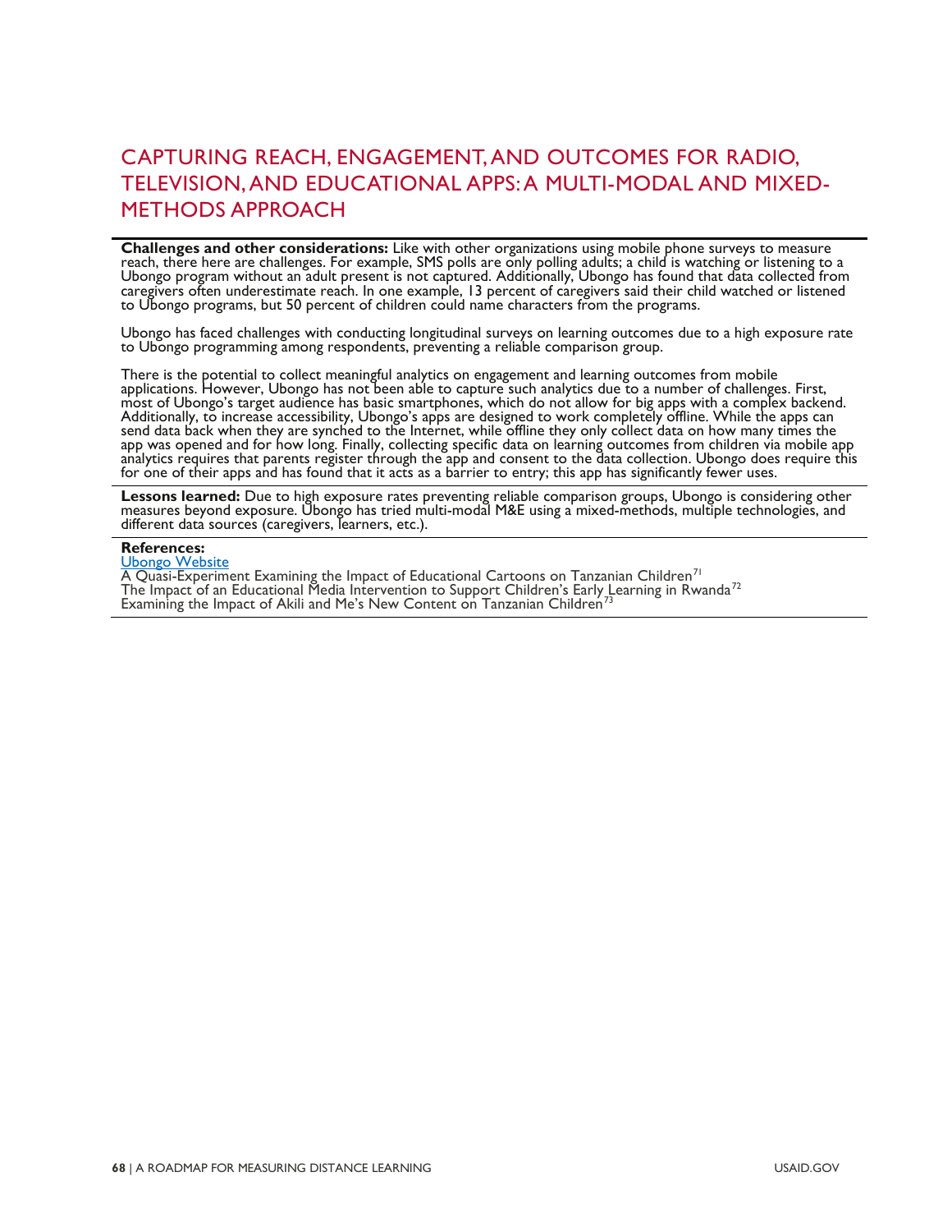## CAPTURING REACH, ENGAGEMENT, AND OUTCOMES FOR RADIO, TELEVISION, AND EDUCATIONAL APPS: A MULTI-MODAL AND MIXED-METHODS APPROACH

**Challenges and other considerations:** Like with other organizations using mobile phone surveys to measure reach, there here are challenges. For example, SMS polls are only polling adults; a child is watching or listening to a Ubongo program without an adult present is not captured. Additionally, Ubongo has found that data collected from caregivers often underestimate reach. In one example, 13 percent of caregivers said their child watched or listened to Ubongo programs, but 50 percent of children could name characters from the programs.

Ubongo has faced challenges with conducting longitudinal surveys on learning outcomes due to a high exposure rate to Ubongo programming among respondents, preventing a reliable comparison group.

There is the potential to collect meaningful analytics on engagement and learning outcomes from mobile applications. However, Ubongo has not been able to capture such analytics due to a number of challenges. First, most of Ubongo's target audience has basic smartphones, which do not allow for big apps with a complex backend. Additionally, to increase accessibility, Ubongo's apps are designed to work completely offline. While the apps can send data back when they are synched to the Internet, while offline they only collect data on how many times the app was opened and for how long. Finally, collecting specific data on learning outcomes from children via mobile app analytics requires that parents register through the app and consent to the data collection. Ubongo does require this for one of their apps and has found that it acts as a barrier to entry; this app has significantly fewer uses.

**Lessons learned:** Due to high exposure rates preventing reliable comparison groups, Ubongo is considering other measures beyond exposure. Ubongo has tried multi-modal M&E using a mixed-methods, multiple technologies, and different data sources (caregivers, learners, etc.).

**References:**
Ubongo Website
A Quasi-Experiment Examining the Impact of Educational Cartoons on Tanzanian Children[71]
The Impact of an Educational Media Intervention to Support Children's Early Learning in Rwanda[72]
Examining the Impact of Akili and Me's New Content on Tanzanian Children[73]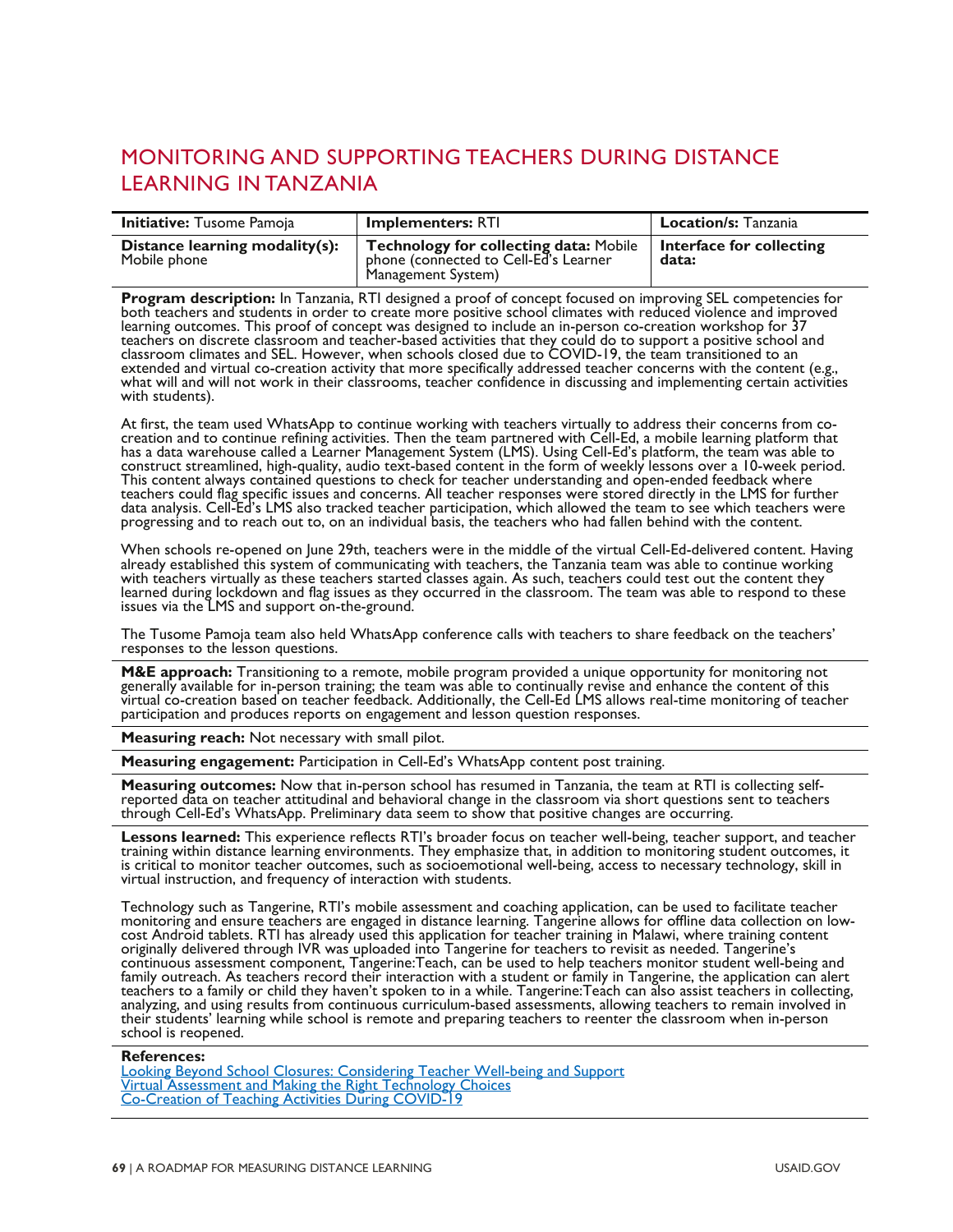## MONITORING AND SUPPORTING TEACHERS DURING DISTANCE LEARNING IN TANZANIA

| **Initiative:** Tusome Pamoja | **Implementers:** RTI | **Location/s:** Tanzania |
|---|---|---|
| **Distance learning modality(s):** Mobile phone | **Technology for collecting data:** Mobile phone (connected to Cell-Ed's Learner Management System) | **Interface for collecting data:** |

**Program description:** In Tanzania, RTI designed a proof of concept focused on improving SEL competencies for both teachers and students in order to create more positive school climates with reduced violence and improved learning outcomes. This proof of concept was designed to include an in-person co-creation workshop for 37 teachers on discrete classroom and teacher-based activities that they could do to support a positive school and classroom climates and SEL. However, when schools closed due to COVID-19, the team transitioned to an extended and virtual co-creation activity that more specifically addressed teacher concerns with the content (e.g., what will and will not work in their classrooms, teacher confidence in discussing and implementing certain activities with students).

At first, the team used WhatsApp to continue working with teachers virtually to address their concerns from co-creation and to continue refining activities. Then the team partnered with Cell-Ed, a mobile learning platform that has a data warehouse called a Learner Management System (LMS). Using Cell-Ed's platform, the team was able to construct streamlined, high-quality, audio text-based content in the form of weekly lessons over a 10-week period. This content always contained questions to check for teacher understanding and open-ended feedback where teachers could flag specific issues and concerns. All teacher responses were stored directly in the LMS for further data analysis. Cell-Ed's LMS also tracked teacher participation, which allowed the team to see which teachers were progressing and to reach out to, on an individual basis, the teachers who had fallen behind with the content.

When schools re-opened on June 29th, teachers were in the middle of the virtual Cell-Ed-delivered content. Having already established this system of communicating with teachers, the Tanzania team was able to continue working with teachers virtually as these teachers started classes again. As such, teachers could test out the content they learned during lockdown and flag issues as they occurred in the classroom. The team was able to respond to these issues via the LMS and support on-the-ground.

The Tusome Pamoja team also held WhatsApp conference calls with teachers to share feedback on the teachers' responses to the lesson questions.

**M&E approach:** Transitioning to a remote, mobile program provided a unique opportunity for monitoring not generally available for in-person training; the team was able to continually revise and enhance the content of this virtual co-creation based on teacher feedback. Additionally, the Cell-Ed LMS allows real-time monitoring of teacher participation and produces reports on engagement and lesson question responses.

**Measuring reach:** Not necessary with small pilot.

**Measuring engagement:** Participation in Cell-Ed's WhatsApp content post training.

**Measuring outcomes:** Now that in-person school has resumed in Tanzania, the team at RTI is collecting self-reported data on teacher attitudinal and behavioral change in the classroom via short questions sent to teachers through Cell-Ed's WhatsApp. Preliminary data seem to show that positive changes are occurring.

**Lessons learned:** This experience reflects RTI's broader focus on teacher well-being, teacher support, and teacher training within distance learning environments. They emphasize that, in addition to monitoring student outcomes, it is critical to monitor teacher outcomes, such as socioemotional well-being, access to necessary technology, skill in virtual instruction, and frequency of interaction with students.

Technology such as Tangerine, RTI's mobile assessment and coaching application, can be used to facilitate teacher monitoring and ensure teachers are engaged in distance learning. Tangerine allows for offline data collection on low-cost Android tablets. RTI has already used this application for teacher training in Malawi, where training content originally delivered through IVR was uploaded into Tangerine for teachers to revisit as needed. Tangerine's continuous assessment component, Tangerine:Teach, can be used to help teachers monitor student well-being and family outreach. As teachers record their interaction with a student or family in Tangerine, the application can alert teachers to a family or child they haven't spoken to in a while. Tangerine:Teach can also assist teachers in collecting, analyzing, and using results from continuous curriculum-based assessments, allowing teachers to remain involved in their students' learning while school is remote and preparing teachers to reenter the classroom when in-person school is reopened.

**References:**
Looking Beyond School Closures: Considering Teacher Well-being and Support
Virtual Assessment and Making the Right Technology Choices
Co-Creation of Teaching Activities During COVID-19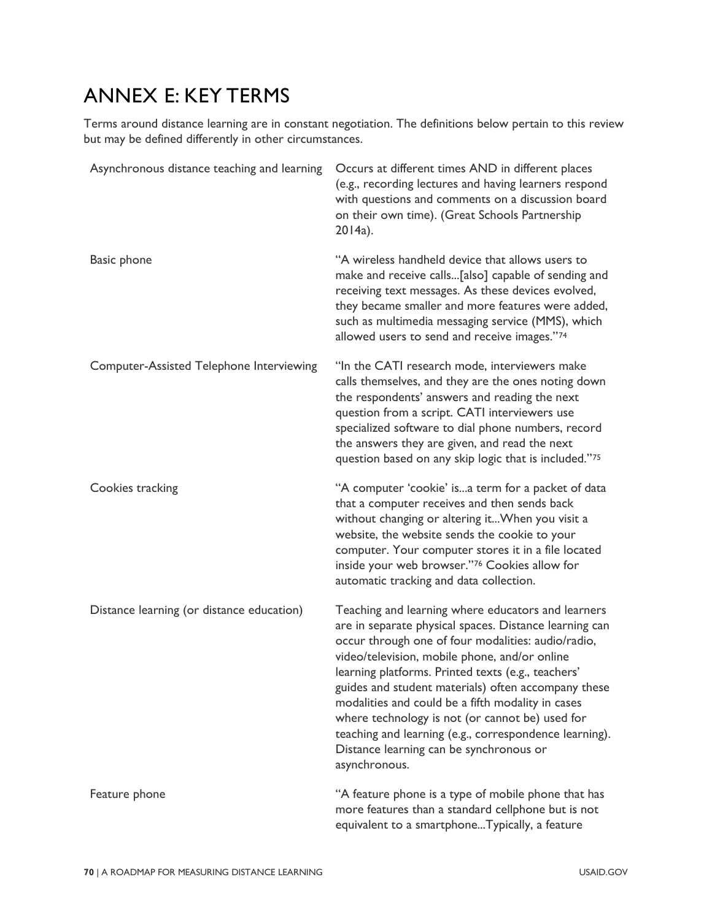# ANNEX E: KEY TERMS

Terms around distance learning are in constant negotiation. The definitions below pertain to this review but may be defined differently in other circumstances.

| | |
|---|---|
| Asynchronous distance teaching and learning | Occurs at different times AND in different places (e.g., recording lectures and having learners respond with questions and comments on a discussion board on their own time). (Great Schools Partnership 2014a). |
| Basic phone | "A wireless handheld device that allows users to make and receive calls...[also] capable of sending and receiving text messages. As these devices evolved, they became smaller and more features were added, such as multimedia messaging service (MMS), which allowed users to send and receive images."[74] |
| Computer-Assisted Telephone Interviewing | "In the CATI research mode, interviewers make calls themselves, and they are the ones noting down the respondents' answers and reading the next question from a script. CATI interviewers use specialized software to dial phone numbers, record the answers they are given, and read the next question based on any skip logic that is included."[75] |
| Cookies tracking | "A computer 'cookie' is...a term for a packet of data that a computer receives and then sends back without changing or altering it...When you visit a website, the website sends the cookie to your computer. Your computer stores it in a file located inside your web browser."[76] Cookies allow for automatic tracking and data collection. |
| Distance learning (or distance education) | Teaching and learning where educators and learners are in separate physical spaces. Distance learning can occur through one of four modalities: audio/radio, video/television, mobile phone, and/or online learning platforms. Printed texts (e.g., teachers' guides and student materials) often accompany these modalities and could be a fifth modality in cases where technology is not (or cannot be) used for teaching and learning (e.g., correspondence learning). Distance learning can be synchronous or asynchronous. |
| Feature phone | "A feature phone is a type of mobile phone that has more features than a standard cellphone but is not equivalent to a smartphone...Typically, a feature |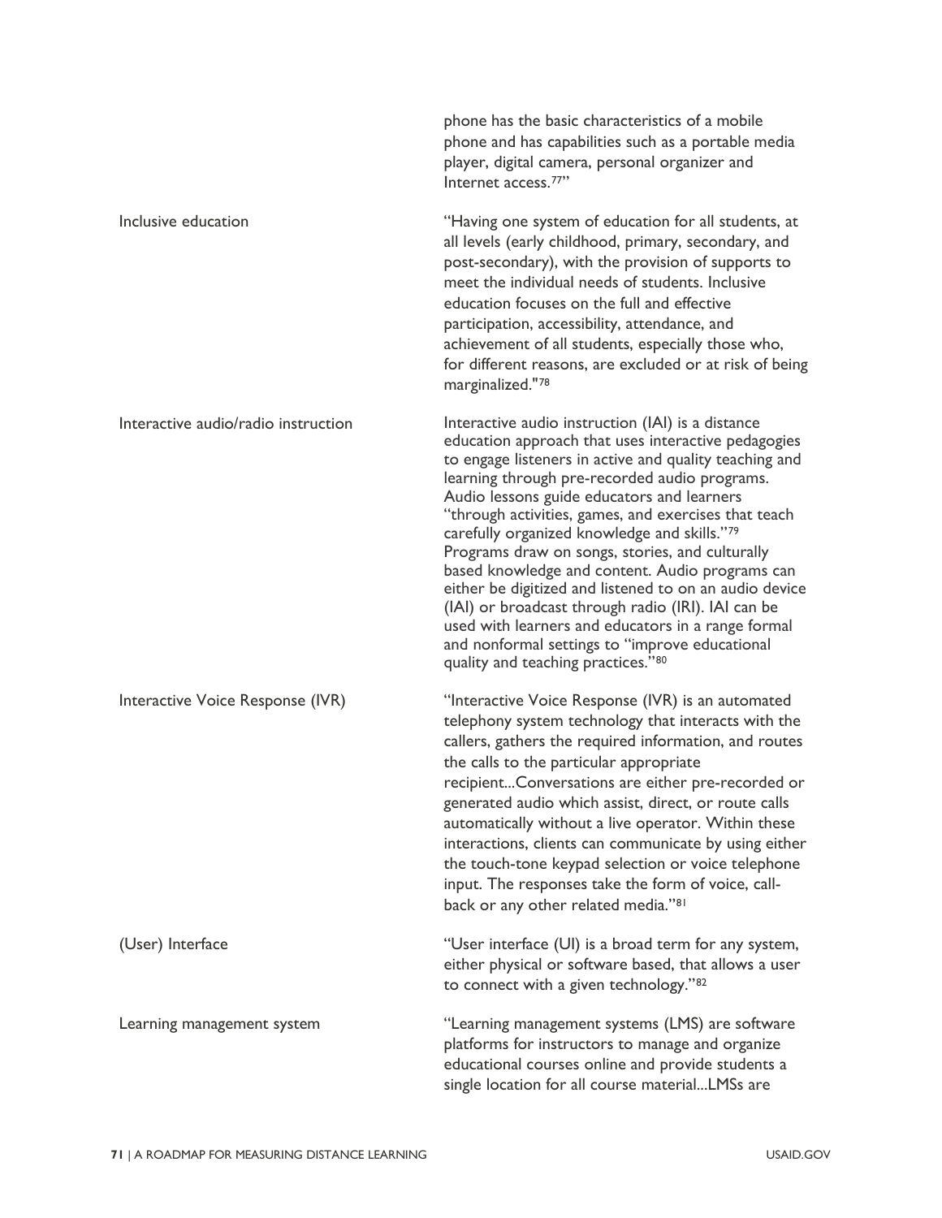| | |
|---|---|
| | phone has the basic characteristics of a mobile phone and has capabilities such as a portable media player, digital camera, personal organizer and Internet access.[77]" |
| Inclusive education | "Having one system of education for all students, at all levels (early childhood, primary, secondary, and post-secondary), with the provision of supports to meet the individual needs of students. Inclusive education focuses on the full and effective participation, accessibility, attendance, and achievement of all students, especially those who, for different reasons, are excluded or at risk of being marginalized."[78] |
| Interactive audio/radio instruction | Interactive audio instruction (IAI) is a distance education approach that uses interactive pedagogies to engage listeners in active and quality teaching and learning through pre-recorded audio programs. Audio lessons guide educators and learners "through activities, games, and exercises that teach carefully organized knowledge and skills."[79] Programs draw on songs, stories, and culturally based knowledge and content. Audio programs can either be digitized and listened to on an audio device (IAI) or broadcast through radio (IRI). IAI can be used with learners and educators in a range formal and nonformal settings to "improve educational quality and teaching practices."[80] |
| Interactive Voice Response (IVR) | "Interactive Voice Response (IVR) is an automated telephony system technology that interacts with the callers, gathers the required information, and routes the calls to the particular appropriate recipient...Conversations are either pre-recorded or generated audio which assist, direct, or route calls automatically without a live operator. Within these interactions, clients can communicate by using either the touch-tone keypad selection or voice telephone input. The responses take the form of voice, call-back or any other related media."[81] |
| (User) Interface | "User interface (UI) is a broad term for any system, either physical or software based, that allows a user to connect with a given technology."[82] |
| Learning management system | "Learning management systems (LMS) are software platforms for instructors to manage and organize educational courses online and provide students a single location for all course material...LMSs are |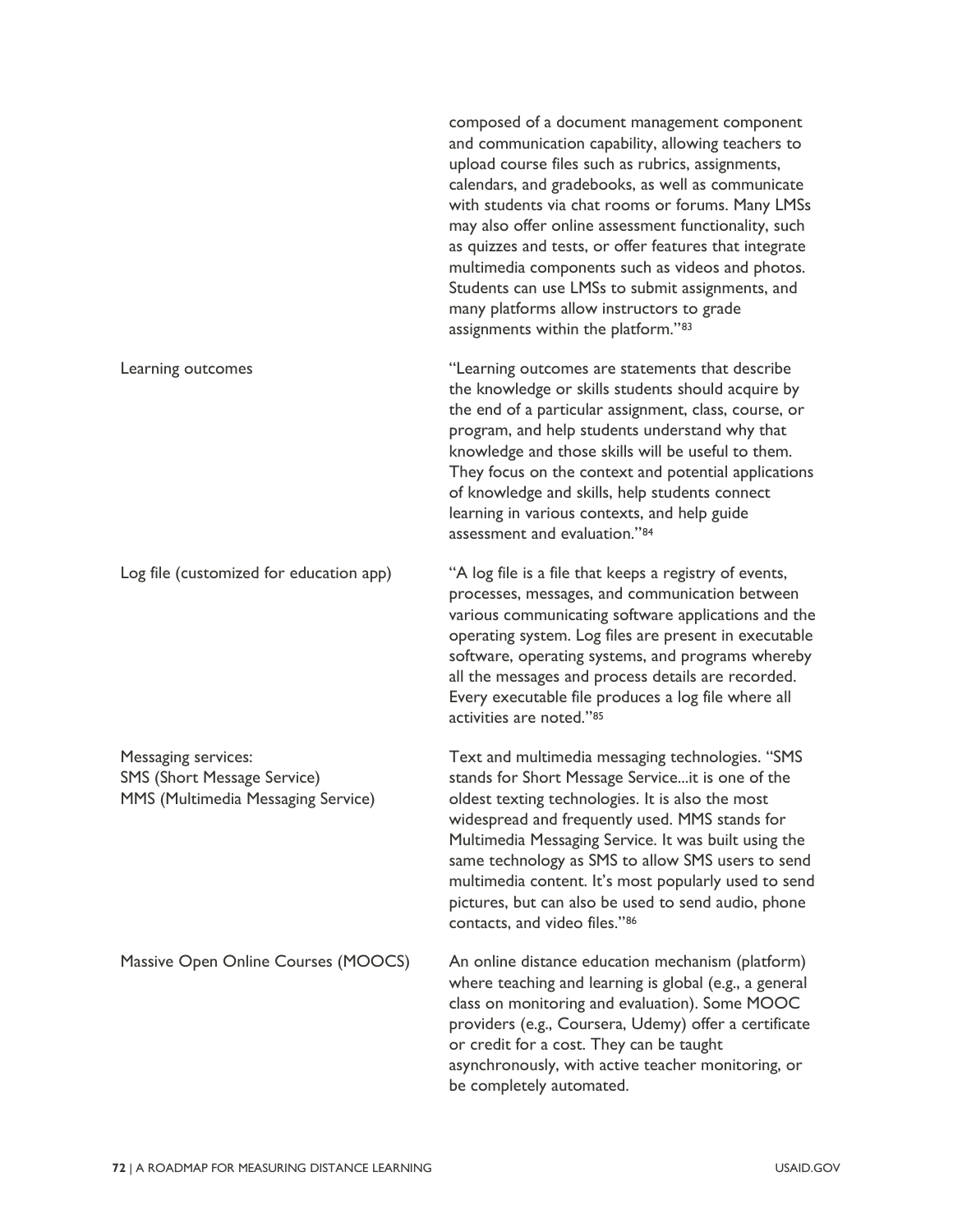| | |
|---|---|
| | composed of a document management component and communication capability, allowing teachers to upload course files such as rubrics, assignments, calendars, and gradebooks, as well as communicate with students via chat rooms or forums. Many LMSs may also offer online assessment functionality, such as quizzes and tests, or offer features that integrate multimedia components such as videos and photos. Students can use LMSs to submit assignments, and many platforms allow instructors to grade assignments within the platform."[83] |
| Learning outcomes | "Learning outcomes are statements that describe the knowledge or skills students should acquire by the end of a particular assignment, class, course, or program, and help students understand why that knowledge and those skills will be useful to them. They focus on the context and potential applications of knowledge and skills, help students connect learning in various contexts, and help guide assessment and evaluation."[84] |
| Log file (customized for education app) | "A log file is a file that keeps a registry of events, processes, messages, and communication between various communicating software applications and the operating system. Log files are present in executable software, operating systems, and programs whereby all the messages and process details are recorded. Every executable file produces a log file where all activities are noted."[85] |
| Messaging services: SMS (Short Message Service) MMS (Multimedia Messaging Service) | Text and multimedia messaging technologies. "SMS stands for Short Message Service...it is one of the oldest texting technologies. It is also the most widespread and frequently used. MMS stands for Multimedia Messaging Service. It was built using the same technology as SMS to allow SMS users to send multimedia content. It's most popularly used to send pictures, but can also be used to send audio, phone contacts, and video files."[86] |
| Massive Open Online Courses (MOOCS) | An online distance education mechanism (platform) where teaching and learning is global (e.g., a general class on monitoring and evaluation). Some MOOC providers (e.g., Coursera, Udemy) offer a certificate or credit for a cost. They can be taught asynchronously, with active teacher monitoring, or be completely automated. |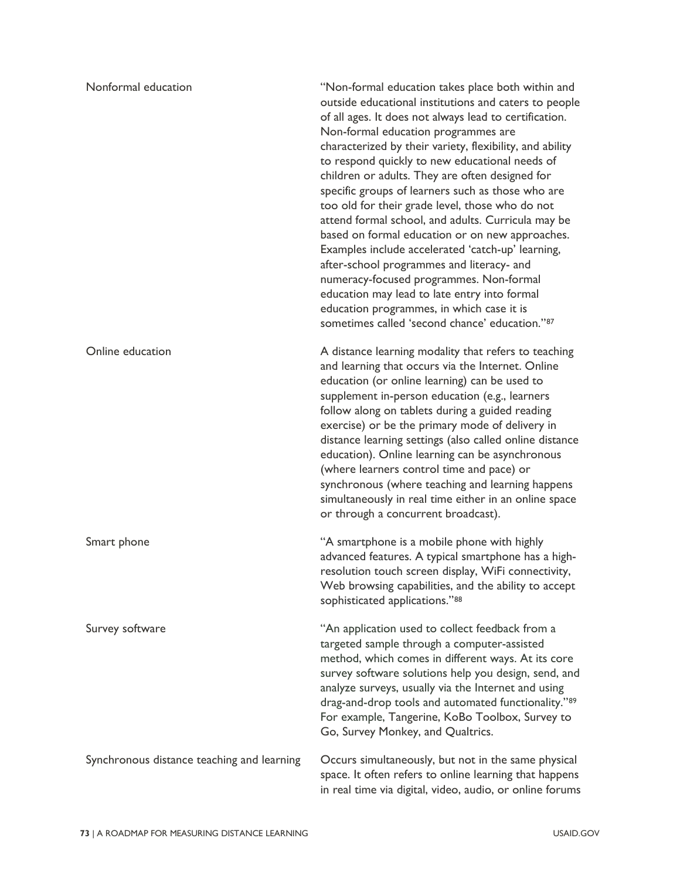| | |
|---|---|
| Nonformal education | "Non-formal education takes place both within and outside educational institutions and caters to people of all ages. It does not always lead to certification. Non-formal education programmes are characterized by their variety, flexibility, and ability to respond quickly to new educational needs of children or adults. They are often designed for specific groups of learners such as those who are too old for their grade level, those who do not attend formal school, and adults. Curricula may be based on formal education or on new approaches. Examples include accelerated 'catch-up' learning, after-school programmes and literacy- and numeracy-focused programmes. Non-formal education may lead to late entry into formal education programmes, in which case it is sometimes called 'second chance' education."[87] |
| Online education | A distance learning modality that refers to teaching and learning that occurs via the Internet. Online education (or online learning) can be used to supplement in-person education (e.g., learners follow along on tablets during a guided reading exercise) or be the primary mode of delivery in distance learning settings (also called online distance education). Online learning can be asynchronous (where learners control time and pace) or synchronous (where teaching and learning happens simultaneously in real time either in an online space or through a concurrent broadcast). |
| Smart phone | "A smartphone is a mobile phone with highly advanced features. A typical smartphone has a high-resolution touch screen display, WiFi connectivity, Web browsing capabilities, and the ability to accept sophisticated applications."[88] |
| Survey software | "An application used to collect feedback from a targeted sample through a computer-assisted method, which comes in different ways. At its core survey software solutions help you design, send, and analyze surveys, usually via the Internet and using drag-and-drop tools and automated functionality."[89] For example, Tangerine, KoBo Toolbox, Survey to Go, Survey Monkey, and Qualtrics. |
| Synchronous distance teaching and learning | Occurs simultaneously, but not in the same physical space. It often refers to online learning that happens in real time via digital, video, audio, or online forums |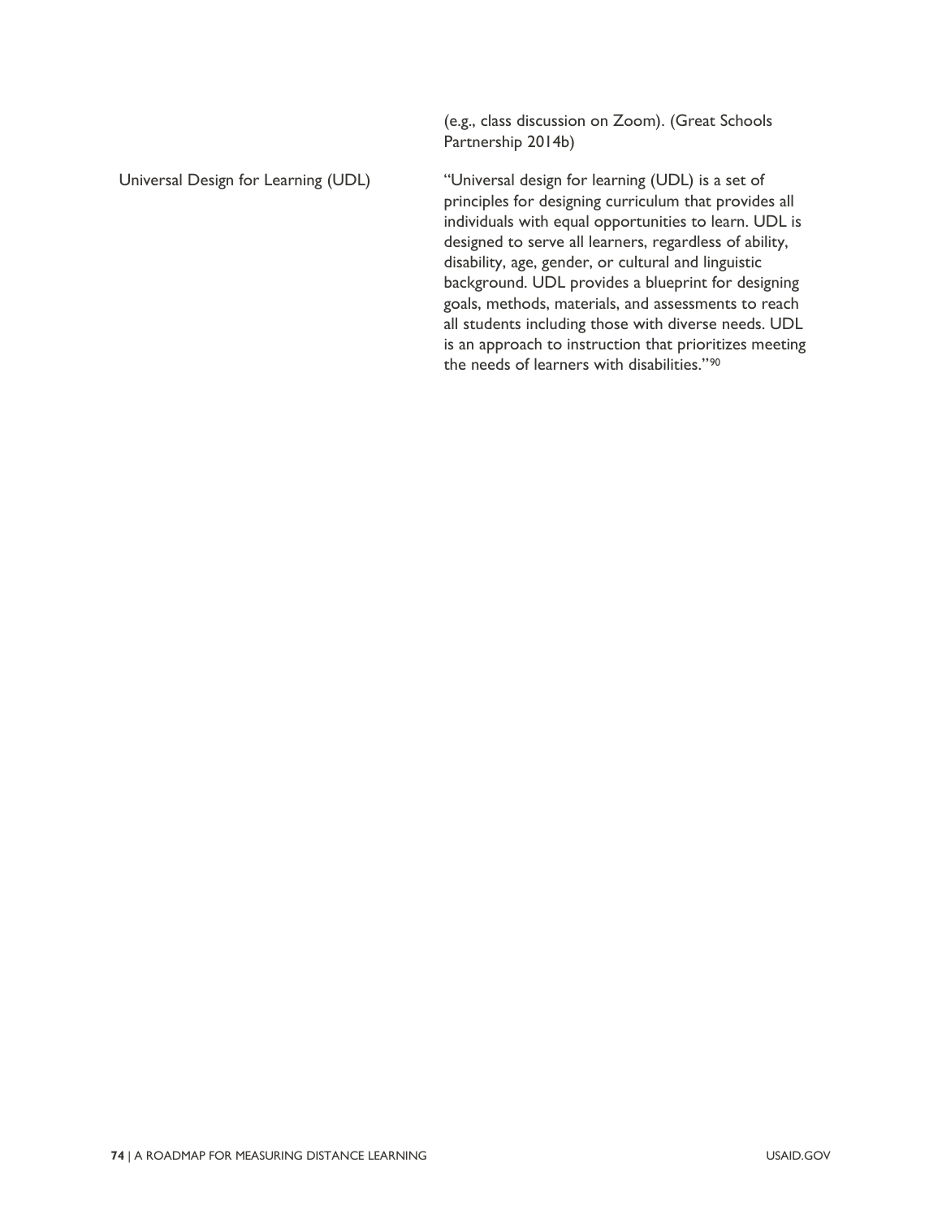| | |
|---|---|
| | (e.g., class discussion on Zoom). (Great Schools Partnership 2014b) |
| Universal Design for Learning (UDL) | "Universal design for learning (UDL) is a set of principles for designing curriculum that provides all individuals with equal opportunities to learn. UDL is designed to serve all learners, regardless of ability, disability, age, gender, or cultural and linguistic background. UDL provides a blueprint for designing goals, methods, materials, and assessments to reach all students including those with diverse needs. UDL is an approach to instruction that prioritizes meeting the needs of learners with disabilities."[90] |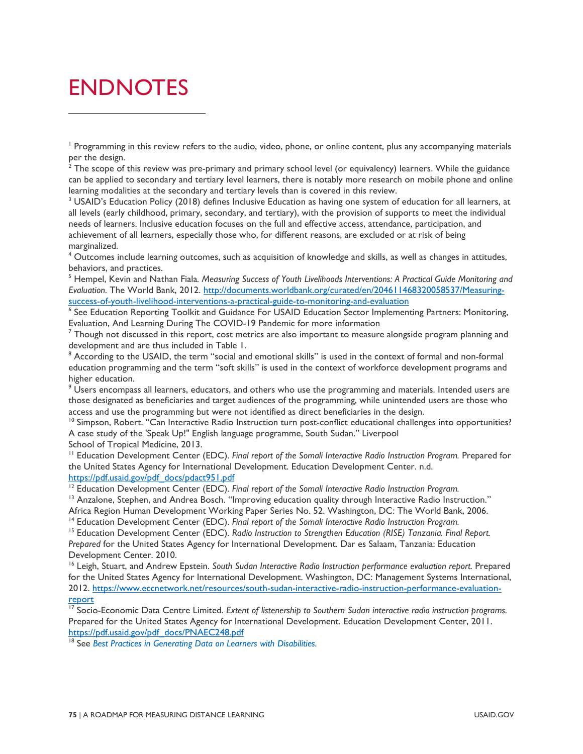# ENDNOTES

[1] Programming in this review refers to the audio, video, phone, or online content, plus any accompanying materials per the design.

[2] The scope of this review was pre-primary and primary school level (or equivalency) learners. While the guidance can be applied to secondary and tertiary level learners, there is notably more research on mobile phone and online learning modalities at the secondary and tertiary levels than is covered in this review.

[3] USAID's Education Policy (2018) defines Inclusive Education as having one system of education for all learners, at all levels (early childhood, primary, secondary, and tertiary), with the provision of supports to meet the individual needs of learners. Inclusive education focuses on the full and effective access, attendance, participation, and achievement of all learners, especially those who, for different reasons, are excluded or at risk of being marginalized.

[4] Outcomes include learning outcomes, such as acquisition of knowledge and skills, as well as changes in attitudes, behaviors, and practices.

[5] Hempel, Kevin and Nathan Fiala. *Measuring Success of Youth Livelihoods Interventions: A Practical Guide Monitoring and Evaluation.* The World Bank, 2012. [http://documents.worldbank.org/curated/en/204611468320058537/Measuring-success-of-youth-livelihood-interventions-a-practical-guide-to-monitoring-and-evaluation](http://documents.worldbank.org/curated/en/204611468320058537/Measuring-success-of-youth-livelihood-interventions-a-practical-guide-to-monitoring-and-evaluation)

[6] See Education Reporting Toolkit and Guidance For USAID Education Sector Implementing Partners: Monitoring, Evaluation, And Learning During The COVID-19 Pandemic for more information

[7] Though not discussed in this report, cost metrics are also important to measure alongside program planning and development and are thus included in Table 1.

[8] According to the USAID, the term "social and emotional skills" is used in the context of formal and non-formal education programming and the term "soft skills" is used in the context of workforce development programs and higher education.

[9] Users encompass all learners, educators, and others who use the programming and materials. Intended users are those designated as beneficiaries and target audiences of the programming, while unintended users are those who access and use the programming but were not identified as direct beneficiaries in the design.

[10] Simpson, Robert. "Can Interactive Radio Instruction turn post-conflict educational challenges into opportunities? A case study of the 'Speak Up!" English language programme, South Sudan." Liverpool School of Tropical Medicine, 2013.

[11] Education Development Center (EDC). *Final report of the Somali Interactive Radio Instruction Program.* Prepared for the United States Agency for International Development. Education Development Center. n.d. [https://pdf.usaid.gov/pdf_docs/pdact951.pdf](https://pdf.usaid.gov/pdf_docs/pdact951.pdf)

[12] Education Development Center (EDC). *Final report of the Somali Interactive Radio Instruction Program.*

[13] Anzalone, Stephen, and Andrea Bosch. "Improving education quality through Interactive Radio Instruction." Africa Region Human Development Working Paper Series No. 52. Washington, DC: The World Bank, 2006.

[14] Education Development Center (EDC). *Final report of the Somali Interactive Radio Instruction Program.*

[15] Education Development Center (EDC). *Radio Instruction to Strengthen Education (RISE) Tanzania. Final Report. Prepared* for the United States Agency for International Development. Dar es Salaam, Tanzania: Education Development Center. 2010.

[16] Leigh, Stuart, and Andrew Epstein. *South Sudan Interactive Radio Instruction performance evaluation report.* Prepared for the United States Agency for International Development. Washington, DC: Management Systems International, 2012. [https://www.eccnetwork.net/resources/south-sudan-interactive-radio-instruction-performance-evaluation-report](https://www.eccnetwork.net/resources/south-sudan-interactive-radio-instruction-performance-evaluation-report)

[17] Socio-Economic Data Centre Limited. *Extent of listenership to Southern Sudan interactive radio instruction programs.* Prepared for the United States Agency for International Development. Education Development Center, 2011. [https://pdf.usaid.gov/pdf_docs/PNAEC248.pdf](https://pdf.usaid.gov/pdf_docs/PNAEC248.pdf)

[18] See *Best Practices in Generating Data on Learners with Disabilities.*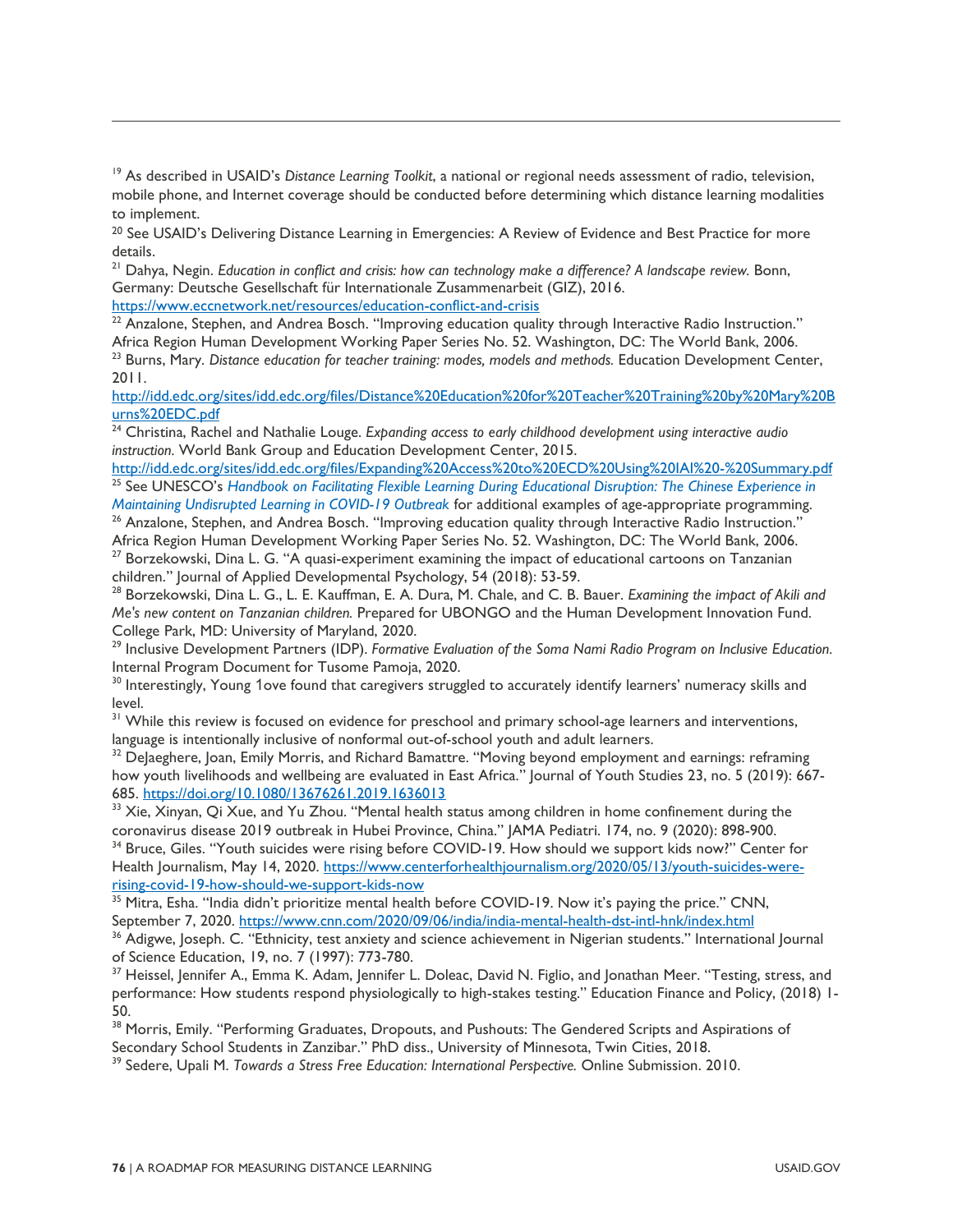[19] As described in USAID's *Distance Learning Toolkit*, a national or regional needs assessment of radio, television, mobile phone, and Internet coverage should be conducted before determining which distance learning modalities to implement.

[20] See USAID's Delivering Distance Learning in Emergencies: A Review of Evidence and Best Practice for more details.

[21] Dahya, Negin. *Education in conflict and crisis: how can technology make a difference? A landscape review.* Bonn, Germany: Deutsche Gesellschaft für Internationale Zusammenarbeit (GIZ), 2016. https://www.eccnetwork.net/resources/education-conflict-and-crisis

[22] Anzalone, Stephen, and Andrea Bosch. "Improving education quality through Interactive Radio Instruction." Africa Region Human Development Working Paper Series No. 52. Washington, DC: The World Bank, 2006.

[23] Burns, Mary. *Distance education for teacher training: modes, models and methods.* Education Development Center, 2011. http://idd.edc.org/sites/idd.edc.org/files/Distance%20Education%20for%20Teacher%20Training%20by%20Mary%20Burns%20EDC.pdf

[24] Christina, Rachel and Nathalie Louge. *Expanding access to early childhood development using interactive audio instruction.* World Bank Group and Education Development Center, 2015. http://idd.edc.org/sites/idd.edc.org/files/Expanding%20Access%20to%20ECD%20Using%20IAI%20-%20Summary.pdf

[25] See UNESCO's *Handbook on Facilitating Flexible Learning During Educational Disruption: The Chinese Experience in Maintaining Undisrupted Learning in COVID-19 Outbreak* for additional examples of age-appropriate programming.

[26] Anzalone, Stephen, and Andrea Bosch. "Improving education quality through Interactive Radio Instruction." Africa Region Human Development Working Paper Series No. 52. Washington, DC: The World Bank, 2006.

[27] Borzekowski, Dina L. G. "A quasi-experiment examining the impact of educational cartoons on Tanzanian children." Journal of Applied Developmental Psychology, 54 (2018): 53-59.

[28] Borzekowski, Dina L. G., L. E. Kauffman, E. A. Dura, M. Chale, and C. B. Bauer. *Examining the impact of Akili and Me's new content on Tanzanian children.* Prepared for UBONGO and the Human Development Innovation Fund. College Park, MD: University of Maryland, 2020.

[29] Inclusive Development Partners (IDP). *Formative Evaluation of the Soma Nami Radio Program on Inclusive Education.* Internal Program Document for Tusome Pamoja, 2020.

[30] Interestingly, Young 1ove found that caregivers struggled to accurately identify learners' numeracy skills and level.

[31] While this review is focused on evidence for preschool and primary school-age learners and interventions, language is intentionally inclusive of nonformal out-of-school youth and adult learners.

[32] DeJaeghere, Joan, Emily Morris, and Richard Bamattre. "Moving beyond employment and earnings: reframing how youth livelihoods and wellbeing are evaluated in East Africa." Journal of Youth Studies 23, no. 5 (2019): 667-685. https://doi.org/10.1080/13676261.2019.1636013

[33] Xie, Xinyan, Qi Xue, and Yu Zhou. "Mental health status among children in home confinement during the coronavirus disease 2019 outbreak in Hubei Province, China." JAMA Pediatri. 174, no. 9 (2020): 898-900.

[34] Bruce, Giles. "Youth suicides were rising before COVID-19. How should we support kids now?" Center for Health Journalism, May 14, 2020. https://www.centerforhealthjournalism.org/2020/05/13/youth-suicides-were-rising-covid-19-how-should-we-support-kids-now

[35] Mitra, Esha. "India didn't prioritize mental health before COVID-19. Now it's paying the price." CNN, September 7, 2020. https://www.cnn.com/2020/09/06/india/india-mental-health-dst-intl-hnk/index.html

[36] Adigwe, Joseph. C. "Ethnicity, test anxiety and science achievement in Nigerian students." International Journal of Science Education, 19, no. 7 (1997): 773-780.

[37] Heissel, Jennifer A., Emma K. Adam, Jennifer L. Doleac, David N. Figlio, and Jonathan Meer. "Testing, stress, and performance: How students respond physiologically to high-stakes testing." Education Finance and Policy, (2018) 1-50.

[38] Morris, Emily. "Performing Graduates, Dropouts, and Pushouts: The Gendered Scripts and Aspirations of Secondary School Students in Zanzibar." PhD diss., University of Minnesota, Twin Cities, 2018.

[39] Sedere, Upali M. *Towards a Stress Free Education: International Perspective.* Online Submission. 2010.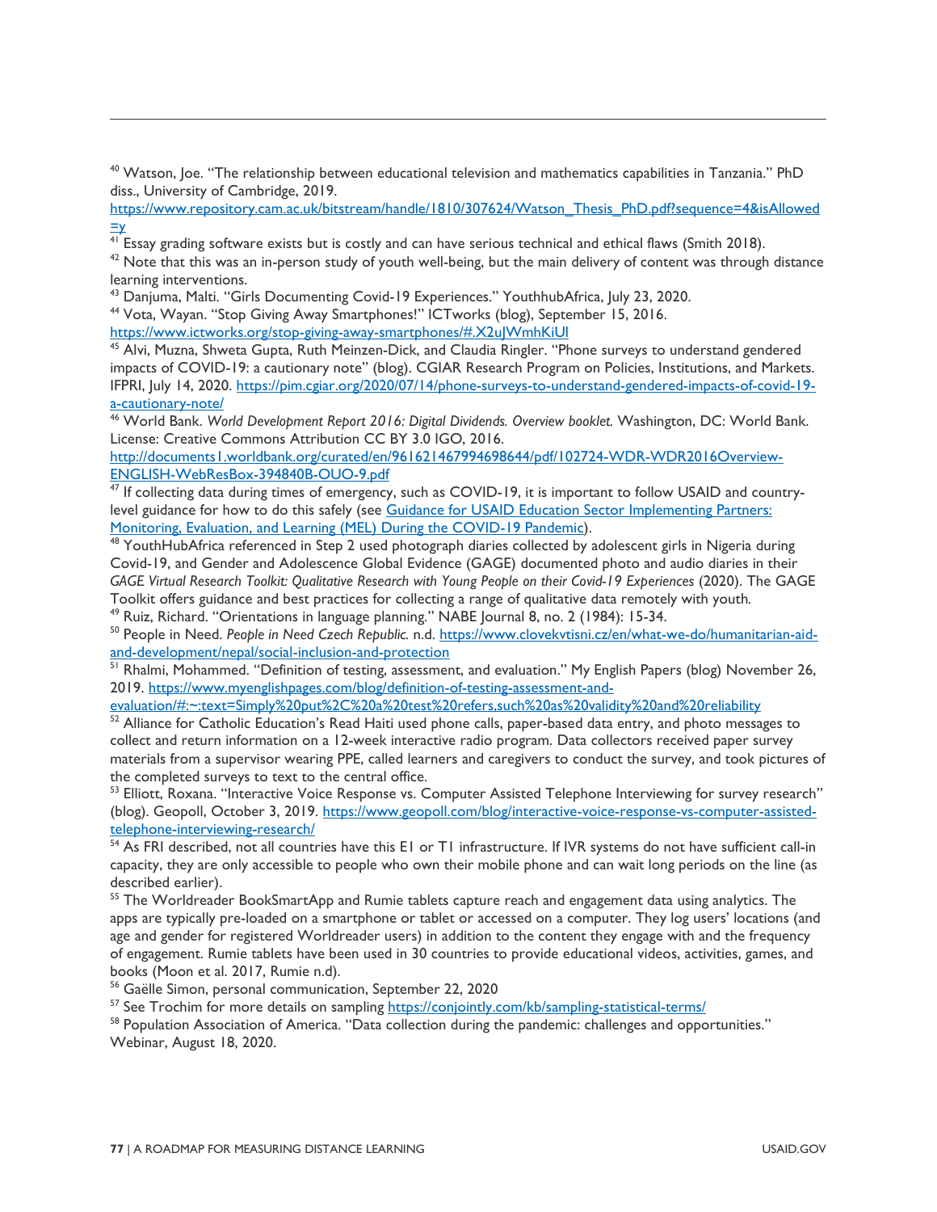[40] Watson, Joe. "The relationship between educational television and mathematics capabilities in Tanzania." PhD diss., University of Cambridge, 2019. https://www.repository.cam.ac.uk/bitstream/handle/1810/307624/Watson_Thesis_PhD.pdf?sequence=4&isAllowed=y

[41] Essay grading software exists but is costly and can have serious technical and ethical flaws (Smith 2018).

[42] Note that this was an in-person study of youth well-being, but the main delivery of content was through distance learning interventions.

[43] Danjuma, Malti. "Girls Documenting Covid-19 Experiences." YouthhubAfrica, July 23, 2020.

[44] Vota, Wayan. "Stop Giving Away Smartphones!" ICTworks (blog), September 15, 2016. https://www.ictworks.org/stop-giving-away-smartphones/#.X2uJWmhKiUl

[45] Alvi, Muzna, Shweta Gupta, Ruth Meinzen-Dick, and Claudia Ringler. "Phone surveys to understand gendered impacts of COVID-19: a cautionary note" (blog). CGIAR Research Program on Policies, Institutions, and Markets. IFPRI, July 14, 2020. https://pim.cgiar.org/2020/07/14/phone-surveys-to-understand-gendered-impacts-of-covid-19-a-cautionary-note/

[46] World Bank. *World Development Report 2016: Digital Dividends. Overview booklet.* Washington, DC: World Bank. License: Creative Commons Attribution CC BY 3.0 IGO, 2016. http://documents1.worldbank.org/curated/en/961621467994698644/pdf/102724-WDR-WDR2016Overview-ENGLISH-WebResBox-394840B-OUO-9.pdf

[47] If collecting data during times of emergency, such as COVID-19, it is important to follow USAID and country-level guidance for how to do this safely (see Guidance for USAID Education Sector Implementing Partners: Monitoring, Evaluation, and Learning (MEL) During the COVID-19 Pandemic).

[48] YouthHubAfrica referenced in Step 2 used photograph diaries collected by adolescent girls in Nigeria during Covid-19, and Gender and Adolescence Global Evidence (GAGE) documented photo and audio diaries in their *GAGE Virtual Research Toolkit: Qualitative Research with Young People on their Covid-19 Experiences* (2020). The GAGE Toolkit offers guidance and best practices for collecting a range of qualitative data remotely with youth.

[49] Ruiz, Richard. "Orientations in language planning." NABE Journal 8, no. 2 (1984): 15-34.

[50] People in Need. *People in Need Czech Republic.* n.d. https://www.clovekvtisni.cz/en/what-we-do/humanitarian-aid-and-development/nepal/social-inclusion-and-protection

[51] Rhalmi, Mohammed. "Definition of testing, assessment, and evaluation." My English Papers (blog) November 26, 2019. https://www.myenglishpages.com/blog/definition-of-testing-assessment-and-evaluation/#:~:text=Simply%20put%2C%20a%20test%20refers,such%20as%20validity%20and%20reliability

[52] Alliance for Catholic Education's Read Haiti used phone calls, paper-based data entry, and photo messages to collect and return information on a 12-week interactive radio program. Data collectors received paper survey materials from a supervisor wearing PPE, called learners and caregivers to conduct the survey, and took pictures of the completed surveys to text to the central office.

[53] Elliott, Roxana. "Interactive Voice Response vs. Computer Assisted Telephone Interviewing for survey research" (blog). Geopoll, October 3, 2019. https://www.geopoll.com/blog/interactive-voice-response-vs-computer-assisted-telephone-interviewing-research/

[54] As FRI described, not all countries have this E1 or T1 infrastructure. If IVR systems do not have sufficient call-in capacity, they are only accessible to people who own their mobile phone and can wait long periods on the line (as described earlier).

[55] The Worldreader BookSmartApp and Rumie tablets capture reach and engagement data using analytics. The apps are typically pre-loaded on a smartphone or tablet or accessed on a computer. They log users' locations (and age and gender for registered Worldreader users) in addition to the content they engage with and the frequency of engagement. Rumie tablets have been used in 30 countries to provide educational videos, activities, games, and books (Moon et al. 2017, Rumie n.d).

[56] Gaëlle Simon, personal communication, September 22, 2020

[57] See Trochim for more details on sampling https://conjointly.com/kb/sampling-statistical-terms/

[58] Population Association of America. "Data collection during the pandemic: challenges and opportunities." Webinar, August 18, 2020.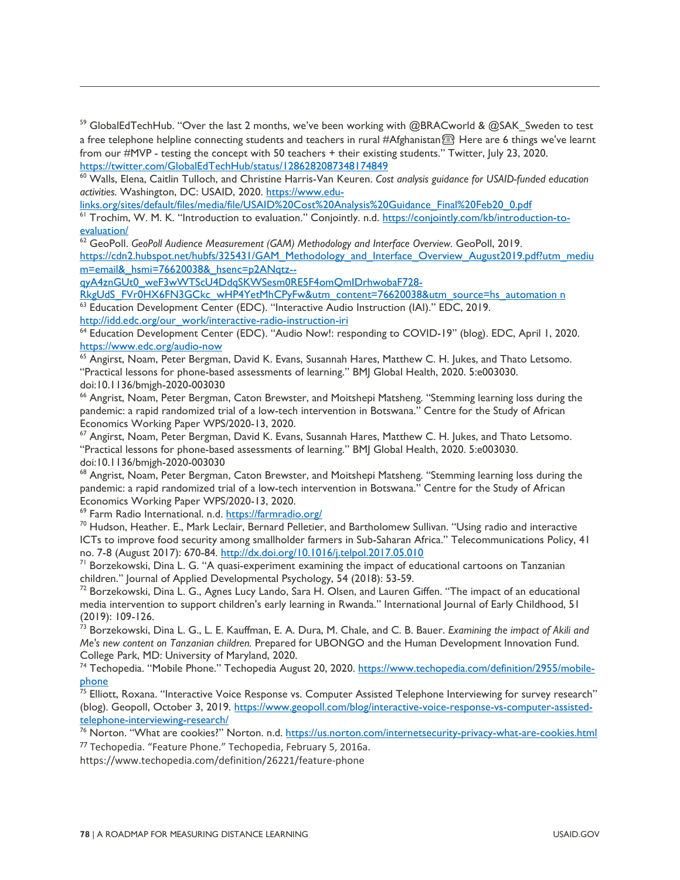[59] GlobalEdTechHub. "Over the last 2 months, we've been working with @BRACworld & @SAK_Sweden to test a free telephone helpline connecting students and teachers in rural #Afghanistan☎ Here are 6 things we've learnt from our #MVP - testing the concept with 50 teachers + their existing students." Twitter, July 23, 2020. https://twitter.com/GlobalEdTechHub/status/1286282087348174849

[60] Walls, Elena, Caitlin Tulloch, and Christine Harris-Van Keuren. *Cost analysis guidance for USAID-funded education activities.* Washington, DC: USAID, 2020. https://www.edu-links.org/sites/default/files/media/file/USAID%20Cost%20Analysis%20Guidance_Final%20Feb20_0.pdf

[61] Trochim, W. M. K. "Introduction to evaluation." Conjointly. n.d. https://conjointly.com/kb/introduction-to-evaluation/

[62] GeoPoll. *GeoPoll Audience Measurement (GAM) Methodology and Interface Overview.* GeoPoll, 2019. https://cdn2.hubspot.net/hubfs/325431/GAM_Methodology_and_Interface_Overview_August2019.pdf?utm_medium=email&_hsmi=76620038&_hsenc=p2ANqtz--qyA4znGUt0_weF3wWTScU4DdqSKWSesm0RE5F4omQmIDrhwobaF728-RkgUdS_FVr0HX6FN3GCkc_wHP4YetMhCPyFw&utm_content=76620038&utm_source=hs_automation n

[63] Education Development Center (EDC). "Interactive Audio Instruction (IAI)." EDC, 2019. http://idd.edc.org/our_work/interactive-radio-instruction-iri

[64] Education Development Center (EDC). "Audio Now!: responding to COVID-19" (blog). EDC, April 1, 2020. https://www.edc.org/audio-now

[65] Angirst, Noam, Peter Bergman, David K. Evans, Susannah Hares, Matthew C. H. Jukes, and Thato Letsomo. "Practical lessons for phone-based assessments of learning." BMJ Global Health, 2020. 5:e003030. doi:10.1136/bmjgh-2020-003030

[66] Angrist, Noam, Peter Bergman, Caton Brewster, and Moitshepi Matsheng. "Stemming learning loss during the pandemic: a rapid randomized trial of a low-tech intervention in Botswana." Centre for the Study of African Economics Working Paper WPS/2020-13, 2020.

[67] Angirst, Noam, Peter Bergman, David K. Evans, Susannah Hares, Matthew C. H. Jukes, and Thato Letsomo. "Practical lessons for phone-based assessments of learning." BMJ Global Health, 2020. 5:e003030. doi:10.1136/bmjgh-2020-003030

[68] Angrist, Noam, Peter Bergman, Caton Brewster, and Moitshepi Matsheng. "Stemming learning loss during the pandemic: a rapid randomized trial of a low-tech intervention in Botswana." Centre for the Study of African Economics Working Paper WPS/2020-13, 2020.

[69] Farm Radio International. n.d. https://farmradio.org/

[70] Hudson, Heather. E., Mark Leclair, Bernard Pelletier, and Bartholomew Sullivan. "Using radio and interactive ICTs to improve food security among smallholder farmers in Sub-Saharan Africa." Telecommunications Policy, 41 no. 7-8 (August 2017): 670-84. http://dx.doi.org/10.1016/j.telpol.2017.05.010

[71] Borzekowski, Dina L. G. "A quasi-experiment examining the impact of educational cartoons on Tanzanian children." Journal of Applied Developmental Psychology, 54 (2018): 53-59.

[72] Borzekowski, Dina L. G., Agnes Lucy Lando, Sara H. Olsen, and Lauren Giffen. "The impact of an educational media intervention to support children's early learning in Rwanda." International Journal of Early Childhood, 51 (2019): 109-126.

[73] Borzekowski, Dina L. G., L. E. Kauffman, E. A. Dura, M. Chale, and C. B. Bauer. *Examining the impact of Akili and Me's new content on Tanzanian children.* Prepared for UBONGO and the Human Development Innovation Fund. College Park, MD: University of Maryland, 2020.

[74] Techopedia. "Mobile Phone." Techopedia August 20, 2020. https://www.techopedia.com/definition/2955/mobile-phone

[75] Elliott, Roxana. "Interactive Voice Response vs. Computer Assisted Telephone Interviewing for survey research" (blog). Geopoll, October 3, 2019. https://www.geopoll.com/blog/interactive-voice-response-vs-computer-assisted-telephone-interviewing-research/

[76] Norton. "What are cookies?" Norton. n.d. https://us.norton.com/internetsecurity-privacy-what-are-cookies.html

[77] Techopedia. "Feature Phone." Techopedia, February 5, 2016a. https://www.techopedia.com/definition/26221/feature-phone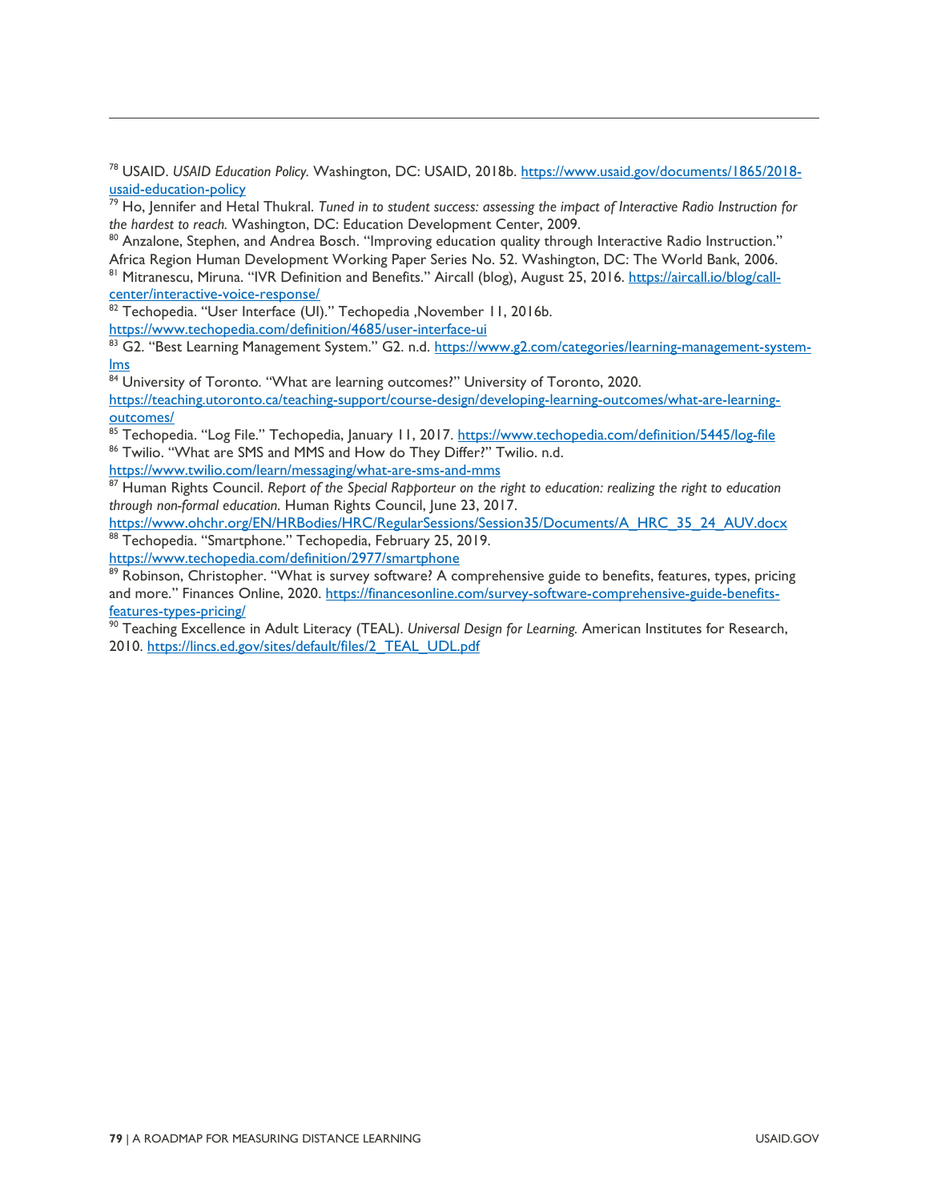[78] USAID. *USAID Education Policy.* Washington, DC: USAID, 2018b. https://www.usaid.gov/documents/1865/2018-usaid-education-policy

[79] Ho, Jennifer and Hetal Thukral. *Tuned in to student success: assessing the impact of Interactive Radio Instruction for the hardest to reach.* Washington, DC: Education Development Center, 2009.

[80] Anzalone, Stephen, and Andrea Bosch. "Improving education quality through Interactive Radio Instruction." Africa Region Human Development Working Paper Series No. 52. Washington, DC: The World Bank, 2006.

[81] Mitranescu, Miruna. "IVR Definition and Benefits." Aircall (blog), August 25, 2016. https://aircall.io/blog/call-center/interactive-voice-response/

[82] Techopedia. "User Interface (UI)." Techopedia ,November 11, 2016b. https://www.techopedia.com/definition/4685/user-interface-ui

[83] G2. "Best Learning Management System." G2. n.d. https://www.g2.com/categories/learning-management-system-lms

[84] University of Toronto. "What are learning outcomes?" University of Toronto, 2020. https://teaching.utoronto.ca/teaching-support/course-design/developing-learning-outcomes/what-are-learning-outcomes/

[85] Techopedia. "Log File." Techopedia, January 11, 2017. https://www.techopedia.com/definition/5445/log-file

[86] Twilio. "What are SMS and MMS and How do They Differ?" Twilio. n.d. https://www.twilio.com/learn/messaging/what-are-sms-and-mms

[87] Human Rights Council. *Report of the Special Rapporteur on the right to education: realizing the right to education through non-formal education.* Human Rights Council, June 23, 2017. https://www.ohchr.org/EN/HRBodies/HRC/RegularSessions/Session35/Documents/A_HRC_35_24_AUV.docx

[88] Techopedia. "Smartphone." Techopedia, February 25, 2019. https://www.techopedia.com/definition/2977/smartphone

[89] Robinson, Christopher. "What is survey software? A comprehensive guide to benefits, features, types, pricing and more." Finances Online, 2020. https://financesonline.com/survey-software-comprehensive-guide-benefits-features-types-pricing/

[90] Teaching Excellence in Adult Literacy (TEAL). *Universal Design for Learning.* American Institutes for Research, 2010. https://lincs.ed.gov/sites/default/files/2_TEAL_UDL.pdf